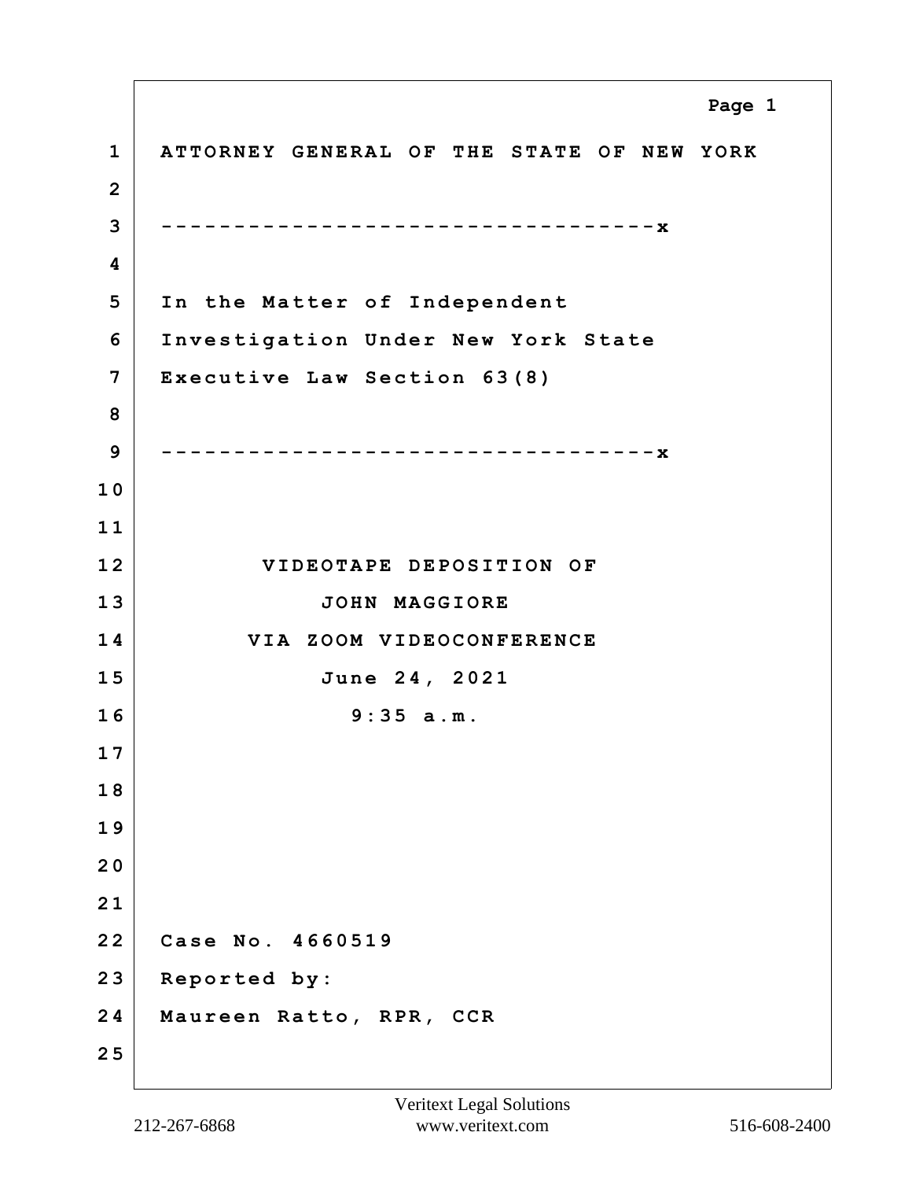ATTORNEY GENERAL OF THE STATE OF NEW YORK

---------------------------------x

In the Matter of Independent
Investigation Under New York State
Executive Law Section 63(8)

---------------------------------x

VIDEOTAPE DEPOSITION OF
JOHN MAGGIORE
VIA ZOOM VIDEOCONFERENCE
June 24, 2021
9:35 a.m.

Case No. 4660519
Reported by:
Maureen Ratto, RPR, CCR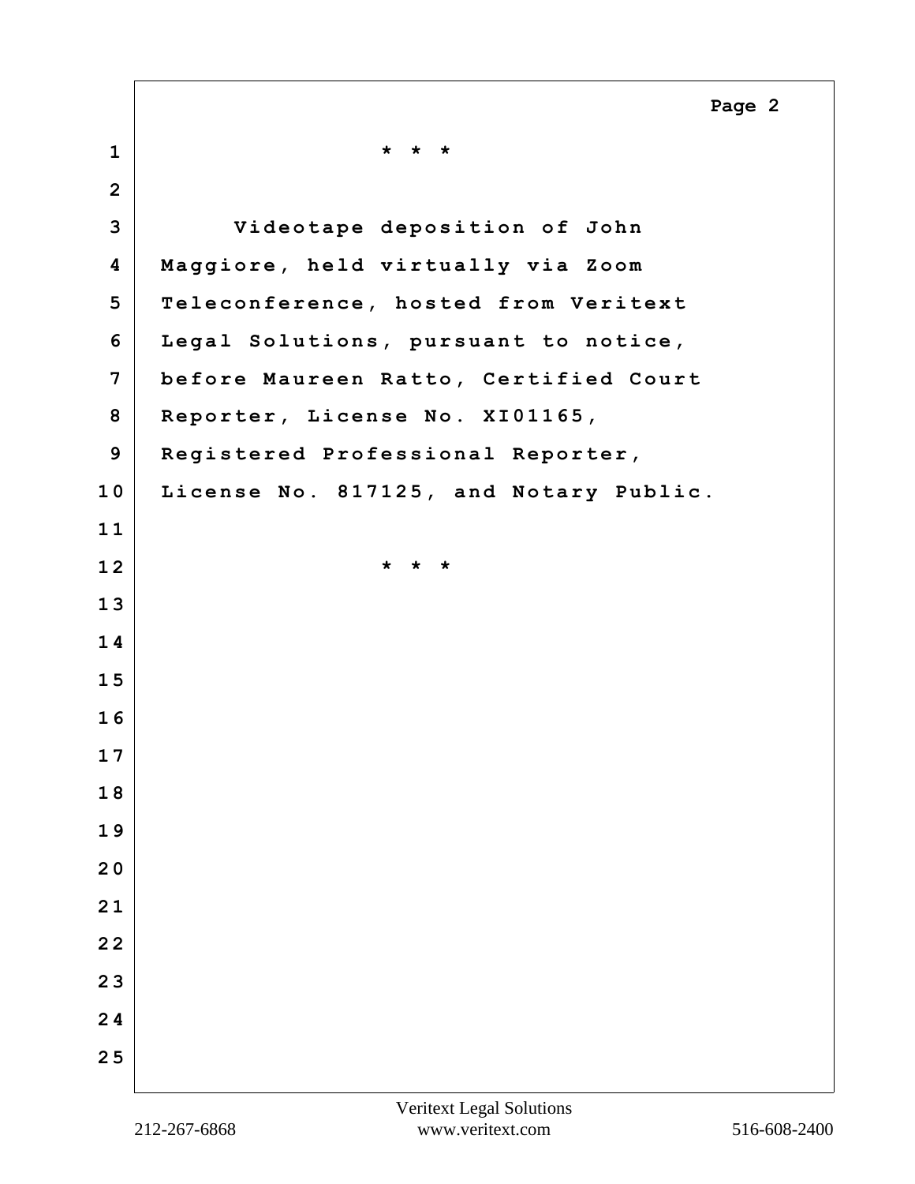* * *

Videotape deposition of John Maggiore, held virtually via Zoom Teleconference, hosted from Veritext Legal Solutions, pursuant to notice, before Maureen Ratto, Certified Court Reporter, License No. XI01165, Registered Professional Reporter, License No. 817125, and Notary Public.

* * *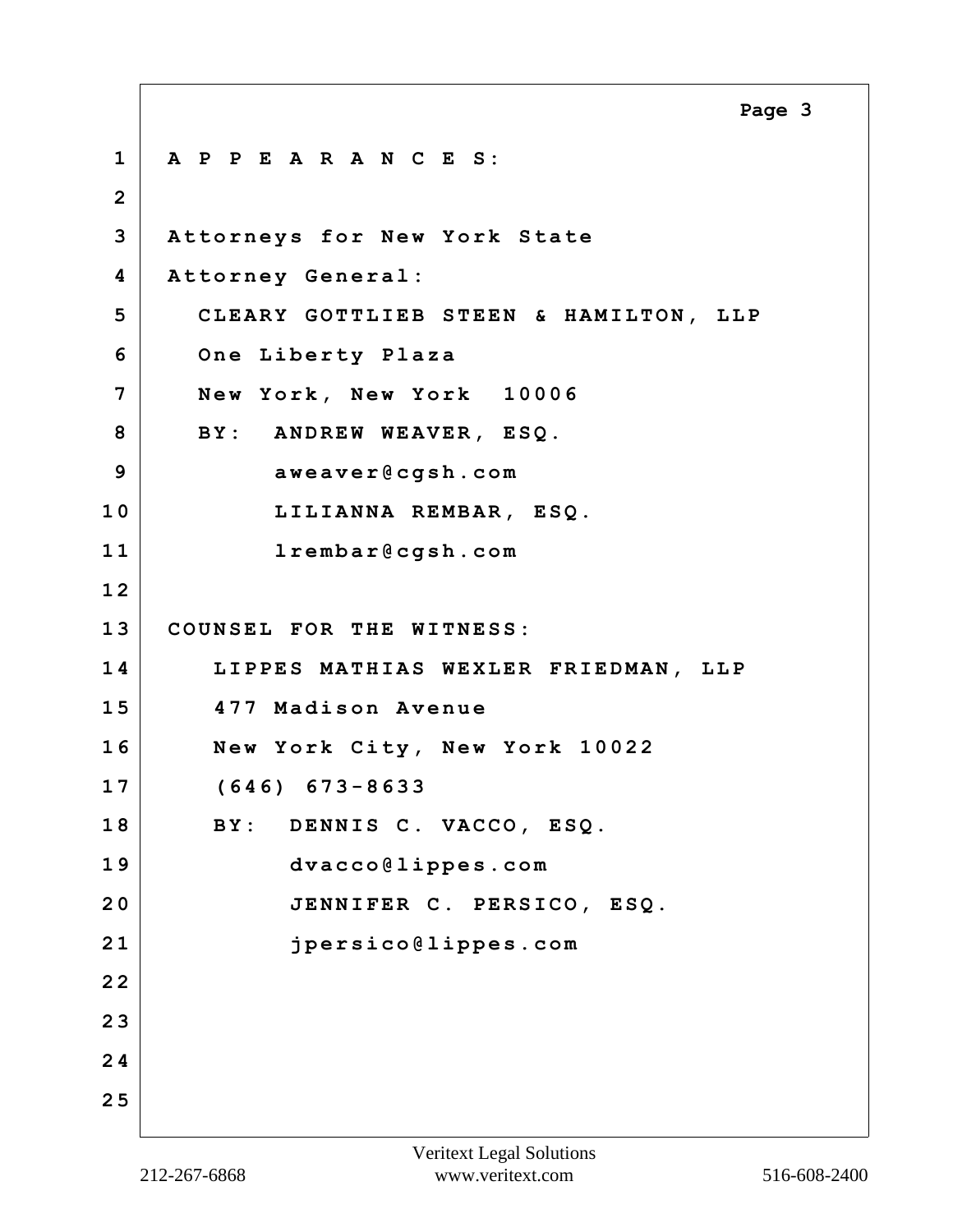A P P E A R A N C E S:

Attorneys for New York State
Attorney General:

CLEARY GOTTLIEB STEEN & HAMILTON, LLP
One Liberty Plaza
New York, New York 10006
BY: ANDREW WEAVER, ESQ.
aweaver@cgsh.com
LILIANNA REMBAR, ESQ.
lrembar@cgsh.com

COUNSEL FOR THE WITNESS:

LIPPES MATHIAS WEXLER FRIEDMAN, LLP
477 Madison Avenue
New York City, New York 10022
(646) 673-8633
BY: DENNIS C. VACCO, ESQ.
dvacco@lippes.com
JENNIFER C. PERSICO, ESQ.
jpersico@lippes.com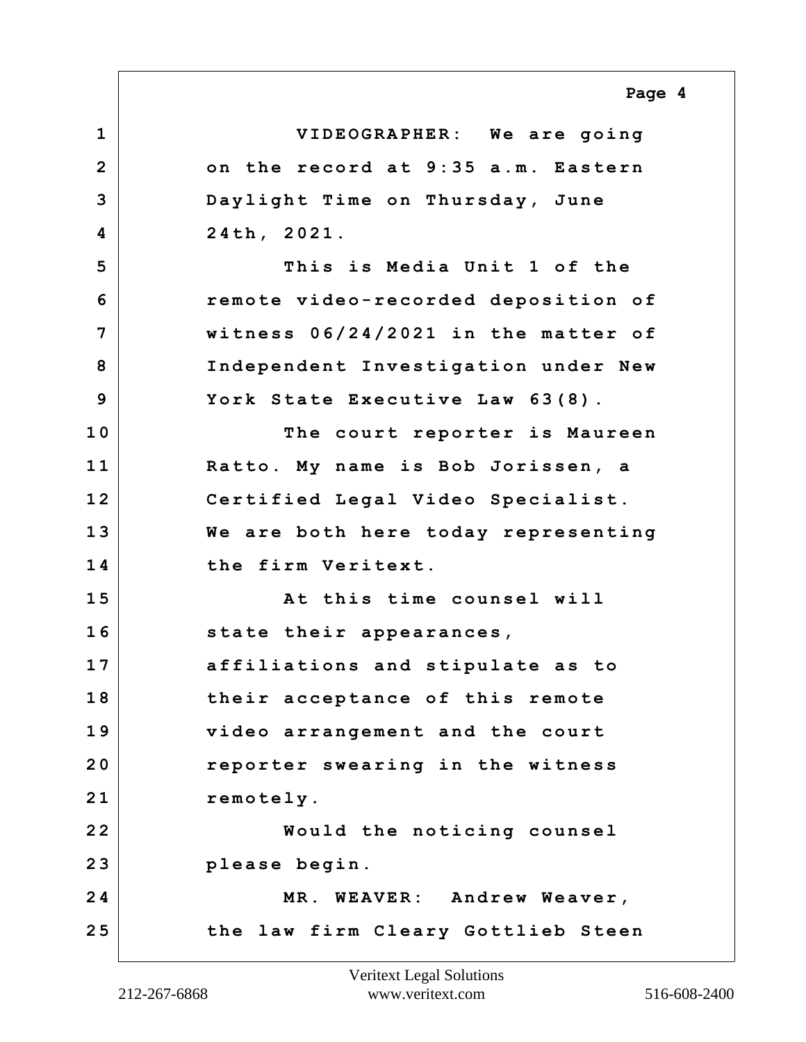1 VIDEOGRAPHER: We are going
2 on the record at 9:35 a.m. Eastern
3 Daylight Time on Thursday, June
4 24th, 2021.
5 This is Media Unit 1 of the
6 remote video-recorded deposition of
7 witness 06/24/2021 in the matter of
8 Independent Investigation under New
9 York State Executive Law 63(8).
10 The court reporter is Maureen
11 Ratto. My name is Bob Jorissen, a
12 Certified Legal Video Specialist.
13 We are both here today representing
14 the firm Veritext.
15 At this time counsel will
16 state their appearances,
17 affiliations and stipulate as to
18 their acceptance of this remote
19 video arrangement and the court
20 reporter swearing in the witness
21 remotely.
22 Would the noticing counsel
23 please begin.
24 MR. WEAVER: Andrew Weaver,
25 the law firm Cleary Gottlieb Steen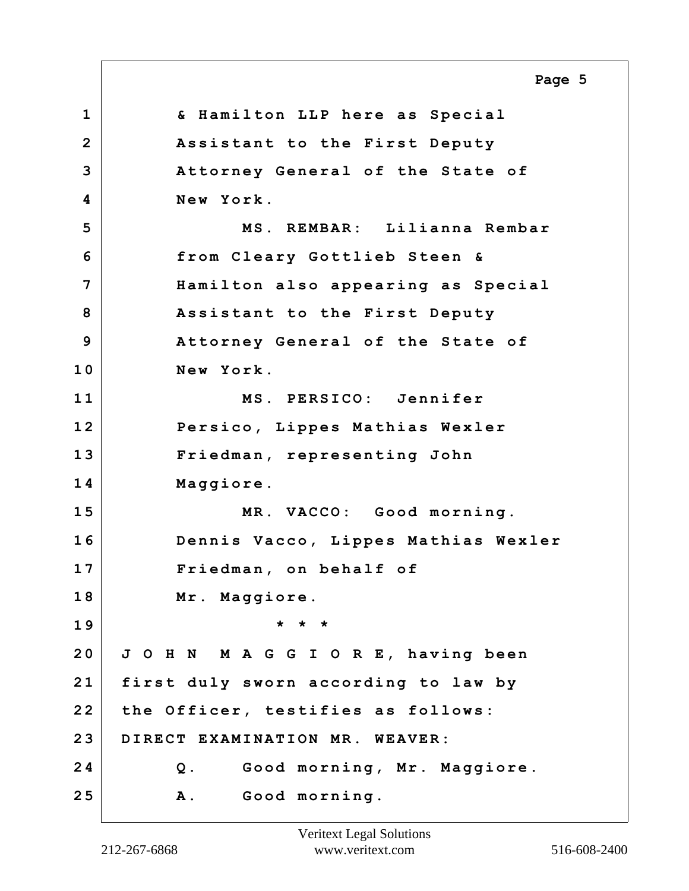1 & Hamilton LLP here as Special
2 Assistant to the First Deputy
3 Attorney General of the State of
4 New York.
5 MS. REMBAR: Lilianna Rembar
6 from Cleary Gottlieb Steen &
7 Hamilton also appearing as Special
8 Assistant to the First Deputy
9 Attorney General of the State of
10 New York.
11 MS. PERSICO: Jennifer
12 Persico, Lippes Mathias Wexler
13 Friedman, representing John
14 Maggiore.
15 MR. VACCO: Good morning.
16 Dennis Vacco, Lippes Mathias Wexler
17 Friedman, on behalf of
18 Mr. Maggiore.
19 * * *
20 J O H N M A G G I O R E, having been
21 first duly sworn according to law by
22 the Officer, testifies as follows:
23 DIRECT EXAMINATION MR. WEAVER:
24 Q. Good morning, Mr. Maggiore.
25 A. Good morning.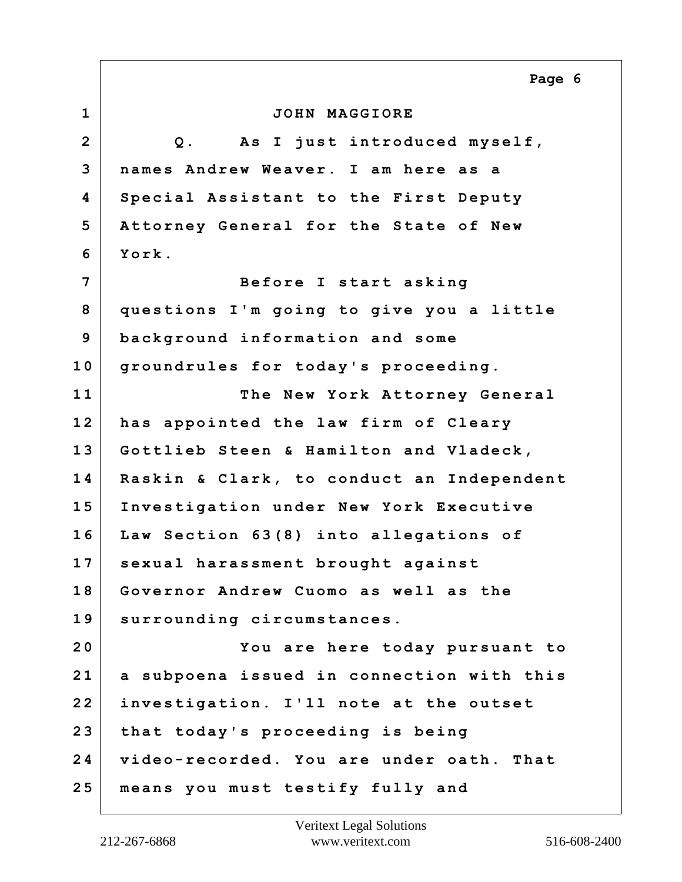JOHN MAGGIORE

Q. As I just introduced myself, names Andrew Weaver. I am here as a Special Assistant to the First Deputy Attorney General for the State of New York.

Before I start asking questions I'm going to give you a little background information and some groundrules for today's proceeding.

The New York Attorney General has appointed the law firm of Cleary Gottlieb Steen & Hamilton and Vladeck, Raskin & Clark, to conduct an Independent Investigation under New York Executive Law Section 63(8) into allegations of sexual harassment brought against Governor Andrew Cuomo as well as the surrounding circumstances.

You are here today pursuant to a subpoena issued in connection with this investigation. I'll note at the outset that today's proceeding is being video-recorded. You are under oath. That means you must testify fully and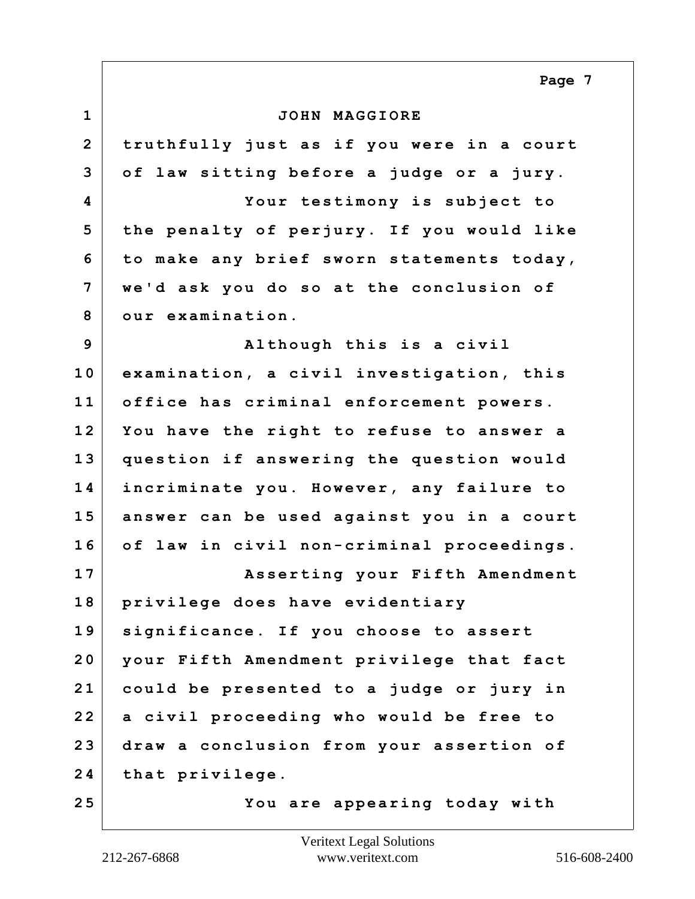JOHN MAGGIORE

truthfully just as if you were in a court of law sitting before a judge or a jury.

Your testimony is subject to the penalty of perjury. If you would like to make any brief sworn statements today, we'd ask you do so at the conclusion of our examination.

Although this is a civil examination, a civil investigation, this office has criminal enforcement powers. You have the right to refuse to answer a question if answering the question would incriminate you. However, any failure to answer can be used against you in a court of law in civil non-criminal proceedings.

Asserting your Fifth Amendment privilege does have evidentiary significance. If you choose to assert your Fifth Amendment privilege that fact could be presented to a judge or jury in a civil proceeding who would be free to draw a conclusion from your assertion of that privilege.

You are appearing today with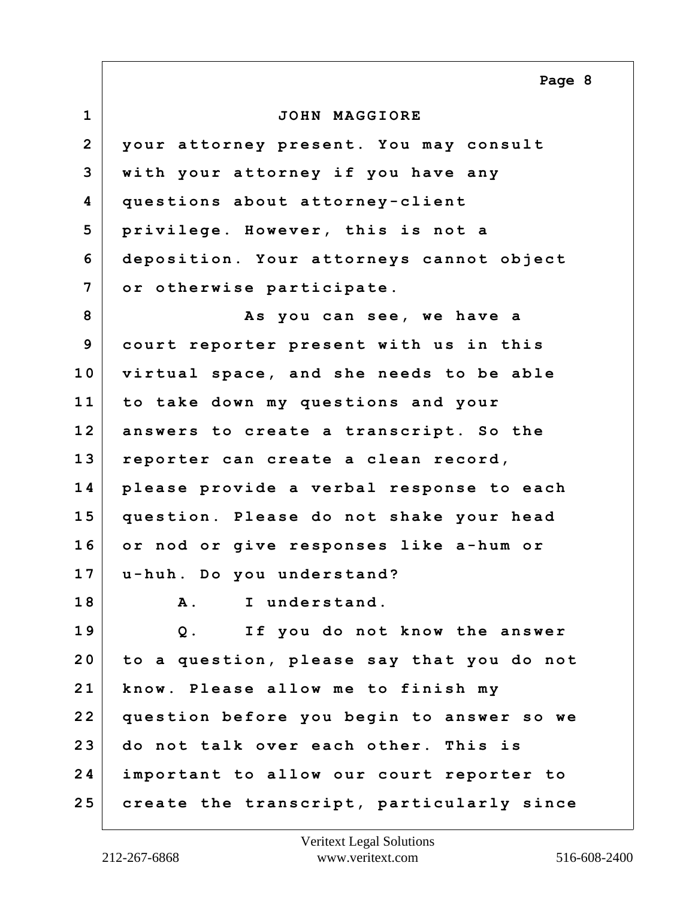JOHN MAGGIORE

your attorney present. You may consult with your attorney if you have any questions about attorney-client privilege. However, this is not a deposition. Your attorneys cannot object or otherwise participate.

As you can see, we have a court reporter present with us in this virtual space, and she needs to be able to take down my questions and your answers to create a transcript. So the reporter can create a clean record, please provide a verbal response to each question. Please do not shake your head or nod or give responses like a-hum or u-huh. Do you understand?

A. I understand.

Q. If you do not know the answer to a question, please say that you do not know. Please allow me to finish my question before you begin to answer so we do not talk over each other. This is important to allow our court reporter to create the transcript, particularly since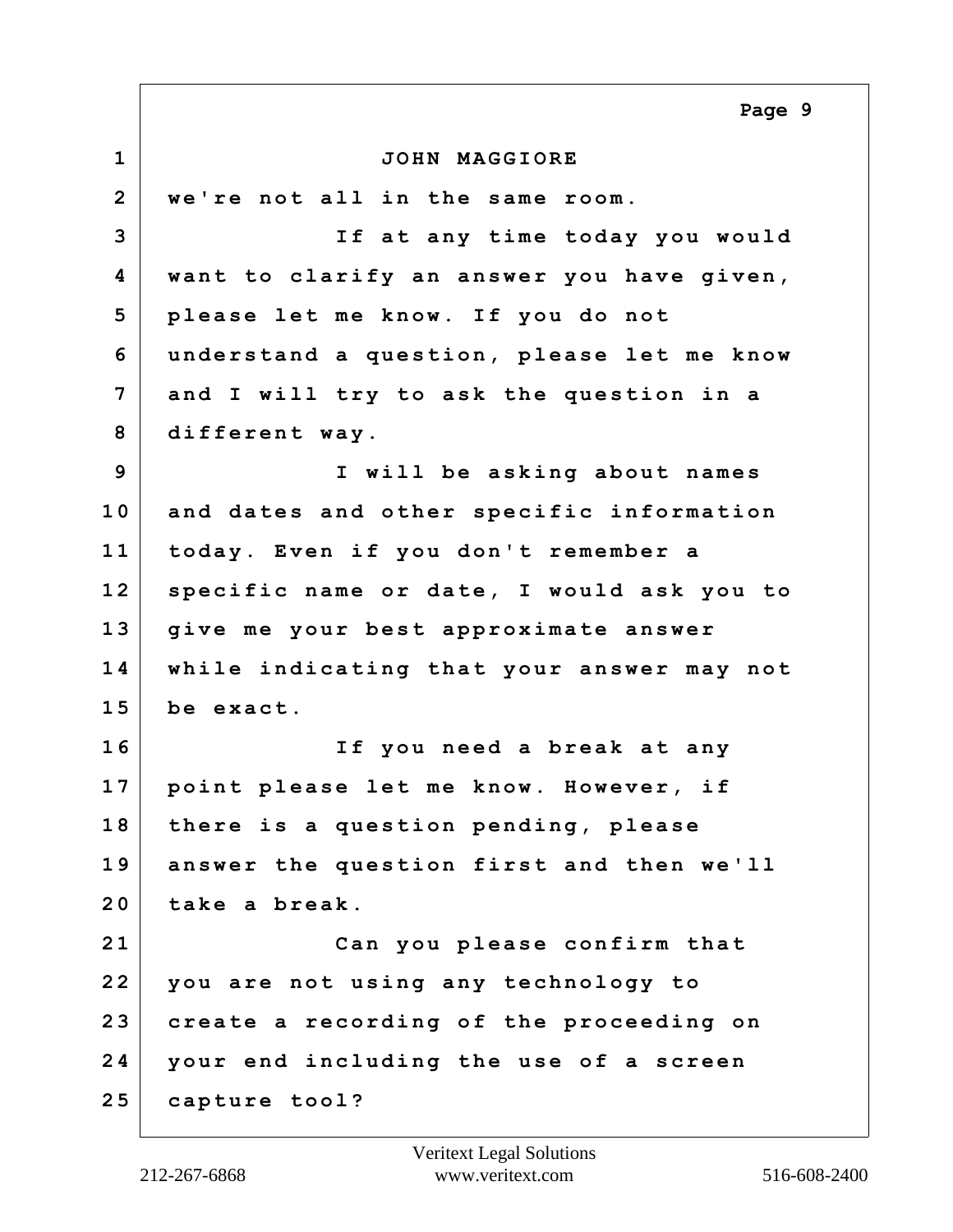JOHN MAGGIORE

we're not all in the same room.

If at any time today you would want to clarify an answer you have given, please let me know. If you do not understand a question, please let me know and I will try to ask the question in a different way.

I will be asking about names and dates and other specific information today. Even if you don't remember a specific name or date, I would ask you to give me your best approximate answer while indicating that your answer may not be exact.

If you need a break at any point please let me know. However, if there is a question pending, please answer the question first and then we'll take a break.

Can you please confirm that you are not using any technology to create a recording of the proceeding on your end including the use of a screen capture tool?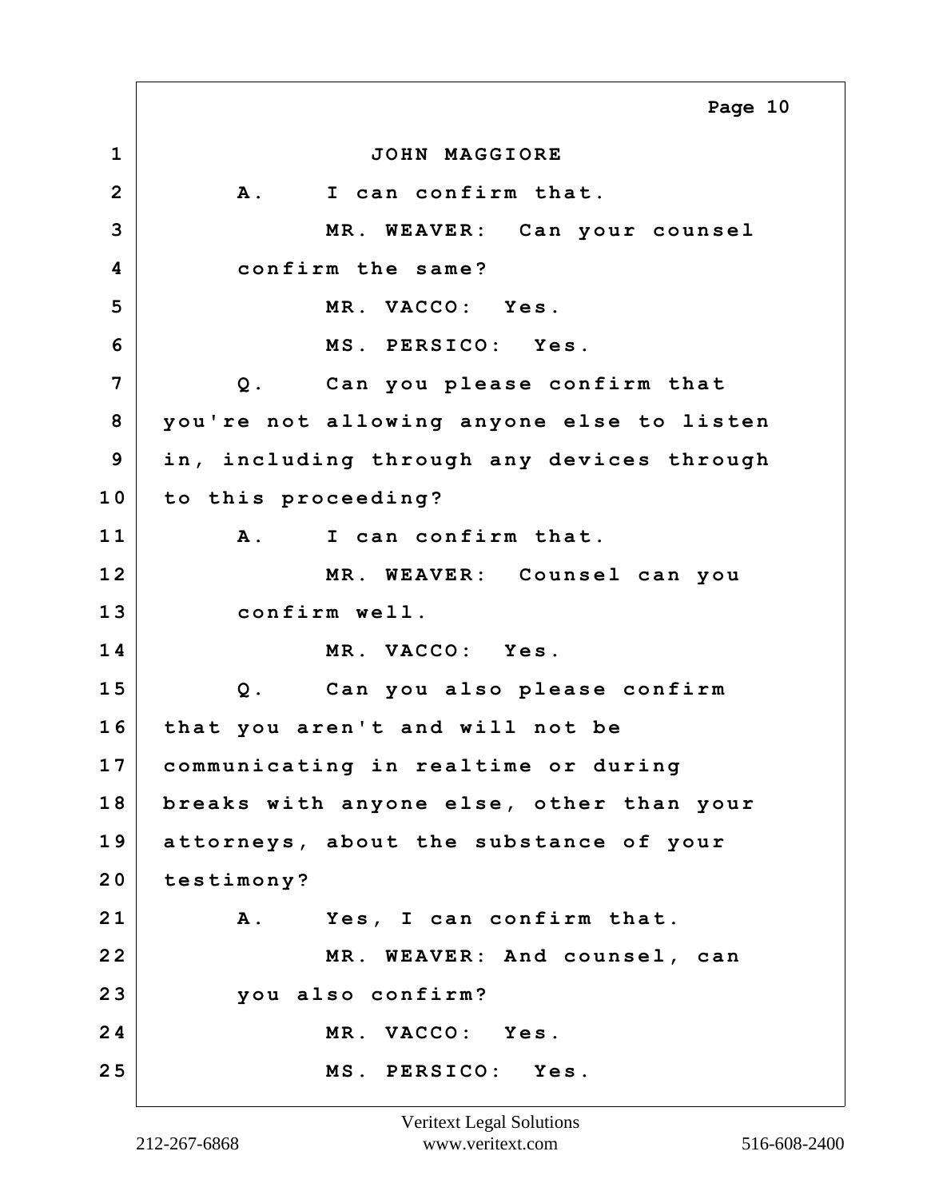JOHN MAGGIORE

A. I can confirm that.

MR. WEAVER: Can your counsel confirm the same?

MR. VACCO: Yes.

MS. PERSICO: Yes.

Q. Can you please confirm that you're not allowing anyone else to listen in, including through any devices through to this proceeding?

A. I can confirm that.

MR. WEAVER: Counsel can you confirm well.

MR. VACCO: Yes.

Q. Can you also please confirm that you aren't and will not be communicating in realtime or during breaks with anyone else, other than your attorneys, about the substance of your testimony?

A. Yes, I can confirm that.

MR. WEAVER: And counsel, can you also confirm?

MR. VACCO: Yes.

MS. PERSICO: Yes.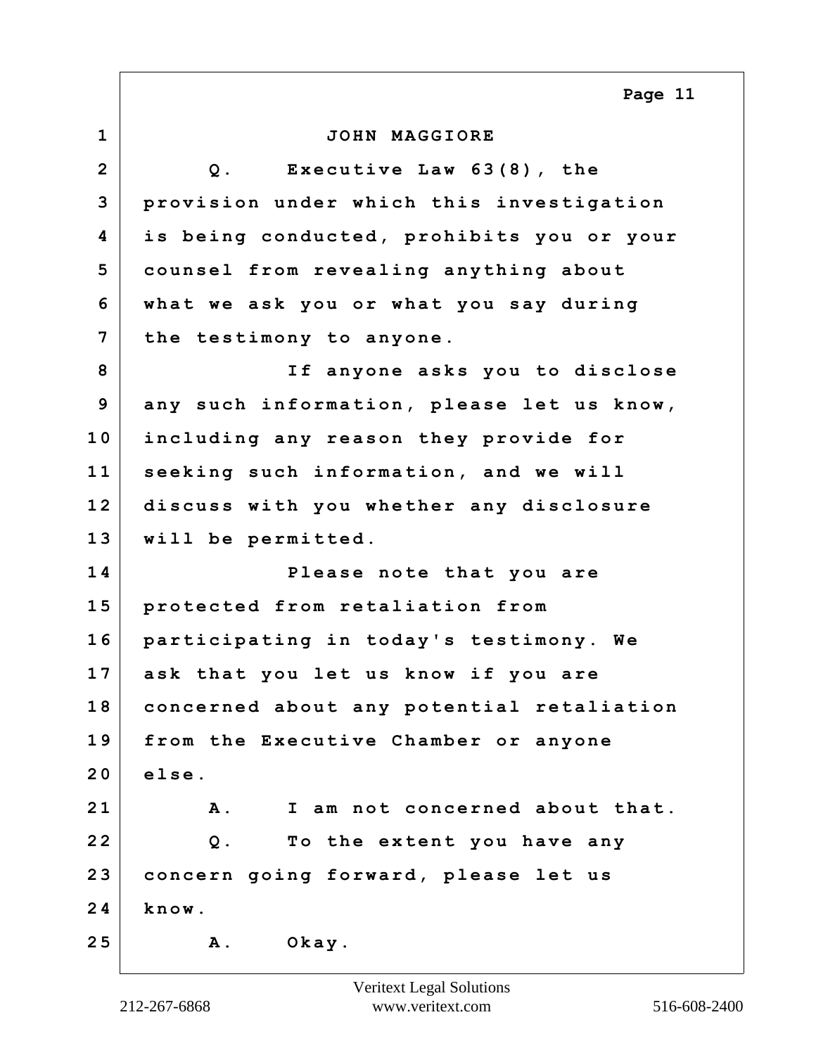JOHN MAGGIORE

Q. Executive Law 63(8), the provision under which this investigation is being conducted, prohibits you or your counsel from revealing anything about what we ask you or what you say during the testimony to anyone.

If anyone asks you to disclose any such information, please let us know, including any reason they provide for seeking such information, and we will discuss with you whether any disclosure will be permitted.

Please note that you are protected from retaliation from participating in today's testimony. We ask that you let us know if you are concerned about any potential retaliation from the Executive Chamber or anyone else.

A. I am not concerned about that.

Q. To the extent you have any concern going forward, please let us know.

A. Okay.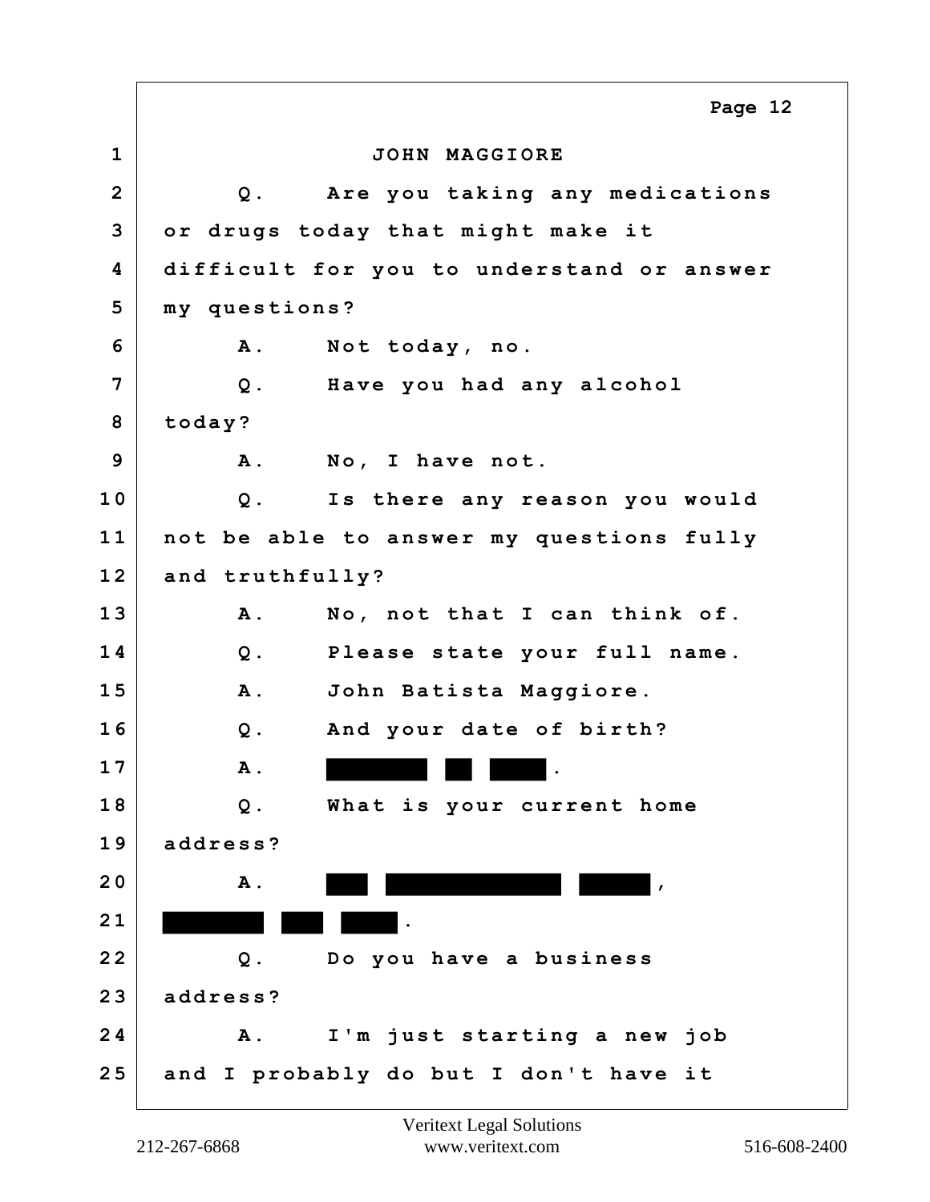JOHN MAGGIORE

Q. Are you taking any medications or drugs today that might make it difficult for you to understand or answer my questions?

A. Not today, no.

Q. Have you had any alcohol today?

A. No, I have not.

Q. Is there any reason you would not be able to answer my questions fully and truthfully?

A. No, not that I can think of.

Q. Please state your full name.

A. John Batista Maggiore.

Q. And your date of birth?

A. [REDACTED] [REDACTED] [REDACTED].

Q. What is your current home address?

A. [REDACTED] [REDACTED] [REDACTED], [REDACTED] [REDACTED] [REDACTED].

Q. Do you have a business address?

A. I'm just starting a new job and I probably do but I don't have it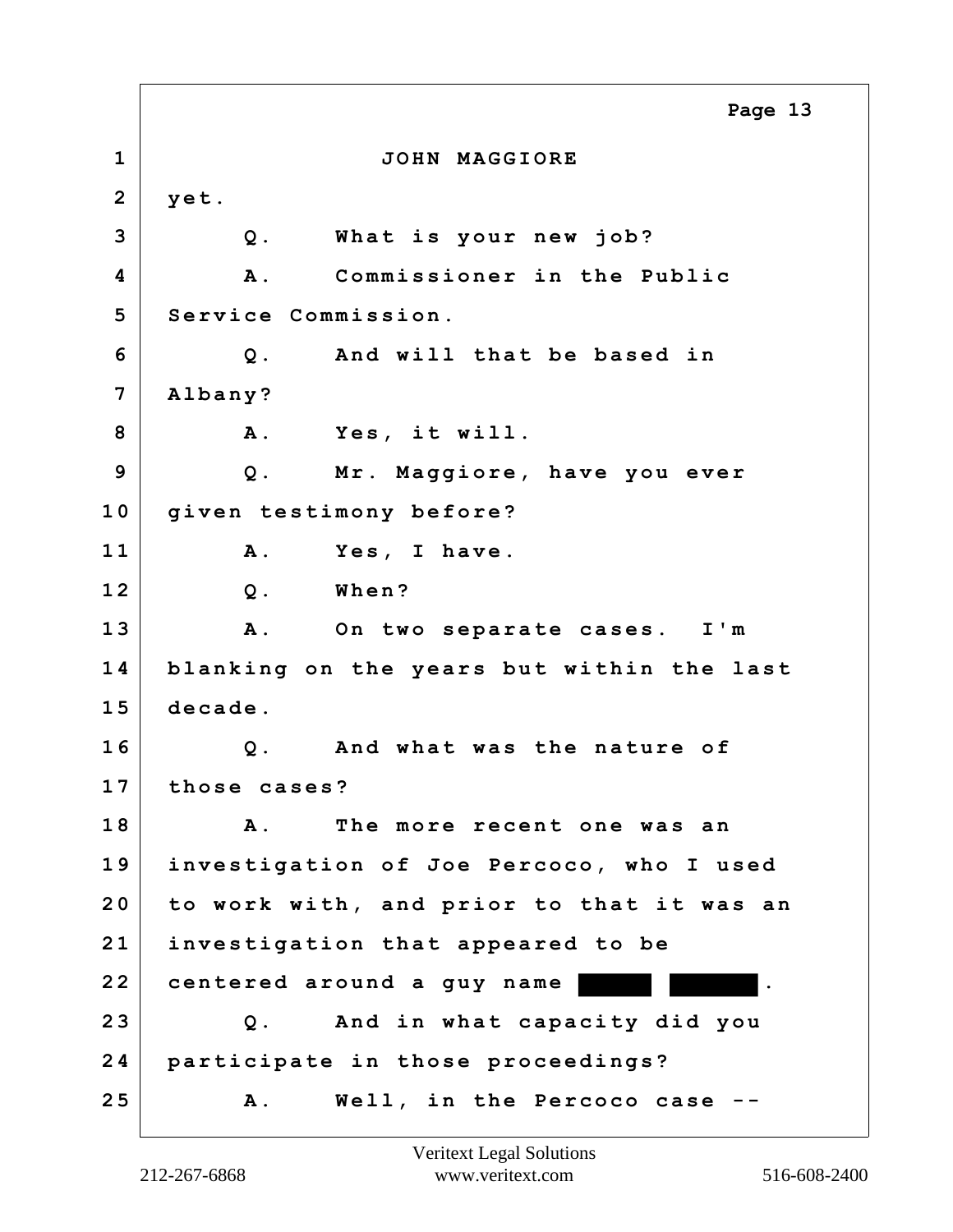JOHN MAGGIORE

yet.

Q. What is your new job?

A. Commissioner in the Public Service Commission.

Q. And will that be based in Albany?

A. Yes, it will.

Q. Mr. Maggiore, have you ever given testimony before?

A. Yes, I have.

Q. When?

A. On two separate cases. I'm blanking on the years but within the last decade.

Q. And what was the nature of those cases?

A. The more recent one was an investigation of Joe Percoco, who I used to work with, and prior to that it was an investigation that appeared to be centered around a guy name ████ █████.

Q. And in what capacity did you participate in those proceedings?

A. Well, in the Percoco case --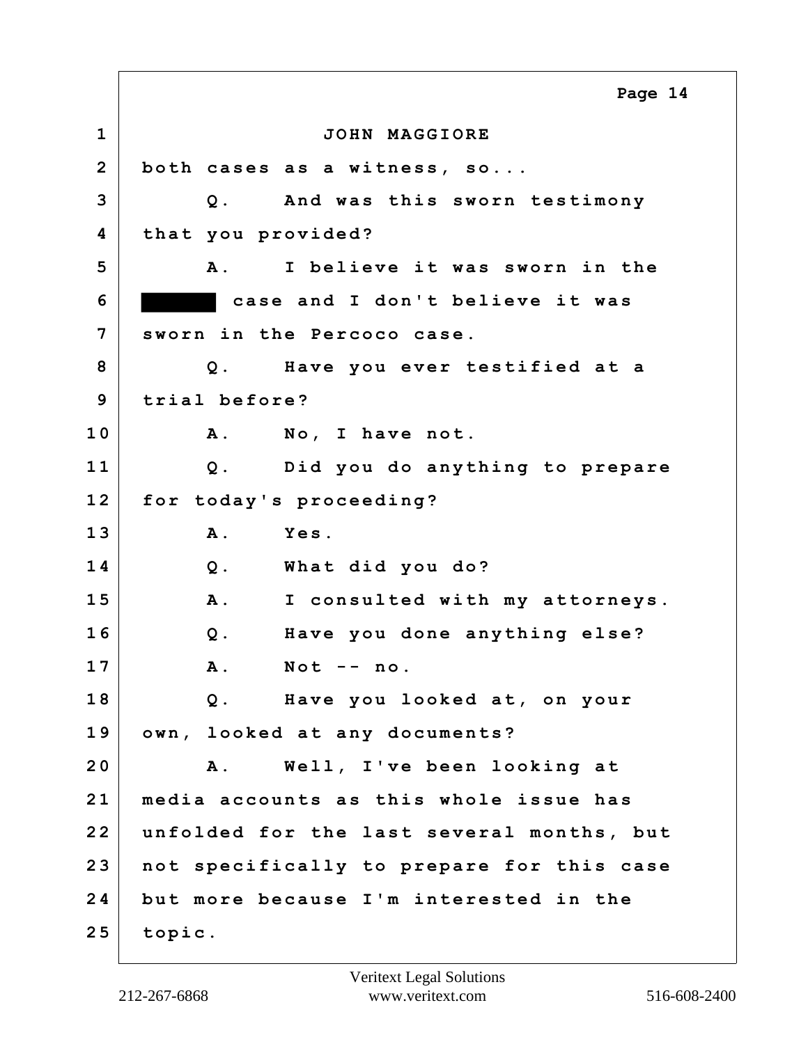JOHN MAGGIORE

both cases as a witness, so...

Q. And was this sworn testimony that you provided?

A. I believe it was sworn in the ██████ case and I don't believe it was sworn in the Percoco case.

Q. Have you ever testified at a trial before?

A. No, I have not.

Q. Did you do anything to prepare for today's proceeding?

A. Yes.

Q. What did you do?

A. I consulted with my attorneys.

Q. Have you done anything else?

A. Not -- no.

Q. Have you looked at, on your own, looked at any documents?

A. Well, I've been looking at media accounts as this whole issue has unfolded for the last several months, but not specifically to prepare for this case but more because I'm interested in the topic.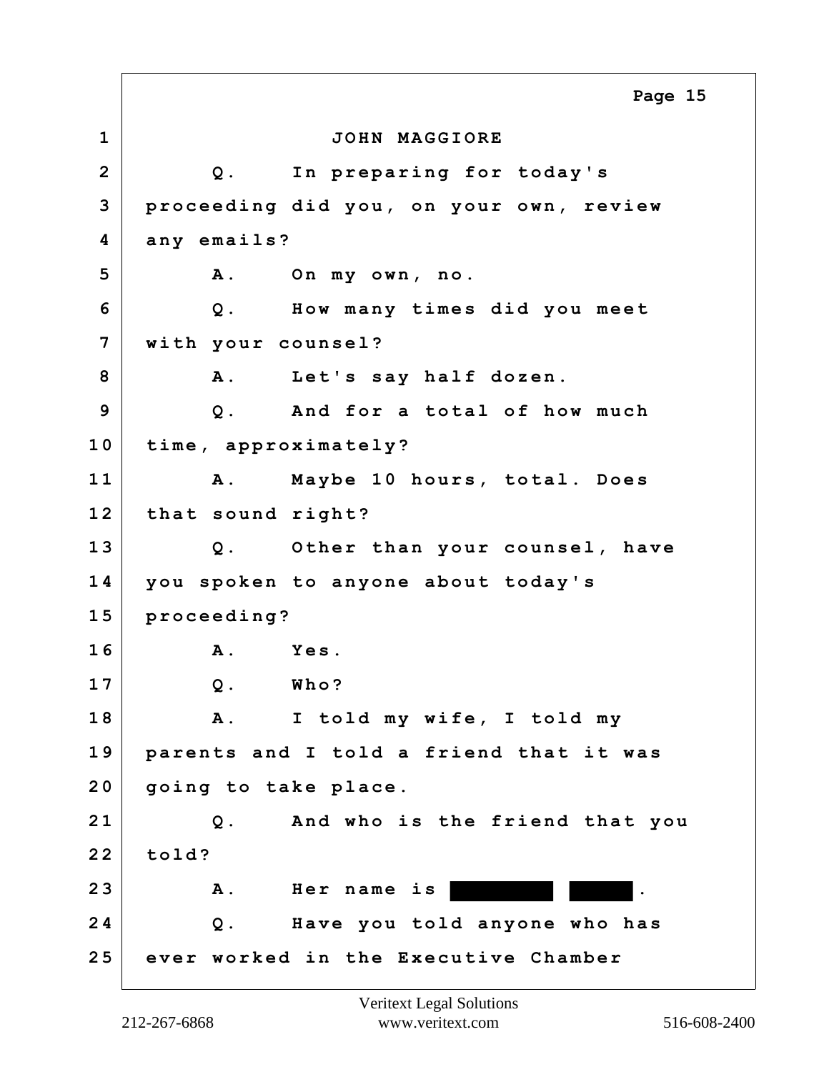JOHN MAGGIORE

Q. In preparing for today's proceeding did you, on your own, review any emails?

A. On my own, no.

Q. How many times did you meet with your counsel?

A. Let's say half dozen.

Q. And for a total of how much time, approximately?

A. Maybe 10 hours, total. Does that sound right?

Q. Other than your counsel, have you spoken to anyone about today's proceeding?

A. Yes.

Q. Who?

A. I told my wife, I told my parents and I told a friend that it was going to take place.

Q. And who is the friend that you told?

A. Her name is [REDACTED] [REDACTED].

Q. Have you told anyone who has ever worked in the Executive Chamber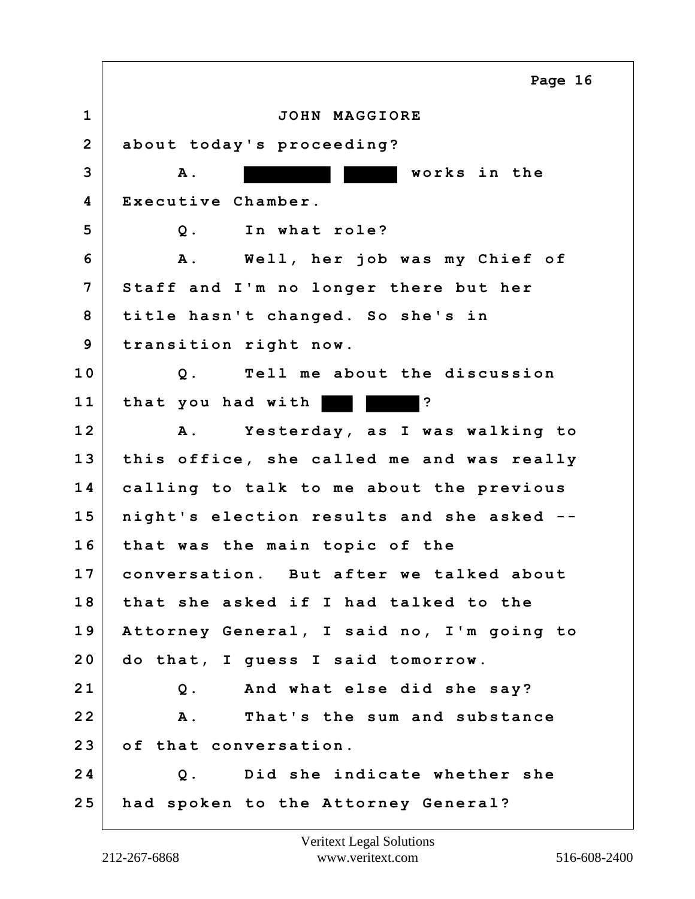JOHN MAGGIORE

about today's proceeding?

A. ██████ ████ works in the Executive Chamber.

Q. In what role?

A. Well, her job was my Chief of Staff and I'm no longer there but her title hasn't changed. So she's in transition right now.

Q. Tell me about the discussion that you had with ██ ████?

A. Yesterday, as I was walking to this office, she called me and was really calling to talk to me about the previous night's election results and she asked -- that was the main topic of the conversation. But after we talked about that she asked if I had talked to the Attorney General, I said no, I'm going to do that, I guess I said tomorrow.

Q. And what else did she say?

A. That's the sum and substance of that conversation.

Q. Did she indicate whether she had spoken to the Attorney General?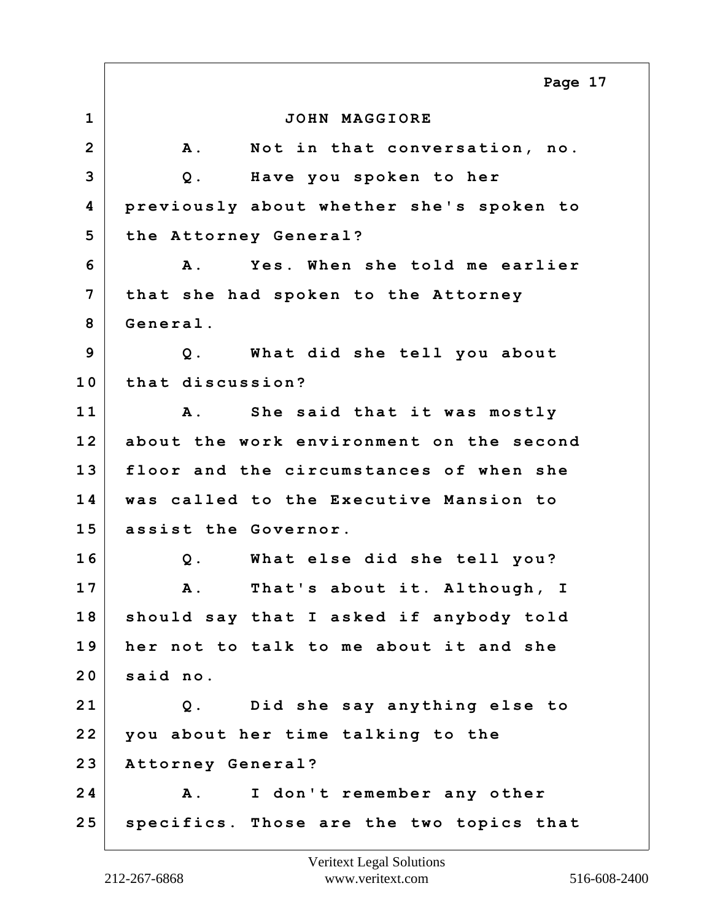JOHN MAGGIORE

A. Not in that conversation, no.

Q. Have you spoken to her previously about whether she's spoken to the Attorney General?

A. Yes. When she told me earlier that she had spoken to the Attorney General.

Q. What did she tell you about that discussion?

A. She said that it was mostly about the work environment on the second floor and the circumstances of when she was called to the Executive Mansion to assist the Governor.

Q. What else did she tell you?

A. That's about it. Although, I should say that I asked if anybody told her not to talk to me about it and she said no.

Q. Did she say anything else to you about her time talking to the Attorney General?

A. I don't remember any other specifics. Those are the two topics that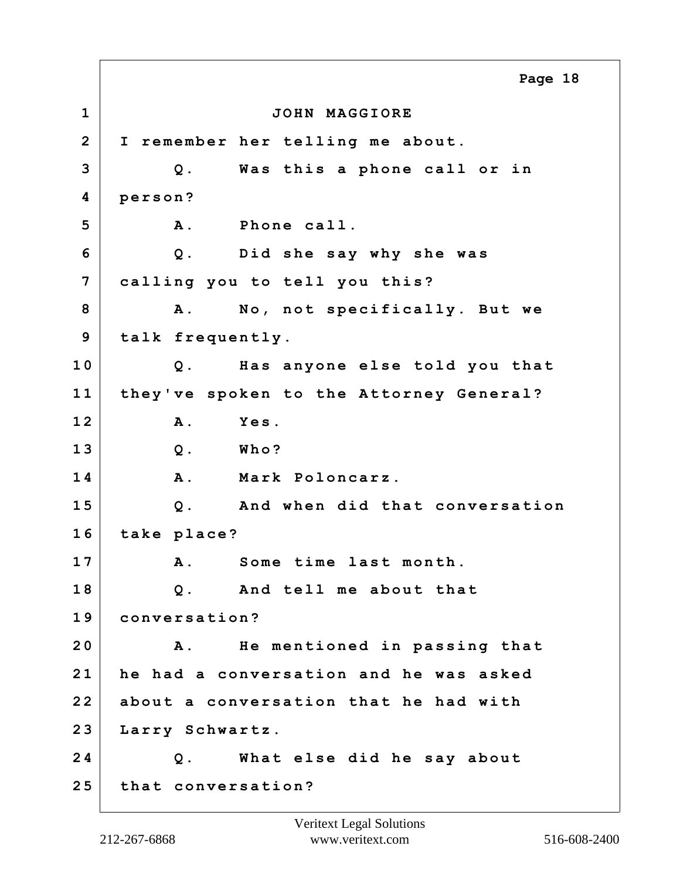JOHN MAGGIORE

I remember her telling me about.

Q. Was this a phone call or in person?

A. Phone call.

Q. Did she say why she was calling you to tell you this?

A. No, not specifically. But we talk frequently.

Q. Has anyone else told you that they've spoken to the Attorney General?

A. Yes.

Q. Who?

A. Mark Poloncarz.

Q. And when did that conversation take place?

A. Some time last month.

Q. And tell me about that conversation?

A. He mentioned in passing that he had a conversation and he was asked about a conversation that he had with Larry Schwartz.

Q. What else did he say about that conversation?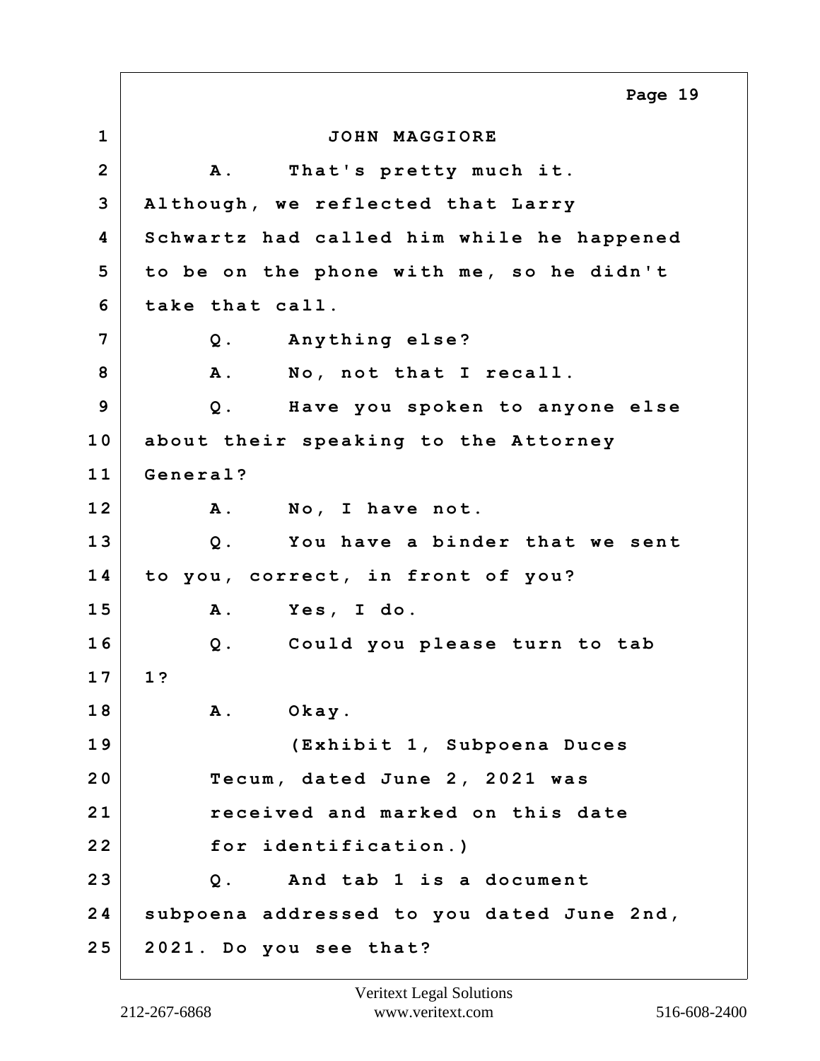JOHN MAGGIORE

A. That's pretty much it. Although, we reflected that Larry Schwartz had called him while he happened to be on the phone with me, so he didn't take that call.

Q. Anything else?

A. No, not that I recall.

Q. Have you spoken to anyone else about their speaking to the Attorney General?

A. No, I have not.

Q. You have a binder that we sent to you, correct, in front of you?

A. Yes, I do.

Q. Could you please turn to tab 1?

A. Okay.

(Exhibit 1, Subpoena Duces Tecum, dated June 2, 2021 was received and marked on this date for identification.)

Q. And tab 1 is a document subpoena addressed to you dated June 2nd, 2021. Do you see that?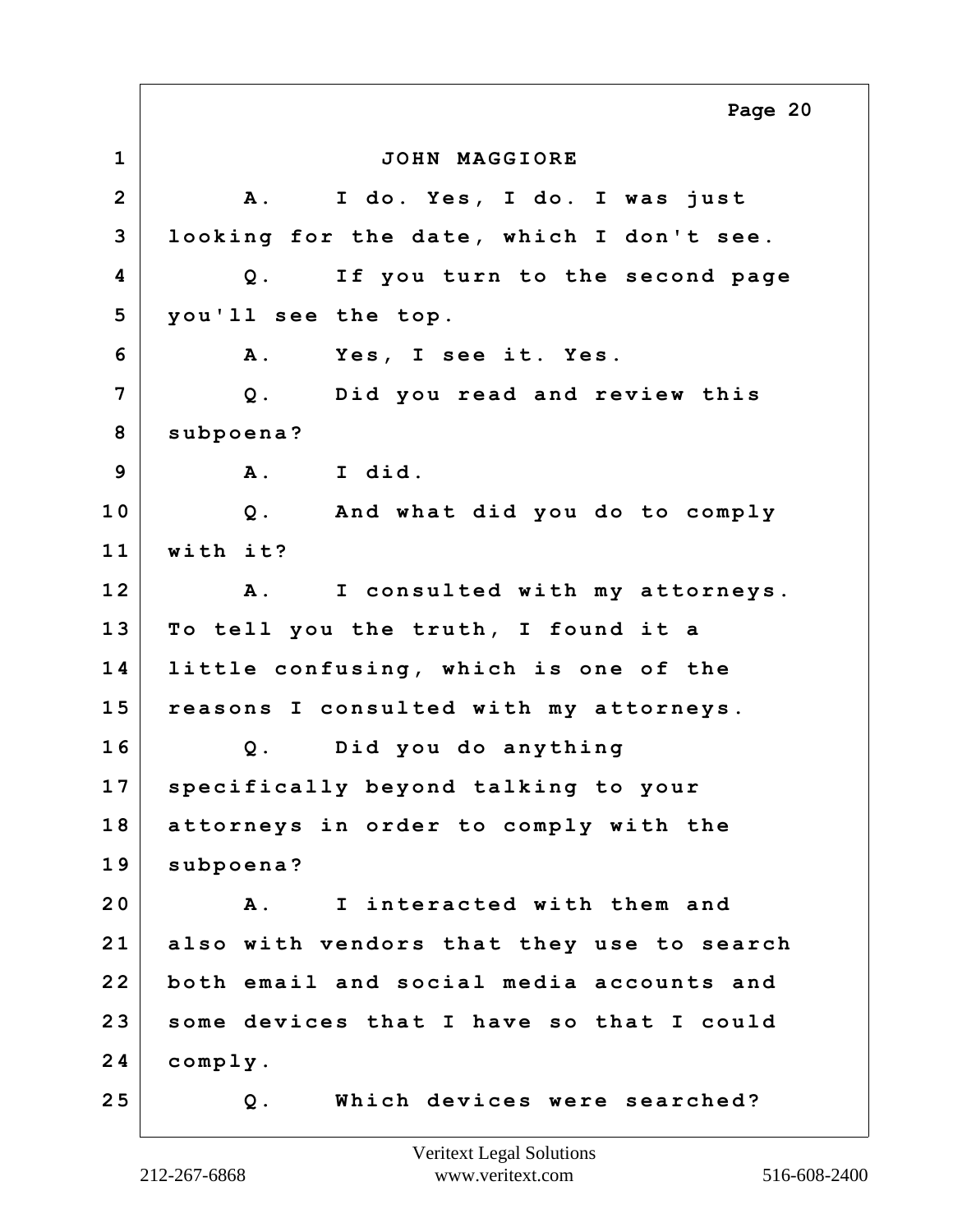JOHN MAGGIORE

A. I do. Yes, I do. I was just looking for the date, which I don't see.

Q. If you turn to the second page you'll see the top.

A. Yes, I see it. Yes.

Q. Did you read and review this subpoena?

A. I did.

Q. And what did you do to comply with it?

A. I consulted with my attorneys. To tell you the truth, I found it a little confusing, which is one of the reasons I consulted with my attorneys.

Q. Did you do anything specifically beyond talking to your attorneys in order to comply with the subpoena?

A. I interacted with them and also with vendors that they use to search both email and social media accounts and some devices that I have so that I could comply.

Q. Which devices were searched?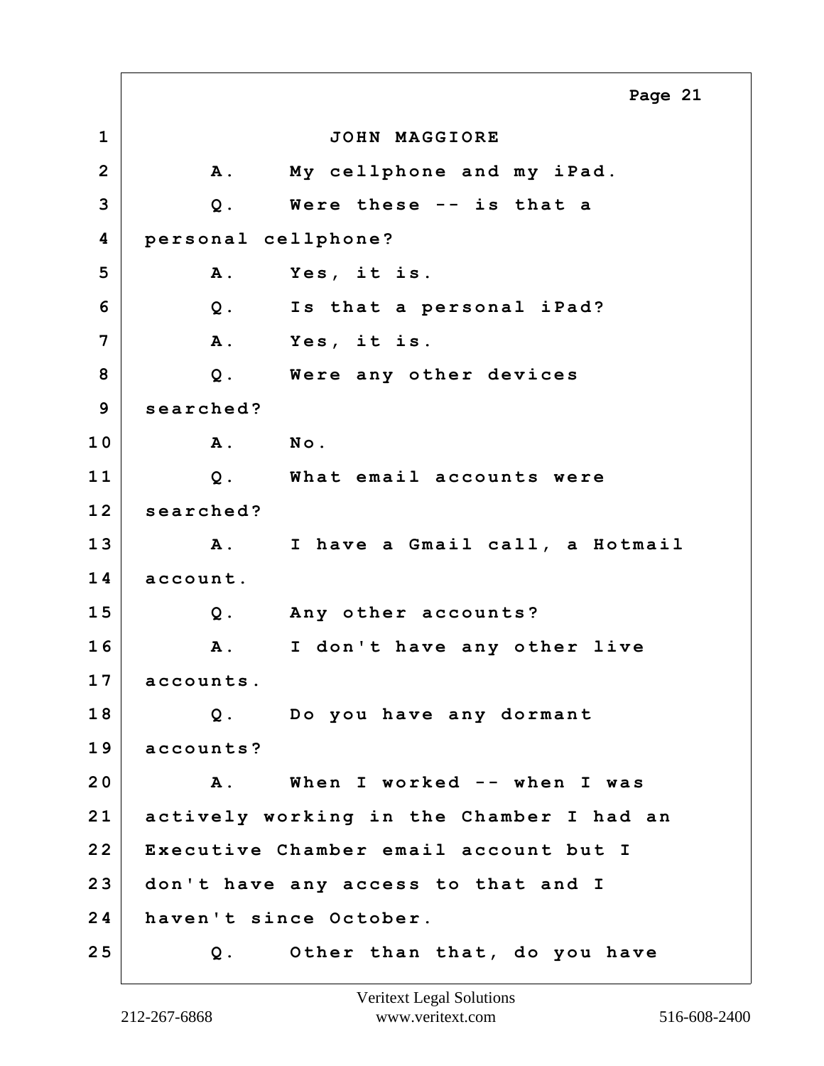JOHN MAGGIORE

A. My cellphone and my iPad.

Q. Were these -- is that a personal cellphone?

A. Yes, it is.

Q. Is that a personal iPad?

A. Yes, it is.

Q. Were any other devices searched?

A. No.

Q. What email accounts were searched?

A. I have a Gmail call, a Hotmail account.

Q. Any other accounts?

A. I don't have any other live accounts.

Q. Do you have any dormant accounts?

A. When I worked -- when I was actively working in the Chamber I had an Executive Chamber email account but I don't have any access to that and I haven't since October.

Q. Other than that, do you have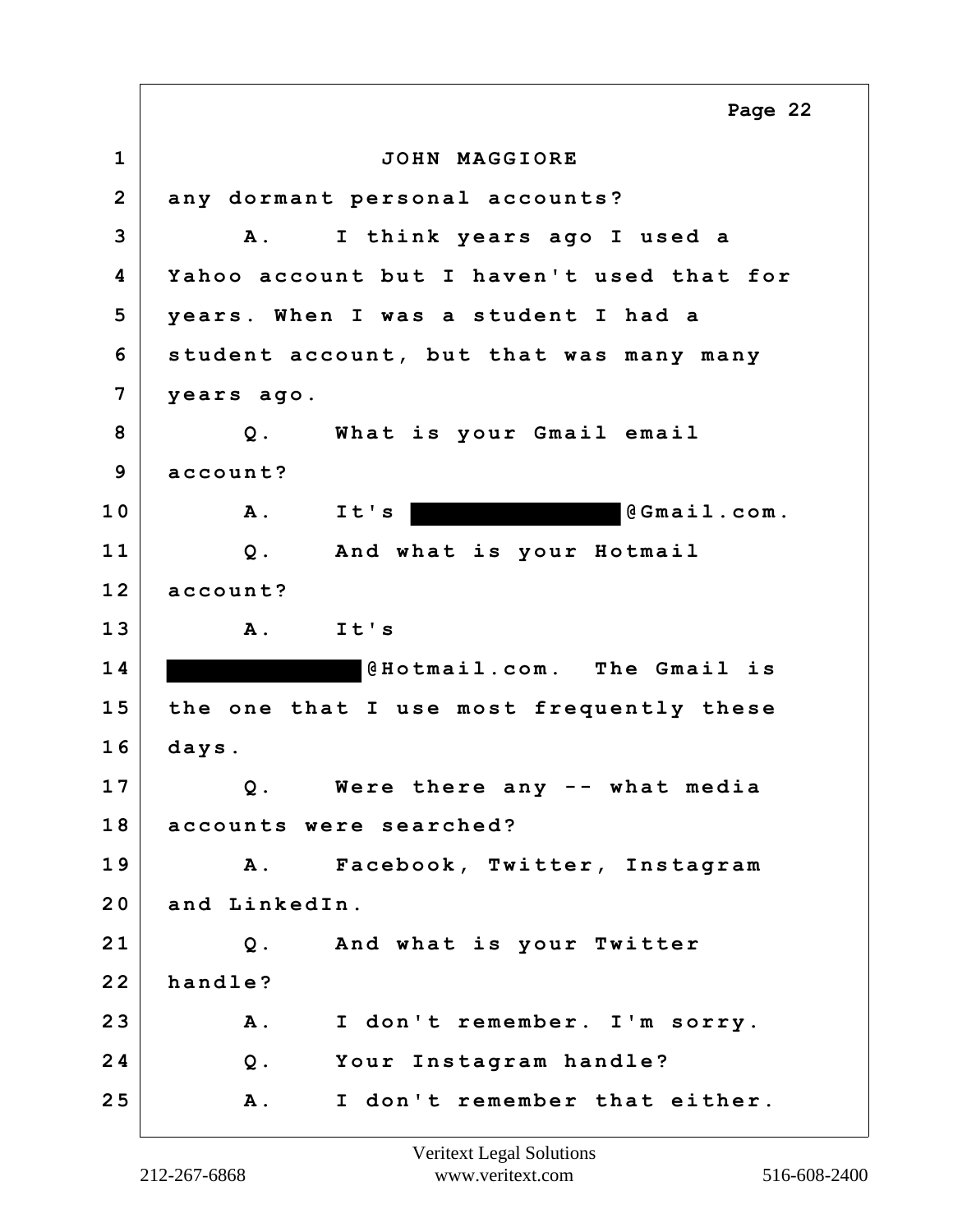JOHN MAGGIORE

any dormant personal accounts?

A. I think years ago I used a Yahoo account but I haven't used that for years. When I was a student I had a student account, but that was many many years ago.

Q. What is your Gmail email account?

A. It's [REDACTED]@Gmail.com.

Q. And what is your Hotmail account?

A. It's [REDACTED]@Hotmail.com. The Gmail is the one that I use most frequently these days.

Q. Were there any -- what media accounts were searched?

A. Facebook, Twitter, Instagram and LinkedIn.

Q. And what is your Twitter handle?

A. I don't remember. I'm sorry.

Q. Your Instagram handle?

A. I don't remember that either.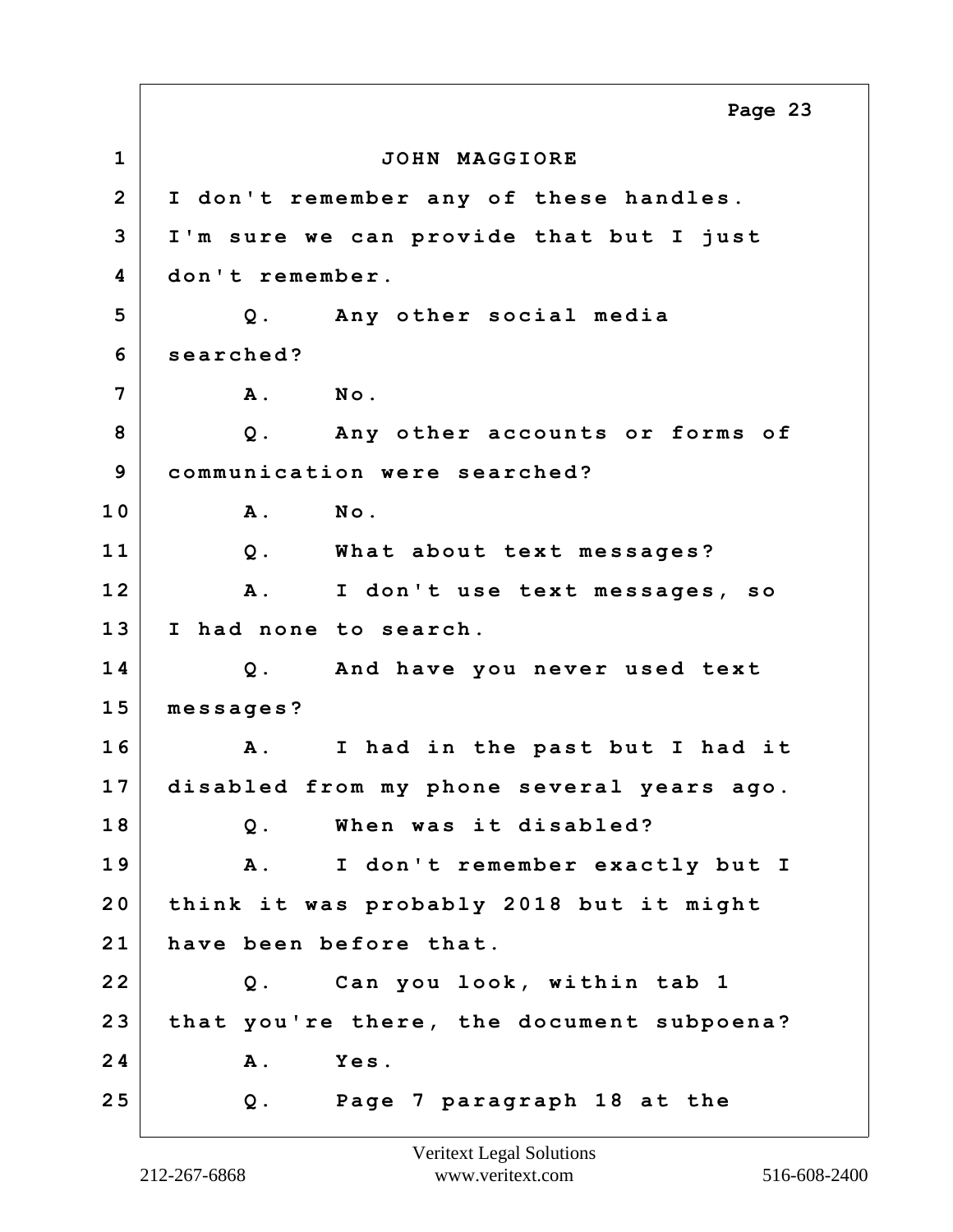JOHN MAGGIORE

I don't remember any of these handles. I'm sure we can provide that but I just don't remember.

Q. Any other social media searched?

A. No.

Q. Any other accounts or forms of communication were searched?

A. No.

Q. What about text messages?

A. I don't use text messages, so I had none to search.

Q. And have you never used text messages?

A. I had in the past but I had it disabled from my phone several years ago.

Q. When was it disabled?

A. I don't remember exactly but I think it was probably 2018 but it might have been before that.

Q. Can you look, within tab 1 that you're there, the document subpoena?

A. Yes.

Q. Page 7 paragraph 18 at the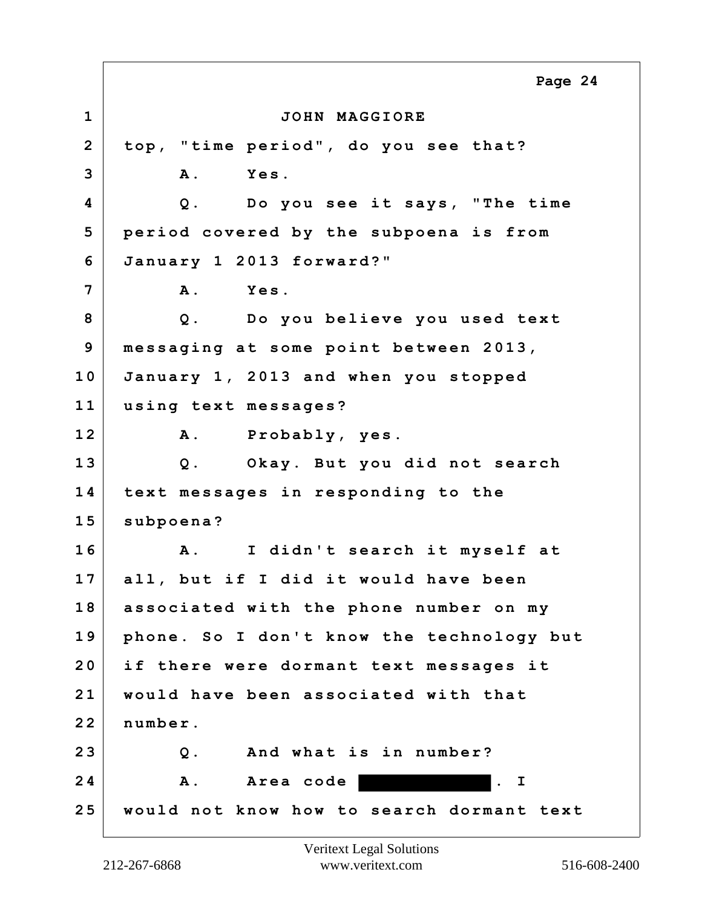JOHN MAGGIORE

top, "time period", do you see that?

A. Yes.

Q. Do you see it says, "The time period covered by the subpoena is from January 1 2013 forward?"

A. Yes.

Q. Do you believe you used text messaging at some point between 2013, January 1, 2013 and when you stopped using text messages?

A. Probably, yes.

Q. Okay. But you did not search text messages in responding to the subpoena?

A. I didn't search it myself at all, but if I did it would have been associated with the phone number on my phone. So I don't know the technology but if there were dormant text messages it would have been associated with that number.

Q. And what is in number?

A. Area code [REDACTED]. I would not know how to search dormant text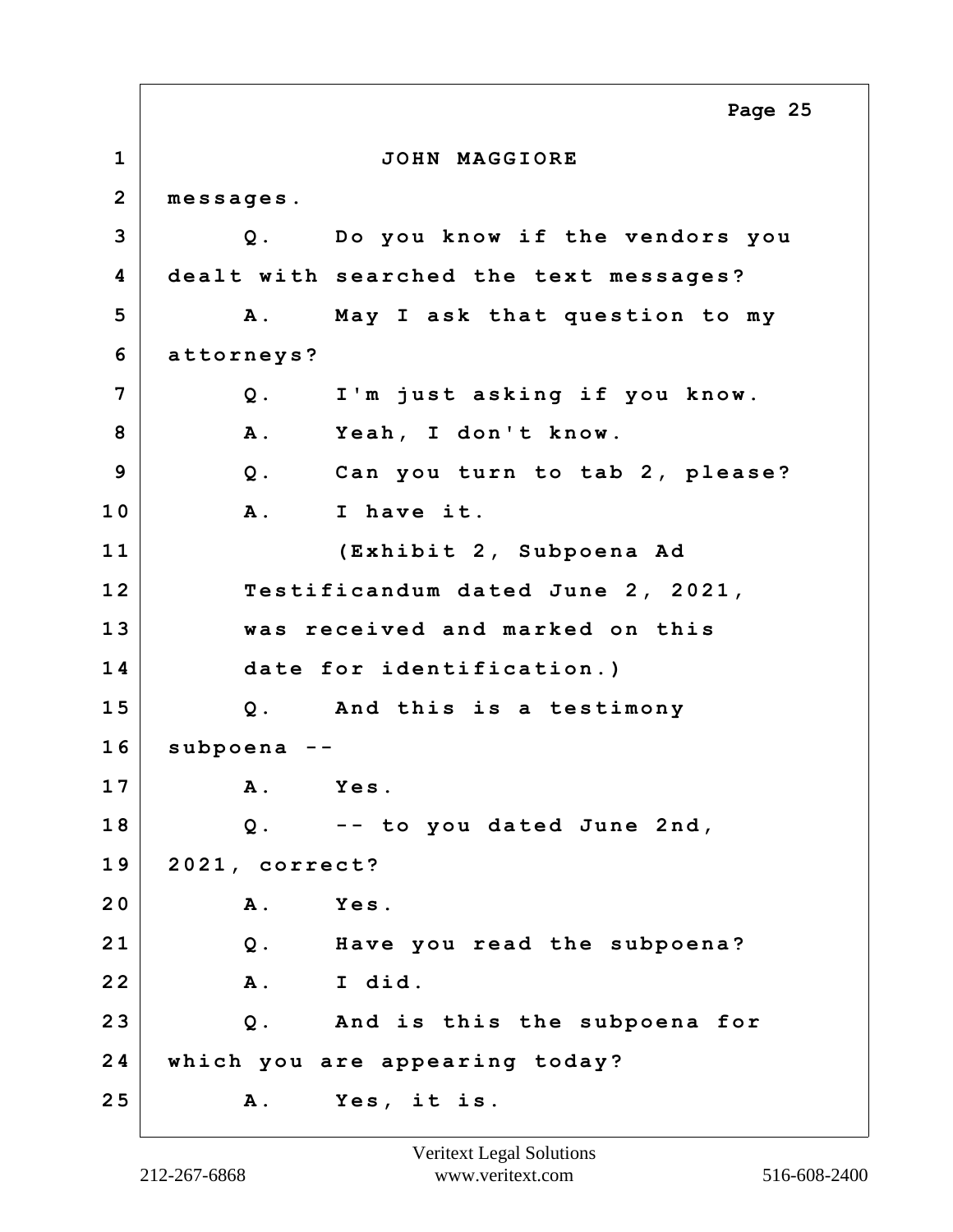JOHN MAGGIORE

messages.

Q. Do you know if the vendors you dealt with searched the text messages?

A. May I ask that question to my attorneys?

Q. I'm just asking if you know.

A. Yeah, I don't know.

Q. Can you turn to tab 2, please?

A. I have it.

(Exhibit 2, Subpoena Ad Testificandum dated June 2, 2021, was received and marked on this date for identification.)

Q. And this is a testimony subpoena --

A. Yes.

Q. -- to you dated June 2nd, 2021, correct?

A. Yes.

Q. Have you read the subpoena?

A. I did.

Q. And is this the subpoena for which you are appearing today?

A. Yes, it is.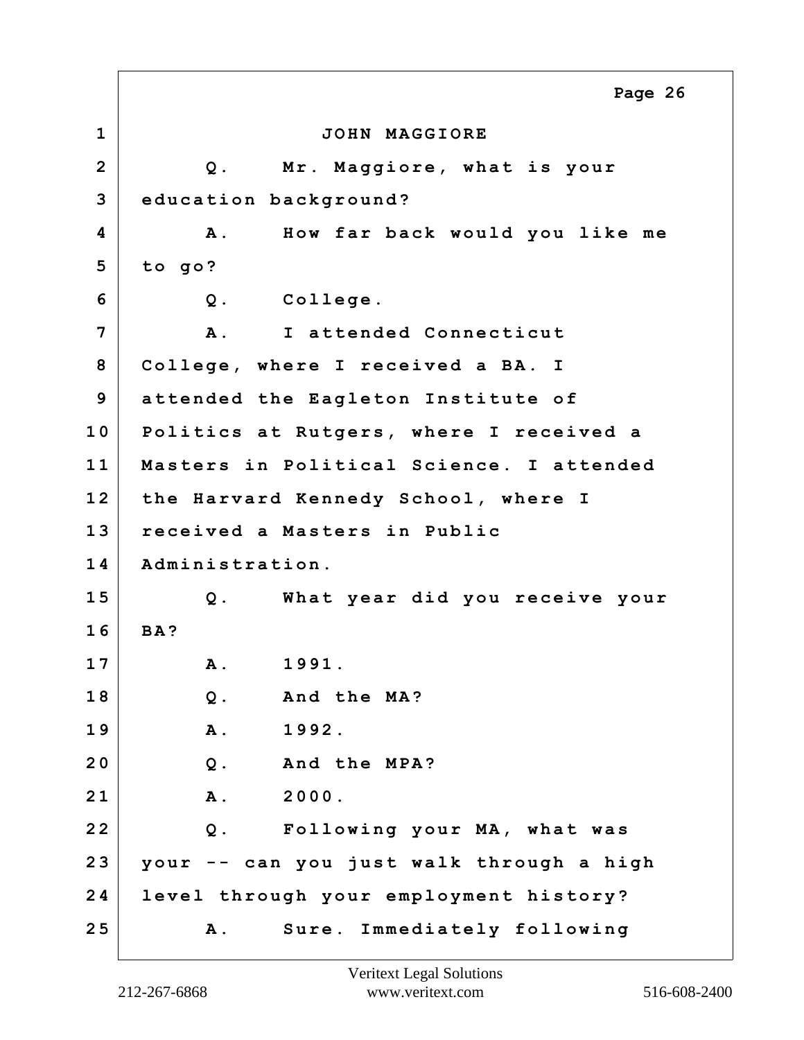JOHN MAGGIORE

Q. Mr. Maggiore, what is your education background?

A. How far back would you like me to go?

Q. College.

A. I attended Connecticut College, where I received a BA. I attended the Eagleton Institute of Politics at Rutgers, where I received a Masters in Political Science. I attended the Harvard Kennedy School, where I received a Masters in Public Administration.

Q. What year did you receive your BA?

A. 1991.

Q. And the MA?

A. 1992.

Q. And the MPA?

A. 2000.

Q. Following your MA, what was your -- can you just walk through a high level through your employment history?

A. Sure. Immediately following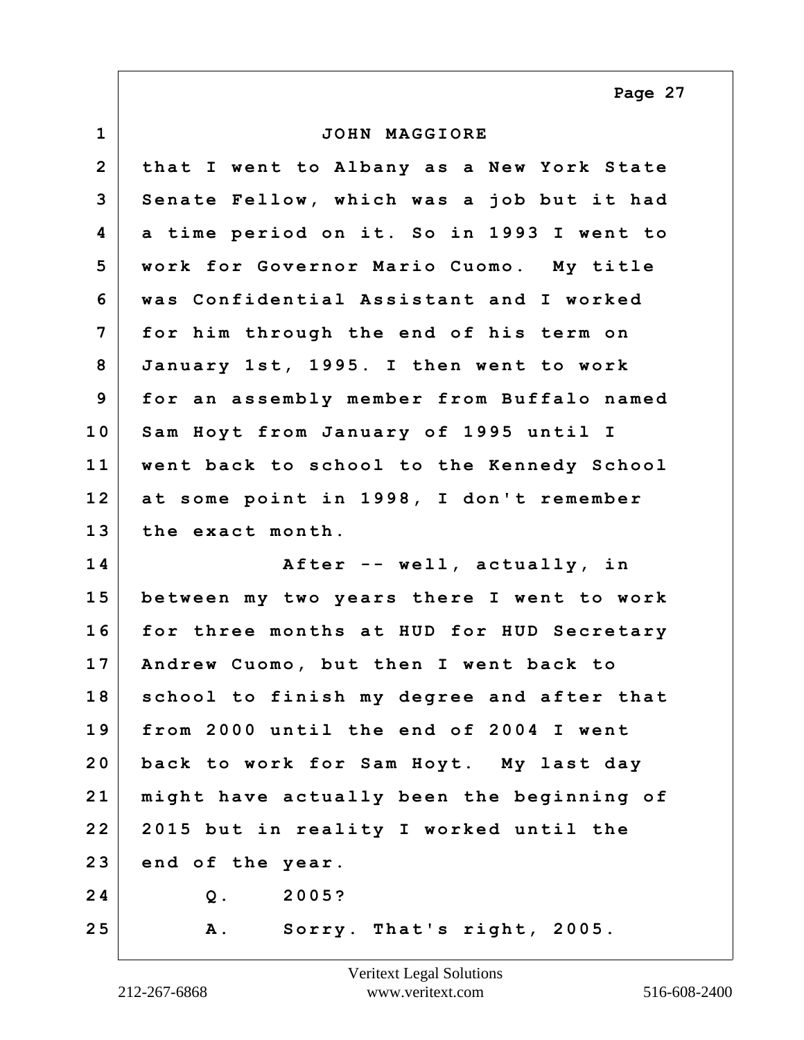JOHN MAGGIORE

that I went to Albany as a New York State Senate Fellow, which was a job but it had a time period on it. So in 1993 I went to work for Governor Mario Cuomo. My title was Confidential Assistant and I worked for him through the end of his term on January 1st, 1995. I then went to work for an assembly member from Buffalo named Sam Hoyt from January of 1995 until I went back to school to the Kennedy School at some point in 1998, I don't remember the exact month.

After -- well, actually, in between my two years there I went to work for three months at HUD for HUD Secretary Andrew Cuomo, but then I went back to school to finish my degree and after that from 2000 until the end of 2004 I went back to work for Sam Hoyt. My last day might have actually been the beginning of 2015 but in reality I worked until the end of the year.

Q. 2005?

A. Sorry. That's right, 2005.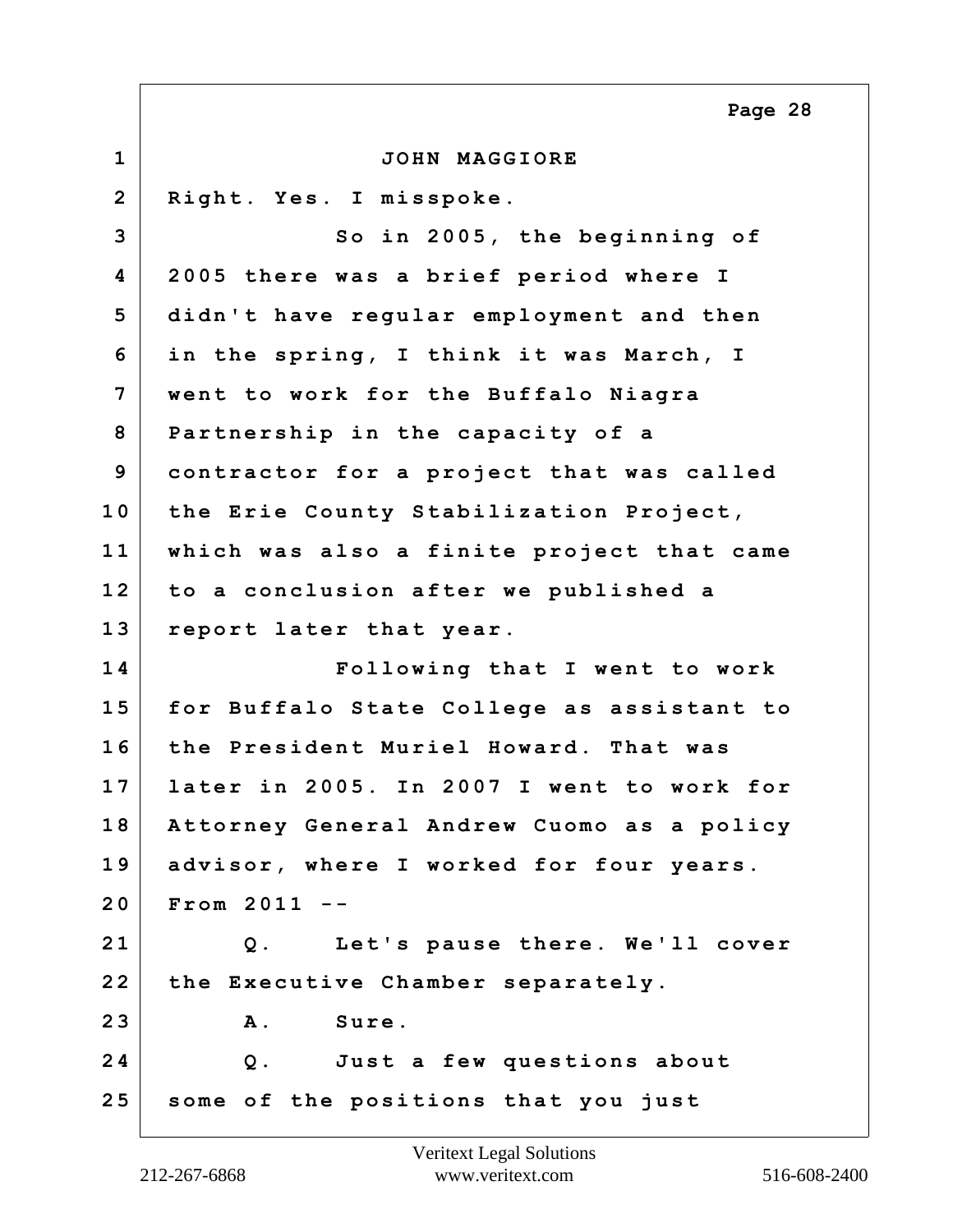JOHN MAGGIORE

Right. Yes. I misspoke.

So in 2005, the beginning of 2005 there was a brief period where I didn't have regular employment and then in the spring, I think it was March, I went to work for the Buffalo Niagra Partnership in the capacity of a contractor for a project that was called the Erie County Stabilization Project, which was also a finite project that came to a conclusion after we published a report later that year.

Following that I went to work for Buffalo State College as assistant to the President Muriel Howard. That was later in 2005. In 2007 I went to work for Attorney General Andrew Cuomo as a policy advisor, where I worked for four years. From 2011 --

Q. Let's pause there. We'll cover the Executive Chamber separately.

A. Sure.

Q. Just a few questions about some of the positions that you just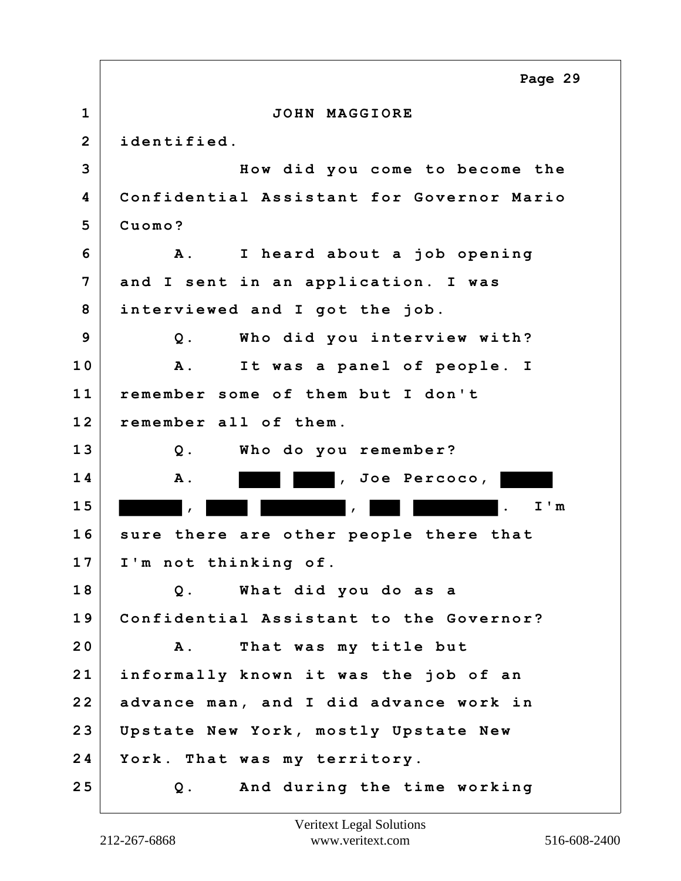JOHN MAGGIORE

identified.

How did you come to become the Confidential Assistant for Governor Mario Cuomo?

A. I heard about a job opening and I sent in an application. I was interviewed and I got the job.

Q. Who did you interview with?

A. It was a panel of people. I remember some of them but I don't remember all of them.

Q. Who do you remember?

A. ████ ████, Joe Percoco, █████ ██████, ████ ████████, ███ ████████. I'm sure there are other people there that I'm not thinking of.

Q. What did you do as a Confidential Assistant to the Governor?

A. That was my title but informally known it was the job of an advance man, and I did advance work in Upstate New York, mostly Upstate New York. That was my territory.

Q. And during the time working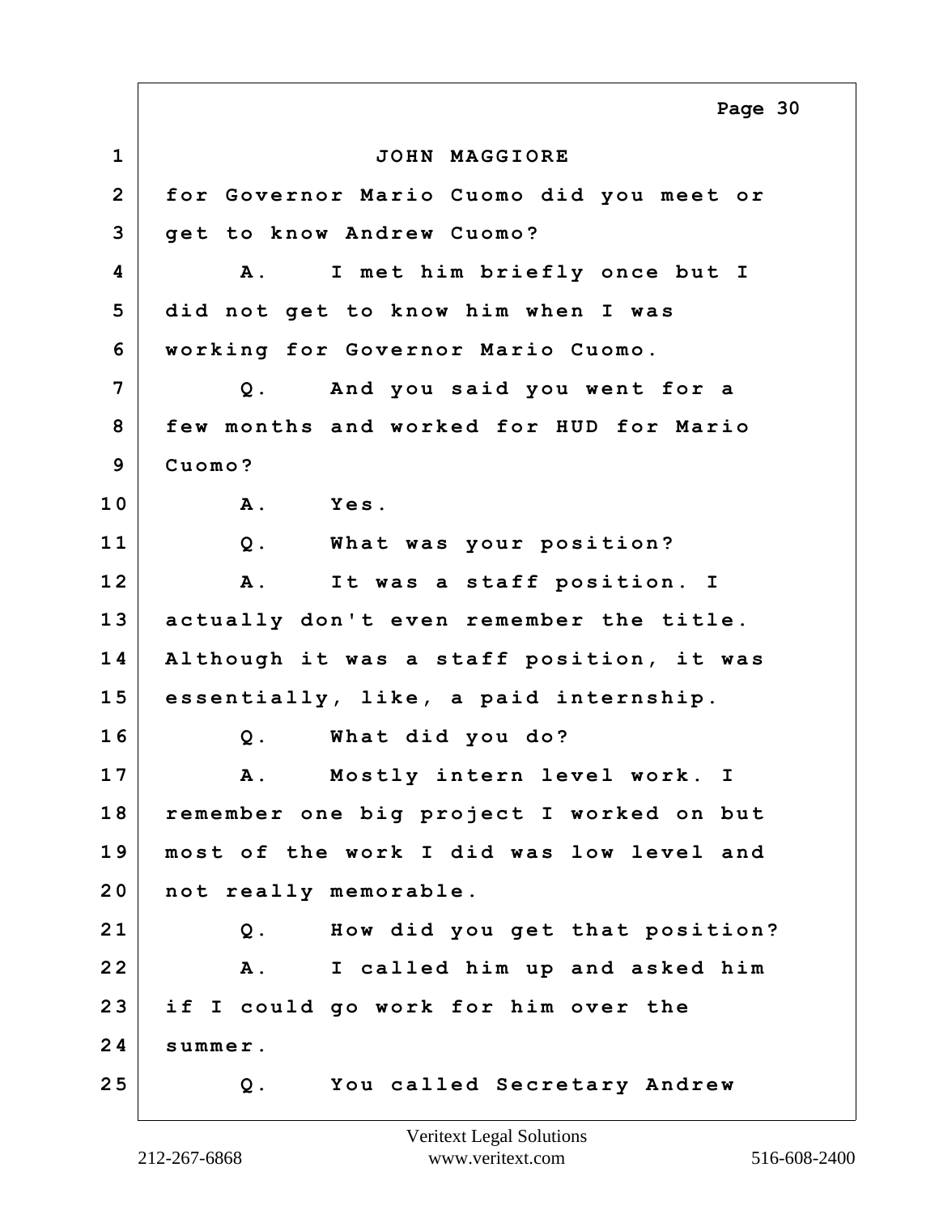JOHN MAGGIORE

for Governor Mario Cuomo did you meet or get to know Andrew Cuomo?

A. I met him briefly once but I did not get to know him when I was working for Governor Mario Cuomo.

Q. And you said you went for a few months and worked for HUD for Mario Cuomo?

A. Yes.

Q. What was your position?

A. It was a staff position. I actually don't even remember the title. Although it was a staff position, it was essentially, like, a paid internship.

Q. What did you do?

A. Mostly intern level work. I remember one big project I worked on but most of the work I did was low level and not really memorable.

Q. How did you get that position?

A. I called him up and asked him if I could go work for him over the summer.

Q. You called Secretary Andrew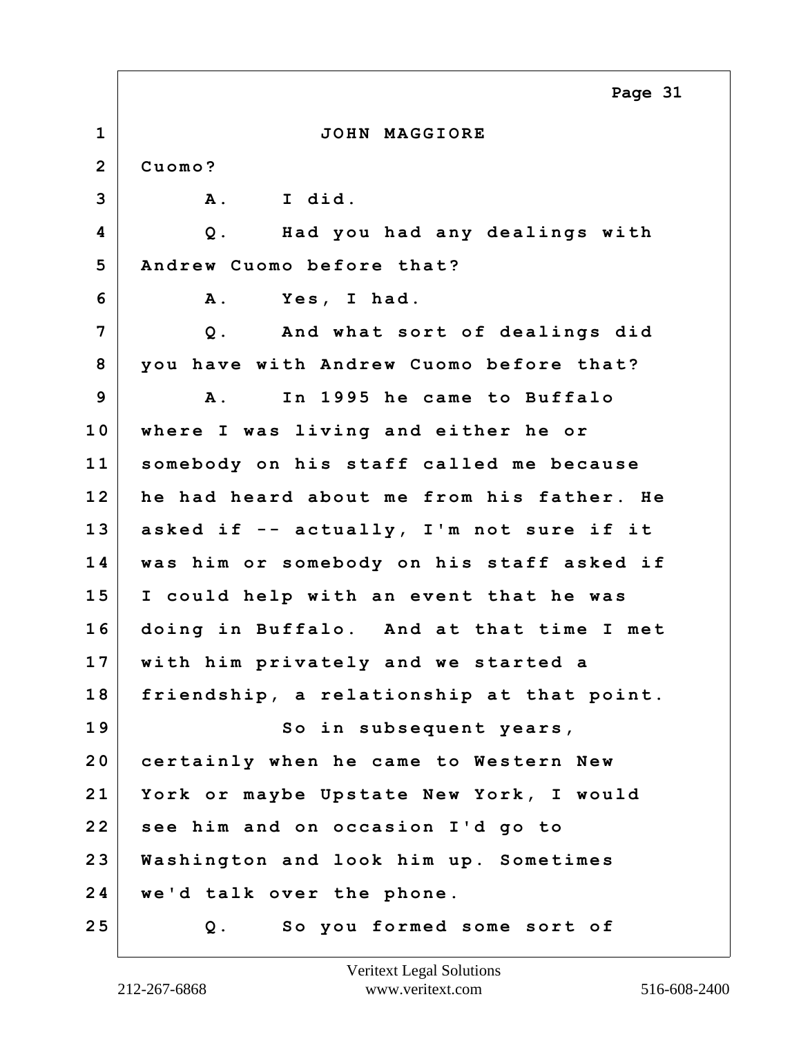JOHN MAGGIORE

Cuomo?

A. I did.

Q. Had you had any dealings with Andrew Cuomo before that?

A. Yes, I had.

Q. And what sort of dealings did you have with Andrew Cuomo before that?

A. In 1995 he came to Buffalo where I was living and either he or somebody on his staff called me because he had heard about me from his father. He asked if -- actually, I'm not sure if it was him or somebody on his staff asked if I could help with an event that he was doing in Buffalo. And at that time I met with him privately and we started a friendship, a relationship at that point.

So in subsequent years, certainly when he came to Western New York or maybe Upstate New York, I would see him and on occasion I'd go to Washington and look him up. Sometimes we'd talk over the phone.

Q. So you formed some sort of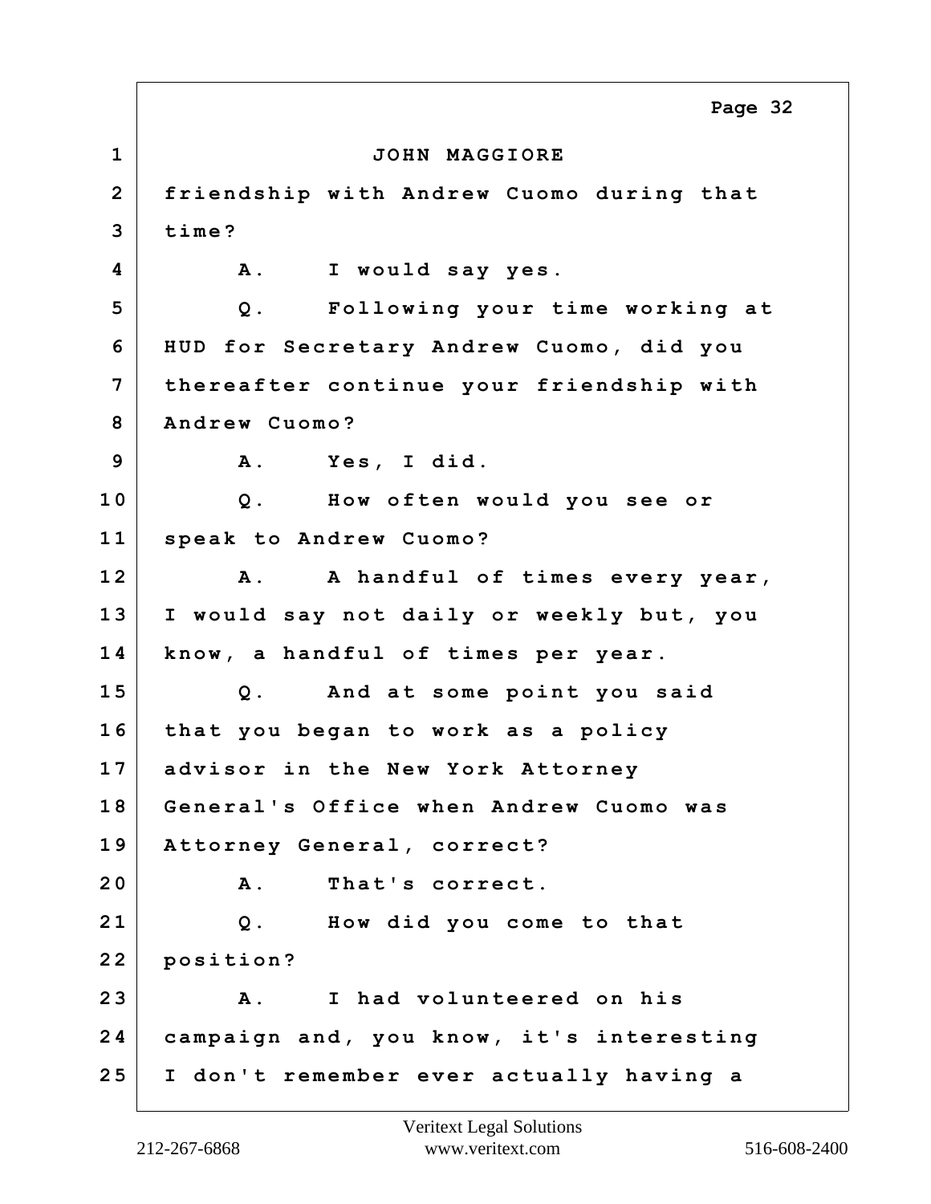JOHN MAGGIORE

friendship with Andrew Cuomo during that time?

A. I would say yes.

Q. Following your time working at HUD for Secretary Andrew Cuomo, did you thereafter continue your friendship with Andrew Cuomo?

A. Yes, I did.

Q. How often would you see or speak to Andrew Cuomo?

A. A handful of times every year, I would say not daily or weekly but, you know, a handful of times per year.

Q. And at some point you said that you began to work as a policy advisor in the New York Attorney General's Office when Andrew Cuomo was Attorney General, correct?

A. That's correct.

Q. How did you come to that position?

A. I had volunteered on his campaign and, you know, it's interesting I don't remember ever actually having a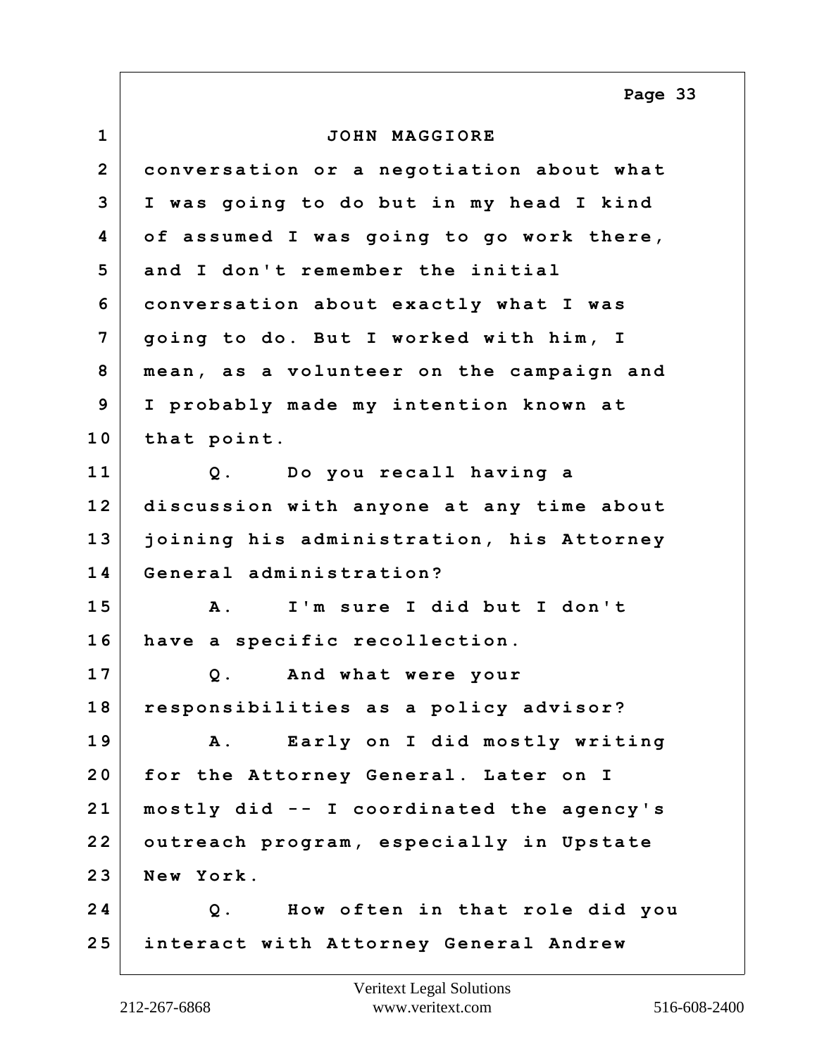JOHN MAGGIORE

conversation or a negotiation about what I was going to do but in my head I kind of assumed I was going to go work there, and I don't remember the initial conversation about exactly what I was going to do. But I worked with him, I mean, as a volunteer on the campaign and I probably made my intention known at that point.

Q. Do you recall having a discussion with anyone at any time about joining his administration, his Attorney General administration?

A. I'm sure I did but I don't have a specific recollection.

Q. And what were your responsibilities as a policy advisor?

A. Early on I did mostly writing for the Attorney General. Later on I mostly did -- I coordinated the agency's outreach program, especially in Upstate New York.

Q. How often in that role did you interact with Attorney General Andrew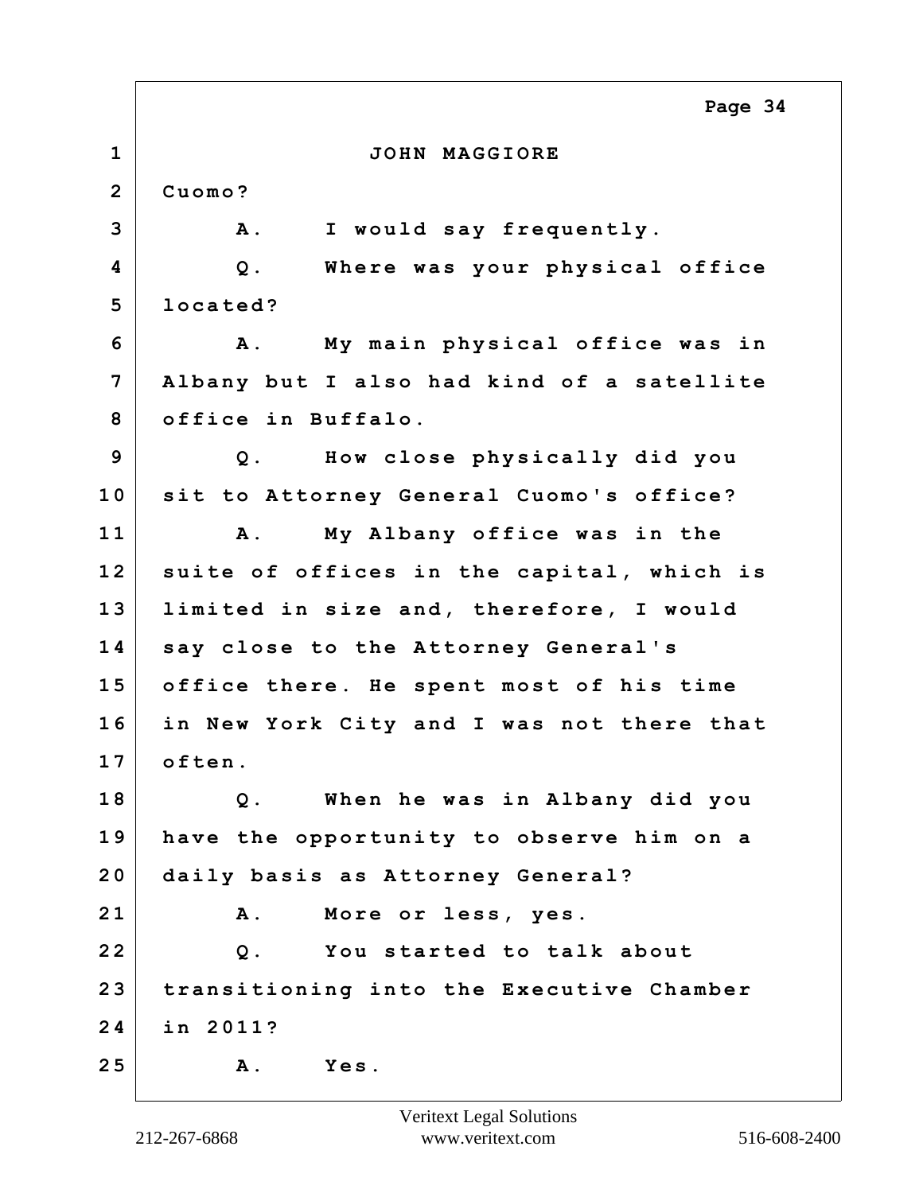JOHN MAGGIORE

Cuomo?

A. I would say frequently.

Q. Where was your physical office located?

A. My main physical office was in Albany but I also had kind of a satellite office in Buffalo.

Q. How close physically did you sit to Attorney General Cuomo's office?

A. My Albany office was in the suite of offices in the capital, which is limited in size and, therefore, I would say close to the Attorney General's office there. He spent most of his time in New York City and I was not there that often.

Q. When he was in Albany did you have the opportunity to observe him on a daily basis as Attorney General?

A. More or less, yes.

Q. You started to talk about transitioning into the Executive Chamber in 2011?

A. Yes.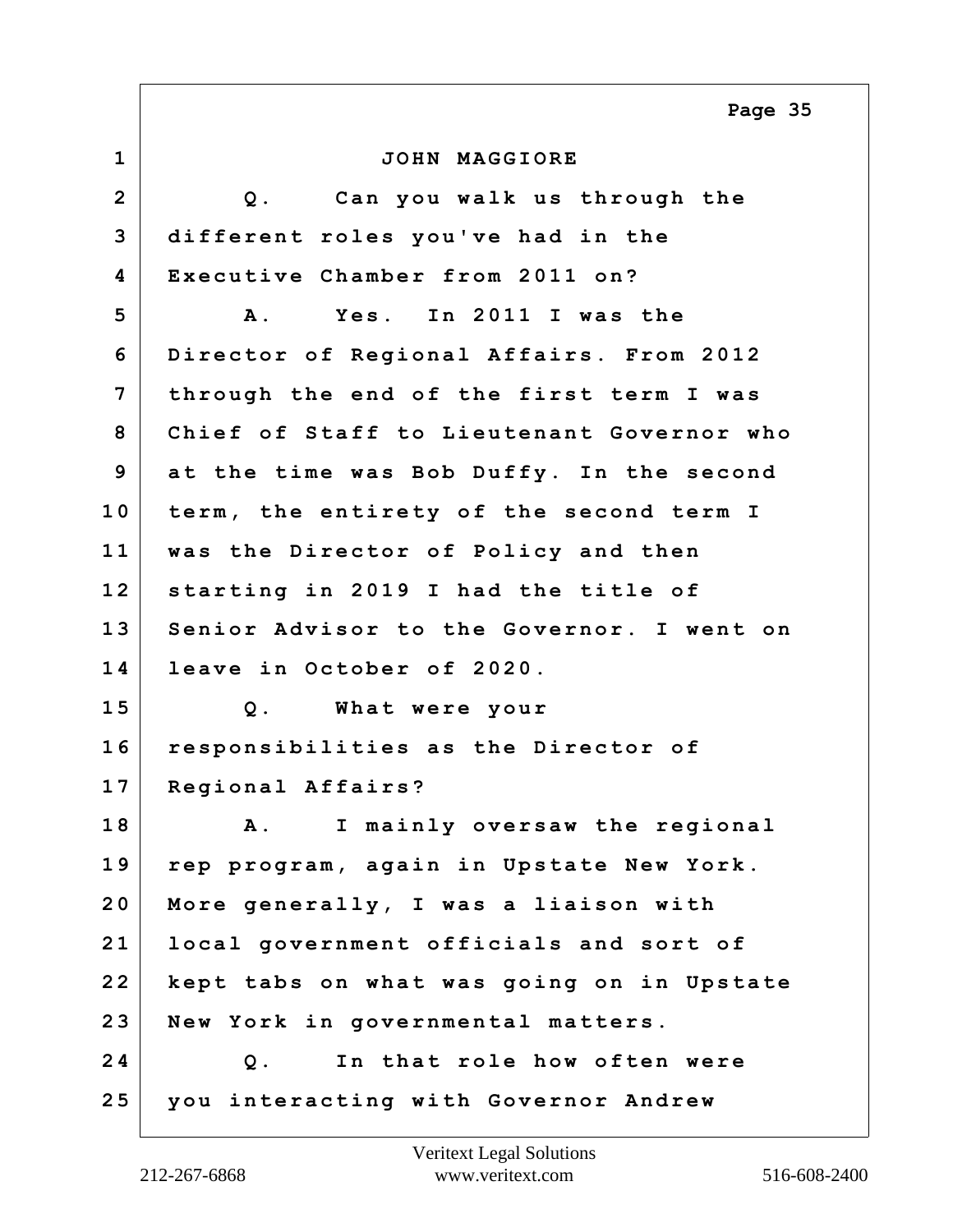JOHN MAGGIORE

Q. Can you walk us through the different roles you've had in the Executive Chamber from 2011 on?

A. Yes. In 2011 I was the Director of Regional Affairs. From 2012 through the end of the first term I was Chief of Staff to Lieutenant Governor who at the time was Bob Duffy. In the second term, the entirety of the second term I was the Director of Policy and then starting in 2019 I had the title of Senior Advisor to the Governor. I went on leave in October of 2020.

Q. What were your responsibilities as the Director of Regional Affairs?

A. I mainly oversaw the regional rep program, again in Upstate New York. More generally, I was a liaison with local government officials and sort of kept tabs on what was going on in Upstate New York in governmental matters.

Q. In that role how often were you interacting with Governor Andrew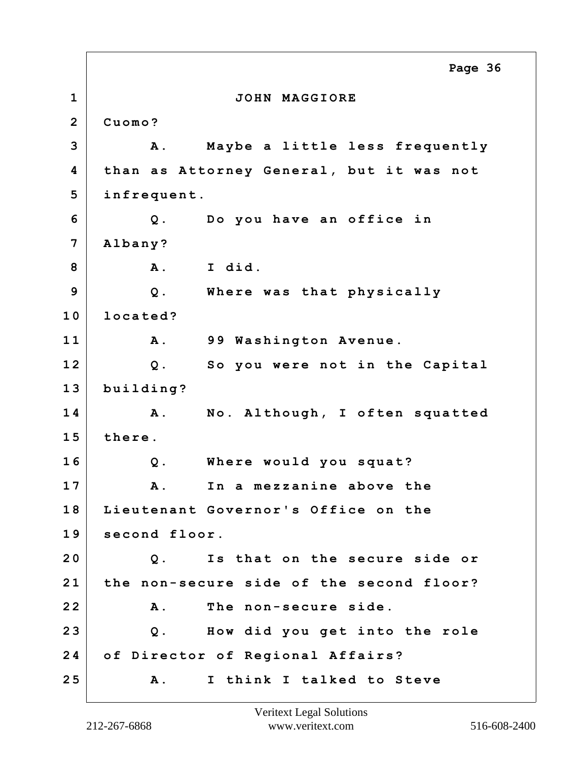JOHN MAGGIORE

Cuomo?

A. Maybe a little less frequently than as Attorney General, but it was not infrequent.

Q. Do you have an office in Albany?

A. I did.

Q. Where was that physically located?

A. 99 Washington Avenue.

Q. So you were not in the Capital building?

A. No. Although, I often squatted there.

Q. Where would you squat?

A. In a mezzanine above the Lieutenant Governor's Office on the second floor.

Q. Is that on the secure side or the non-secure side of the second floor?

A. The non-secure side.

Q. How did you get into the role of Director of Regional Affairs?

A. I think I talked to Steve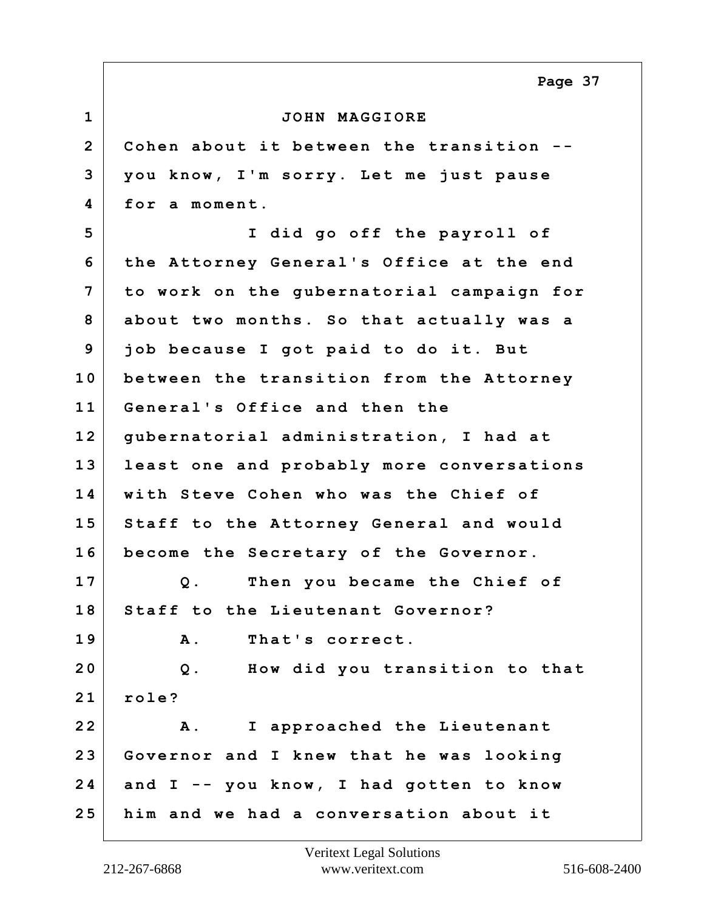JOHN MAGGIORE

Cohen about it between the transition -- you know, I'm sorry. Let me just pause for a moment.

I did go off the payroll of the Attorney General's Office at the end to work on the gubernatorial campaign for about two months. So that actually was a job because I got paid to do it. But between the transition from the Attorney General's Office and then the gubernatorial administration, I had at least one and probably more conversations with Steve Cohen who was the Chief of Staff to the Attorney General and would become the Secretary of the Governor.

Q. Then you became the Chief of Staff to the Lieutenant Governor?

A. That's correct.

Q. How did you transition to that role?

A. I approached the Lieutenant Governor and I knew that he was looking and I -- you know, I had gotten to know him and we had a conversation about it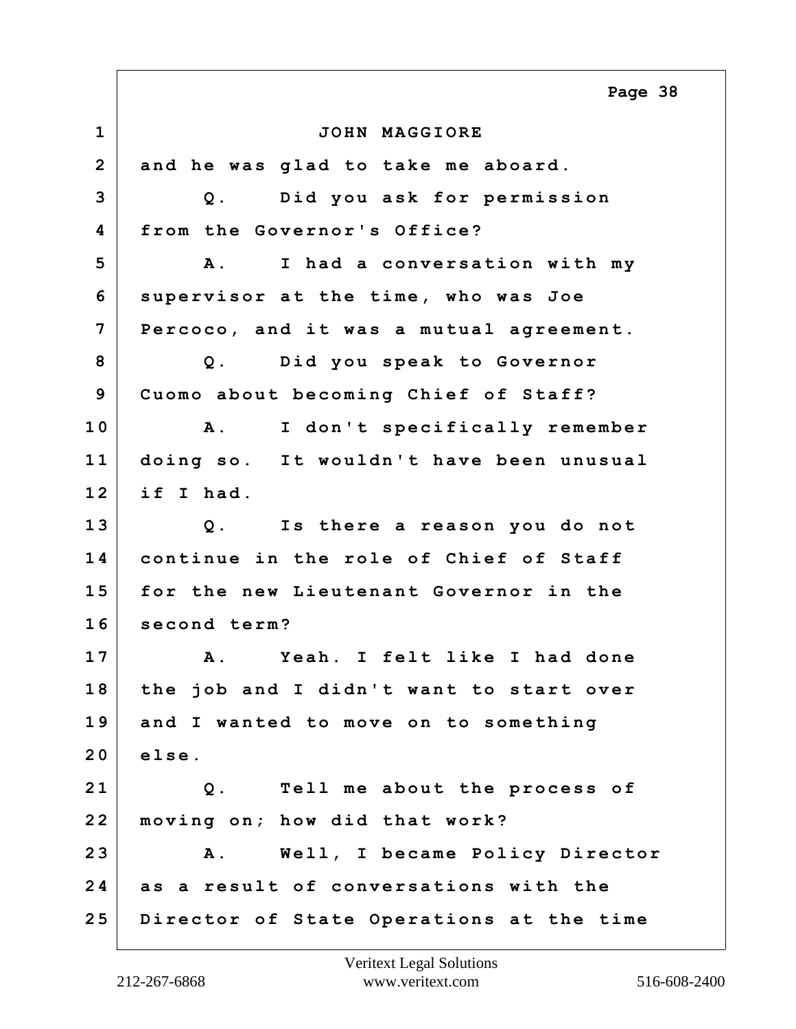JOHN MAGGIORE

and he was glad to take me aboard.

Q. Did you ask for permission from the Governor's Office?

A. I had a conversation with my supervisor at the time, who was Joe Percoco, and it was a mutual agreement.

Q. Did you speak to Governor Cuomo about becoming Chief of Staff?

A. I don't specifically remember doing so. It wouldn't have been unusual if I had.

Q. Is there a reason you do not continue in the role of Chief of Staff for the new Lieutenant Governor in the second term?

A. Yeah. I felt like I had done the job and I didn't want to start over and I wanted to move on to something else.

Q. Tell me about the process of moving on; how did that work?

A. Well, I became Policy Director as a result of conversations with the Director of State Operations at the time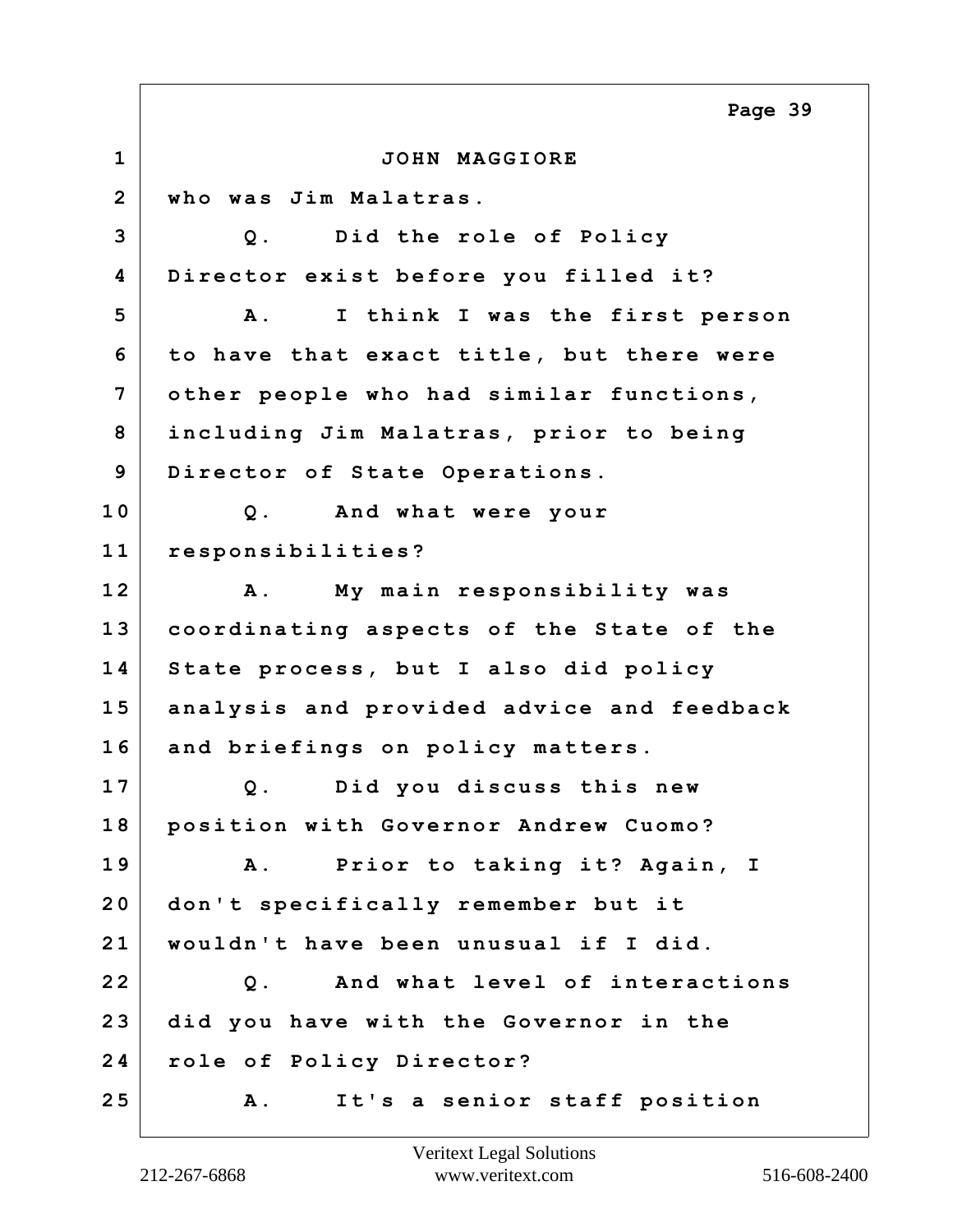JOHN MAGGIORE

who was Jim Malatras.

Q. Did the role of Policy Director exist before you filled it?

A. I think I was the first person to have that exact title, but there were other people who had similar functions, including Jim Malatras, prior to being Director of State Operations.

Q. And what were your responsibilities?

A. My main responsibility was coordinating aspects of the State of the State process, but I also did policy analysis and provided advice and feedback and briefings on policy matters.

Q. Did you discuss this new position with Governor Andrew Cuomo?

A. Prior to taking it? Again, I don't specifically remember but it wouldn't have been unusual if I did.

Q. And what level of interactions did you have with the Governor in the role of Policy Director?

A. It's a senior staff position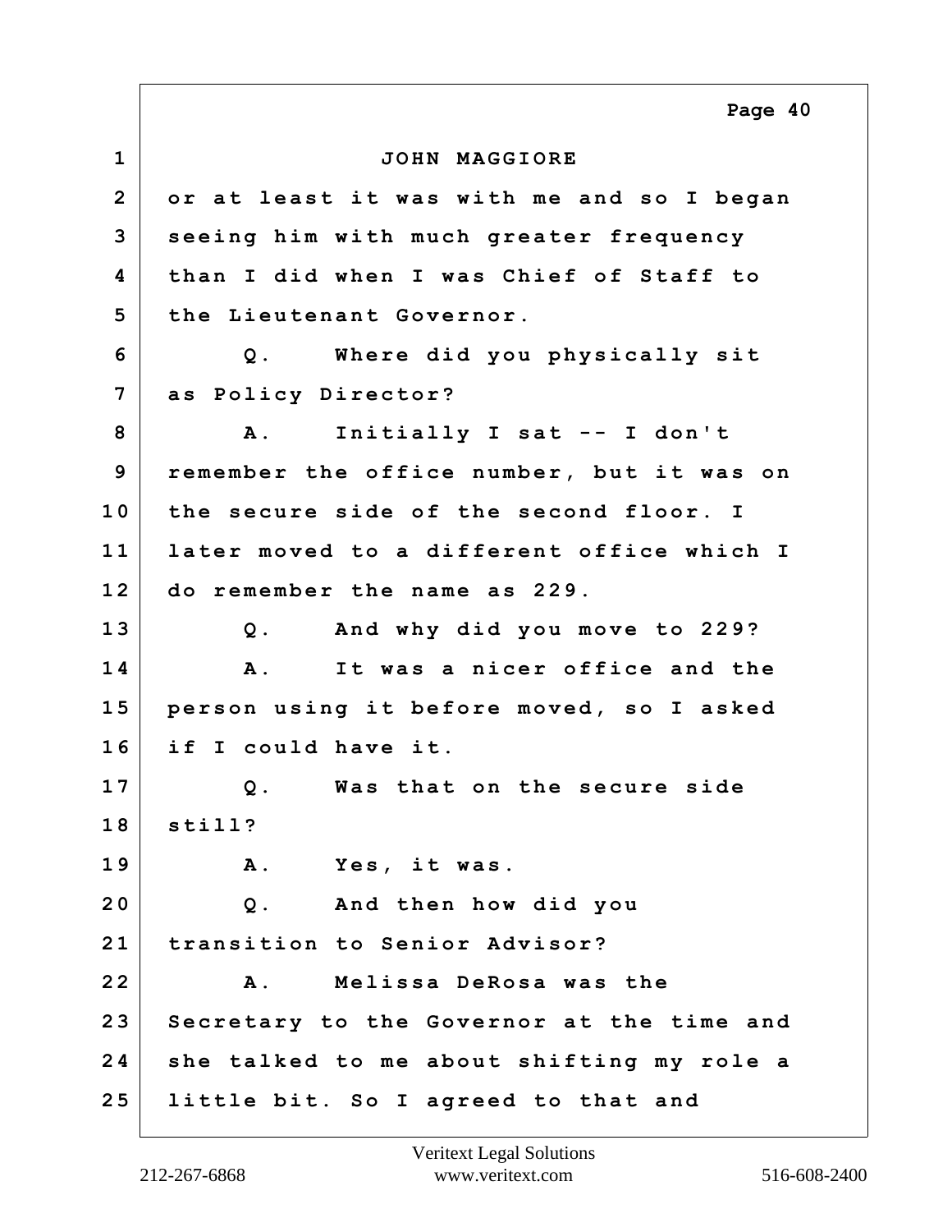JOHN MAGGIORE

or at least it was with me and so I began seeing him with much greater frequency than I did when I was Chief of Staff to the Lieutenant Governor.

Q. Where did you physically sit as Policy Director?

A. Initially I sat -- I don't remember the office number, but it was on the secure side of the second floor. I later moved to a different office which I do remember the name as 229.

Q. And why did you move to 229?

A. It was a nicer office and the person using it before moved, so I asked if I could have it.

Q. Was that on the secure side still?

A. Yes, it was.

Q. And then how did you transition to Senior Advisor?

A. Melissa DeRosa was the Secretary to the Governor at the time and she talked to me about shifting my role a little bit. So I agreed to that and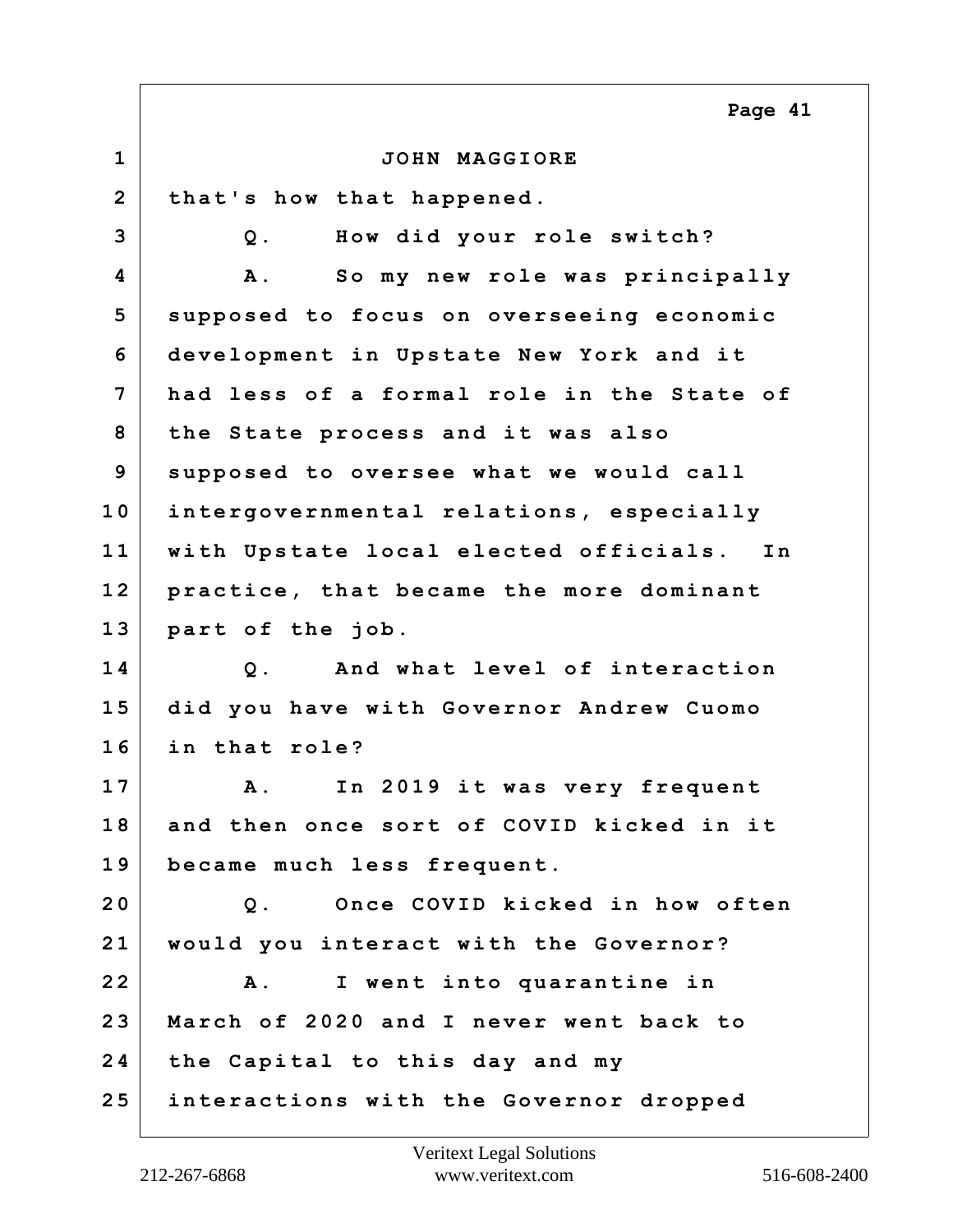JOHN MAGGIORE

that's how that happened.

Q. How did your role switch?

A. So my new role was principally supposed to focus on overseeing economic development in Upstate New York and it had less of a formal role in the State of the State process and it was also supposed to oversee what we would call intergovernmental relations, especially with Upstate local elected officials. In practice, that became the more dominant part of the job.

Q. And what level of interaction did you have with Governor Andrew Cuomo in that role?

A. In 2019 it was very frequent and then once sort of COVID kicked in it became much less frequent.

Q. Once COVID kicked in how often would you interact with the Governor?

A. I went into quarantine in March of 2020 and I never went back to the Capital to this day and my interactions with the Governor dropped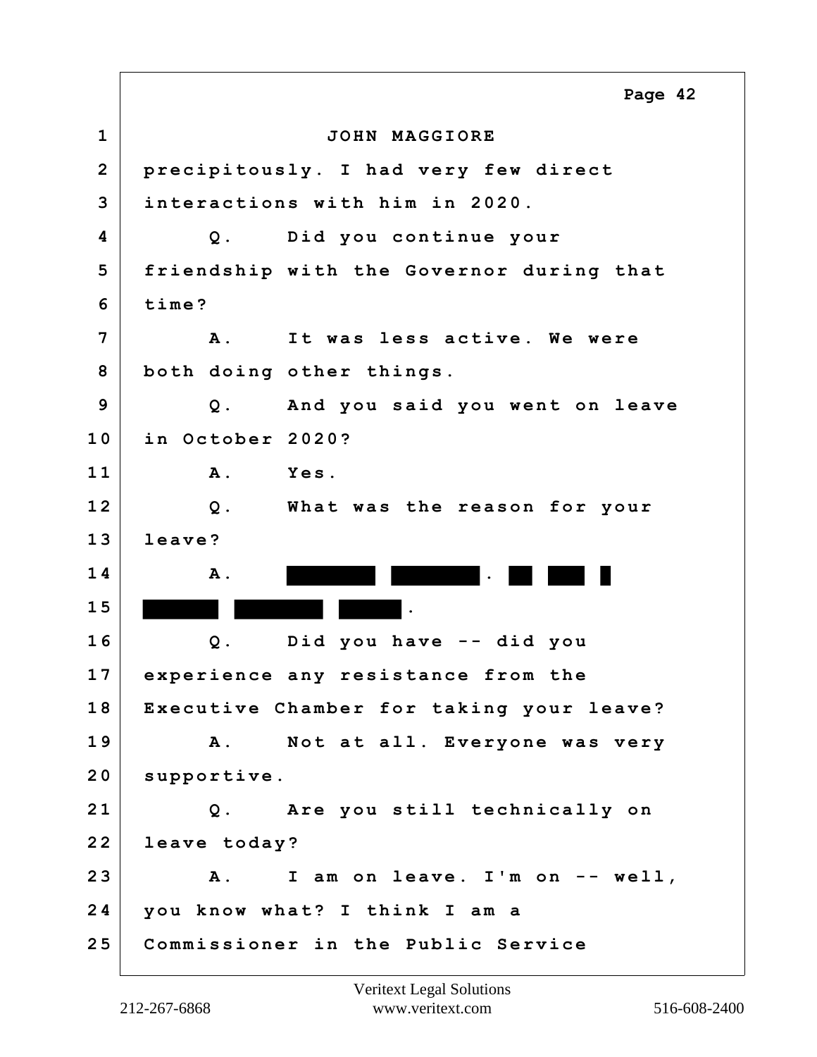JOHN MAGGIORE

precipitously. I had very few direct interactions with him in 2020.

Q. Did you continue your friendship with the Governor during that time?

A. It was less active. We were both doing other things.

Q. And you said you went on leave in October 2020?

A. Yes.

Q. What was the reason for your leave?

A. [REDACTED]. [REDACTED] [REDACTED] [REDACTED].

Q. Did you have -- did you experience any resistance from the Executive Chamber for taking your leave?

A. Not at all. Everyone was very supportive.

Q. Are you still technically on leave today?

A. I am on leave. I'm on -- well, you know what? I think I am a Commissioner in the Public Service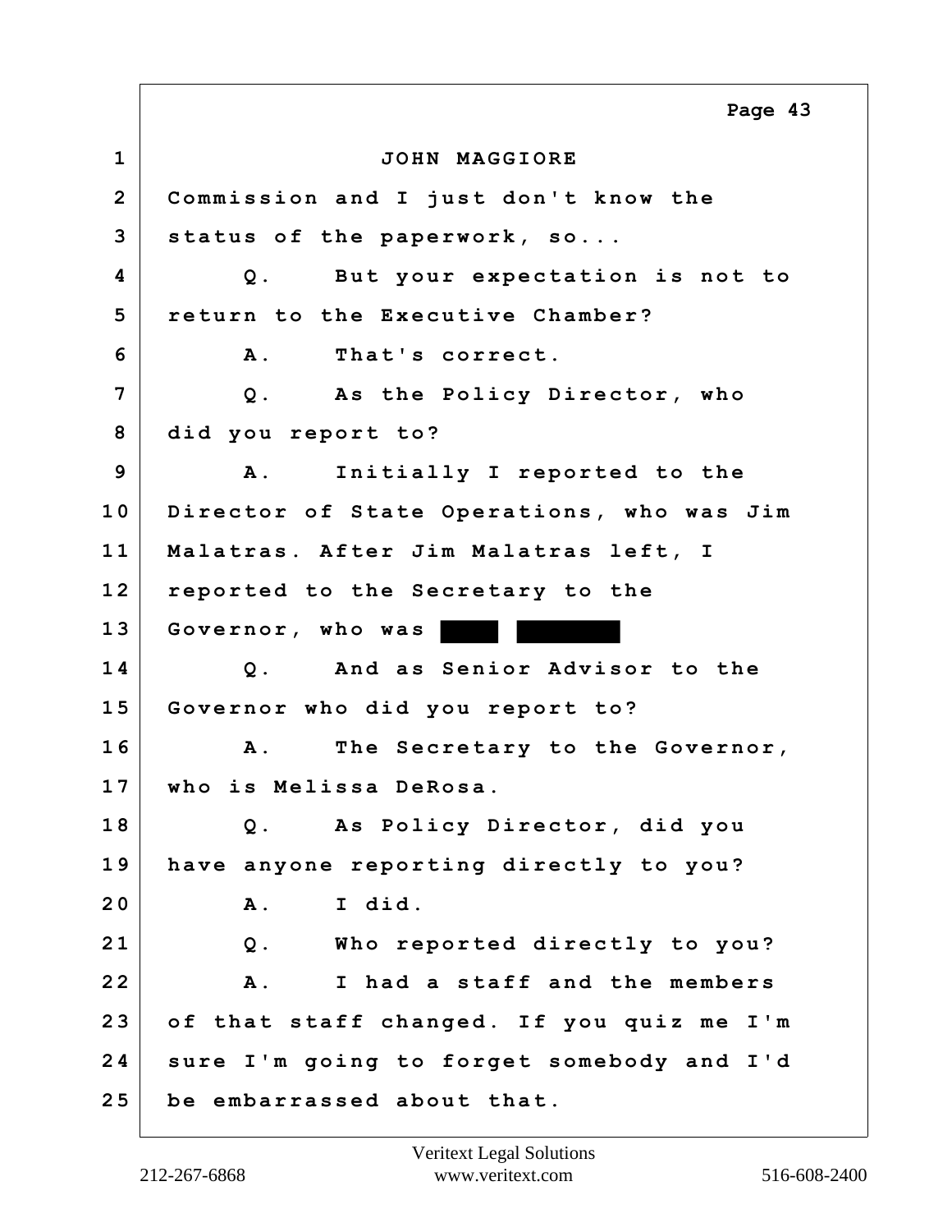JOHN MAGGIORE

Commission and I just don't know the status of the paperwork, so...

Q. But your expectation is not to return to the Executive Chamber?

A. That's correct.

Q. As the Policy Director, who did you report to?

A. Initially I reported to the Director of State Operations, who was Jim Malatras. After Jim Malatras left, I reported to the Secretary to the Governor, who was ████ ██████

Q. And as Senior Advisor to the Governor who did you report to?

A. The Secretary to the Governor, who is Melissa DeRosa.

Q. As Policy Director, did you have anyone reporting directly to you?

A. I did.

Q. Who reported directly to you?

A. I had a staff and the members of that staff changed. If you quiz me I'm sure I'm going to forget somebody and I'd be embarrassed about that.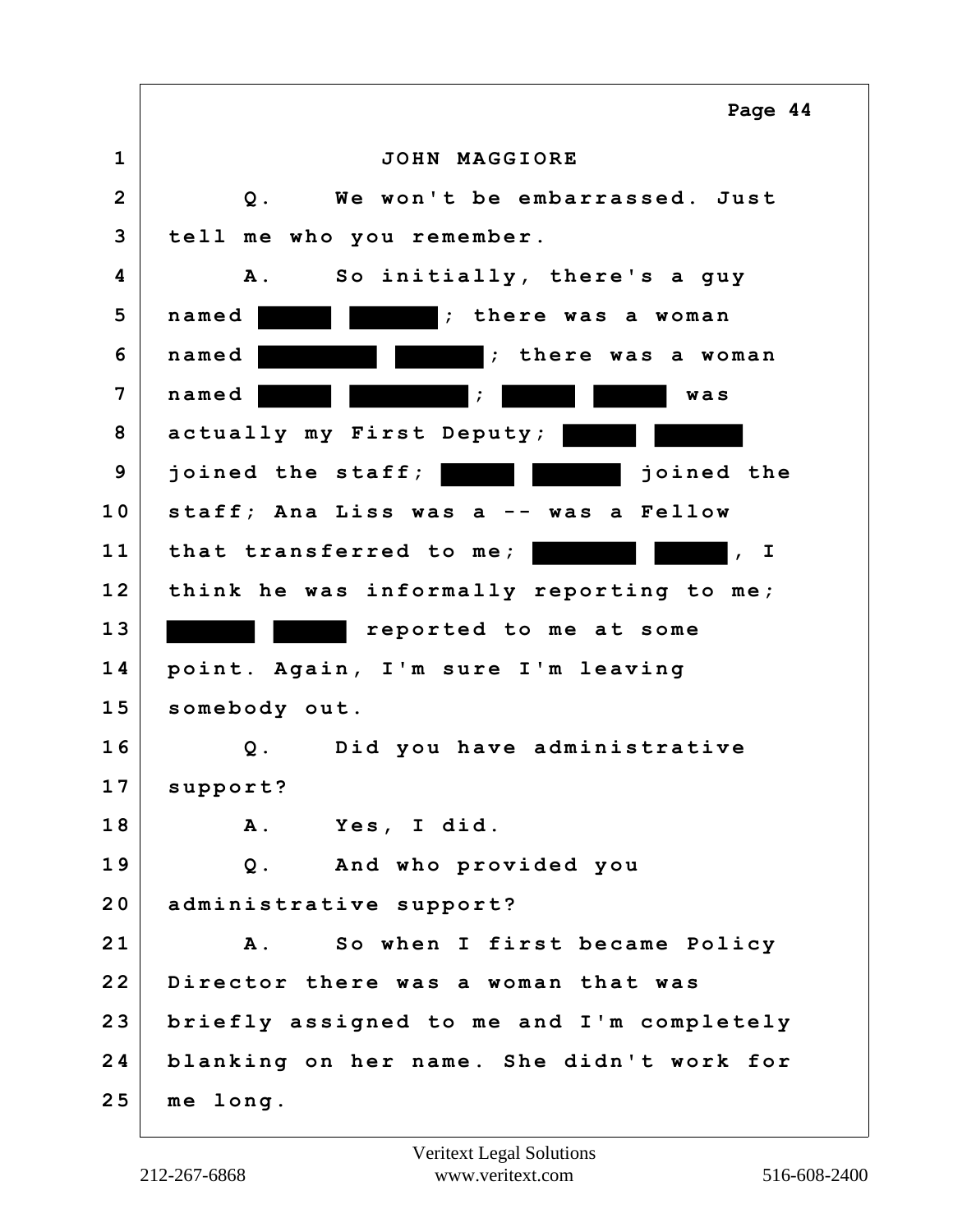JOHN MAGGIORE

Q. We won't be embarrassed. Just tell me who you remember.

A. So initially, there's a guy named [REDACTED] [REDACTED]; there was a woman named [REDACTED] [REDACTED]; there was a woman named [REDACTED] [REDACTED]; [REDACTED] [REDACTED] was actually my First Deputy; [REDACTED] [REDACTED] joined the staff; [REDACTED] [REDACTED] joined the staff; Ana Liss was a -- was a Fellow that transferred to me; [REDACTED] [REDACTED], I think he was informally reporting to me; [REDACTED] [REDACTED] reported to me at some point. Again, I'm sure I'm leaving somebody out.

Q. Did you have administrative support?

A. Yes, I did.

Q. And who provided you administrative support?

A. So when I first became Policy Director there was a woman that was briefly assigned to me and I'm completely blanking on her name. She didn't work for me long.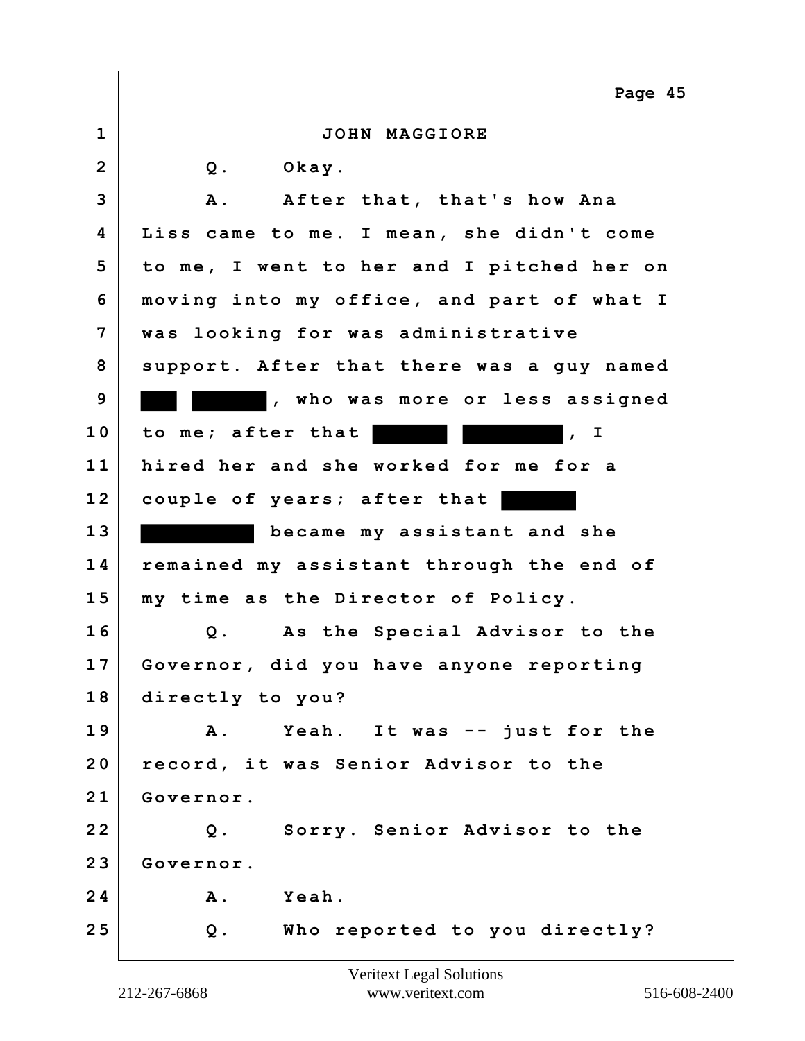JOHN MAGGIORE

Q. Okay.

A. After that, that's how Ana Liss came to me. I mean, she didn't come to me, I went to her and I pitched her on moving into my office, and part of what I was looking for was administrative support. After that there was a guy named ███ ██████, who was more or less assigned to me; after that ██████ ████████, I hired her and she worked for me for a couple of years; after that ███████ ████████ became my assistant and she remained my assistant through the end of my time as the Director of Policy.

Q. As the Special Advisor to the Governor, did you have anyone reporting directly to you?

A. Yeah. It was -- just for the record, it was Senior Advisor to the Governor.

Q. Sorry. Senior Advisor to the Governor.

A. Yeah.

Q. Who reported to you directly?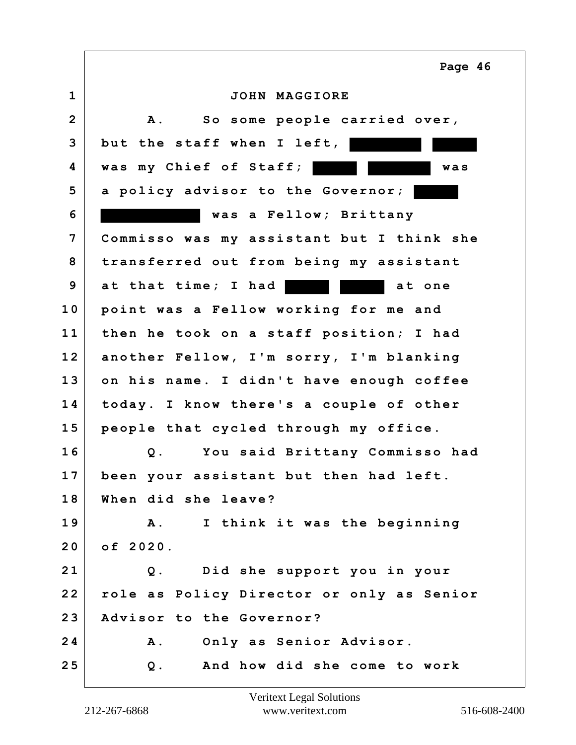JOHN MAGGIORE

A. So some people carried over, but the staff when I left, ████ ███ was my Chief of Staff; ███ ████ was a policy advisor to the Governor; ███ █████ was a Fellow; Brittany Commisso was my assistant but I think she transferred out from being my assistant at that time; I had ███ ███ at one point was a Fellow working for me and then he took on a staff position; I had another Fellow, I'm sorry, I'm blanking on his name. I didn't have enough coffee today. I know there's a couple of other people that cycled through my office.

Q. You said Brittany Commisso had been your assistant but then had left. When did she leave?

A. I think it was the beginning of 2020.

Q. Did she support you in your role as Policy Director or only as Senior Advisor to the Governor?

A. Only as Senior Advisor.

Q. And how did she come to work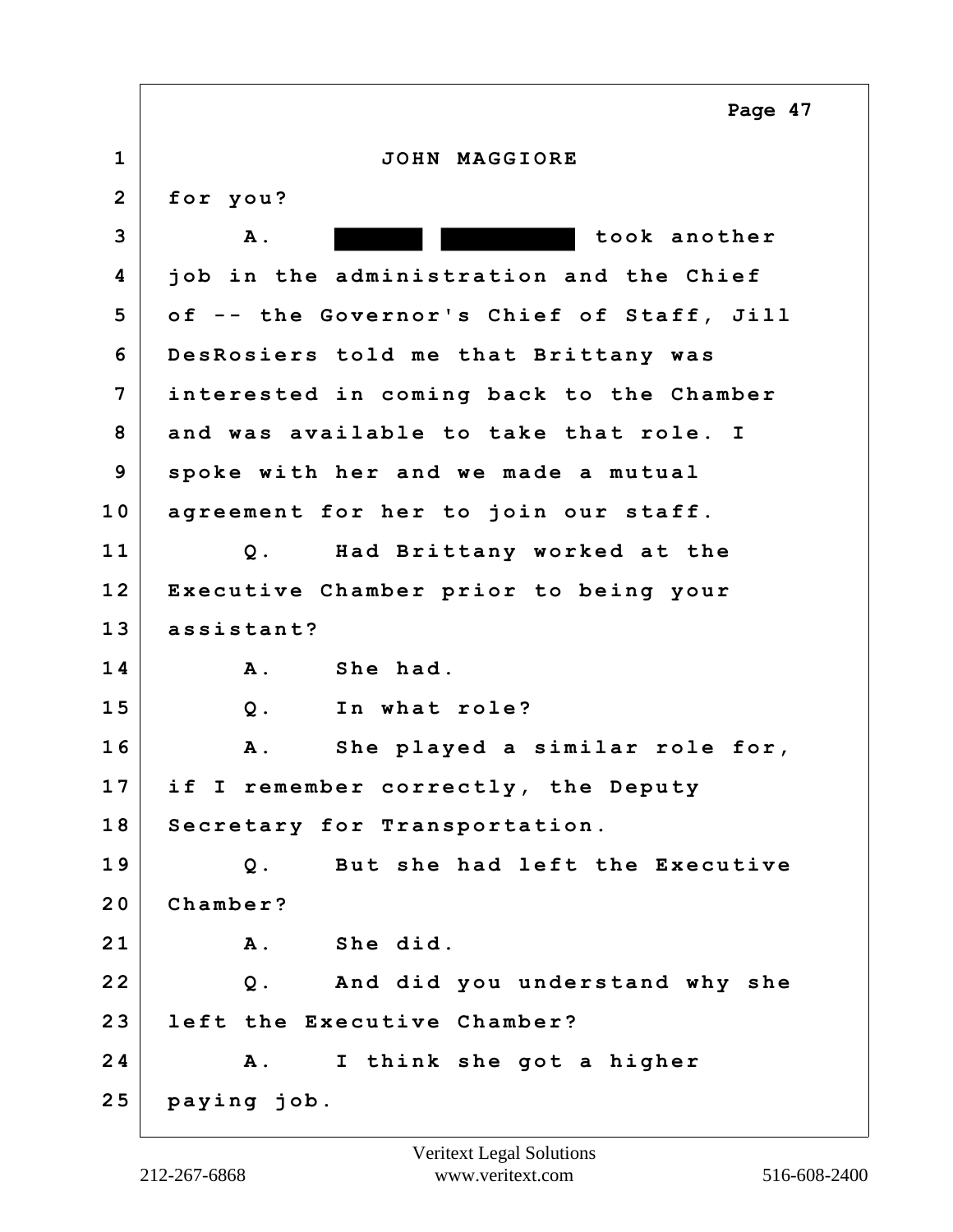JOHN MAGGIORE

for you?

A. ██████ ████████ took another job in the administration and the Chief of -- the Governor's Chief of Staff, Jill DesRosiers told me that Brittany was interested in coming back to the Chamber and was available to take that role. I spoke with her and we made a mutual agreement for her to join our staff.

Q. Had Brittany worked at the Executive Chamber prior to being your assistant?

A. She had.

Q. In what role?

A. She played a similar role for, if I remember correctly, the Deputy Secretary for Transportation.

Q. But she had left the Executive Chamber?

A. She did.

Q. And did you understand why she left the Executive Chamber?

A. I think she got a higher paying job.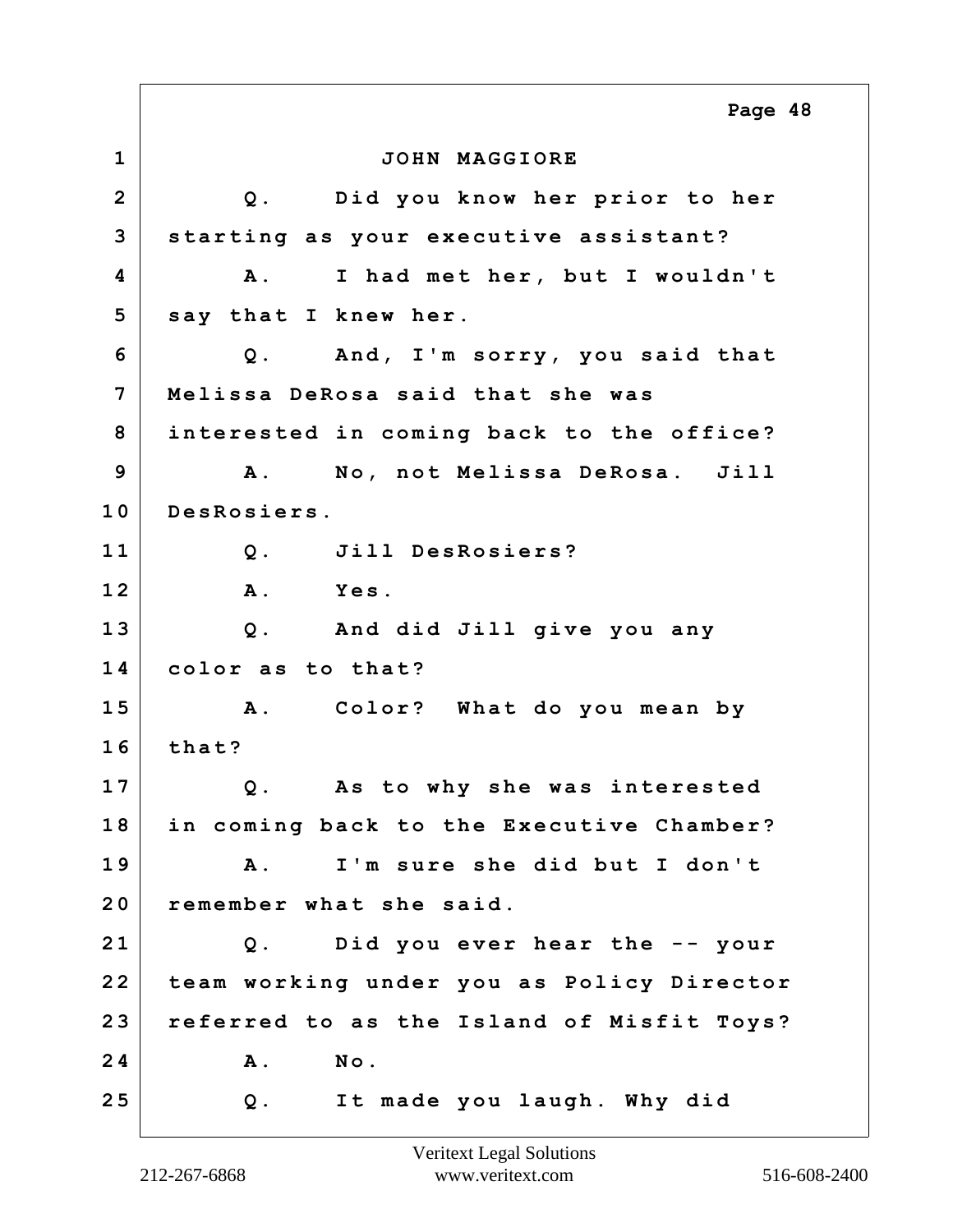JOHN MAGGIORE

Q. Did you know her prior to her starting as your executive assistant?

A. I had met her, but I wouldn't say that I knew her.

Q. And, I'm sorry, you said that Melissa DeRosa said that she was interested in coming back to the office?

A. No, not Melissa DeRosa. Jill DesRosiers.

Q. Jill DesRosiers?

A. Yes.

Q. And did Jill give you any color as to that?

A. Color? What do you mean by that?

Q. As to why she was interested in coming back to the Executive Chamber?

A. I'm sure she did but I don't remember what she said.

Q. Did you ever hear the -- your team working under you as Policy Director referred to as the Island of Misfit Toys?

A. No.

Q. It made you laugh. Why did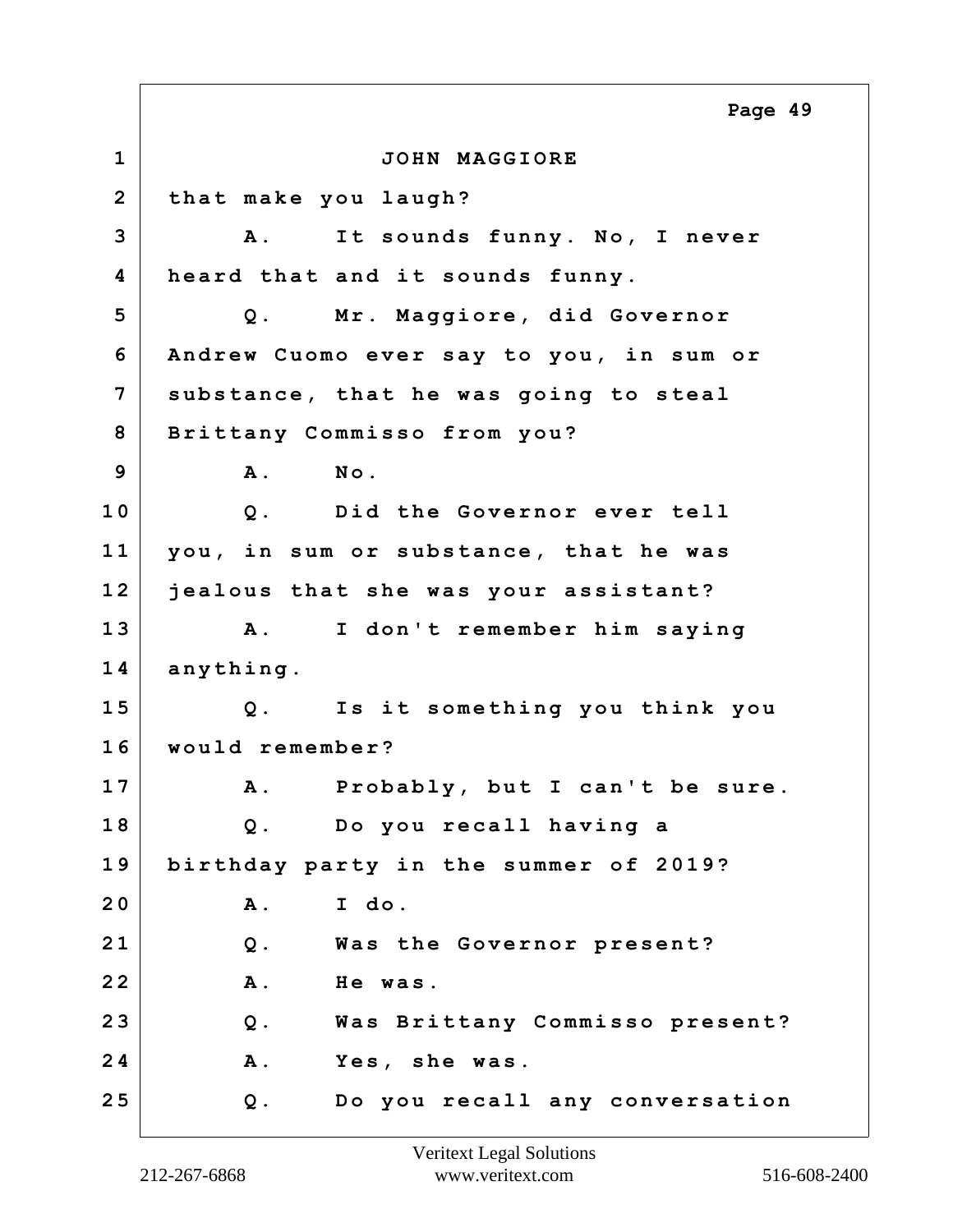JOHN MAGGIORE

that make you laugh?

A. It sounds funny. No, I never heard that and it sounds funny.

Q. Mr. Maggiore, did Governor Andrew Cuomo ever say to you, in sum or substance, that he was going to steal Brittany Commisso from you?

A. No.

Q. Did the Governor ever tell you, in sum or substance, that he was jealous that she was your assistant?

A. I don't remember him saying anything.

Q. Is it something you think you would remember?

A. Probably, but I can't be sure.

Q. Do you recall having a birthday party in the summer of 2019?

A. I do.

Q. Was the Governor present?

A. He was.

Q. Was Brittany Commisso present?

A. Yes, she was.

Q. Do you recall any conversation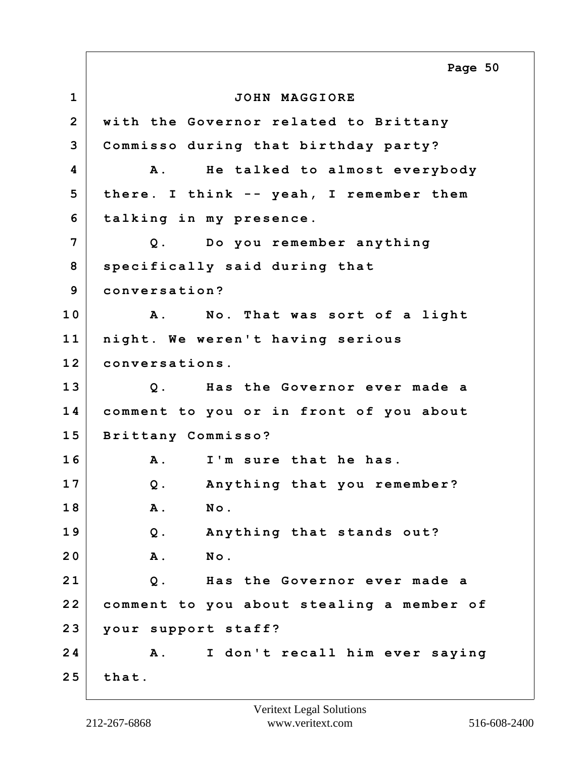JOHN MAGGIORE

with the Governor related to Brittany Commisso during that birthday party?

A. He talked to almost everybody there. I think -- yeah, I remember them talking in my presence.

Q. Do you remember anything specifically said during that conversation?

A. No. That was sort of a light night. We weren't having serious conversations.

Q. Has the Governor ever made a comment to you or in front of you about Brittany Commisso?

A. I'm sure that he has.

Q. Anything that you remember?

A. No.

Q. Anything that stands out?

A. No.

Q. Has the Governor ever made a comment to you about stealing a member of your support staff?

A. I don't recall him ever saying that.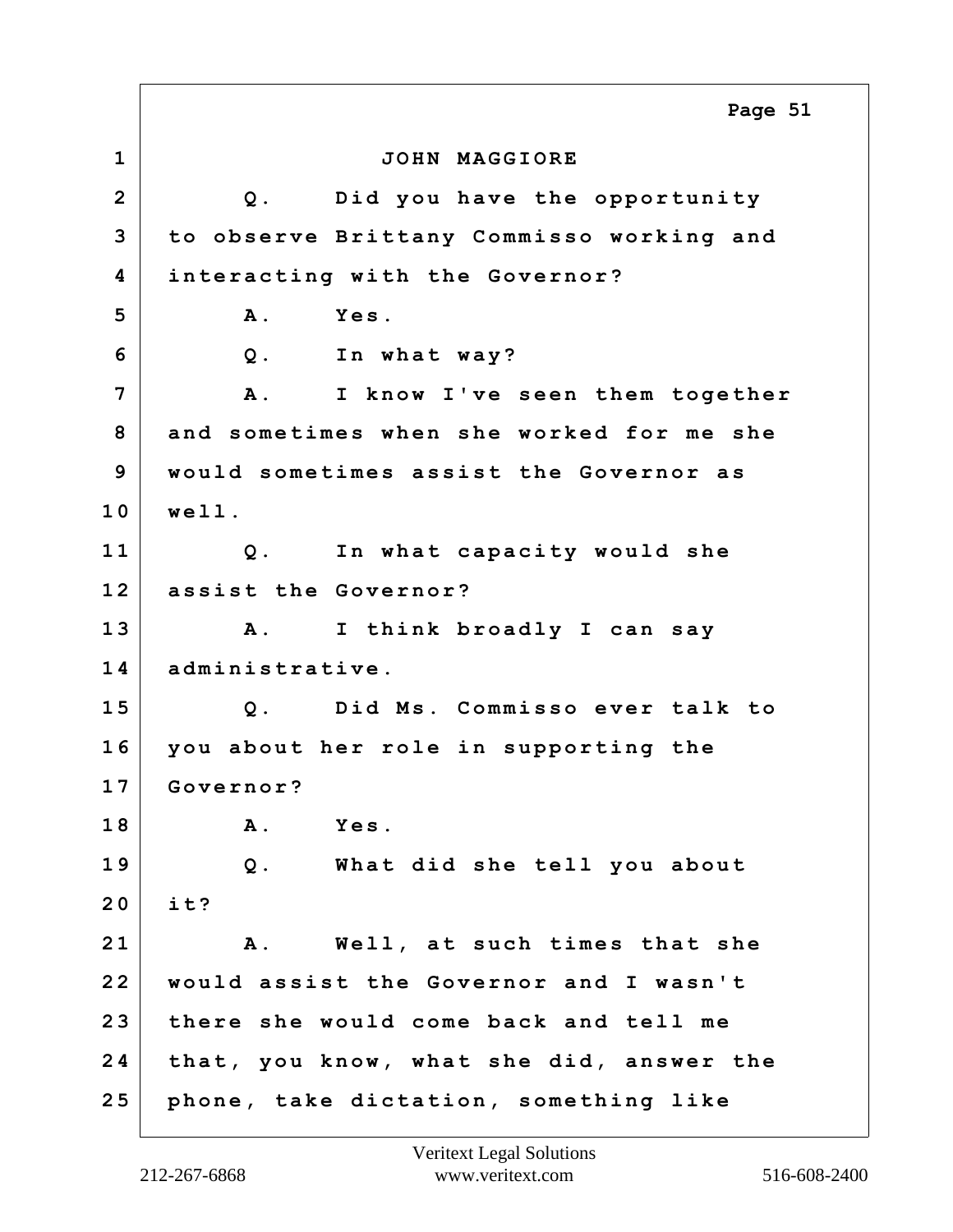JOHN MAGGIORE

Q. Did you have the opportunity to observe Brittany Commisso working and interacting with the Governor?

A. Yes.

Q. In what way?

A. I know I've seen them together and sometimes when she worked for me she would sometimes assist the Governor as well.

Q. In what capacity would she assist the Governor?

A. I think broadly I can say administrative.

Q. Did Ms. Commisso ever talk to you about her role in supporting the Governor?

A. Yes.

Q. What did she tell you about it?

A. Well, at such times that she would assist the Governor and I wasn't there she would come back and tell me that, you know, what she did, answer the phone, take dictation, something like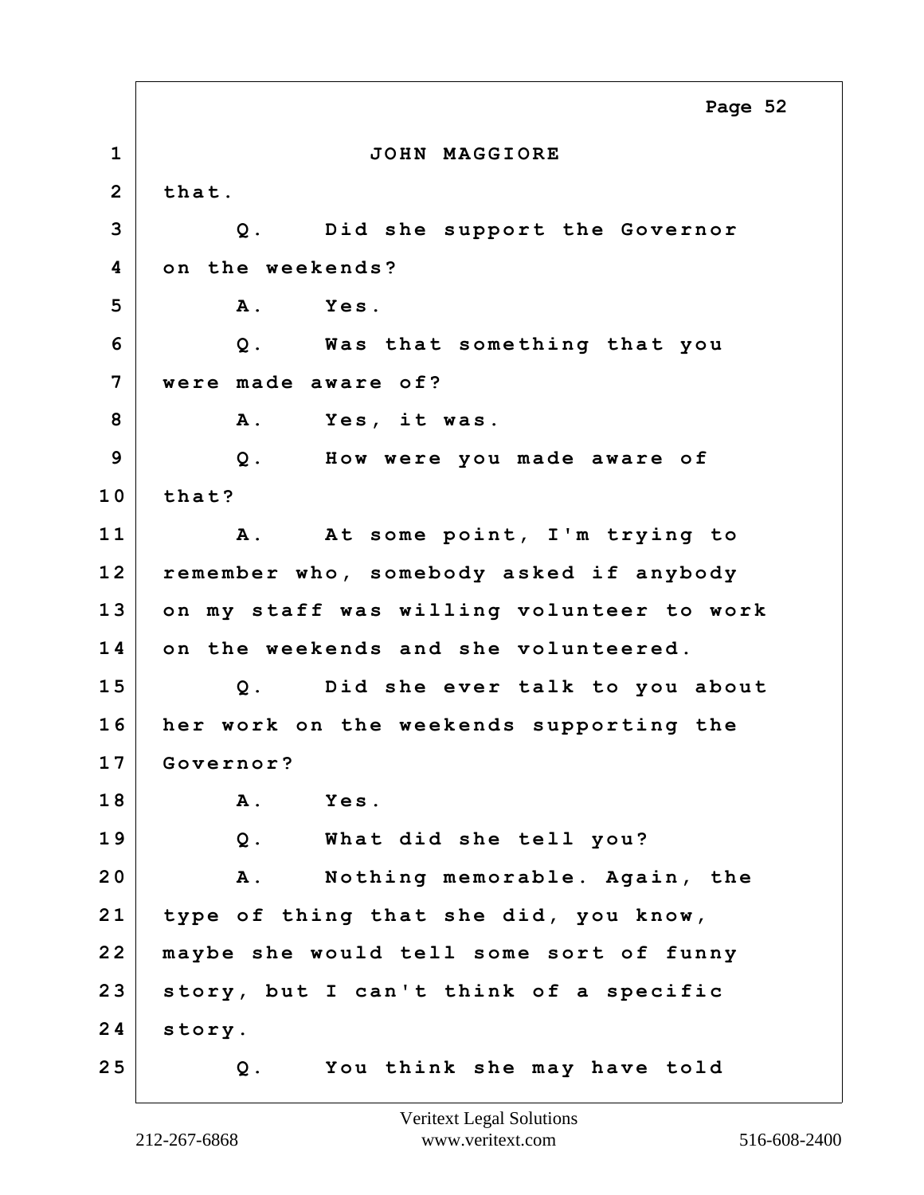JOHN MAGGIORE

that.

Q. Did she support the Governor on the weekends?

A. Yes.

Q. Was that something that you were made aware of?

A. Yes, it was.

Q. How were you made aware of that?

A. At some point, I'm trying to remember who, somebody asked if anybody on my staff was willing volunteer to work on the weekends and she volunteered.

Q. Did she ever talk to you about her work on the weekends supporting the Governor?

A. Yes.

Q. What did she tell you?

A. Nothing memorable. Again, the type of thing that she did, you know, maybe she would tell some sort of funny story, but I can't think of a specific story.

Q. You think she may have told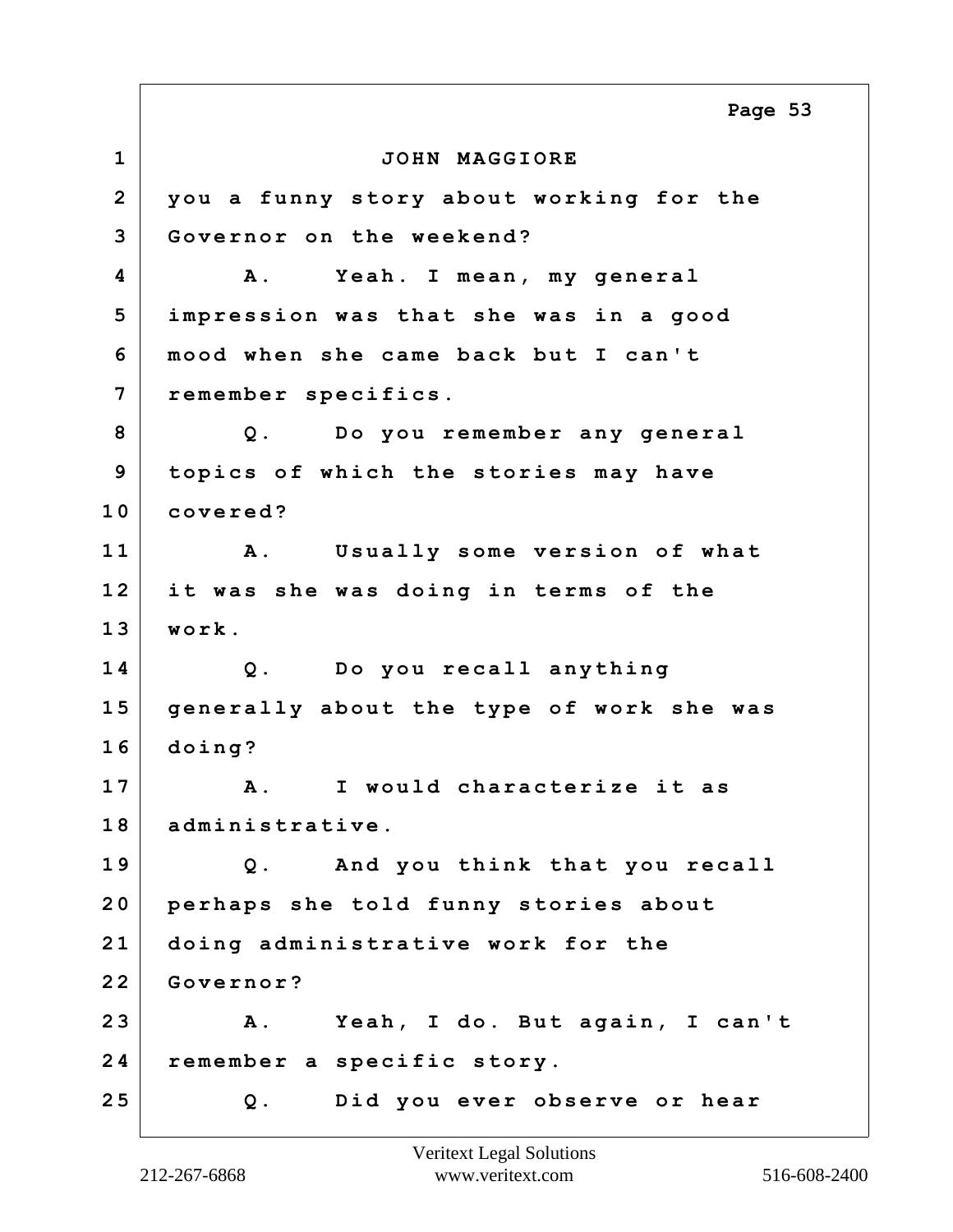JOHN MAGGIORE

you a funny story about working for the Governor on the weekend?

A. Yeah. I mean, my general impression was that she was in a good mood when she came back but I can't remember specifics.

Q. Do you remember any general topics of which the stories may have covered?

A. Usually some version of what it was she was doing in terms of the work.

Q. Do you recall anything generally about the type of work she was doing?

A. I would characterize it as administrative.

Q. And you think that you recall perhaps she told funny stories about doing administrative work for the Governor?

A. Yeah, I do. But again, I can't remember a specific story.

Q. Did you ever observe or hear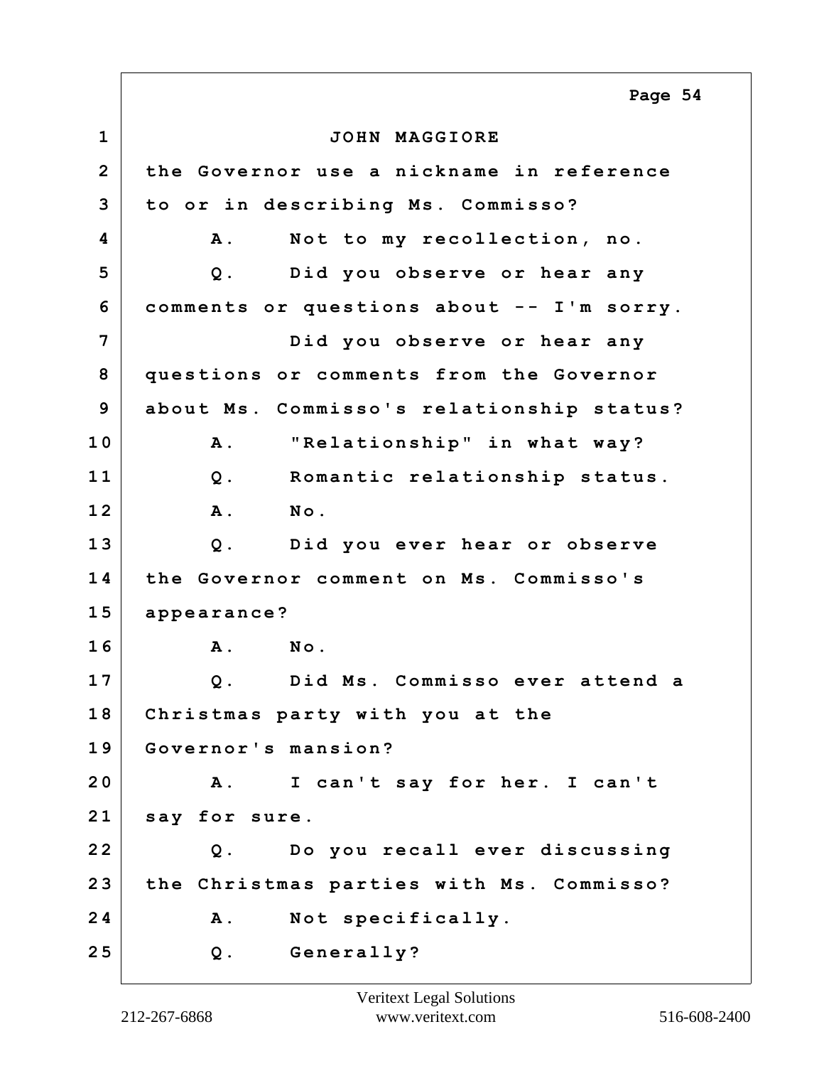JOHN MAGGIORE

the Governor use a nickname in reference to or in describing Ms. Commisso?

A. Not to my recollection, no.

Q. Did you observe or hear any comments or questions about -- I'm sorry.

Did you observe or hear any questions or comments from the Governor about Ms. Commisso's relationship status?

A. "Relationship" in what way?

Q. Romantic relationship status.

A. No.

Q. Did you ever hear or observe the Governor comment on Ms. Commisso's appearance?

A. No.

Q. Did Ms. Commisso ever attend a Christmas party with you at the Governor's mansion?

A. I can't say for her. I can't say for sure.

Q. Do you recall ever discussing the Christmas parties with Ms. Commisso?

A. Not specifically.

Q. Generally?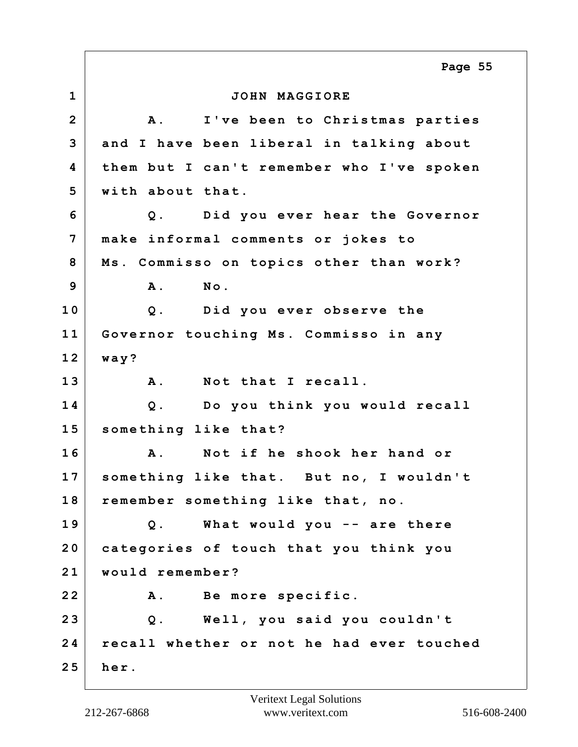JOHN MAGGIORE

A. I've been to Christmas parties and I have been liberal in talking about them but I can't remember who I've spoken with about that.

Q. Did you ever hear the Governor make informal comments or jokes to Ms. Commisso on topics other than work?

A. No.

Q. Did you ever observe the Governor touching Ms. Commisso in any way?

A. Not that I recall.

Q. Do you think you would recall something like that?

A. Not if he shook her hand or something like that. But no, I wouldn't remember something like that, no.

Q. What would you -- are there categories of touch that you think you would remember?

A. Be more specific.

Q. Well, you said you couldn't recall whether or not he had ever touched her.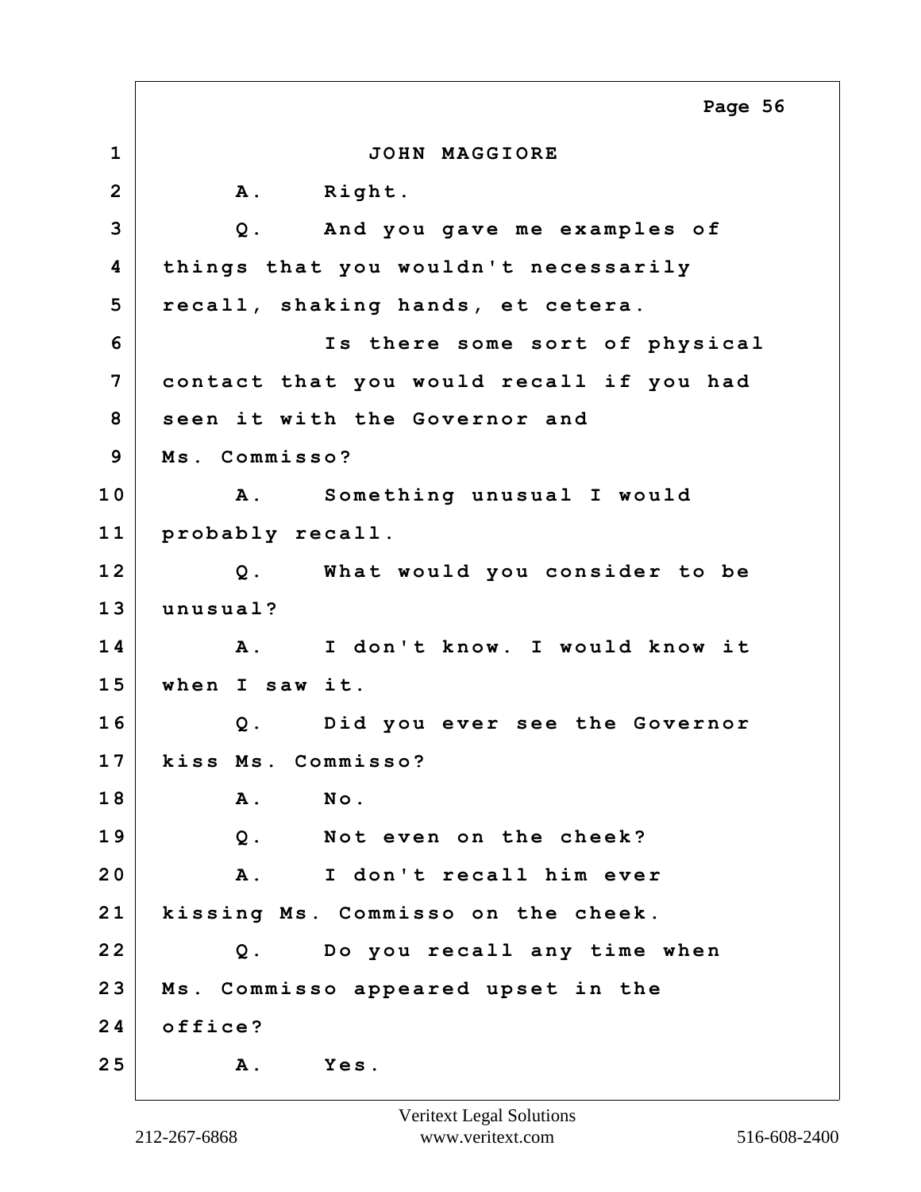JOHN MAGGIORE

A. Right.

Q. And you gave me examples of things that you wouldn't necessarily recall, shaking hands, et cetera.

Is there some sort of physical contact that you would recall if you had seen it with the Governor and Ms. Commisso?

A. Something unusual I would probably recall.

Q. What would you consider to be unusual?

A. I don't know. I would know it when I saw it.

Q. Did you ever see the Governor kiss Ms. Commisso?

A. No.

Q. Not even on the cheek?

A. I don't recall him ever kissing Ms. Commisso on the cheek.

Q. Do you recall any time when Ms. Commisso appeared upset in the office?

A. Yes.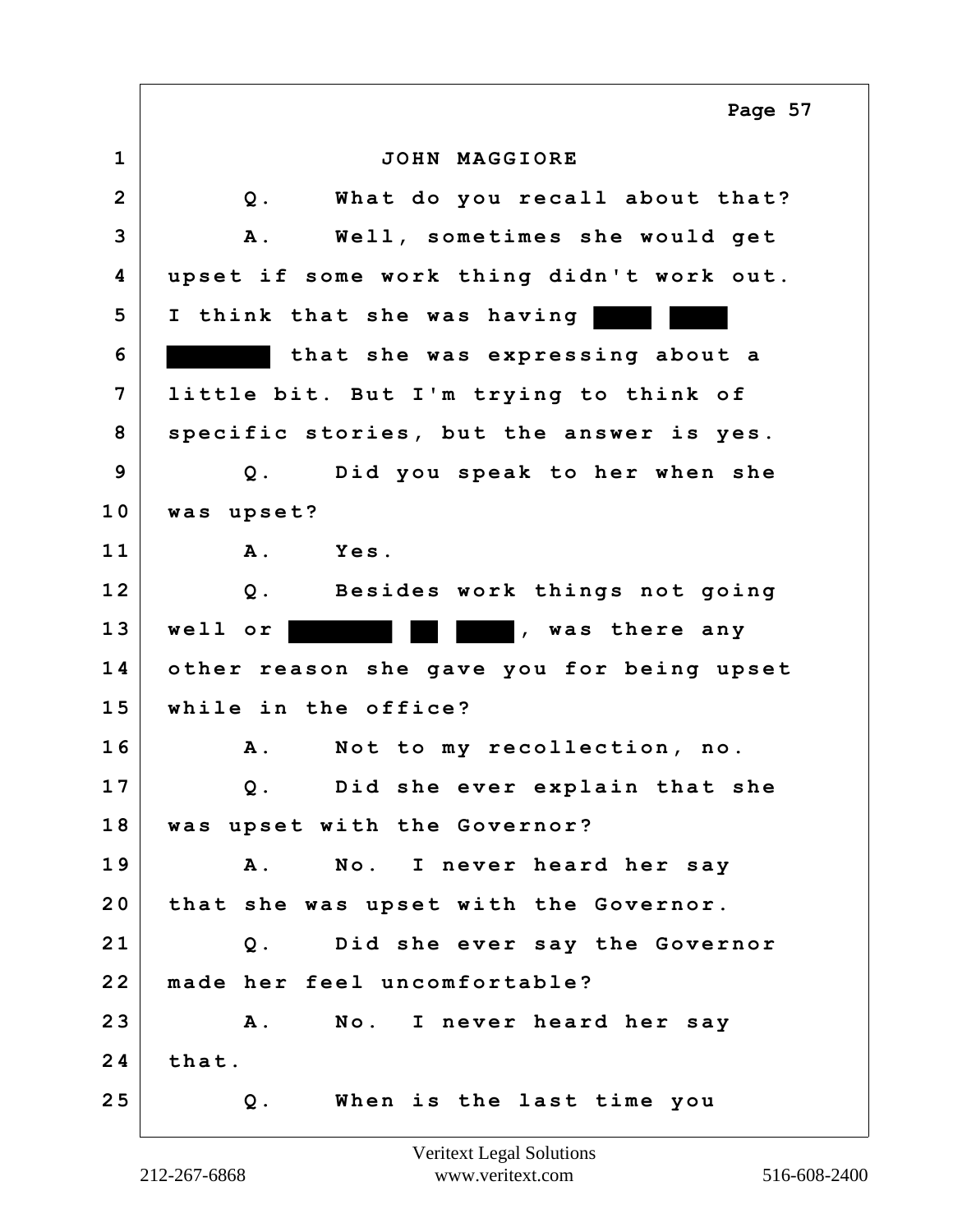JOHN MAGGIORE

Q. What do you recall about that?

A. Well, sometimes she would get upset if some work thing didn't work out. I think that she was having ████ ████ ██████ that she was expressing about a little bit. But I'm trying to think of specific stories, but the answer is yes.

Q. Did you speak to her when she was upset?

A. Yes.

Q. Besides work things not going well or ██████ ██ ████, was there any other reason she gave you for being upset while in the office?

A. Not to my recollection, no.

Q. Did she ever explain that she was upset with the Governor?

A. No. I never heard her say that she was upset with the Governor.

Q. Did she ever say the Governor made her feel uncomfortable?

A. No. I never heard her say that.

Q. When is the last time you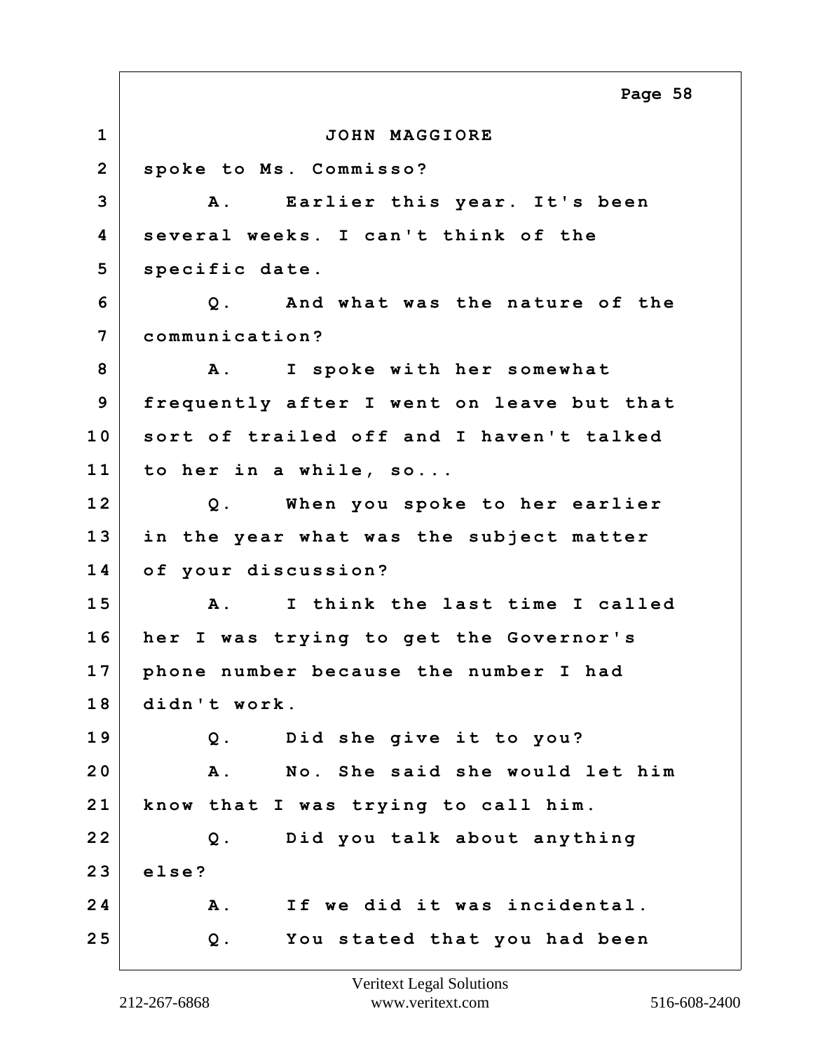JOHN MAGGIORE

spoke to Ms. Commisso?

A. Earlier this year. It's been several weeks. I can't think of the specific date.

Q. And what was the nature of the communication?

A. I spoke with her somewhat frequently after I went on leave but that sort of trailed off and I haven't talked to her in a while, so...

Q. When you spoke to her earlier in the year what was the subject matter of your discussion?

A. I think the last time I called her I was trying to get the Governor's phone number because the number I had didn't work.

Q. Did she give it to you?

A. No. She said she would let him know that I was trying to call him.

Q. Did you talk about anything else?

A. If we did it was incidental.

Q. You stated that you had been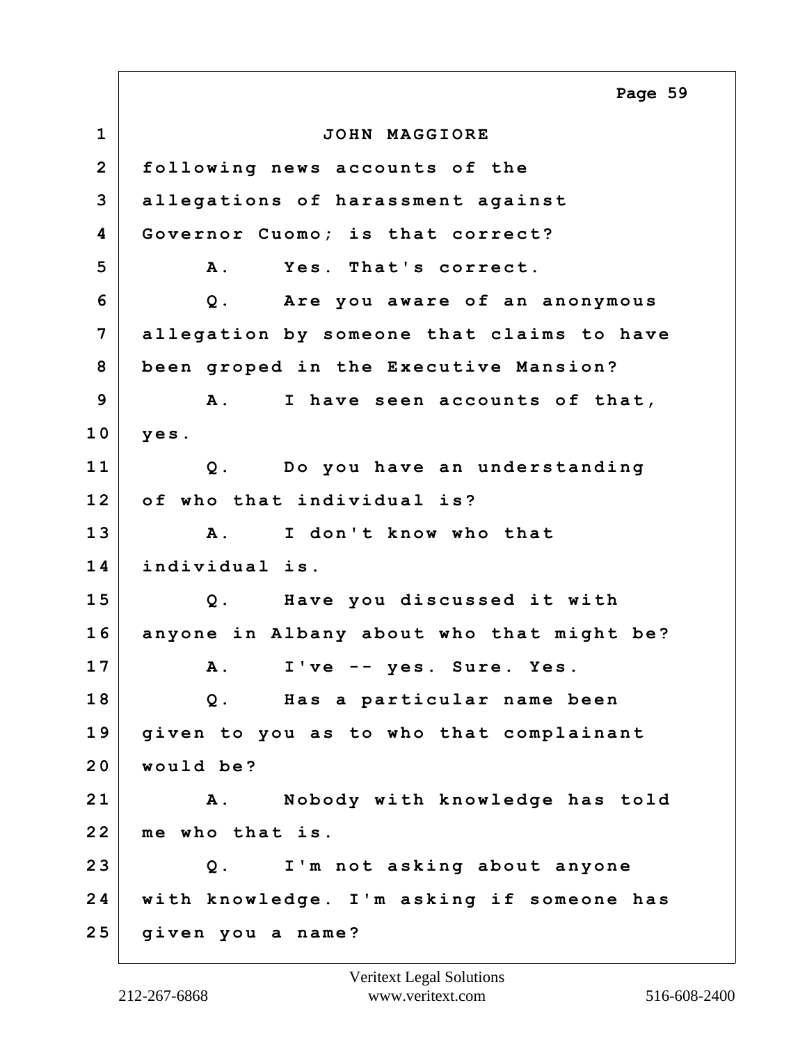JOHN MAGGIORE

following news accounts of the allegations of harassment against Governor Cuomo; is that correct?

A. Yes. That's correct.

Q. Are you aware of an anonymous allegation by someone that claims to have been groped in the Executive Mansion?

A. I have seen accounts of that, yes.

Q. Do you have an understanding of who that individual is?

A. I don't know who that individual is.

Q. Have you discussed it with anyone in Albany about who that might be?

A. I've -- yes. Sure. Yes.

Q. Has a particular name been given to you as to who that complainant would be?

A. Nobody with knowledge has told me who that is.

Q. I'm not asking about anyone with knowledge. I'm asking if someone has given you a name?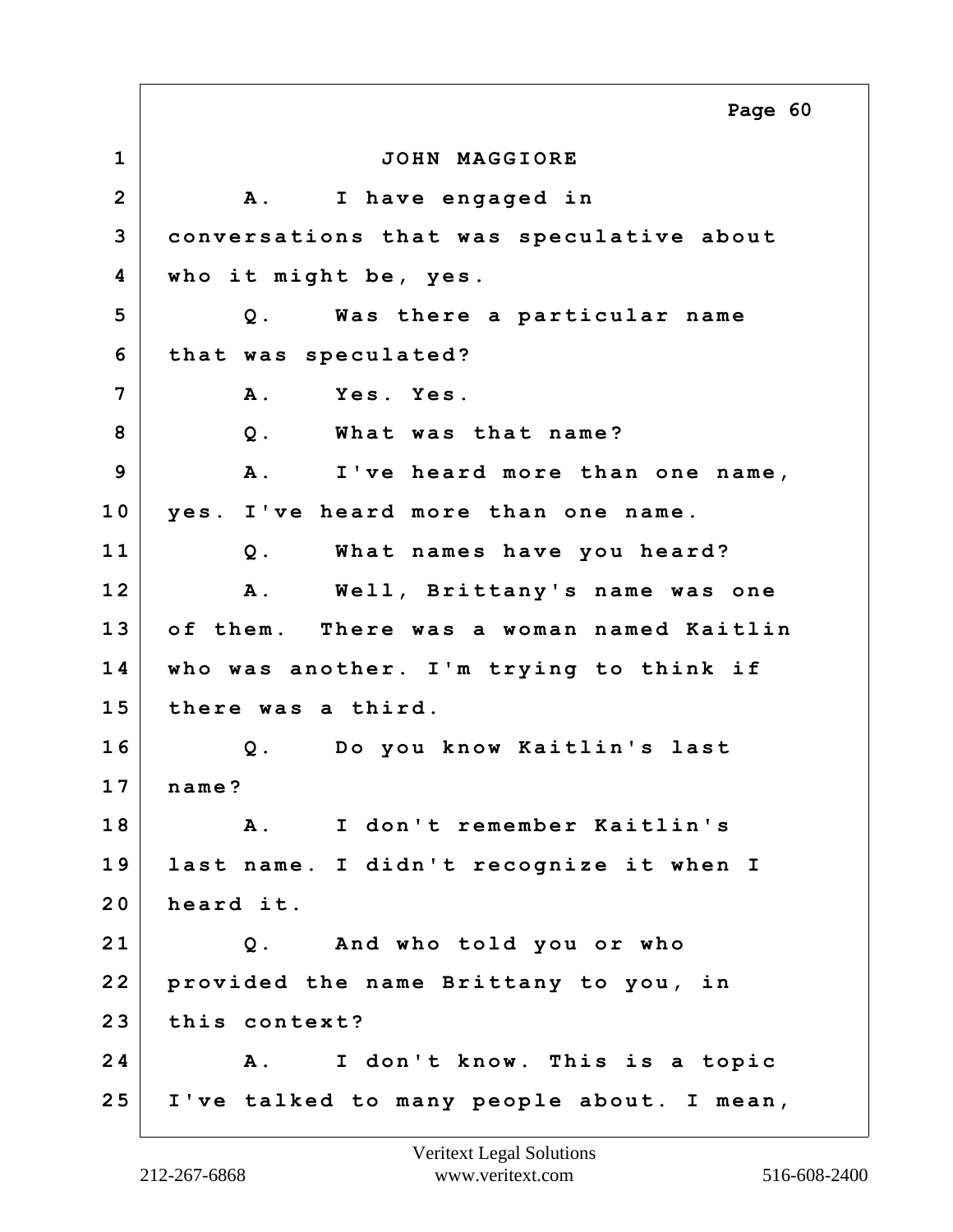JOHN MAGGIORE

A. I have engaged in conversations that was speculative about who it might be, yes.

Q. Was there a particular name that was speculated?

A. Yes. Yes.

Q. What was that name?

A. I've heard more than one name, yes. I've heard more than one name.

Q. What names have you heard?

A. Well, Brittany's name was one of them. There was a woman named Kaitlin who was another. I'm trying to think if there was a third.

Q. Do you know Kaitlin's last name?

A. I don't remember Kaitlin's last name. I didn't recognize it when I heard it.

Q. And who told you or who provided the name Brittany to you, in this context?

A. I don't know. This is a topic I've talked to many people about. I mean,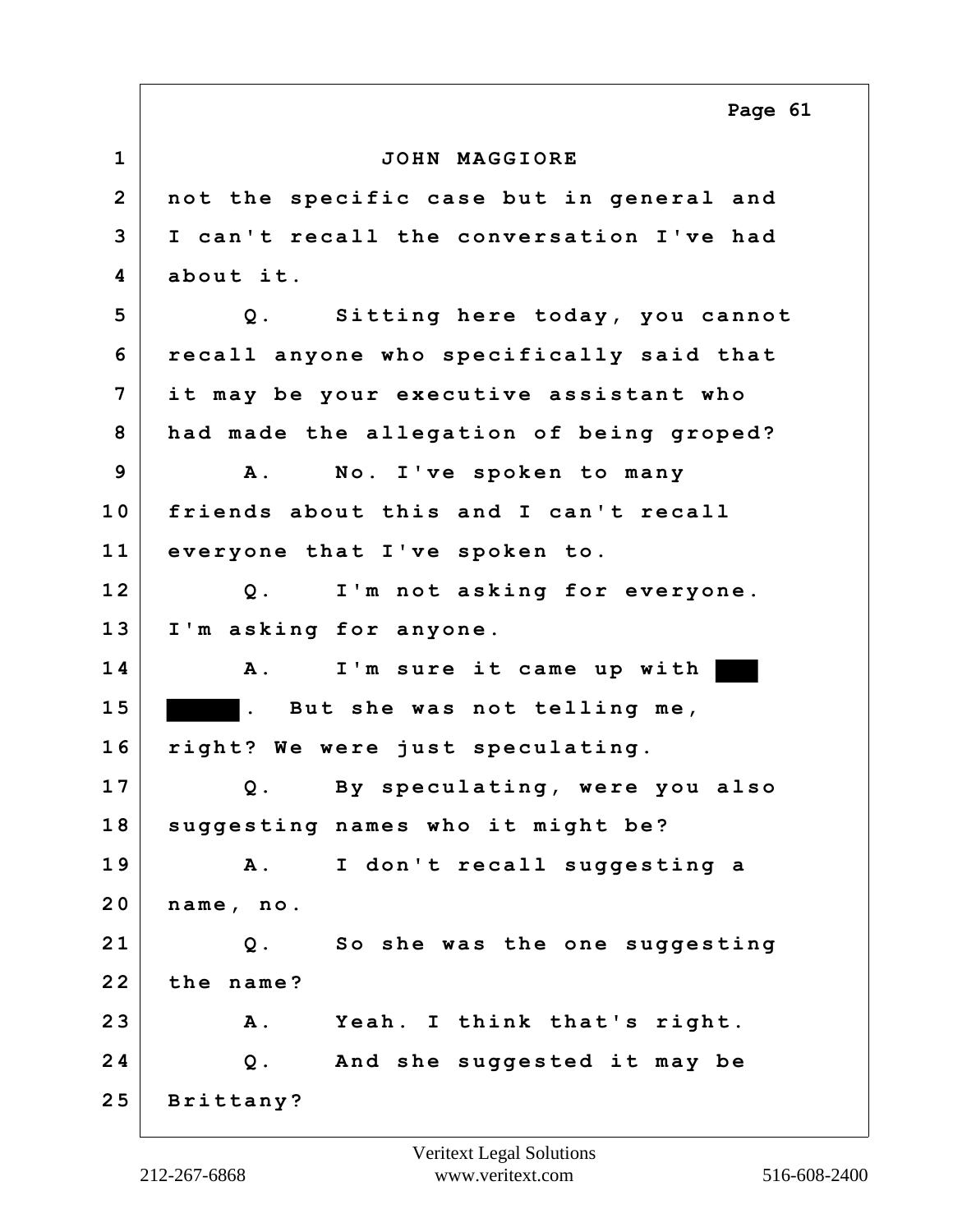JOHN MAGGIORE

not the specific case but in general and I can't recall the conversation I've had about it.

Q. Sitting here today, you cannot recall anyone who specifically said that it may be your executive assistant who had made the allegation of being groped?

A. No. I've spoken to many friends about this and I can't recall everyone that I've spoken to.

Q. I'm not asking for everyone. I'm asking for anyone.

A. I'm sure it came up with ███ ████. But she was not telling me, right? We were just speculating.

Q. By speculating, were you also suggesting names who it might be?

A. I don't recall suggesting a name, no.

Q. So she was the one suggesting the name?

A. Yeah. I think that's right.

Q. And she suggested it may be Brittany?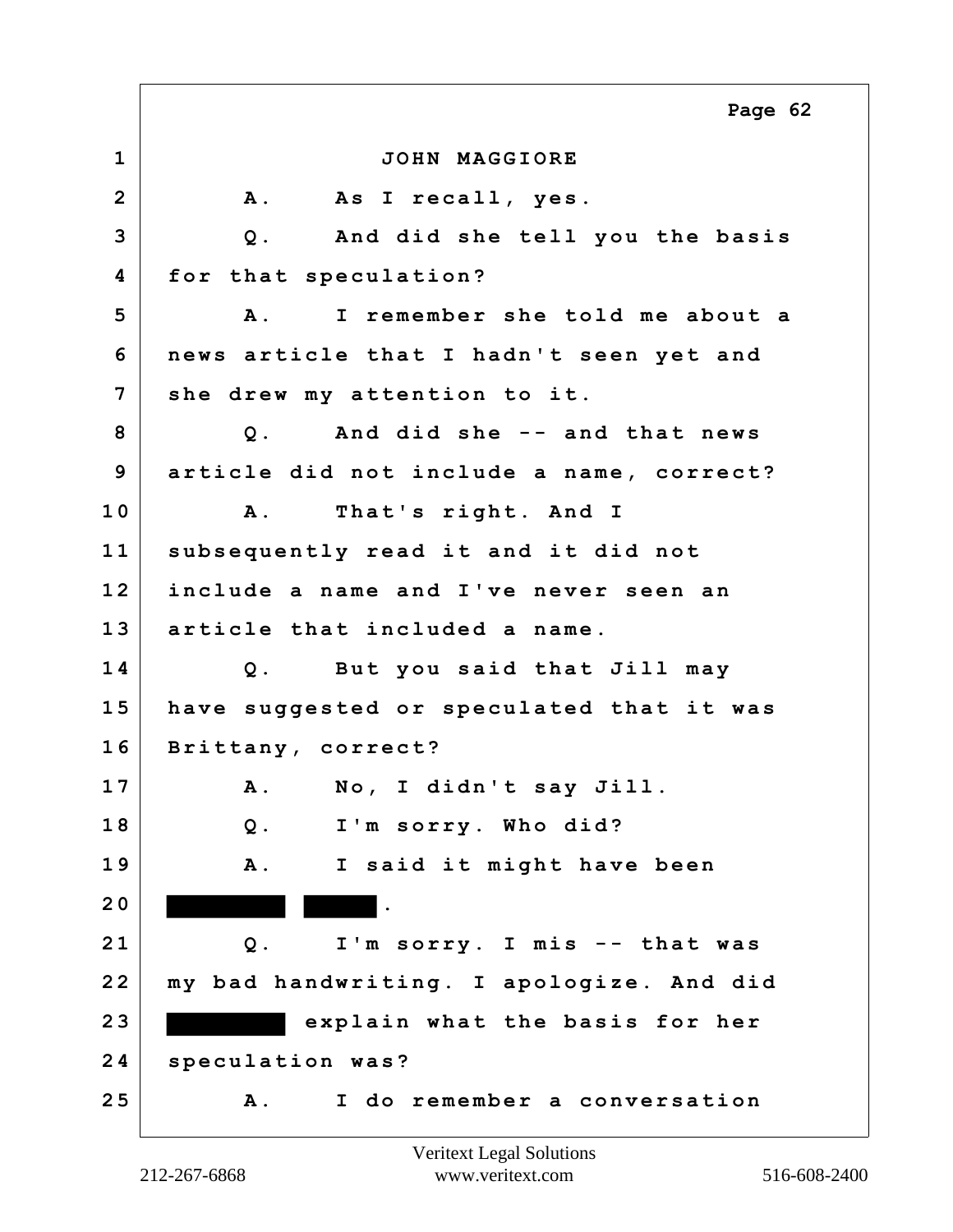JOHN MAGGIORE

A. As I recall, yes.

Q. And did she tell you the basis for that speculation?

A. I remember she told me about a news article that I hadn't seen yet and she drew my attention to it.

Q. And did she -- and that news article did not include a name, correct?

A. That's right. And I subsequently read it and it did not include a name and I've never seen an article that included a name.

Q. But you said that Jill may have suggested or speculated that it was Brittany, correct?

A. No, I didn't say Jill.

Q. I'm sorry. Who did?

A. I said it might have been ████████ █████.

Q. I'm sorry. I mis -- that was my bad handwriting. I apologize. And did ████████ explain what the basis for her speculation was?

A. I do remember a conversation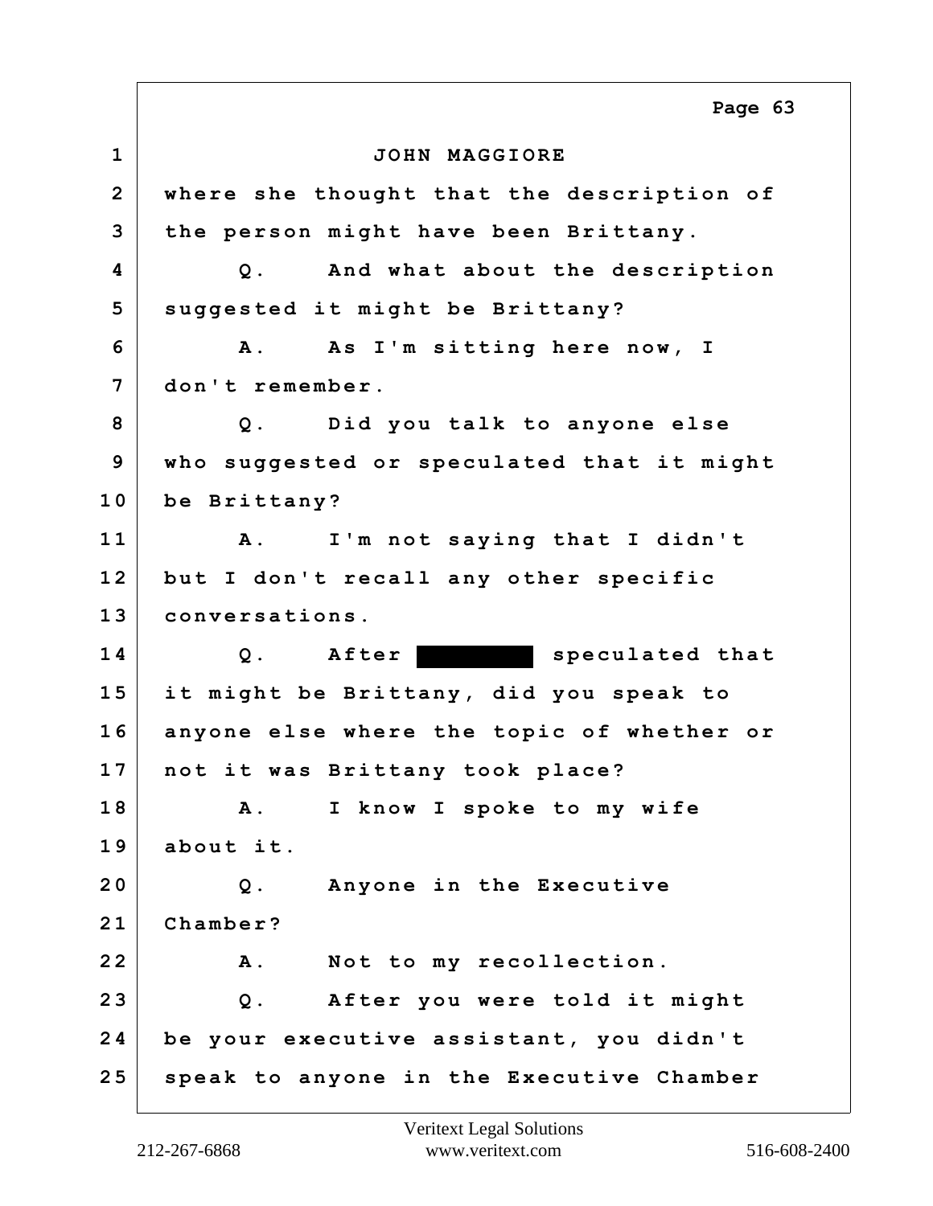JOHN MAGGIORE

where she thought that the description of the person might have been Brittany.

Q. And what about the description suggested it might be Brittany?

A. As I'm sitting here now, I don't remember.

Q. Did you talk to anyone else who suggested or speculated that it might be Brittany?

A. I'm not saying that I didn't but I don't recall any other specific conversations.

Q. After ████████ speculated that it might be Brittany, did you speak to anyone else where the topic of whether or not it was Brittany took place?

A. I know I spoke to my wife about it.

Q. Anyone in the Executive Chamber?

A. Not to my recollection.

Q. After you were told it might be your executive assistant, you didn't speak to anyone in the Executive Chamber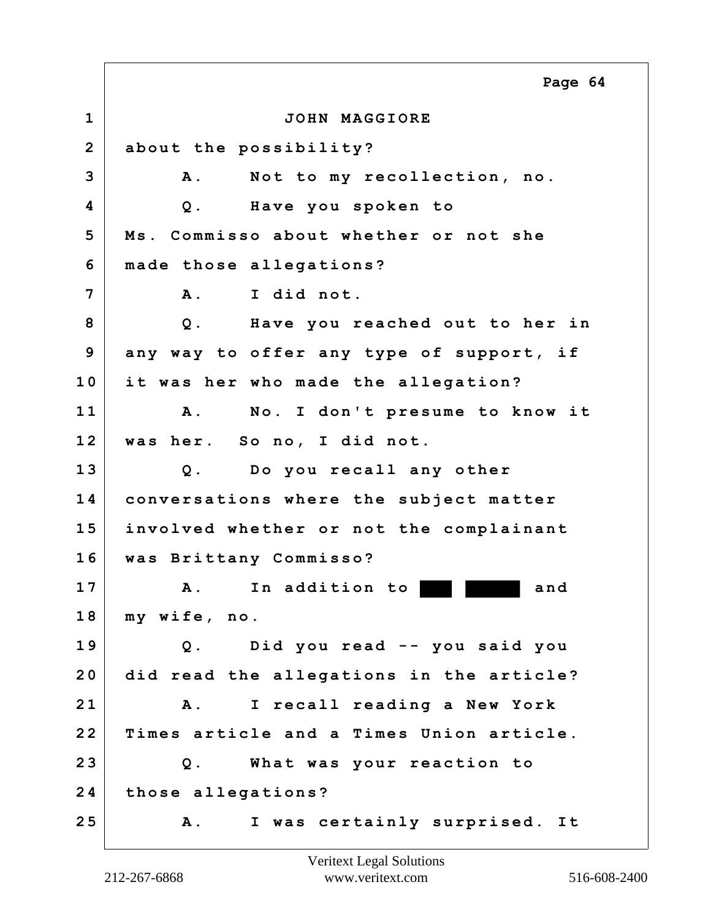JOHN MAGGIORE

about the possibility?

A. Not to my recollection, no.

Q. Have you spoken to Ms. Commisso about whether or not she made those allegations?

A. I did not.

Q. Have you reached out to her in any way to offer any type of support, if it was her who made the allegation?

A. No. I don't presume to know it was her. So no, I did not.

Q. Do you recall any other conversations where the subject matter involved whether or not the complainant was Brittany Commisso?

A. In addition to ███ █████ and my wife, no.

Q. Did you read -- you said you did read the allegations in the article?

A. I recall reading a New York Times article and a Times Union article.

Q. What was your reaction to those allegations?

A. I was certainly surprised. It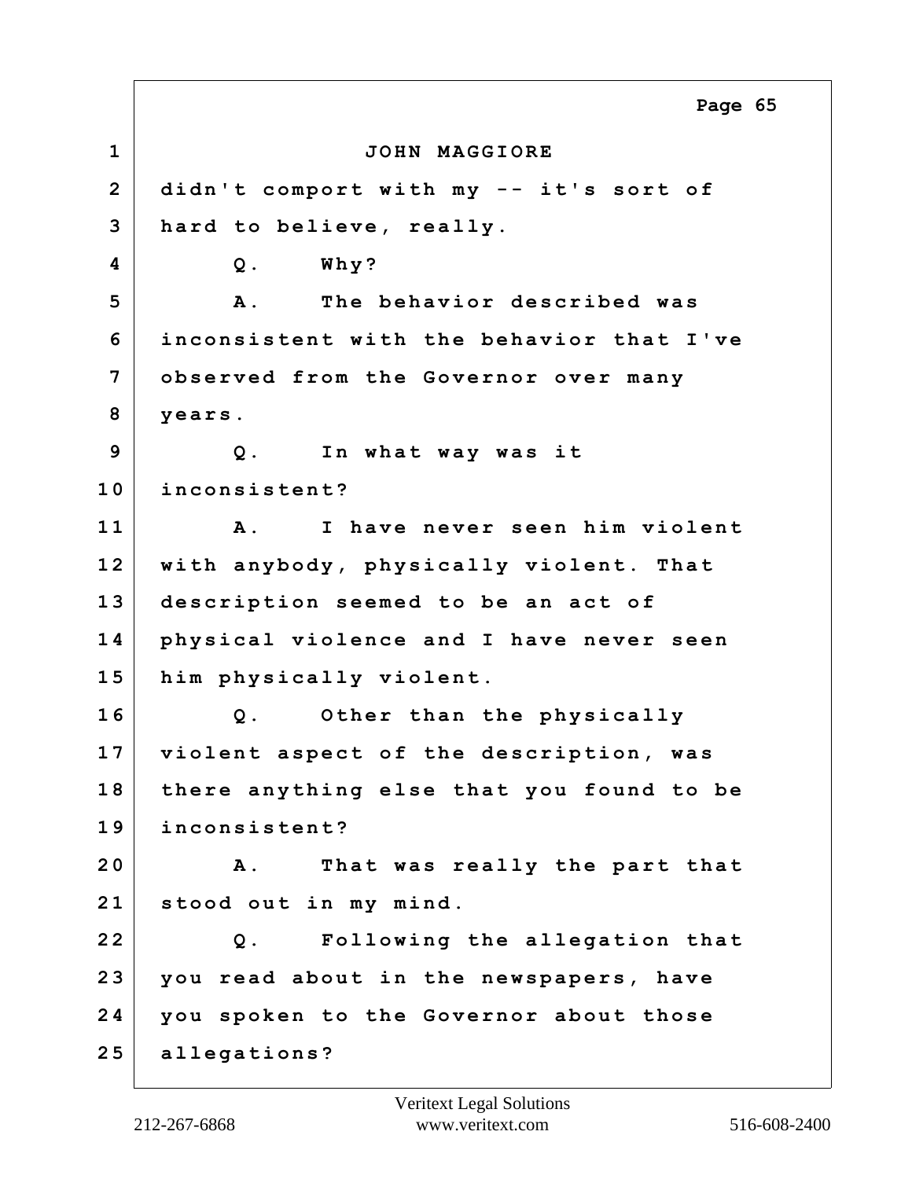JOHN MAGGIORE

didn't comport with my -- it's sort of hard to believe, really.

Q. Why?

A. The behavior described was inconsistent with the behavior that I've observed from the Governor over many years.

Q. In what way was it inconsistent?

A. I have never seen him violent with anybody, physically violent. That description seemed to be an act of physical violence and I have never seen him physically violent.

Q. Other than the physically violent aspect of the description, was there anything else that you found to be inconsistent?

A. That was really the part that stood out in my mind.

Q. Following the allegation that you read about in the newspapers, have you spoken to the Governor about those allegations?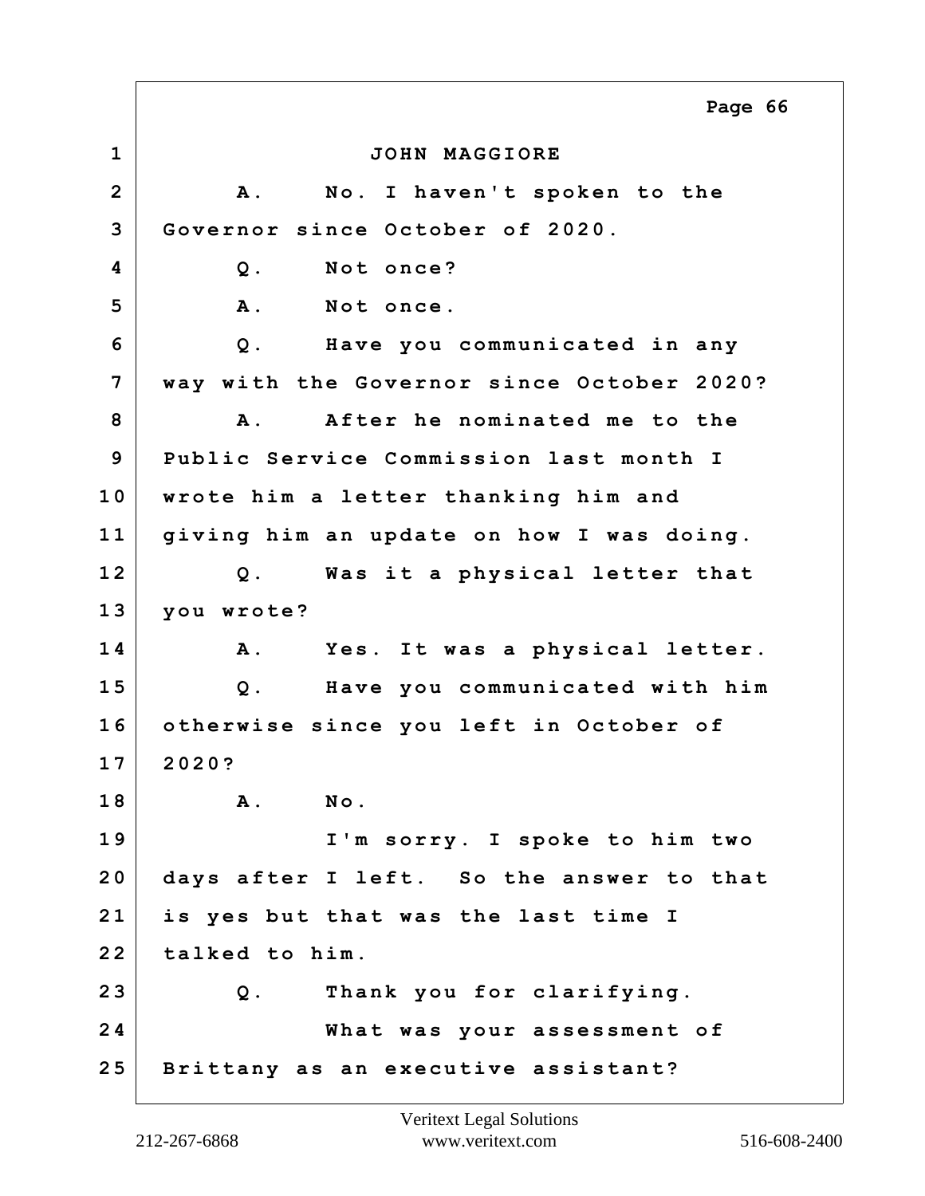JOHN MAGGIORE

A. No. I haven't spoken to the Governor since October of 2020.

Q. Not once?

A. Not once.

Q. Have you communicated in any way with the Governor since October 2020?

A. After he nominated me to the Public Service Commission last month I wrote him a letter thanking him and giving him an update on how I was doing.

Q. Was it a physical letter that you wrote?

A. Yes. It was a physical letter.

Q. Have you communicated with him otherwise since you left in October of 2020?

A. No.

I'm sorry. I spoke to him two days after I left. So the answer to that is yes but that was the last time I talked to him.

Q. Thank you for clarifying.

What was your assessment of Brittany as an executive assistant?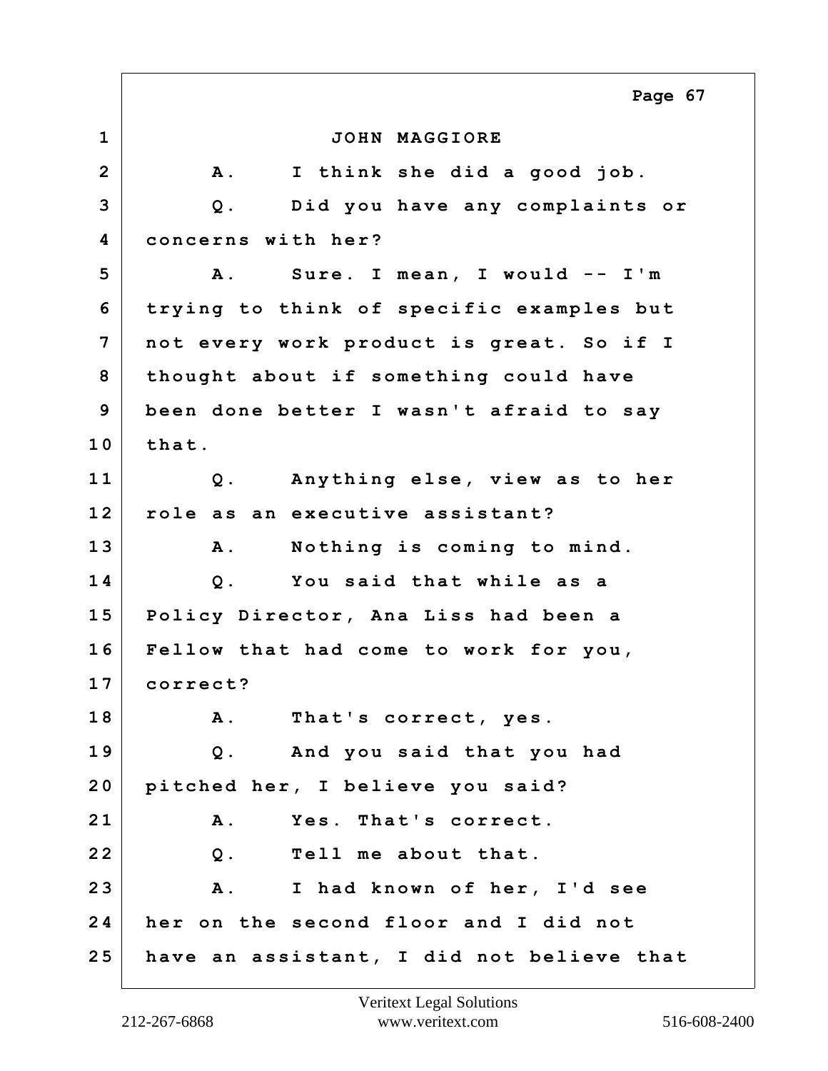JOHN MAGGIORE

A. I think she did a good job.

Q. Did you have any complaints or concerns with her?

A. Sure. I mean, I would -- I'm trying to think of specific examples but not every work product is great. So if I thought about if something could have been done better I wasn't afraid to say that.

Q. Anything else, view as to her role as an executive assistant?

A. Nothing is coming to mind.

Q. You said that while as a Policy Director, Ana Liss had been a Fellow that had come to work for you, correct?

A. That's correct, yes.

Q. And you said that you had pitched her, I believe you said?

A. Yes. That's correct.

Q. Tell me about that.

A. I had known of her, I'd see her on the second floor and I did not have an assistant, I did not believe that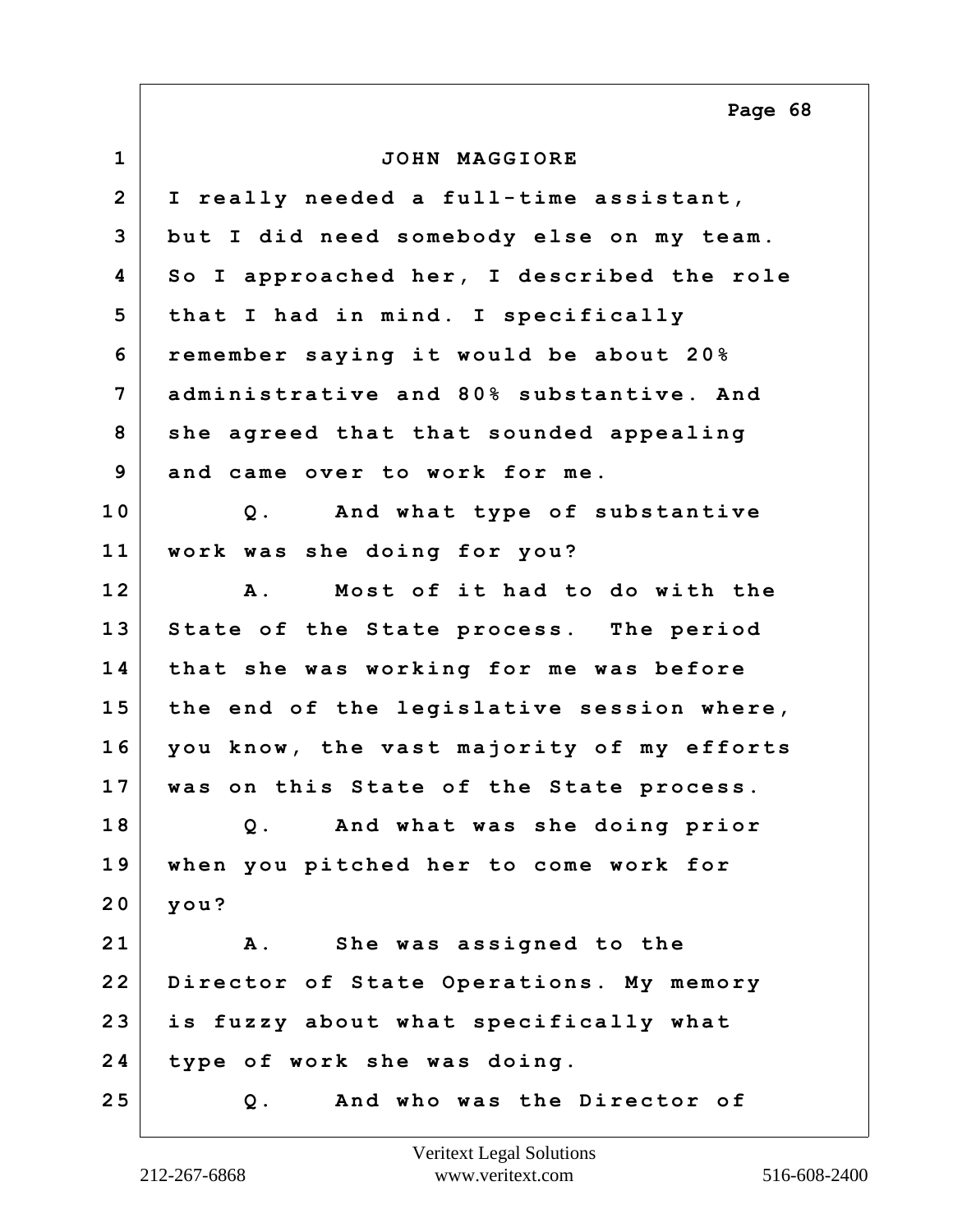JOHN MAGGIORE

I really needed a full-time assistant, but I did need somebody else on my team. So I approached her, I described the role that I had in mind. I specifically remember saying it would be about 20% administrative and 80% substantive. And she agreed that that sounded appealing and came over to work for me.

Q. And what type of substantive work was she doing for you?

A. Most of it had to do with the State of the State process. The period that she was working for me was before the end of the legislative session where, you know, the vast majority of my efforts was on this State of the State process.

Q. And what was she doing prior when you pitched her to come work for you?

A. She was assigned to the Director of State Operations. My memory is fuzzy about what specifically what type of work she was doing.

Q. And who was the Director of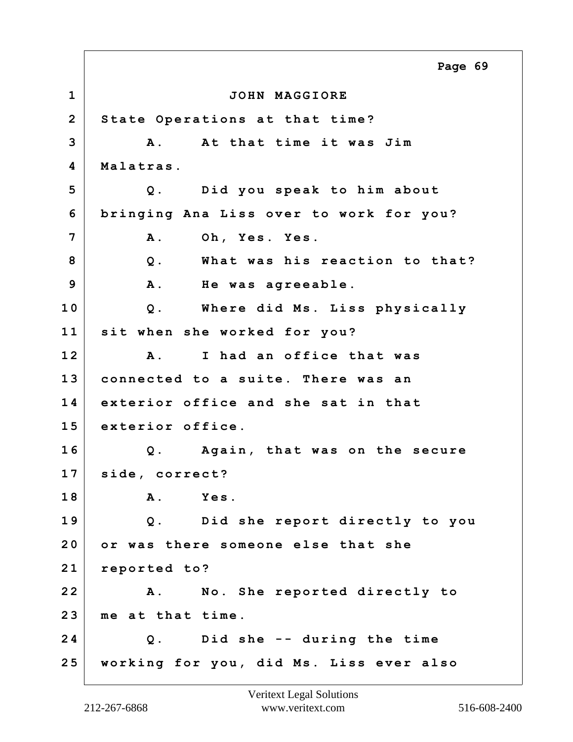JOHN MAGGIORE

State Operations at that time?

A. At that time it was Jim Malatras.

Q. Did you speak to him about bringing Ana Liss over to work for you?

A. Oh, Yes. Yes.

Q. What was his reaction to that?

A. He was agreeable.

Q. Where did Ms. Liss physically sit when she worked for you?

A. I had an office that was connected to a suite. There was an exterior office and she sat in that exterior office.

Q. Again, that was on the secure side, correct?

A. Yes.

Q. Did she report directly to you or was there someone else that she reported to?

A. No. She reported directly to me at that time.

Q. Did she -- during the time working for you, did Ms. Liss ever also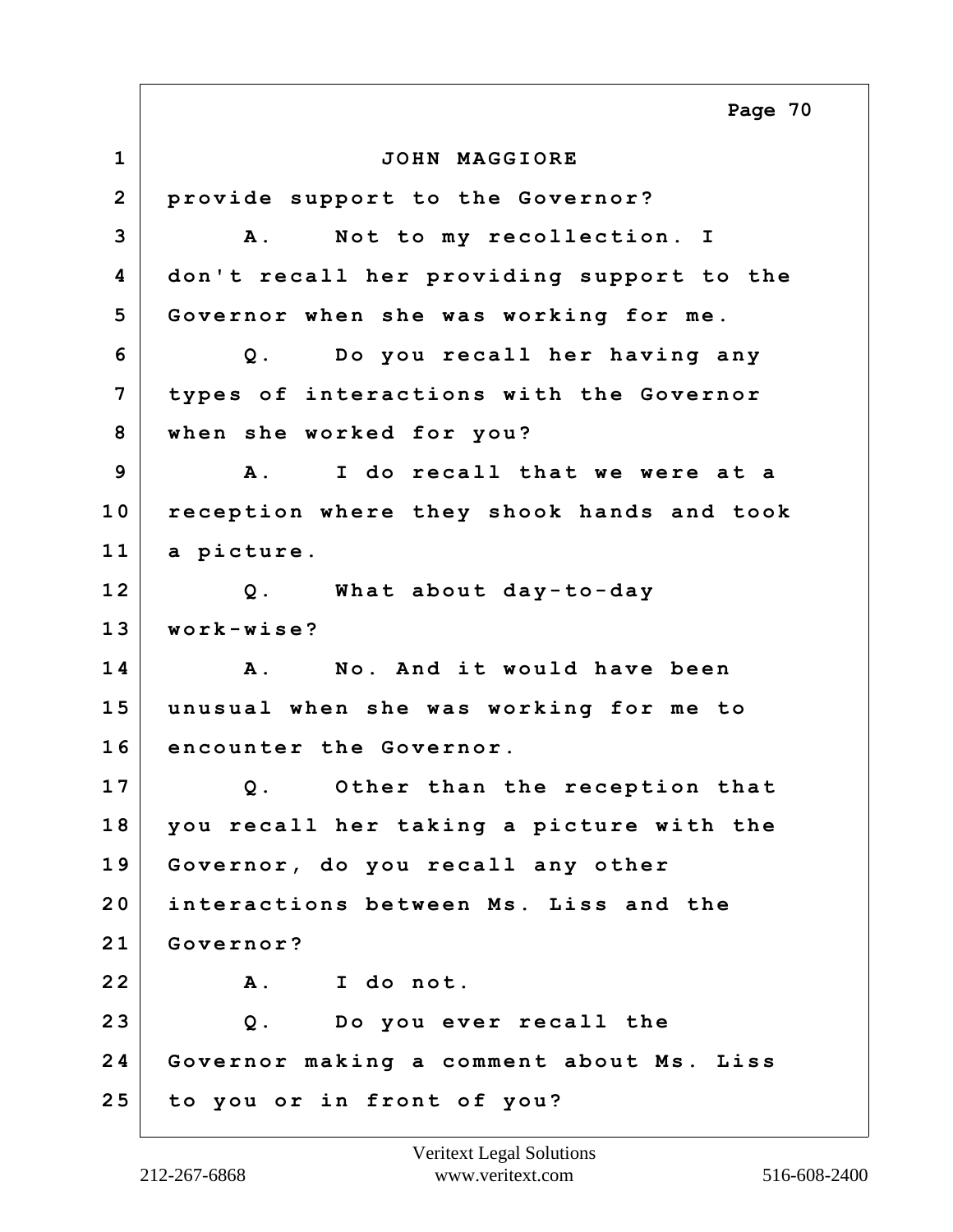JOHN MAGGIORE

provide support to the Governor?

A. Not to my recollection. I don't recall her providing support to the Governor when she was working for me.

Q. Do you recall her having any types of interactions with the Governor when she worked for you?

A. I do recall that we were at a reception where they shook hands and took a picture.

Q. What about day-to-day work-wise?

A. No. And it would have been unusual when she was working for me to encounter the Governor.

Q. Other than the reception that you recall her taking a picture with the Governor, do you recall any other interactions between Ms. Liss and the Governor?

A. I do not.

Q. Do you ever recall the Governor making a comment about Ms. Liss to you or in front of you?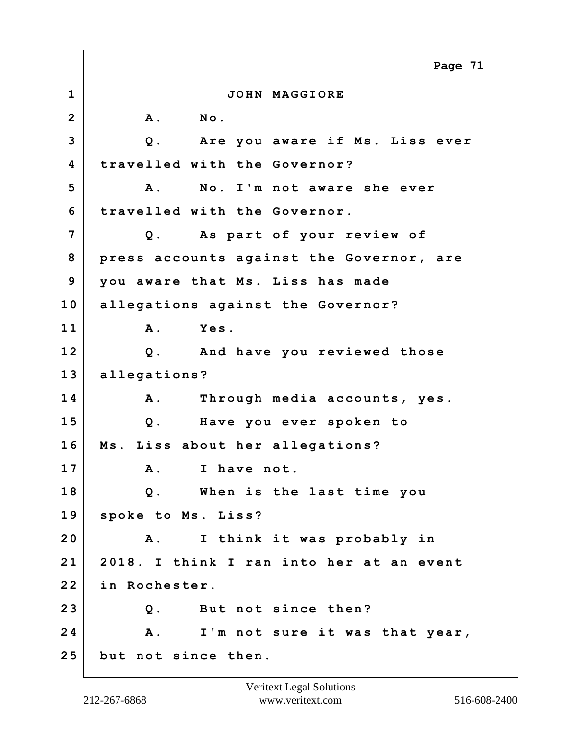JOHN MAGGIORE

A. No.

Q. Are you aware if Ms. Liss ever travelled with the Governor?

A. No. I'm not aware she ever travelled with the Governor.

Q. As part of your review of press accounts against the Governor, are you aware that Ms. Liss has made allegations against the Governor?

A. Yes.

Q. And have you reviewed those allegations?

A. Through media accounts, yes.

Q. Have you ever spoken to Ms. Liss about her allegations?

A. I have not.

Q. When is the last time you spoke to Ms. Liss?

A. I think it was probably in 2018. I think I ran into her at an event in Rochester.

Q. But not since then?

A. I'm not sure it was that year, but not since then.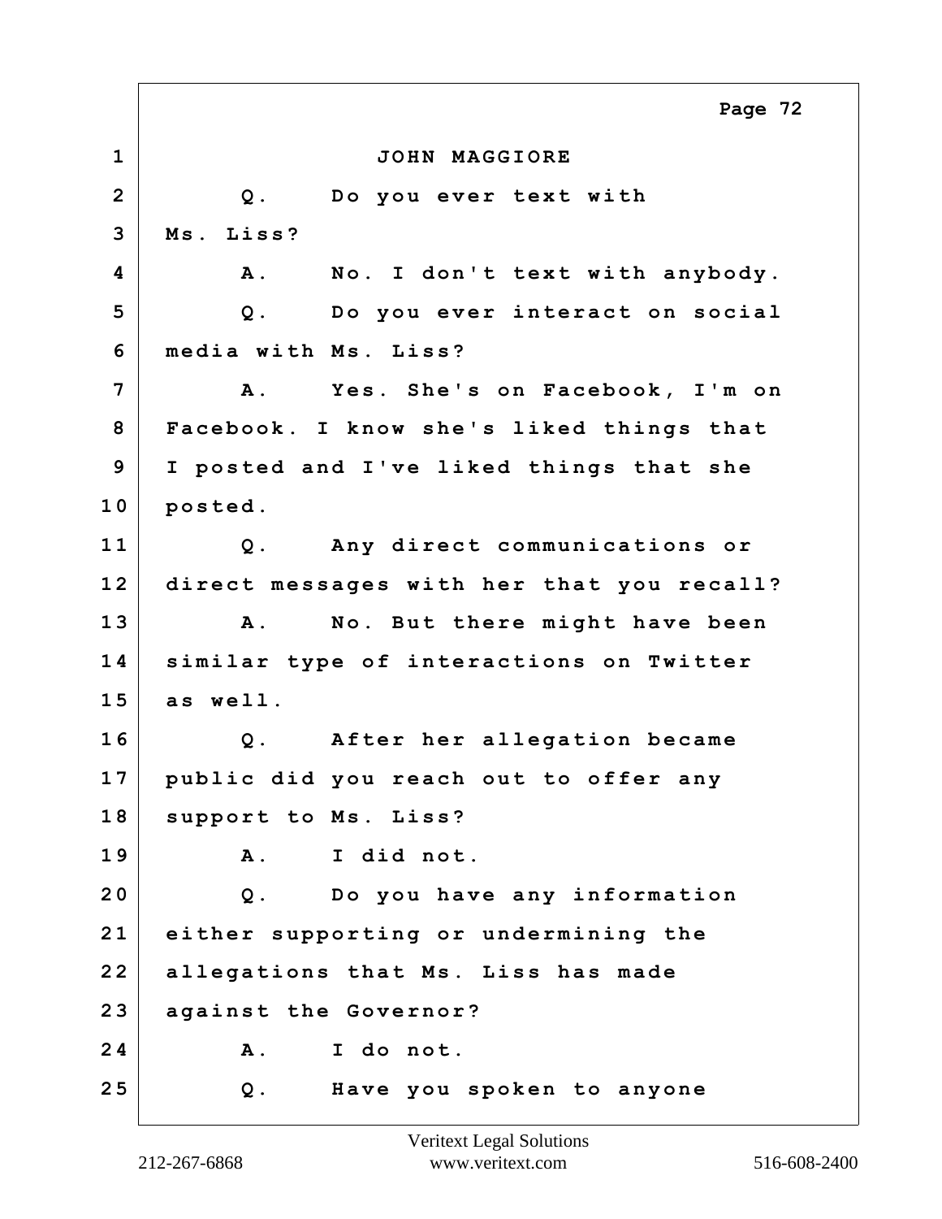JOHN MAGGIORE

Q. Do you ever text with Ms. Liss?

A. No. I don't text with anybody.

Q. Do you ever interact on social media with Ms. Liss?

A. Yes. She's on Facebook, I'm on Facebook. I know she's liked things that I posted and I've liked things that she posted.

Q. Any direct communications or direct messages with her that you recall?

A. No. But there might have been similar type of interactions on Twitter as well.

Q. After her allegation became public did you reach out to offer any support to Ms. Liss?

A. I did not.

Q. Do you have any information either supporting or undermining the allegations that Ms. Liss has made against the Governor?

A. I do not.

Q. Have you spoken to anyone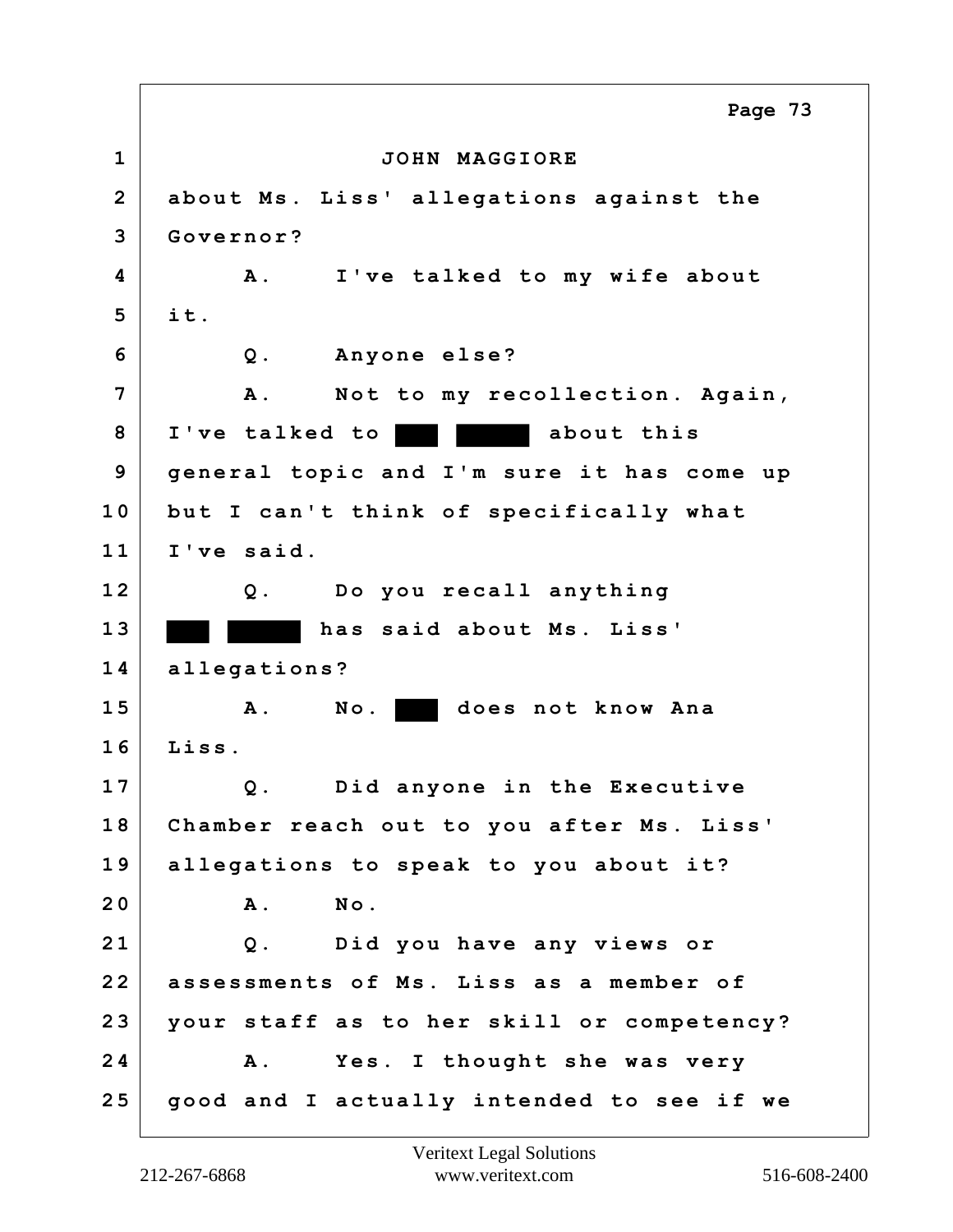JOHN MAGGIORE

about Ms. Liss' allegations against the Governor?

A. I've talked to my wife about it.

Q. Anyone else?

A. Not to my recollection. Again, I've talked to ███ █████ about this general topic and I'm sure it has come up but I can't think of specifically what I've said.

Q. Do you recall anything ███ █████ has said about Ms. Liss' allegations?

A. No. ███ does not know Ana Liss.

Q. Did anyone in the Executive Chamber reach out to you after Ms. Liss' allegations to speak to you about it?

A. No.

Q. Did you have any views or assessments of Ms. Liss as a member of your staff as to her skill or competency?

A. Yes. I thought she was very good and I actually intended to see if we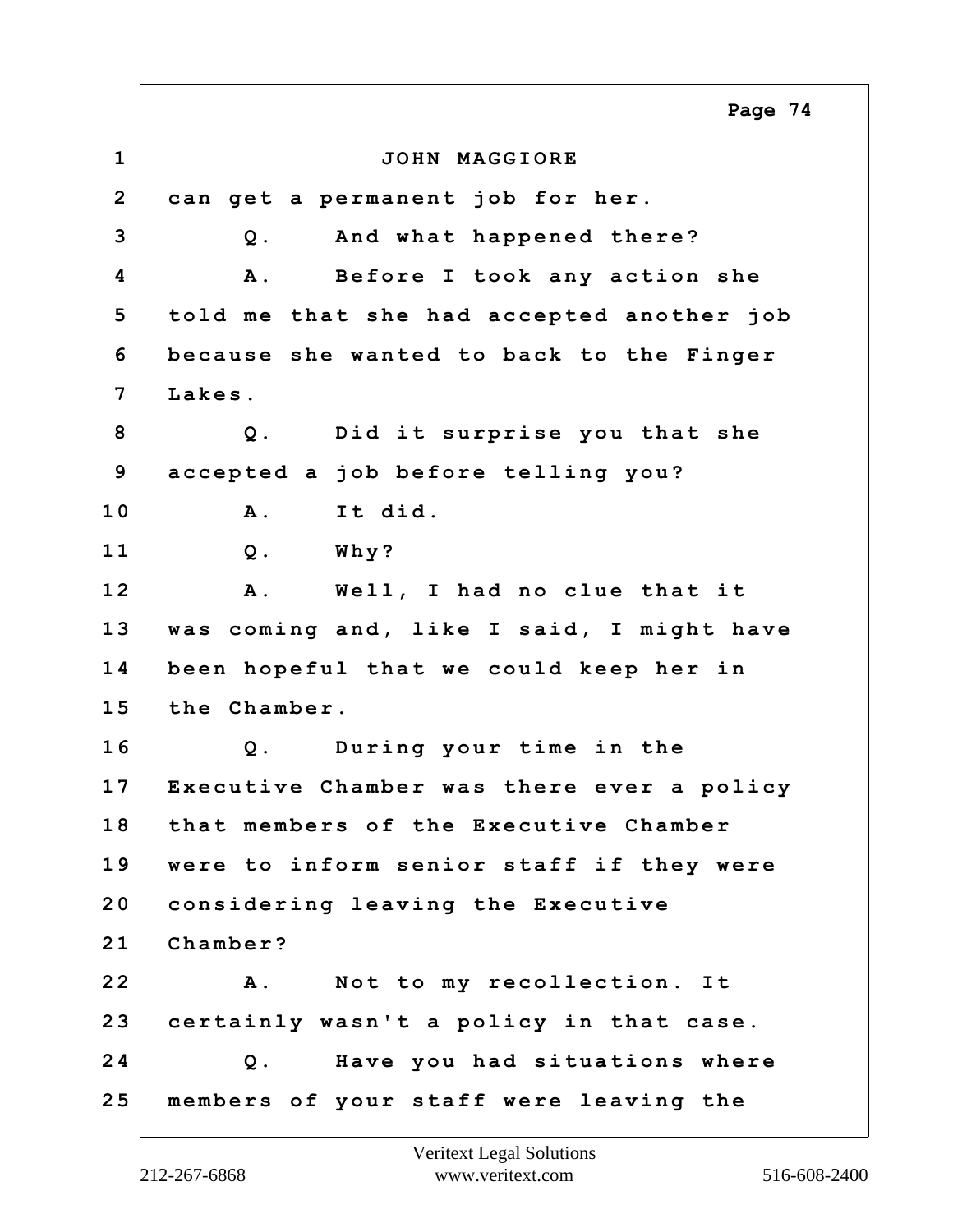JOHN MAGGIORE

can get a permanent job for her.

Q. And what happened there?

A. Before I took any action she told me that she had accepted another job because she wanted to back to the Finger Lakes.

Q. Did it surprise you that she accepted a job before telling you?

A. It did.

Q. Why?

A. Well, I had no clue that it was coming and, like I said, I might have been hopeful that we could keep her in the Chamber.

Q. During your time in the Executive Chamber was there ever a policy that members of the Executive Chamber were to inform senior staff if they were considering leaving the Executive Chamber?

A. Not to my recollection. It certainly wasn't a policy in that case.

Q. Have you had situations where members of your staff were leaving the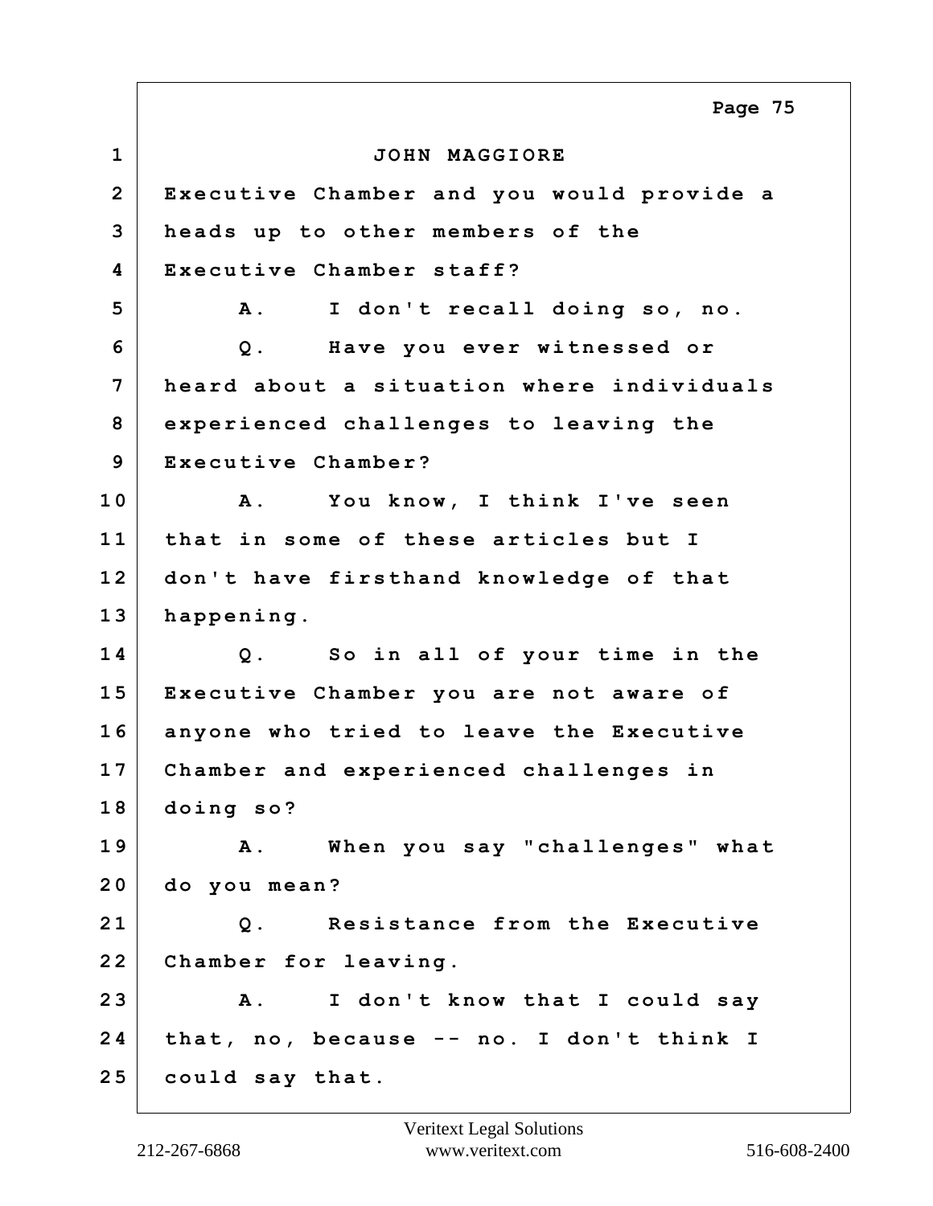JOHN MAGGIORE

Executive Chamber and you would provide a heads up to other members of the Executive Chamber staff?

A. I don't recall doing so, no.

Q. Have you ever witnessed or heard about a situation where individuals experienced challenges to leaving the Executive Chamber?

A. You know, I think I've seen that in some of these articles but I don't have firsthand knowledge of that happening.

Q. So in all of your time in the Executive Chamber you are not aware of anyone who tried to leave the Executive Chamber and experienced challenges in doing so?

A. When you say "challenges" what do you mean?

Q. Resistance from the Executive Chamber for leaving.

A. I don't know that I could say that, no, because -- no. I don't think I could say that.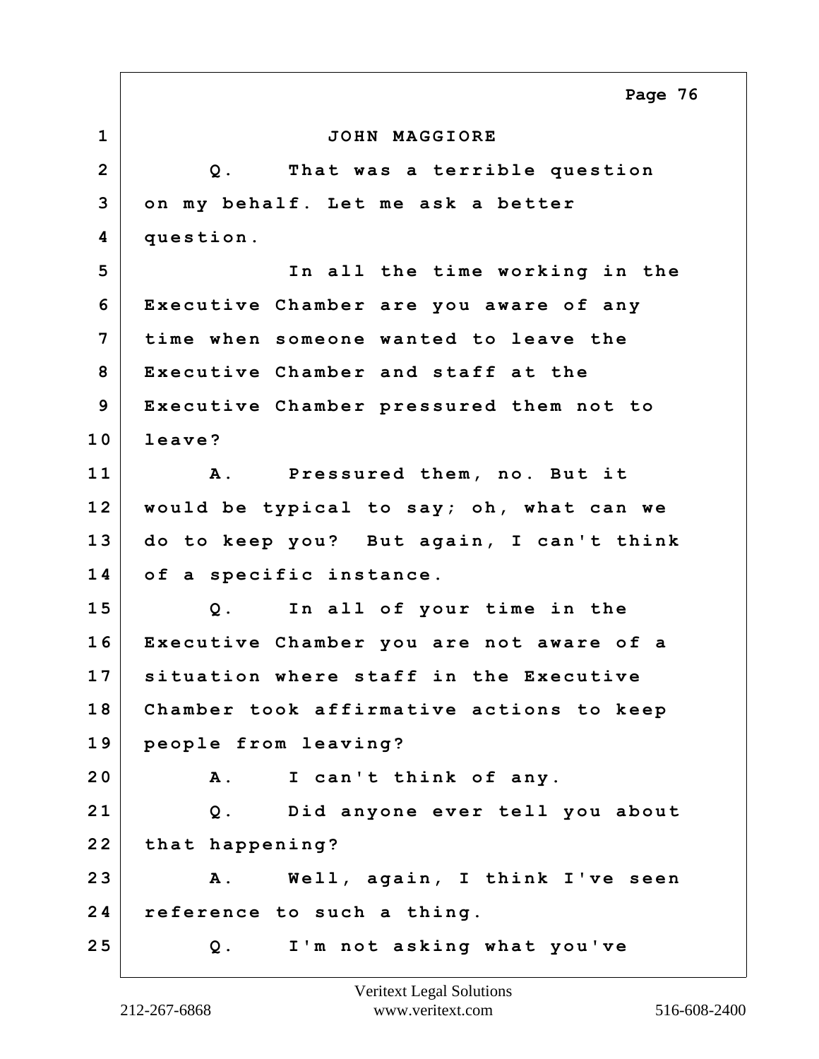JOHN MAGGIORE

Q. That was a terrible question on my behalf. Let me ask a better question.

In all the time working in the Executive Chamber are you aware of any time when someone wanted to leave the Executive Chamber and staff at the Executive Chamber pressured them not to leave?

A. Pressured them, no. But it would be typical to say; oh, what can we do to keep you? But again, I can't think of a specific instance.

Q. In all of your time in the Executive Chamber you are not aware of a situation where staff in the Executive Chamber took affirmative actions to keep people from leaving?

A. I can't think of any.

Q. Did anyone ever tell you about that happening?

A. Well, again, I think I've seen reference to such a thing.

Q. I'm not asking what you've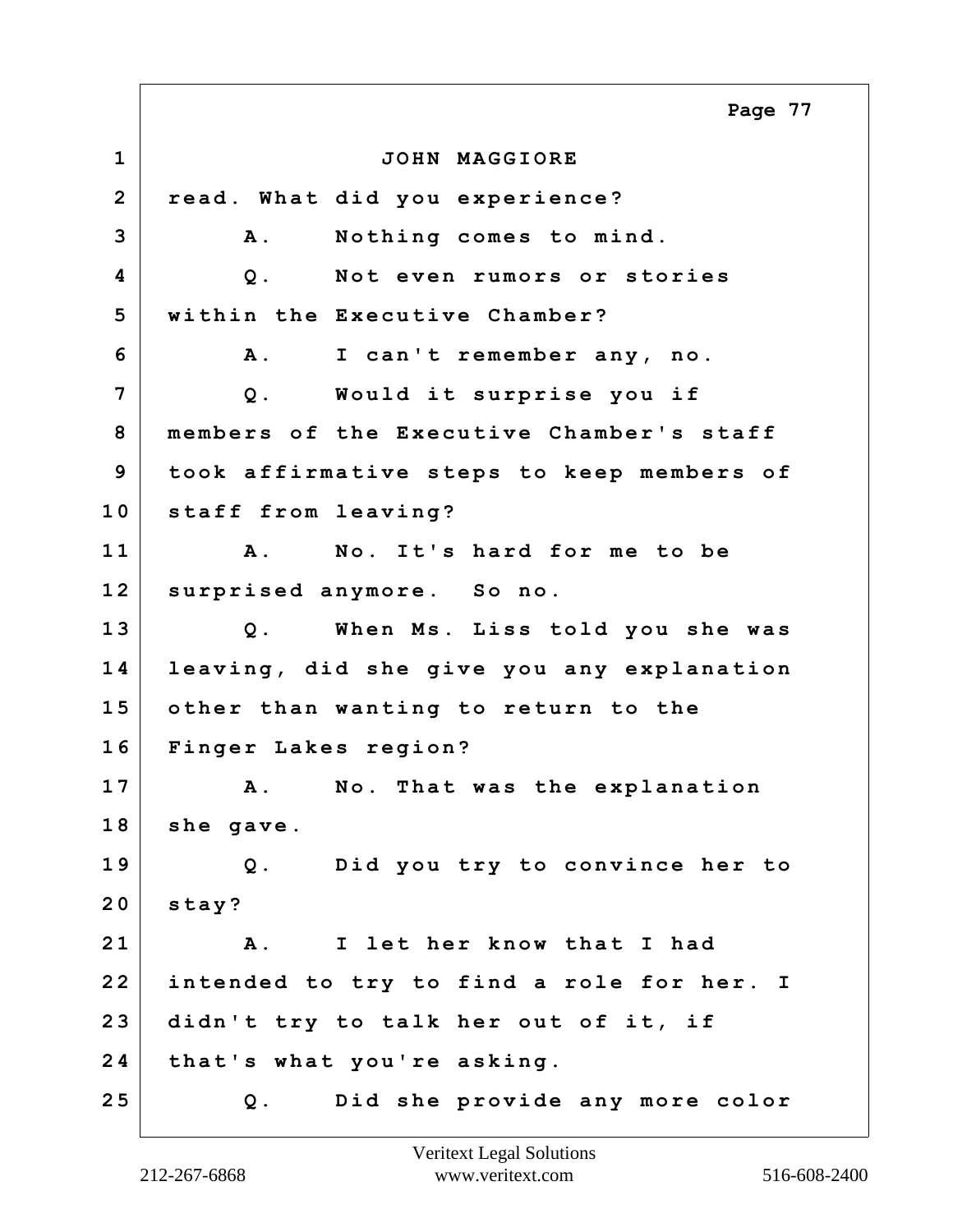JOHN MAGGIORE

read. What did you experience?

A. Nothing comes to mind.

Q. Not even rumors or stories within the Executive Chamber?

A. I can't remember any, no.

Q. Would it surprise you if members of the Executive Chamber's staff took affirmative steps to keep members of staff from leaving?

A. No. It's hard for me to be surprised anymore. So no.

Q. When Ms. Liss told you she was leaving, did she give you any explanation other than wanting to return to the Finger Lakes region?

A. No. That was the explanation she gave.

Q. Did you try to convince her to stay?

A. I let her know that I had intended to try to find a role for her. I didn't try to talk her out of it, if that's what you're asking.

Q. Did she provide any more color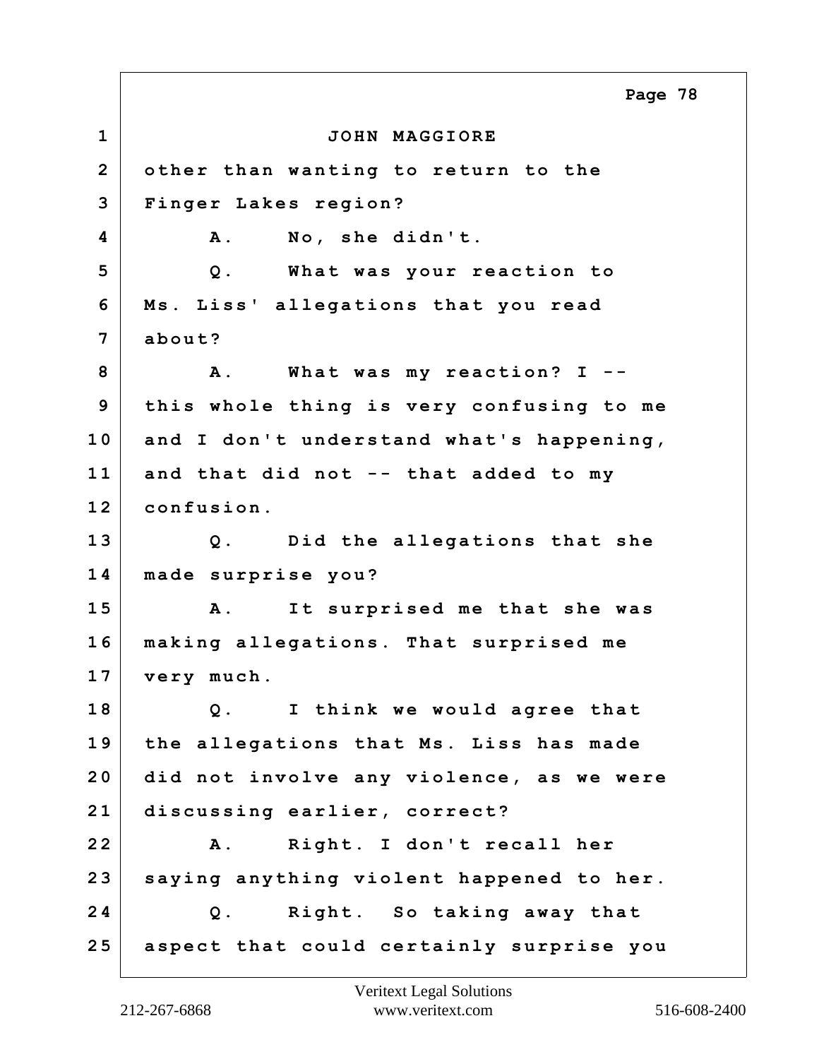JOHN MAGGIORE

other than wanting to return to the Finger Lakes region?

A. No, she didn't.

Q. What was your reaction to Ms. Liss' allegations that you read about?

A. What was my reaction? I -- this whole thing is very confusing to me and I don't understand what's happening, and that did not -- that added to my confusion.

Q. Did the allegations that she made surprise you?

A. It surprised me that she was making allegations. That surprised me very much.

Q. I think we would agree that the allegations that Ms. Liss has made did not involve any violence, as we were discussing earlier, correct?

A. Right. I don't recall her saying anything violent happened to her.

Q. Right. So taking away that aspect that could certainly surprise you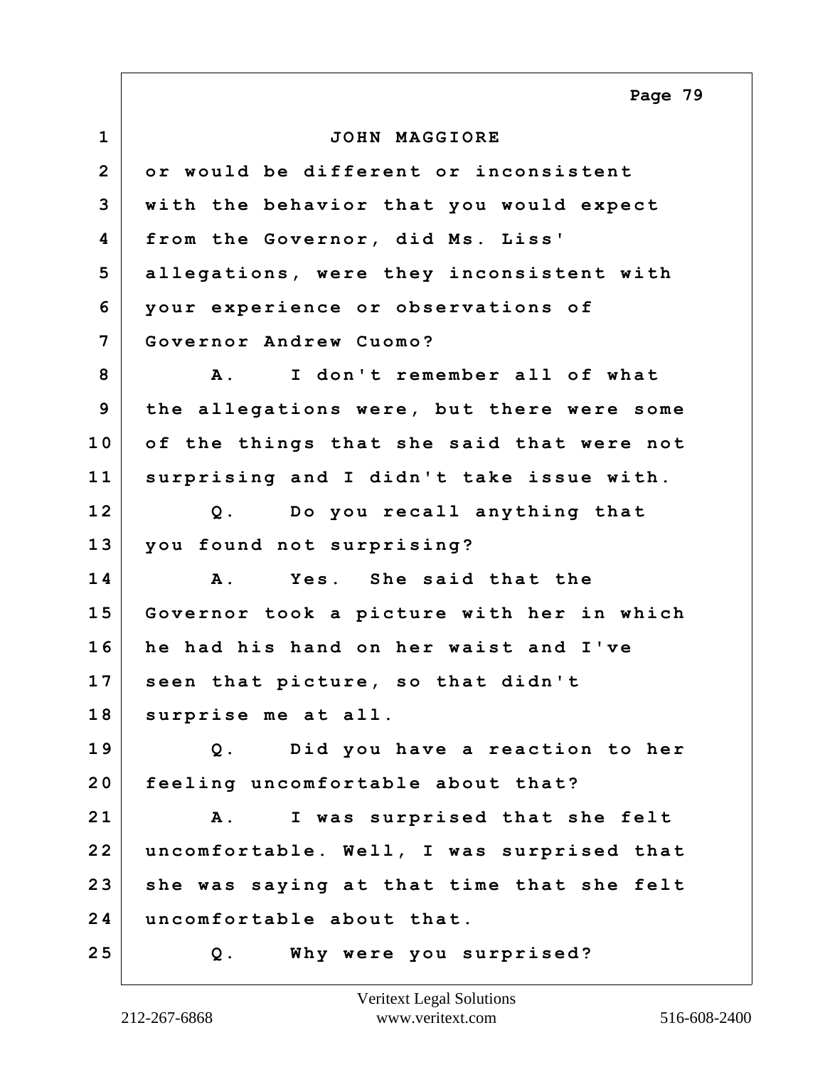JOHN MAGGIORE

or would be different or inconsistent with the behavior that you would expect from the Governor, did Ms. Liss' allegations, were they inconsistent with your experience or observations of Governor Andrew Cuomo?

A. I don't remember all of what the allegations were, but there were some of the things that she said that were not surprising and I didn't take issue with.

Q. Do you recall anything that you found not surprising?

A. Yes. She said that the Governor took a picture with her in which he had his hand on her waist and I've seen that picture, so that didn't surprise me at all.

Q. Did you have a reaction to her feeling uncomfortable about that?

A. I was surprised that she felt uncomfortable. Well, I was surprised that she was saying at that time that she felt uncomfortable about that.

Q. Why were you surprised?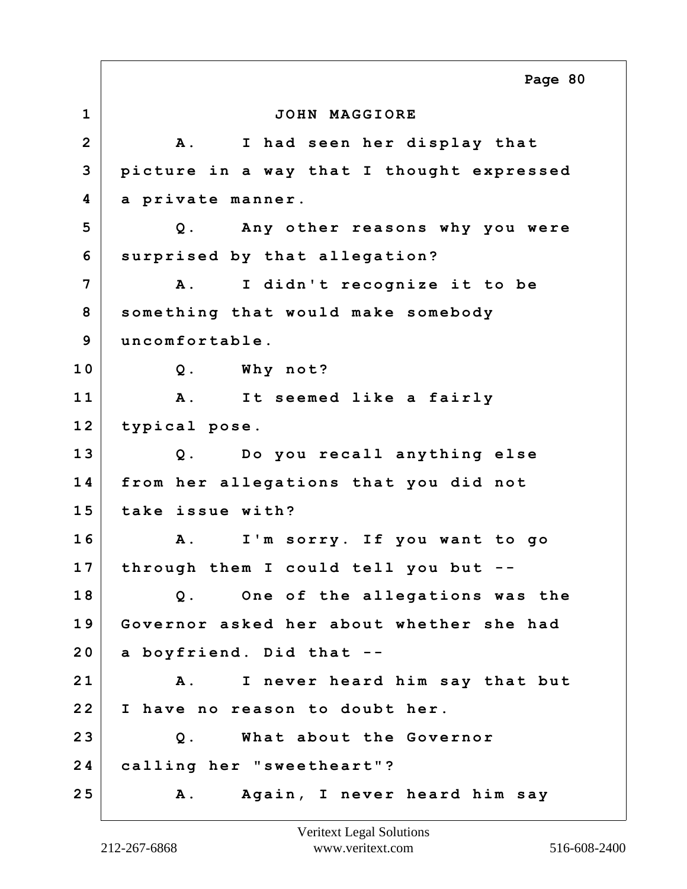JOHN MAGGIORE

A. I had seen her display that picture in a way that I thought expressed a private manner.

Q. Any other reasons why you were surprised by that allegation?

A. I didn't recognize it to be something that would make somebody uncomfortable.

Q. Why not?

A. It seemed like a fairly typical pose.

Q. Do you recall anything else from her allegations that you did not take issue with?

A. I'm sorry. If you want to go through them I could tell you but --

Q. One of the allegations was the Governor asked her about whether she had a boyfriend. Did that --

A. I never heard him say that but I have no reason to doubt her.

Q. What about the Governor calling her "sweetheart"?

A. Again, I never heard him say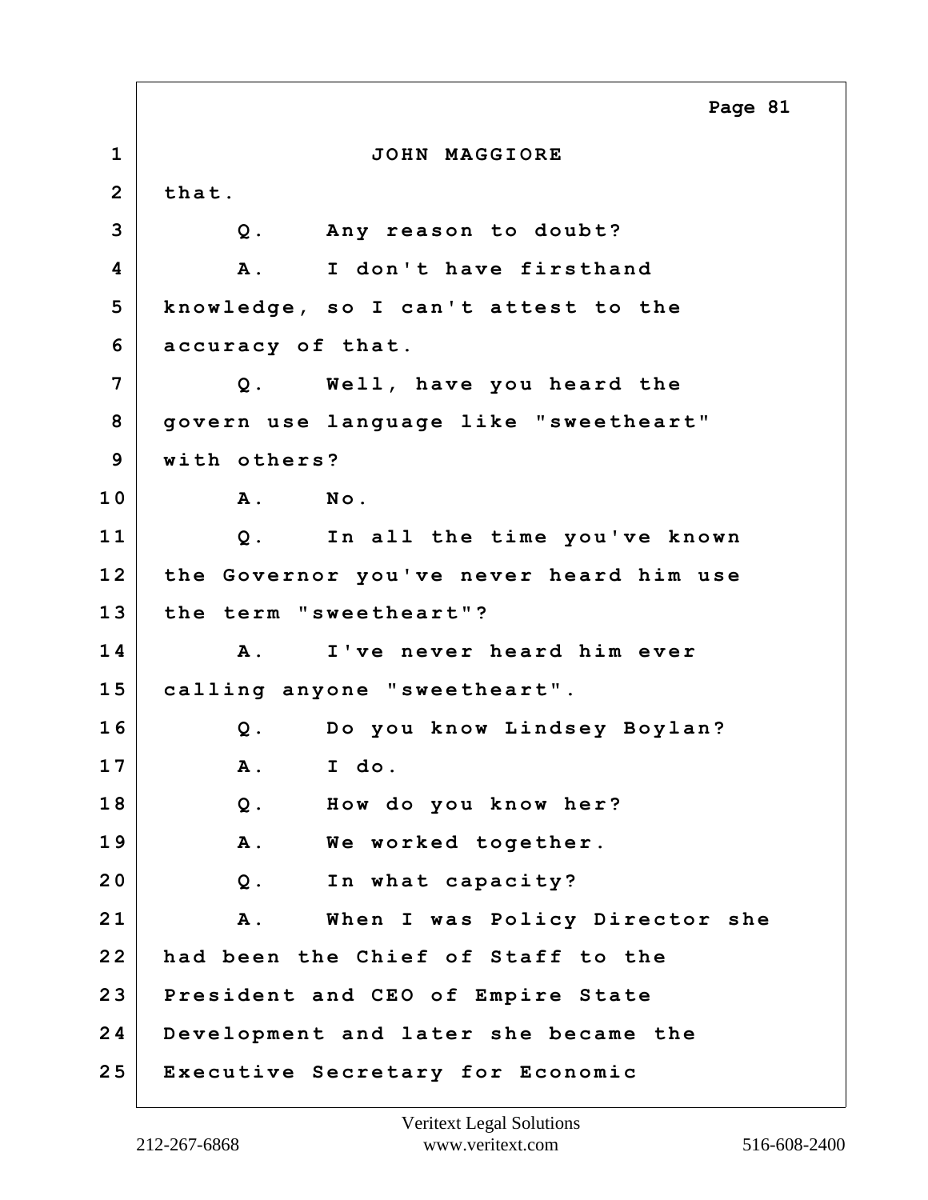JOHN MAGGIORE

that.

Q. Any reason to doubt?

A. I don't have firsthand knowledge, so I can't attest to the accuracy of that.

Q. Well, have you heard the govern use language like "sweetheart" with others?

A. No.

Q. In all the time you've known the Governor you've never heard him use the term "sweetheart"?

A. I've never heard him ever calling anyone "sweetheart".

Q. Do you know Lindsey Boylan?

A. I do.

Q. How do you know her?

A. We worked together.

Q. In what capacity?

A. When I was Policy Director she had been the Chief of Staff to the President and CEO of Empire State Development and later she became the Executive Secretary for Economic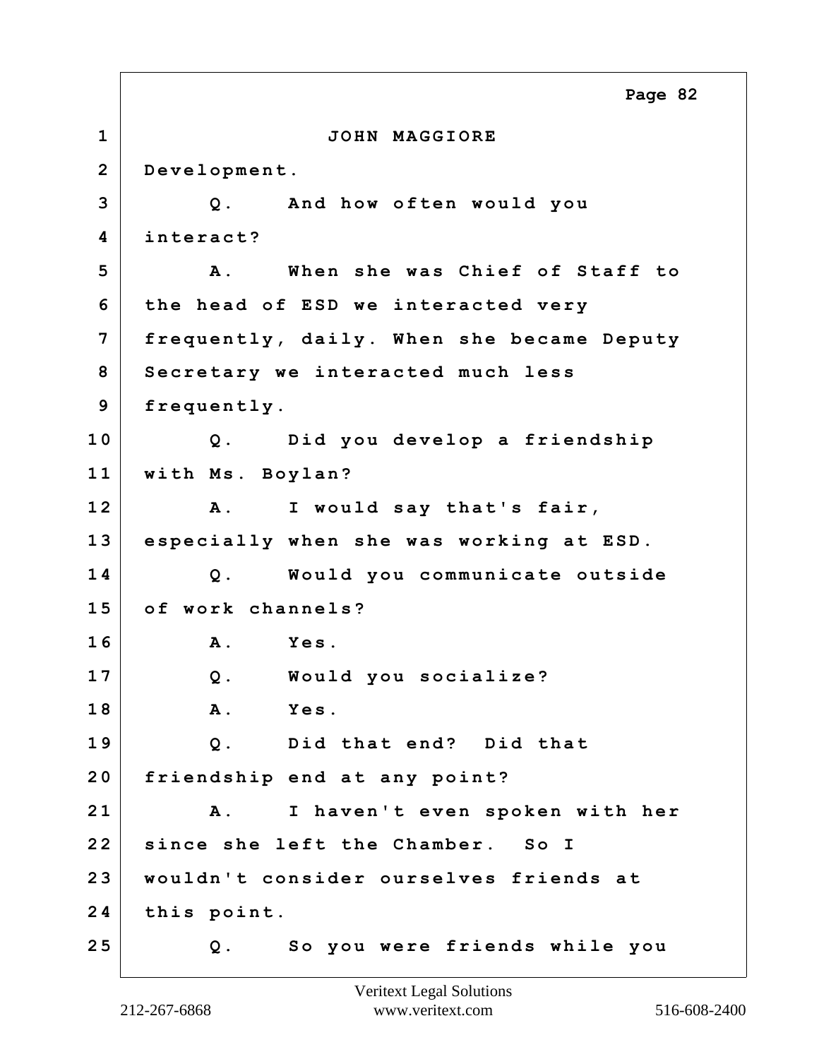JOHN MAGGIORE

Development.

Q. And how often would you interact?

A. When she was Chief of Staff to the head of ESD we interacted very frequently, daily. When she became Deputy Secretary we interacted much less frequently.

Q. Did you develop a friendship with Ms. Boylan?

A. I would say that's fair, especially when she was working at ESD.

Q. Would you communicate outside of work channels?

A. Yes.

Q. Would you socialize?

A. Yes.

Q. Did that end? Did that friendship end at any point?

A. I haven't even spoken with her since she left the Chamber. So I wouldn't consider ourselves friends at this point.

Q. So you were friends while you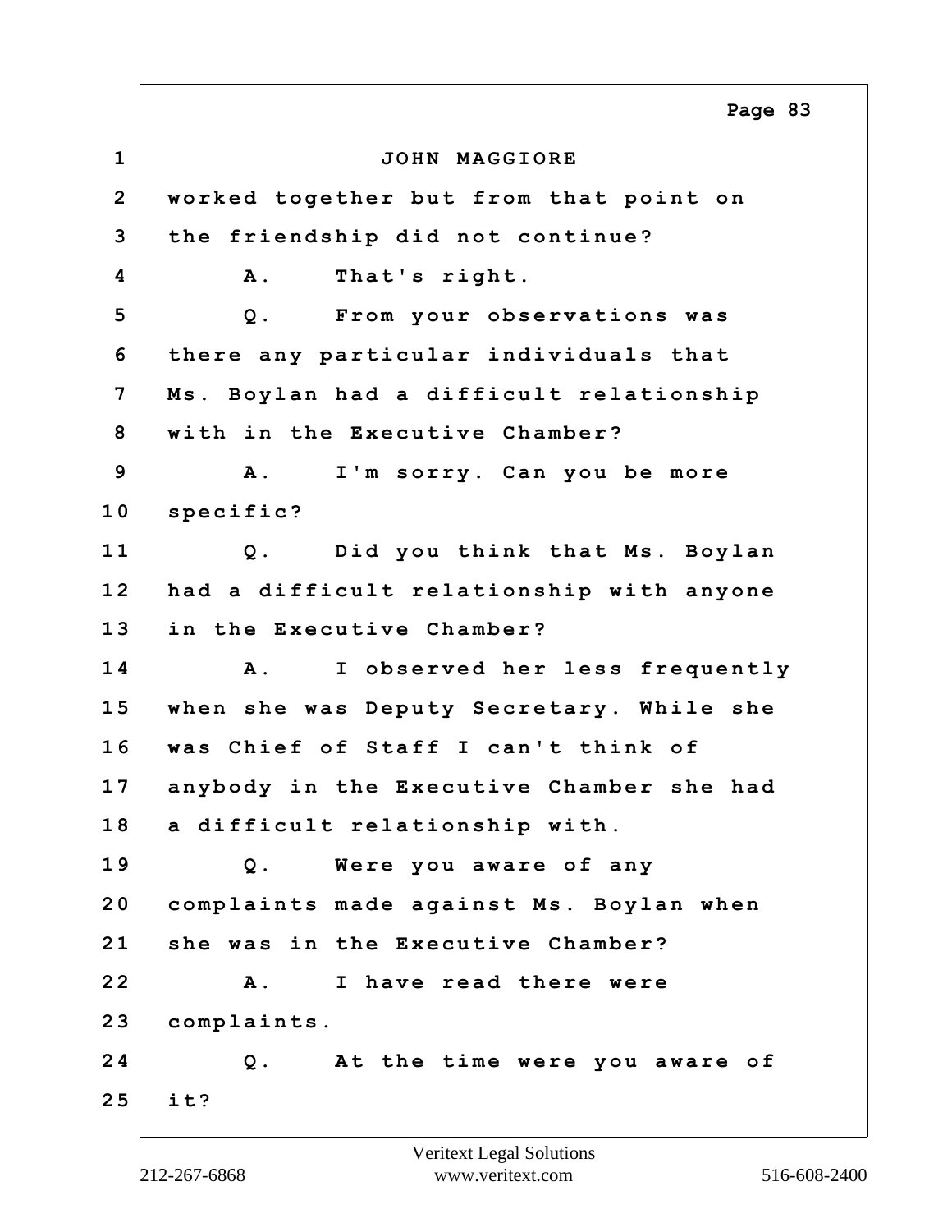JOHN MAGGIORE

worked together but from that point on the friendship did not continue?

A. That's right.

Q. From your observations was there any particular individuals that Ms. Boylan had a difficult relationship with in the Executive Chamber?

A. I'm sorry. Can you be more specific?

Q. Did you think that Ms. Boylan had a difficult relationship with anyone in the Executive Chamber?

A. I observed her less frequently when she was Deputy Secretary. While she was Chief of Staff I can't think of anybody in the Executive Chamber she had a difficult relationship with.

Q. Were you aware of any complaints made against Ms. Boylan when she was in the Executive Chamber?

A. I have read there were complaints.

Q. At the time were you aware of it?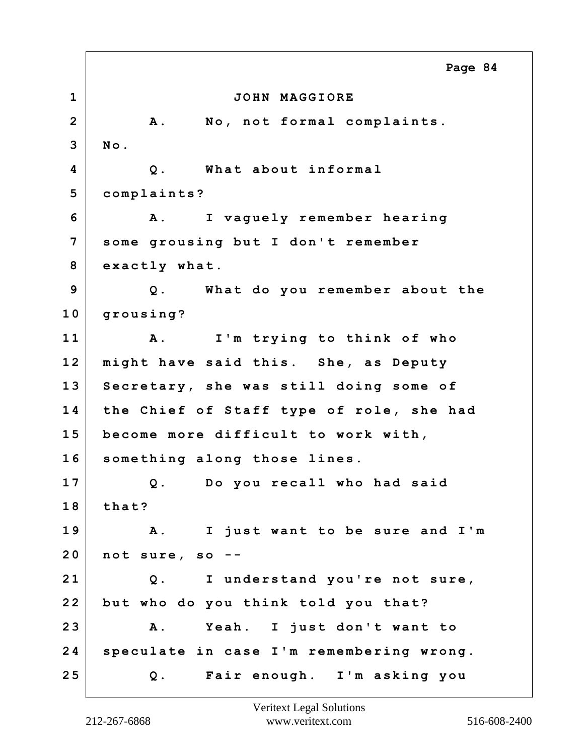JOHN MAGGIORE

A. No, not formal complaints. No.

Q. What about informal complaints?

A. I vaguely remember hearing some grousing but I don't remember exactly what.

Q. What do you remember about the grousing?

A. I'm trying to think of who might have said this. She, as Deputy Secretary, she was still doing some of the Chief of Staff type of role, she had become more difficult to work with, something along those lines.

Q. Do you recall who had said that?

A. I just want to be sure and I'm not sure, so --

Q. I understand you're not sure, but who do you think told you that?

A. Yeah. I just don't want to speculate in case I'm remembering wrong.

Q. Fair enough. I'm asking you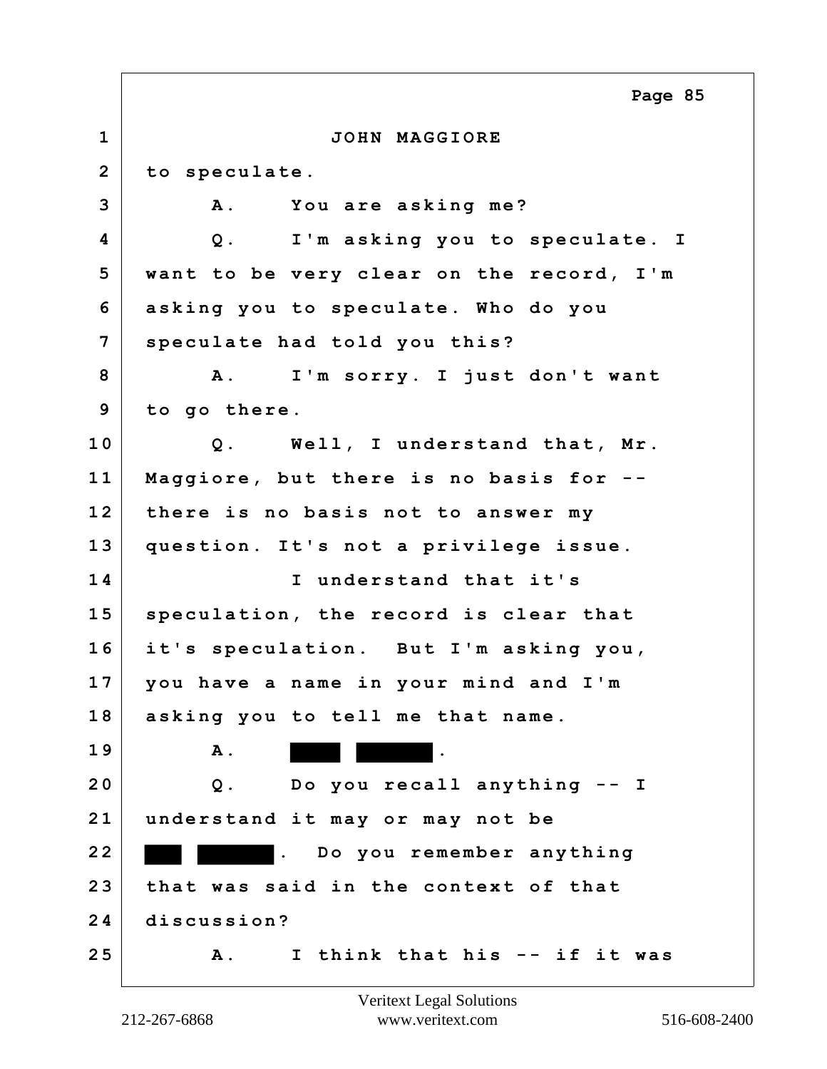JOHN MAGGIORE

to speculate.

A. You are asking me?

Q. I'm asking you to speculate. I want to be very clear on the record, I'm asking you to speculate. Who do you speculate had told you this?

A. I'm sorry. I just don't want to go there.

Q. Well, I understand that, Mr. Maggiore, but there is no basis for -- there is no basis not to answer my question. It's not a privilege issue.

I understand that it's speculation, the record is clear that it's speculation. But I'm asking you, you have a name in your mind and I'm asking you to tell me that name.

A. ████ ██████.

Q. Do you recall anything -- I understand it may or may not be ███ ██████. Do you remember anything that was said in the context of that discussion?

A. I think that his -- if it was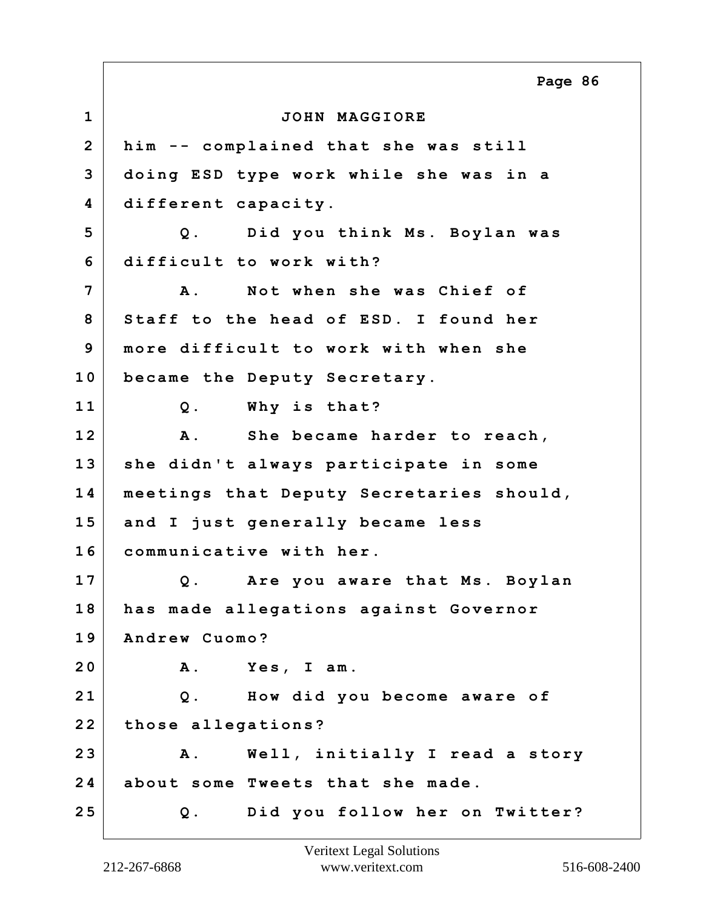JOHN MAGGIORE

him -- complained that she was still doing ESD type work while she was in a different capacity.

Q. Did you think Ms. Boylan was difficult to work with?

A. Not when she was Chief of Staff to the head of ESD. I found her more difficult to work with when she became the Deputy Secretary.

Q. Why is that?

A. She became harder to reach, she didn't always participate in some meetings that Deputy Secretaries should, and I just generally became less communicative with her.

Q. Are you aware that Ms. Boylan has made allegations against Governor Andrew Cuomo?

A. Yes, I am.

Q. How did you become aware of those allegations?

A. Well, initially I read a story about some Tweets that she made.

Q. Did you follow her on Twitter?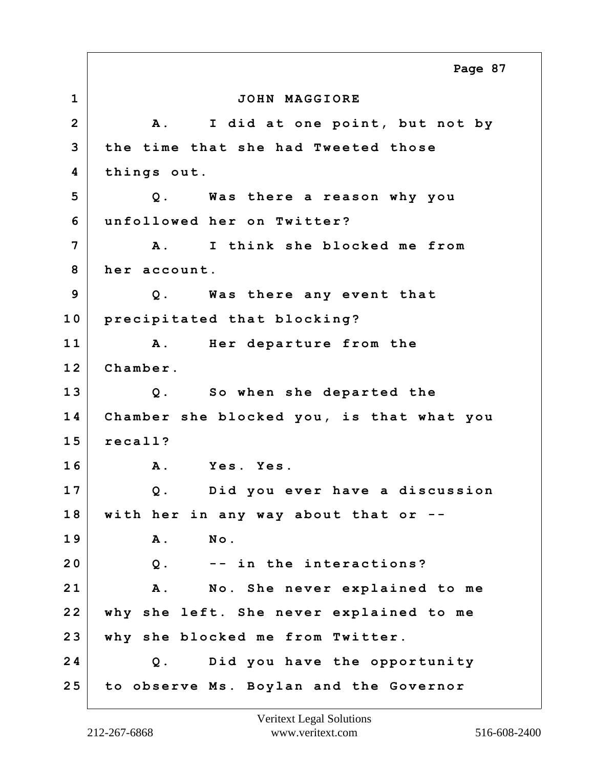JOHN MAGGIORE

A. I did at one point, but not by the time that she had Tweeted those things out.

Q. Was there a reason why you unfollowed her on Twitter?

A. I think she blocked me from her account.

Q. Was there any event that precipitated that blocking?

A. Her departure from the Chamber.

Q. So when she departed the Chamber she blocked you, is that what you recall?

A. Yes. Yes.

Q. Did you ever have a discussion with her in any way about that or --

A. No.

Q. -- in the interactions?

A. No. She never explained to me why she left. She never explained to me why she blocked me from Twitter.

Q. Did you have the opportunity to observe Ms. Boylan and the Governor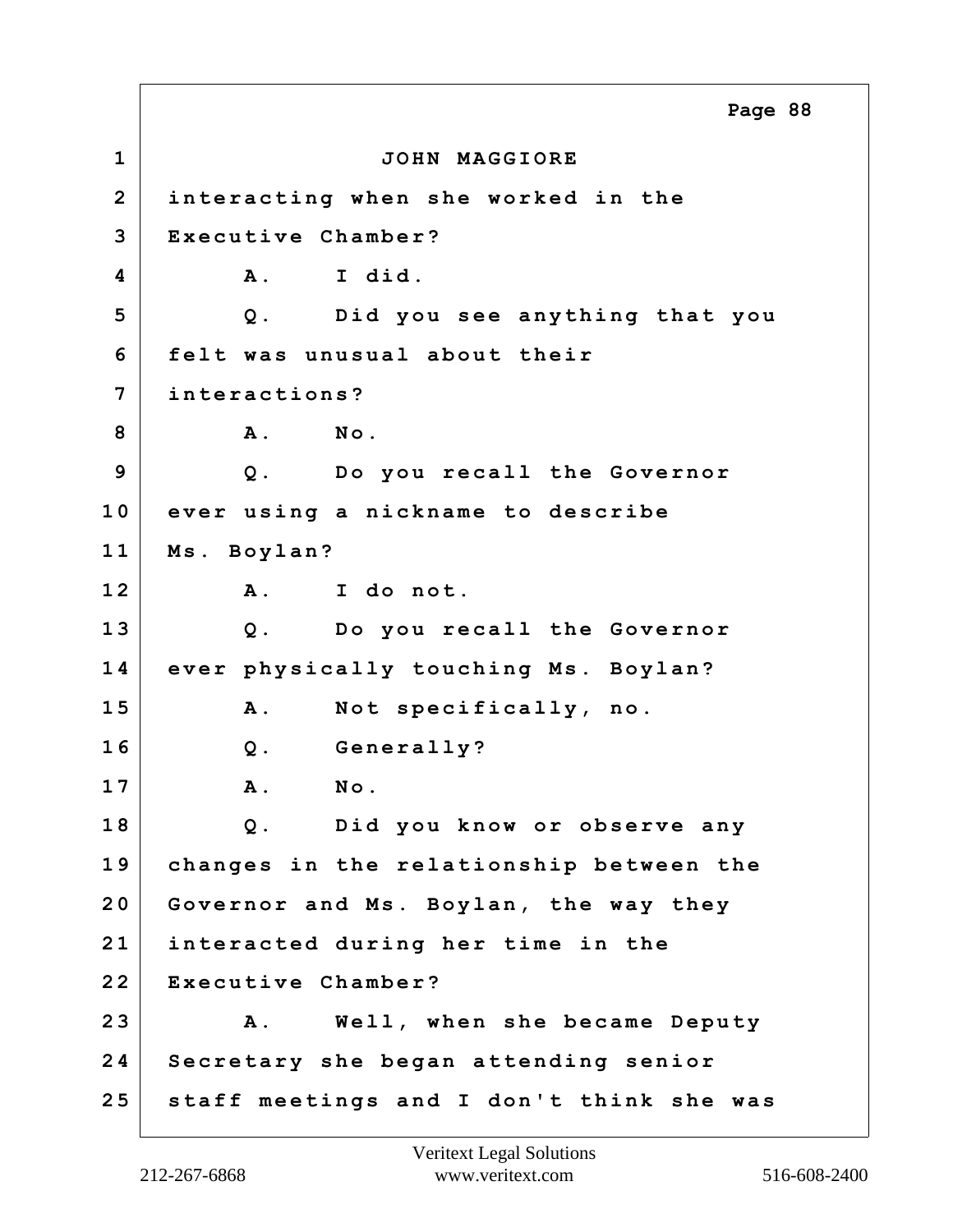JOHN MAGGIORE

interacting when she worked in the Executive Chamber?

A. I did.

Q. Did you see anything that you felt was unusual about their interactions?

A. No.

Q. Do you recall the Governor ever using a nickname to describe Ms. Boylan?

A. I do not.

Q. Do you recall the Governor ever physically touching Ms. Boylan?

A. Not specifically, no.

Q. Generally?

A. No.

Q. Did you know or observe any changes in the relationship between the Governor and Ms. Boylan, the way they interacted during her time in the Executive Chamber?

A. Well, when she became Deputy Secretary she began attending senior staff meetings and I don't think she was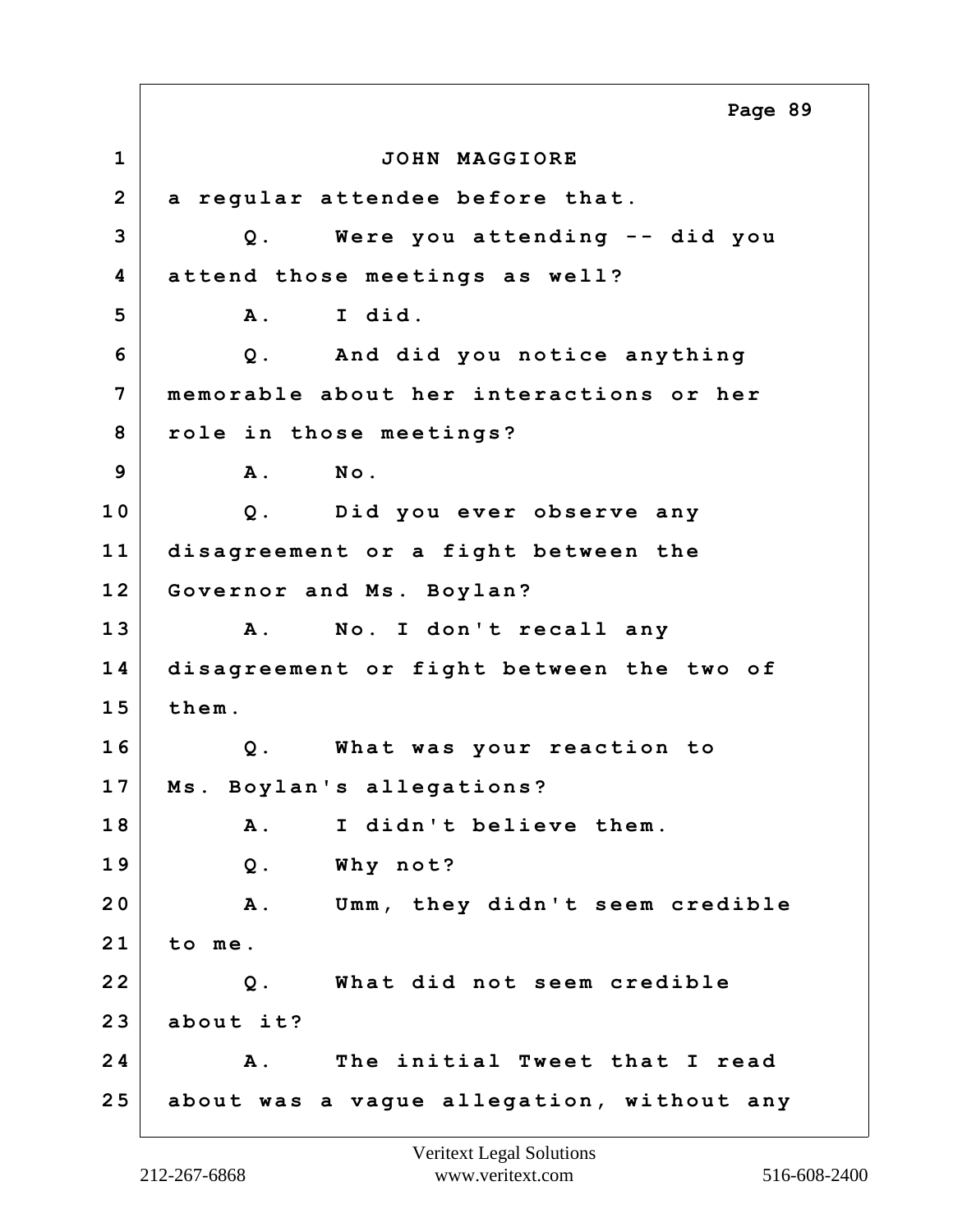JOHN MAGGIORE

a regular attendee before that.

Q. Were you attending -- did you attend those meetings as well?

A. I did.

Q. And did you notice anything memorable about her interactions or her role in those meetings?

A. No.

Q. Did you ever observe any disagreement or a fight between the Governor and Ms. Boylan?

A. No. I don't recall any disagreement or fight between the two of them.

Q. What was your reaction to Ms. Boylan's allegations?

A. I didn't believe them.

Q. Why not?

A. Umm, they didn't seem credible to me.

Q. What did not seem credible about it?

A. The initial Tweet that I read about was a vague allegation, without any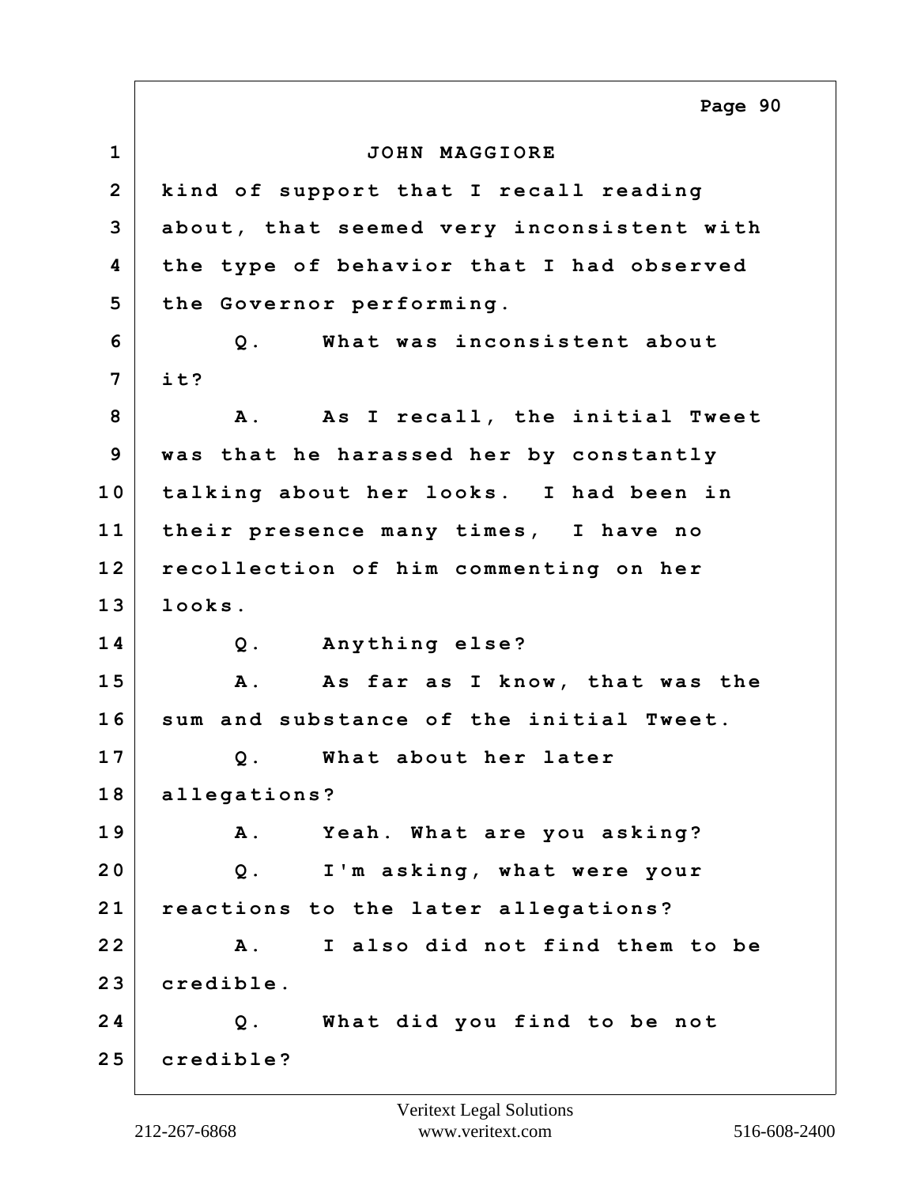JOHN MAGGIORE

kind of support that I recall reading about, that seemed very inconsistent with the type of behavior that I had observed the Governor performing.

Q. What was inconsistent about it?

A. As I recall, the initial Tweet was that he harassed her by constantly talking about her looks. I had been in their presence many times, I have no recollection of him commenting on her looks.

Q. Anything else?

A. As far as I know, that was the sum and substance of the initial Tweet.

Q. What about her later allegations?

A. Yeah. What are you asking?

Q. I'm asking, what were your reactions to the later allegations?

A. I also did not find them to be credible.

Q. What did you find to be not credible?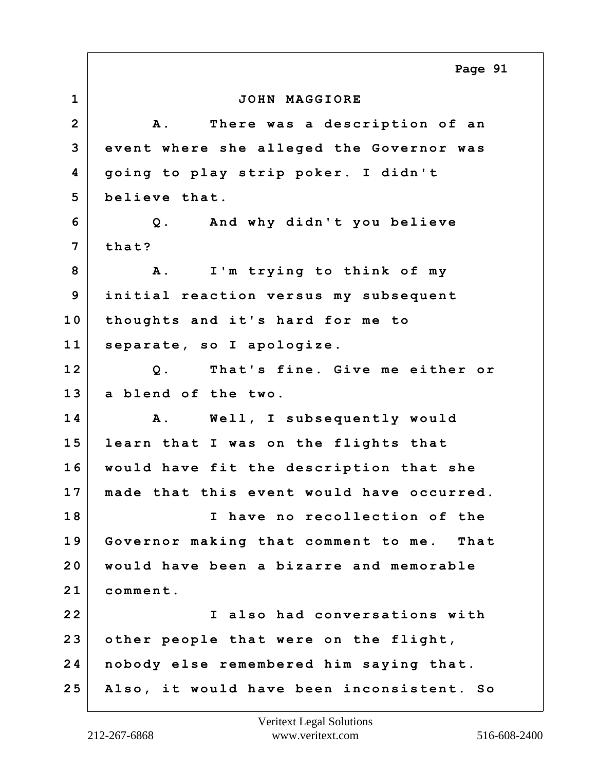JOHN MAGGIORE

A. There was a description of an event where she alleged the Governor was going to play strip poker. I didn't believe that.

Q. And why didn't you believe that?

A. I'm trying to think of my initial reaction versus my subsequent thoughts and it's hard for me to separate, so I apologize.

Q. That's fine. Give me either or a blend of the two.

A. Well, I subsequently would learn that I was on the flights that would have fit the description that she made that this event would have occurred.

I have no recollection of the Governor making that comment to me. That would have been a bizarre and memorable comment.

I also had conversations with other people that were on the flight, nobody else remembered him saying that. Also, it would have been inconsistent. So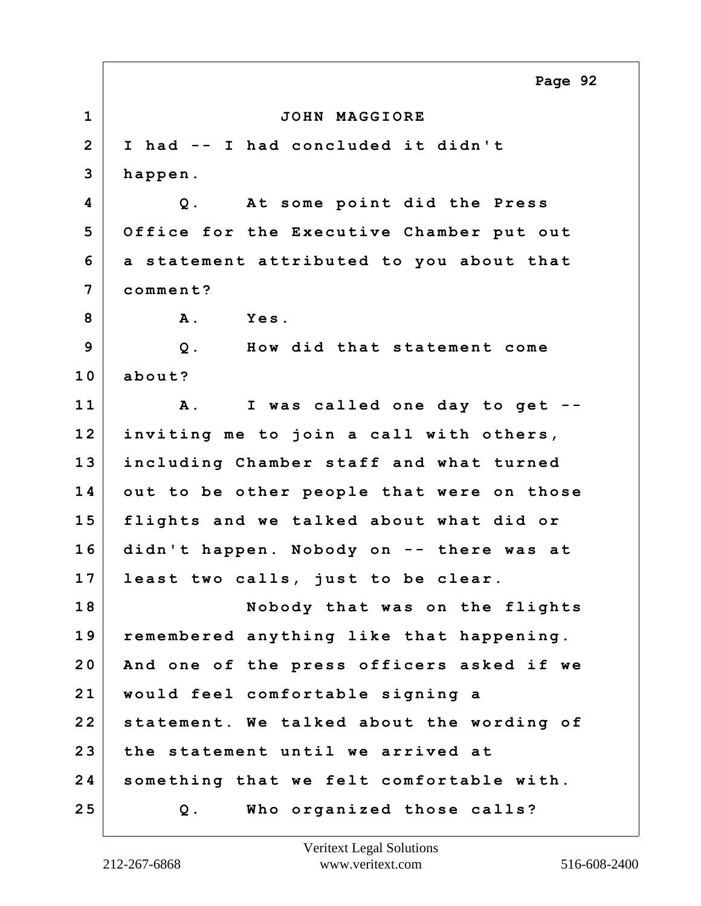JOHN MAGGIORE

I had -- I had concluded it didn't happen.

Q. At some point did the Press Office for the Executive Chamber put out a statement attributed to you about that comment?

A. Yes.

Q. How did that statement come about?

A. I was called one day to get -- inviting me to join a call with others, including Chamber staff and what turned out to be other people that were on those flights and we talked about what did or didn't happen. Nobody on -- there was at least two calls, just to be clear.

Nobody that was on the flights remembered anything like that happening. And one of the press officers asked if we would feel comfortable signing a statement. We talked about the wording of the statement until we arrived at something that we felt comfortable with.

Q. Who organized those calls?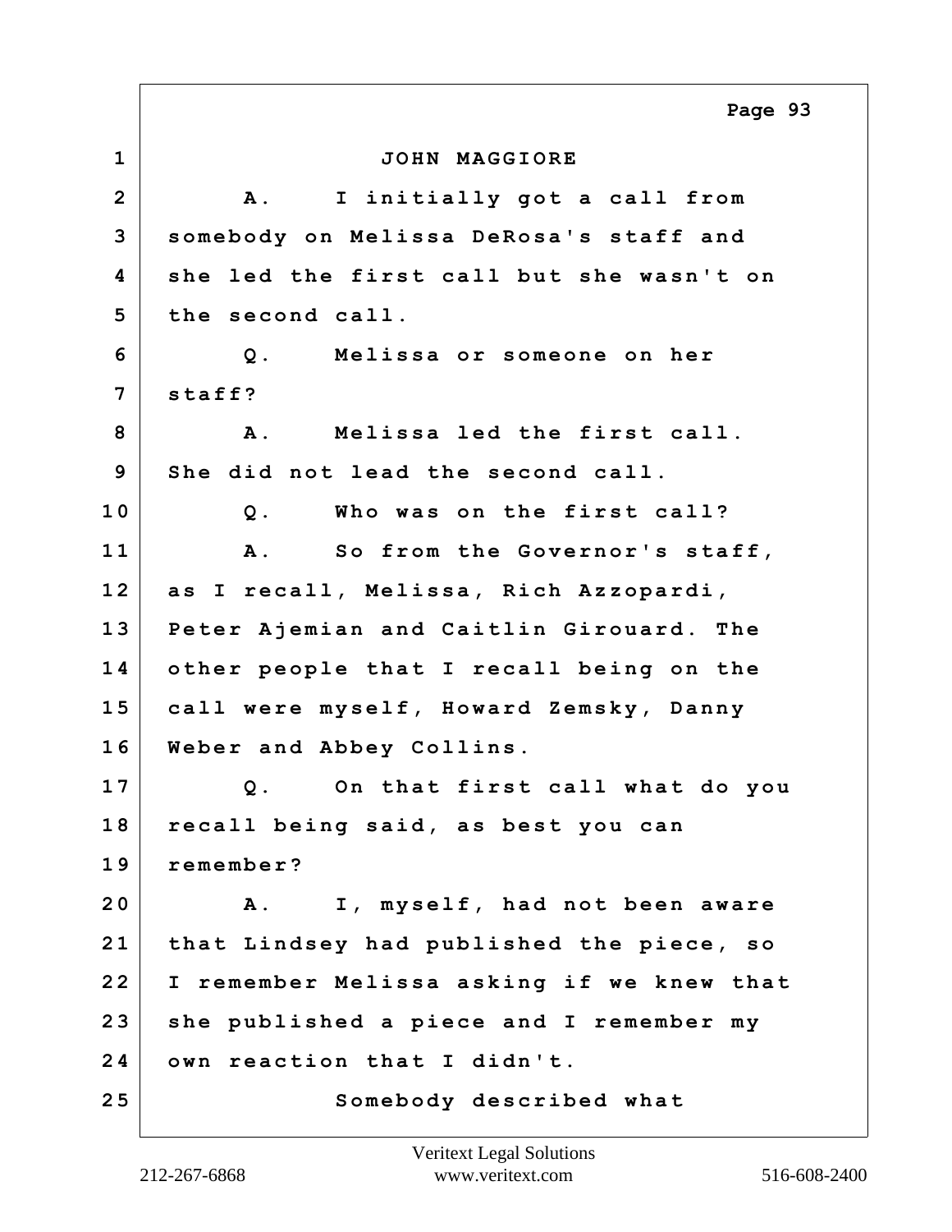JOHN MAGGIORE

A. I initially got a call from somebody on Melissa DeRosa's staff and she led the first call but she wasn't on the second call.

Q. Melissa or someone on her staff?

A. Melissa led the first call. She did not lead the second call.

Q. Who was on the first call?

A. So from the Governor's staff, as I recall, Melissa, Rich Azzopardi, Peter Ajemian and Caitlin Girouard. The other people that I recall being on the call were myself, Howard Zemsky, Danny Weber and Abbey Collins.

Q. On that first call what do you recall being said, as best you can remember?

A. I, myself, had not been aware that Lindsey had published the piece, so I remember Melissa asking if we knew that she published a piece and I remember my own reaction that I didn't.

Somebody described what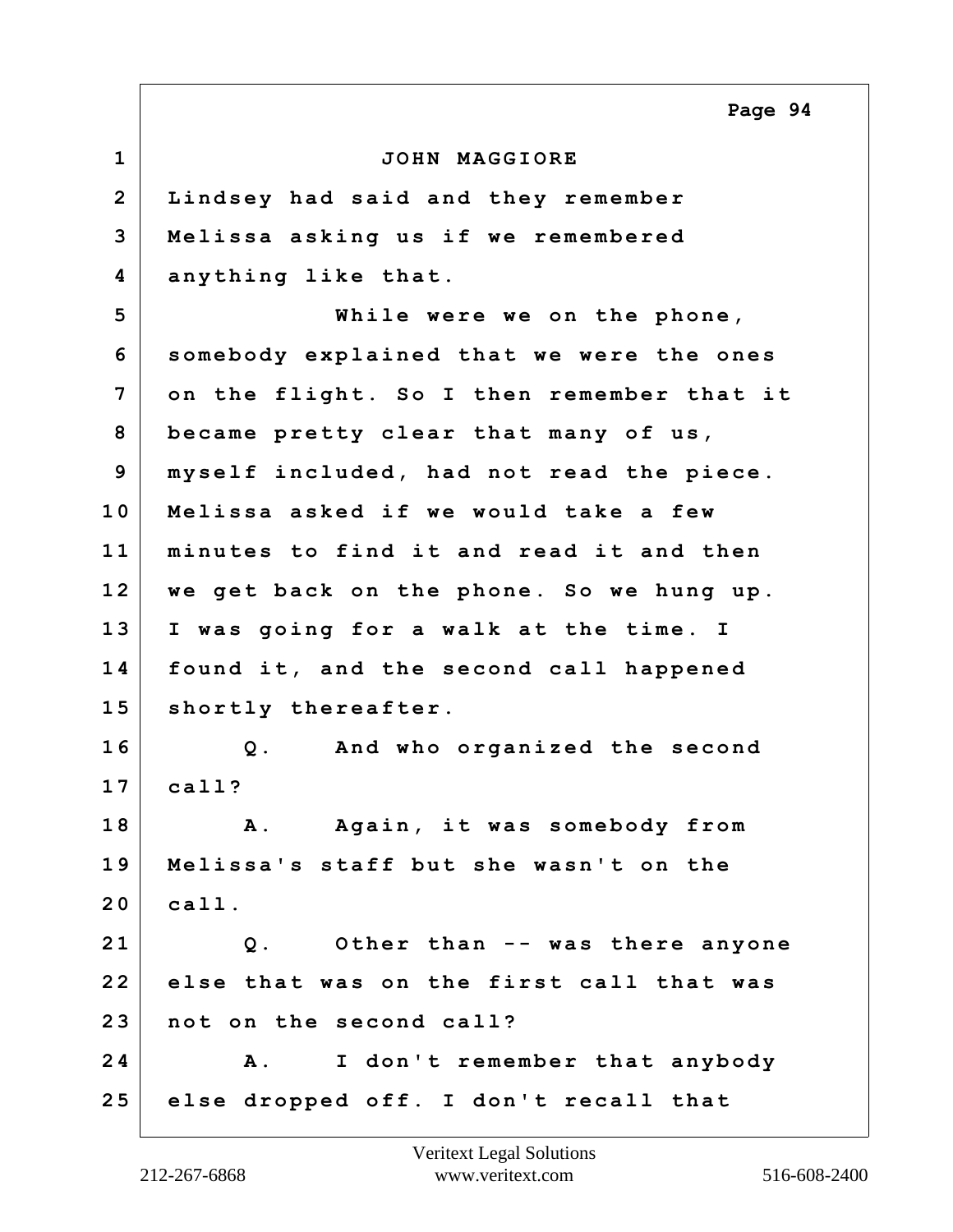JOHN MAGGIORE

Lindsey had said and they remember Melissa asking us if we remembered anything like that.

While were we on the phone, somebody explained that we were the ones on the flight. So I then remember that it became pretty clear that many of us, myself included, had not read the piece. Melissa asked if we would take a few minutes to find it and read it and then we get back on the phone. So we hung up. I was going for a walk at the time. I found it, and the second call happened shortly thereafter.

Q. And who organized the second call?

A. Again, it was somebody from Melissa's staff but she wasn't on the call.

Q. Other than -- was there anyone else that was on the first call that was not on the second call?

A. I don't remember that anybody else dropped off. I don't recall that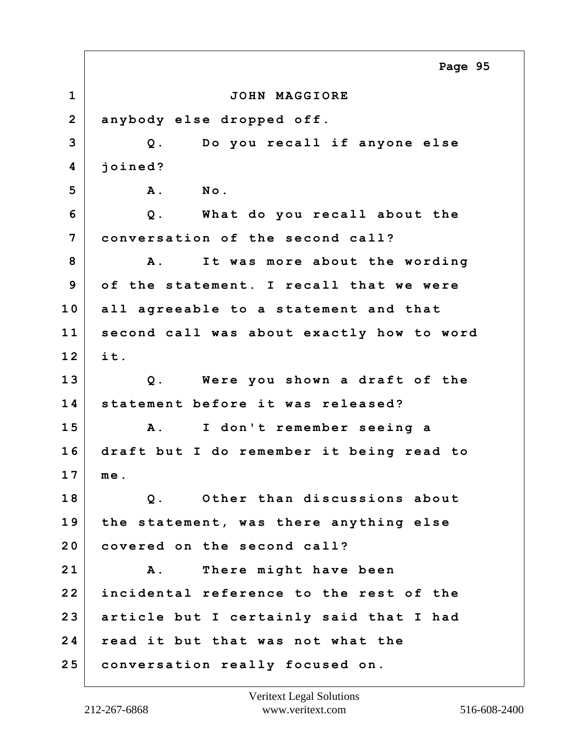JOHN MAGGIORE

anybody else dropped off.

Q. Do you recall if anyone else joined?

A. No.

Q. What do you recall about the conversation of the second call?

A. It was more about the wording of the statement. I recall that we were all agreeable to a statement and that second call was about exactly how to word it.

Q. Were you shown a draft of the statement before it was released?

A. I don't remember seeing a draft but I do remember it being read to me.

Q. Other than discussions about the statement, was there anything else covered on the second call?

A. There might have been incidental reference to the rest of the article but I certainly said that I had read it but that was not what the conversation really focused on.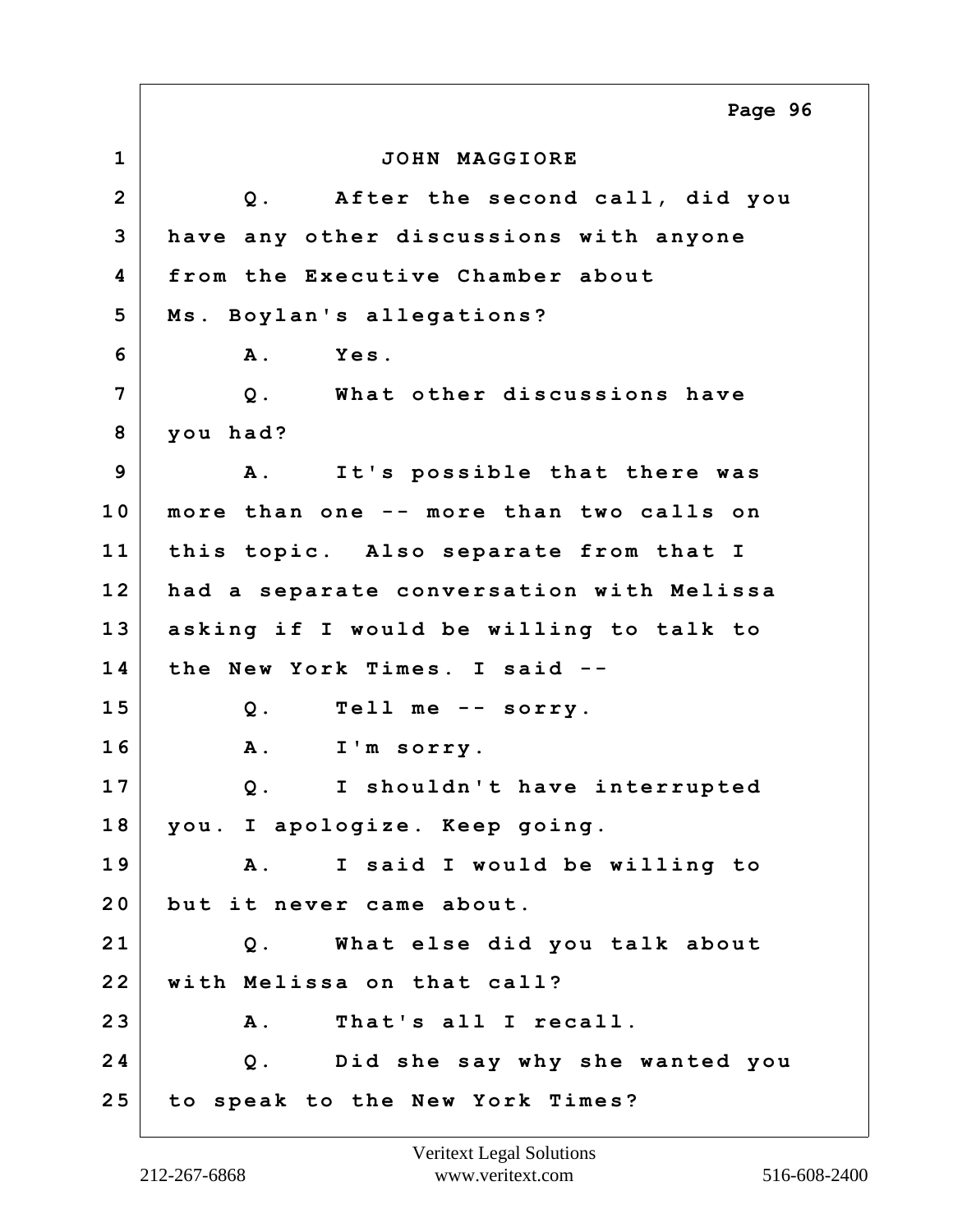JOHN MAGGIORE

Q. After the second call, did you have any other discussions with anyone from the Executive Chamber about Ms. Boylan's allegations?

A. Yes.

Q. What other discussions have you had?

A. It's possible that there was more than one -- more than two calls on this topic. Also separate from that I had a separate conversation with Melissa asking if I would be willing to talk to the New York Times. I said --

Q. Tell me -- sorry.

A. I'm sorry.

Q. I shouldn't have interrupted you. I apologize. Keep going.

A. I said I would be willing to but it never came about.

Q. What else did you talk about with Melissa on that call?

A. That's all I recall.

Q. Did she say why she wanted you to speak to the New York Times?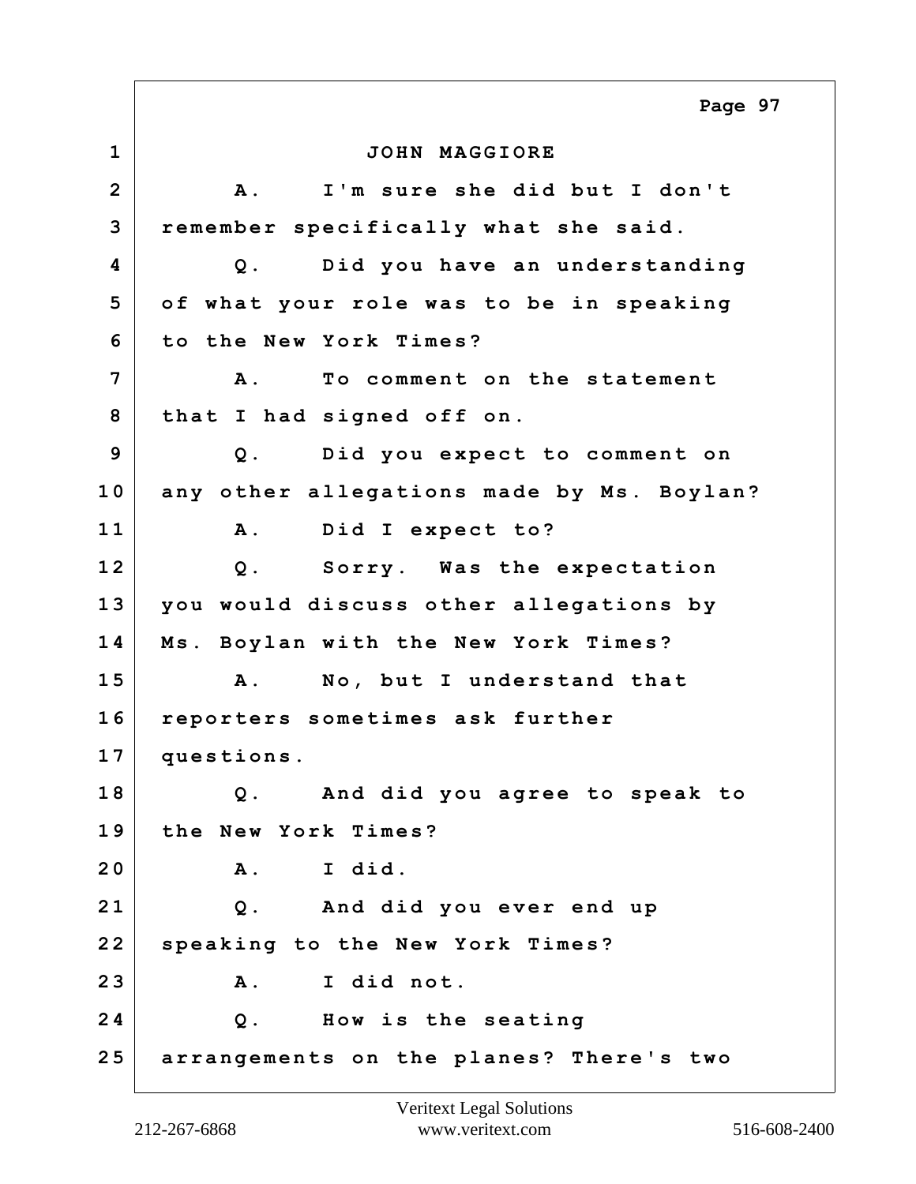JOHN MAGGIORE

A. I'm sure she did but I don't remember specifically what she said.

Q. Did you have an understanding of what your role was to be in speaking to the New York Times?

A. To comment on the statement that I had signed off on.

Q. Did you expect to comment on any other allegations made by Ms. Boylan?

A. Did I expect to?

Q. Sorry. Was the expectation you would discuss other allegations by Ms. Boylan with the New York Times?

A. No, but I understand that reporters sometimes ask further questions.

Q. And did you agree to speak to the New York Times?

A. I did.

Q. And did you ever end up speaking to the New York Times?

A. I did not.

Q. How is the seating arrangements on the planes? There's two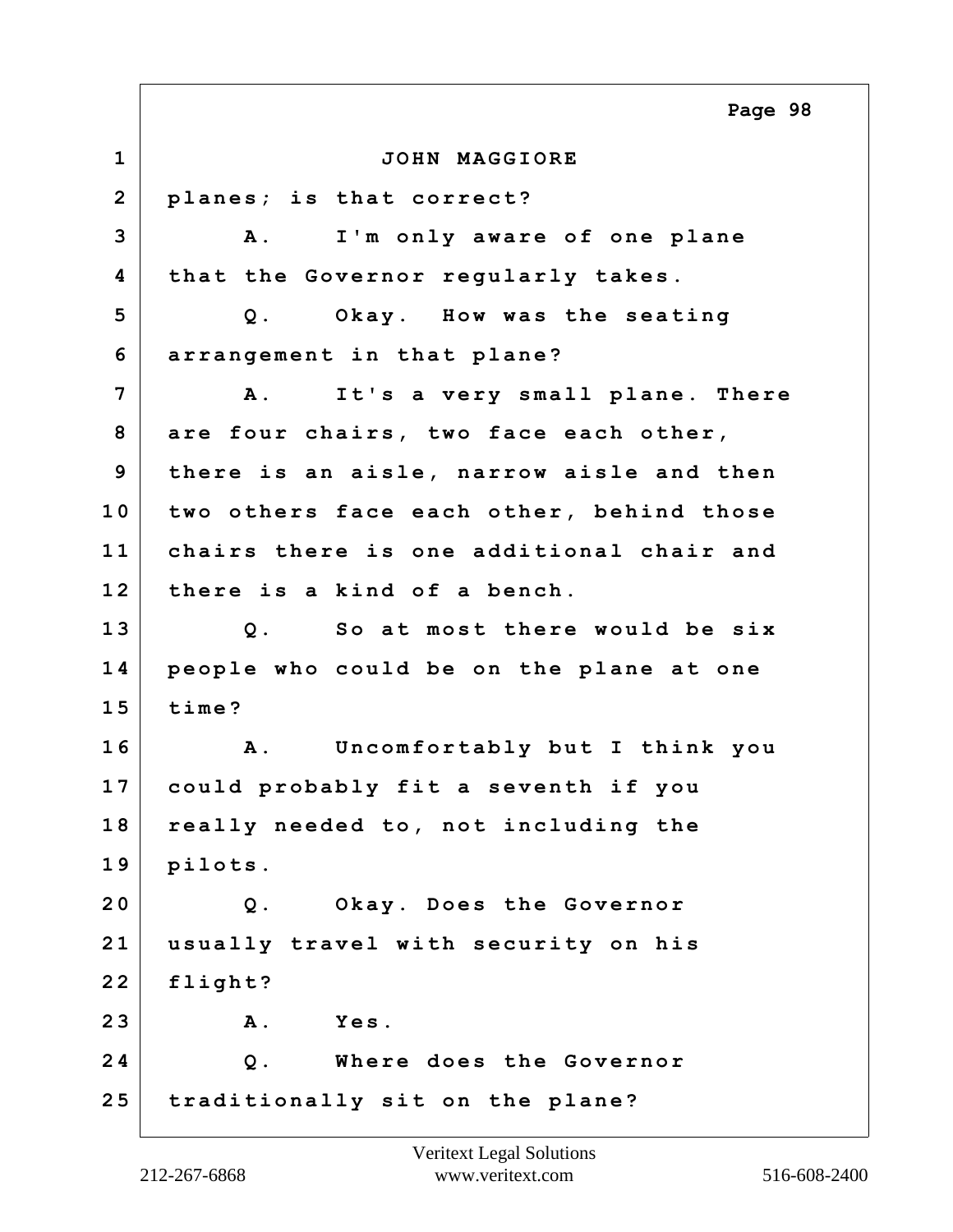JOHN MAGGIORE

planes; is that correct?

A. I'm only aware of one plane that the Governor regularly takes.

Q. Okay. How was the seating arrangement in that plane?

A. It's a very small plane. There are four chairs, two face each other, there is an aisle, narrow aisle and then two others face each other, behind those chairs there is one additional chair and there is a kind of a bench.

Q. So at most there would be six people who could be on the plane at one time?

A. Uncomfortably but I think you could probably fit a seventh if you really needed to, not including the pilots.

Q. Okay. Does the Governor usually travel with security on his flight?

A. Yes.

Q. Where does the Governor traditionally sit on the plane?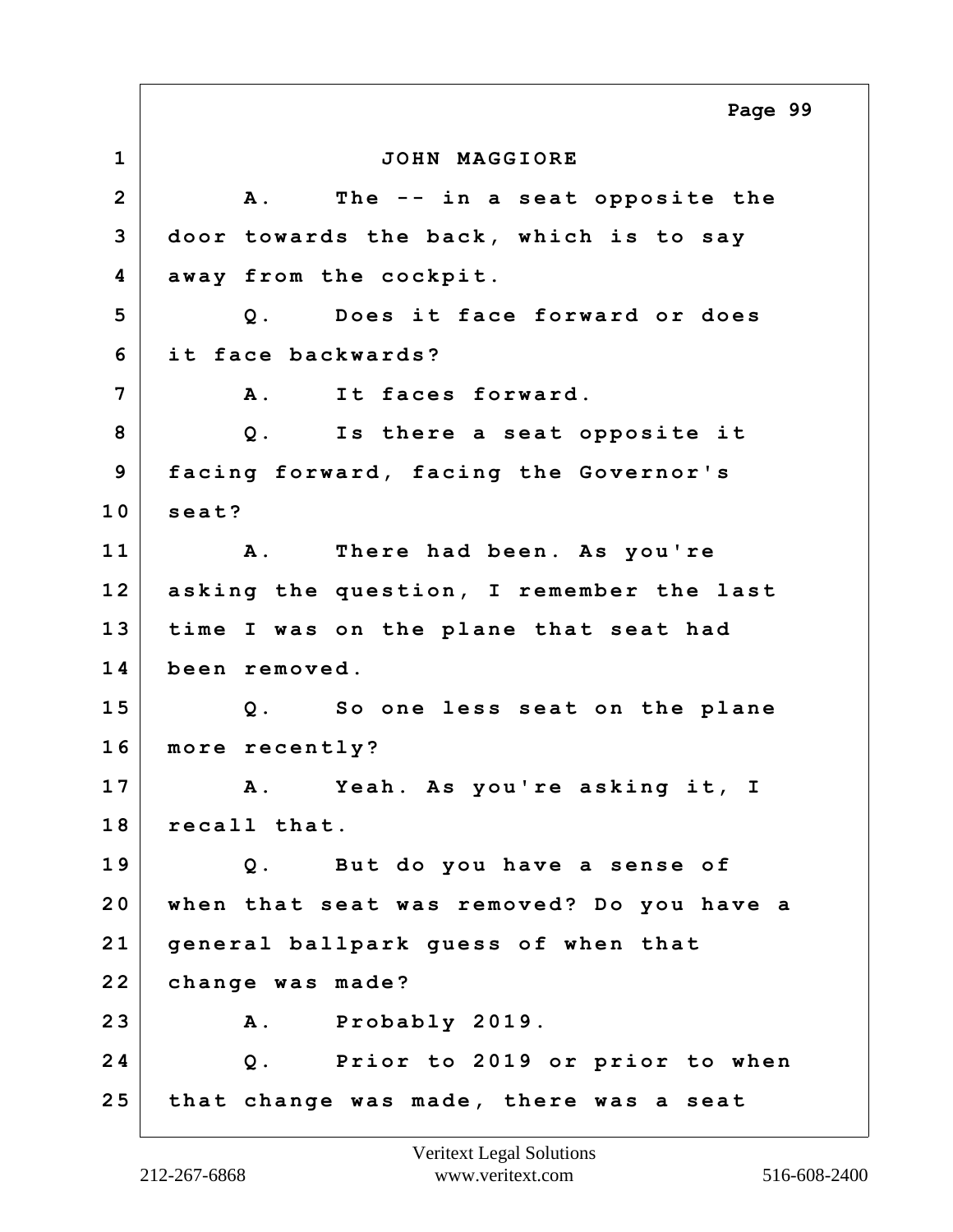JOHN MAGGIORE

A. The -- in a seat opposite the door towards the back, which is to say away from the cockpit.

Q. Does it face forward or does it face backwards?

A. It faces forward.

Q. Is there a seat opposite it facing forward, facing the Governor's seat?

A. There had been. As you're asking the question, I remember the last time I was on the plane that seat had been removed.

Q. So one less seat on the plane more recently?

A. Yeah. As you're asking it, I recall that.

Q. But do you have a sense of when that seat was removed? Do you have a general ballpark guess of when that change was made?

A. Probably 2019.

Q. Prior to 2019 or prior to when that change was made, there was a seat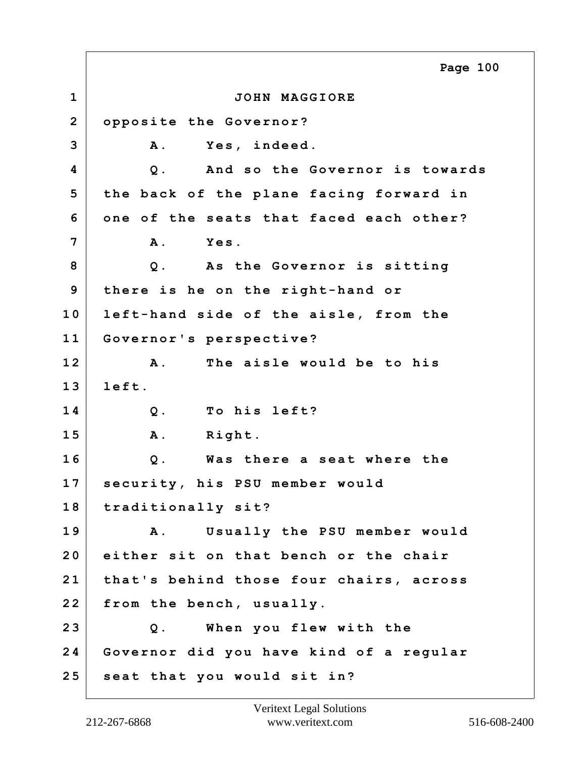JOHN MAGGIORE

opposite the Governor?

A. Yes, indeed.

Q. And so the Governor is towards the back of the plane facing forward in one of the seats that faced each other?

A. Yes.

Q. As the Governor is sitting there is he on the right-hand or left-hand side of the aisle, from the Governor's perspective?

A. The aisle would be to his left.

Q. To his left?

A. Right.

Q. Was there a seat where the security, his PSU member would traditionally sit?

A. Usually the PSU member would either sit on that bench or the chair that's behind those four chairs, across from the bench, usually.

Q. When you flew with the Governor did you have kind of a regular seat that you would sit in?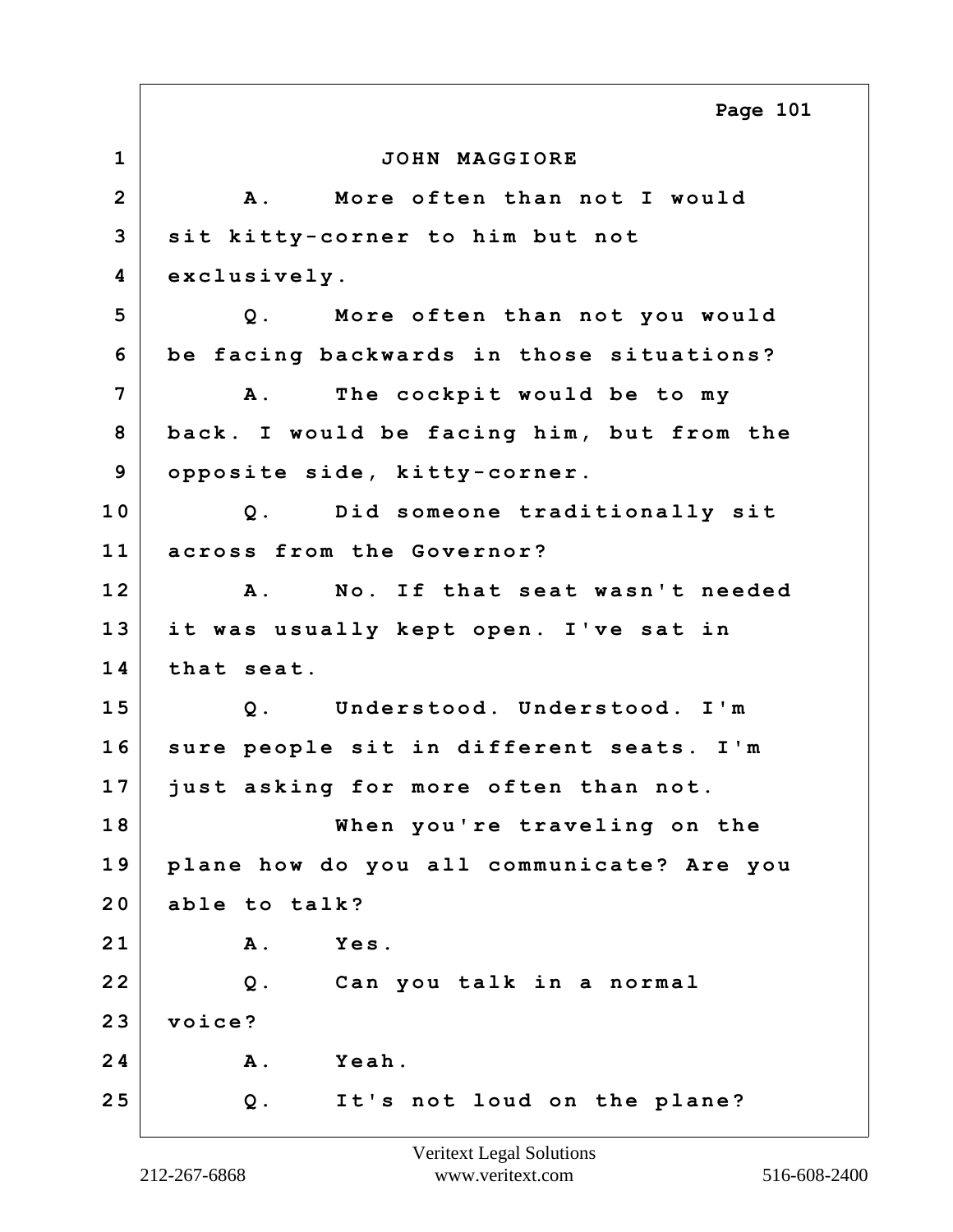JOHN MAGGIORE

A. More often than not I would sit kitty-corner to him but not exclusively.

Q. More often than not you would be facing backwards in those situations?

A. The cockpit would be to my back. I would be facing him, but from the opposite side, kitty-corner.

Q. Did someone traditionally sit across from the Governor?

A. No. If that seat wasn't needed it was usually kept open. I've sat in that seat.

Q. Understood. Understood. I'm sure people sit in different seats. I'm just asking for more often than not.

When you're traveling on the plane how do you all communicate? Are you able to talk?

A. Yes.

Q. Can you talk in a normal voice?

A. Yeah.

Q. It's not loud on the plane?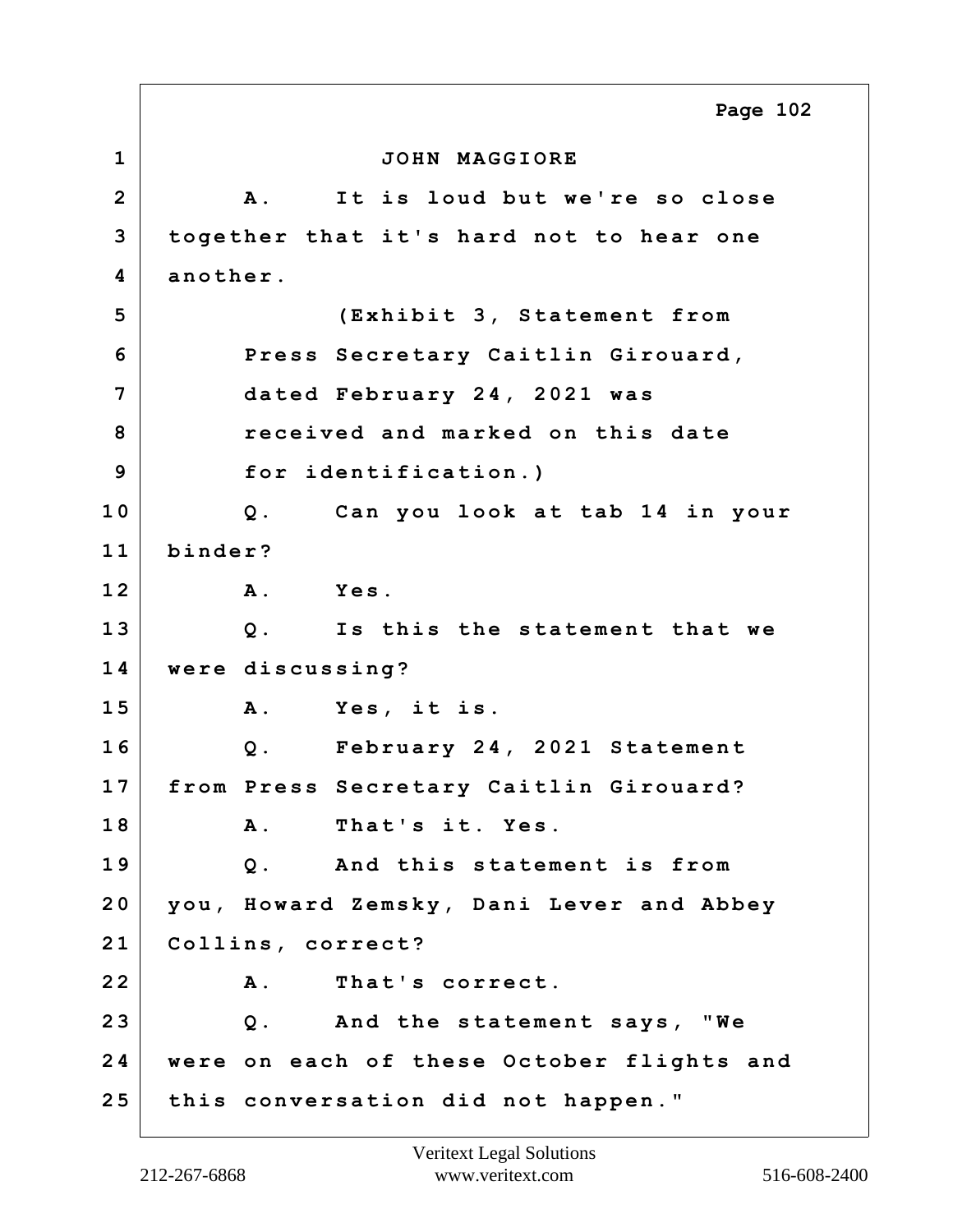JOHN MAGGIORE

A. It is loud but we're so close together that it's hard not to hear one another.

(Exhibit 3, Statement from Press Secretary Caitlin Girouard, dated February 24, 2021 was received and marked on this date for identification.)

Q. Can you look at tab 14 in your binder?

A. Yes.

Q. Is this the statement that we were discussing?

A. Yes, it is.

Q. February 24, 2021 Statement from Press Secretary Caitlin Girouard?

A. That's it. Yes.

Q. And this statement is from you, Howard Zemsky, Dani Lever and Abbey Collins, correct?

A. That's correct.

Q. And the statement says, "We were on each of these October flights and this conversation did not happen."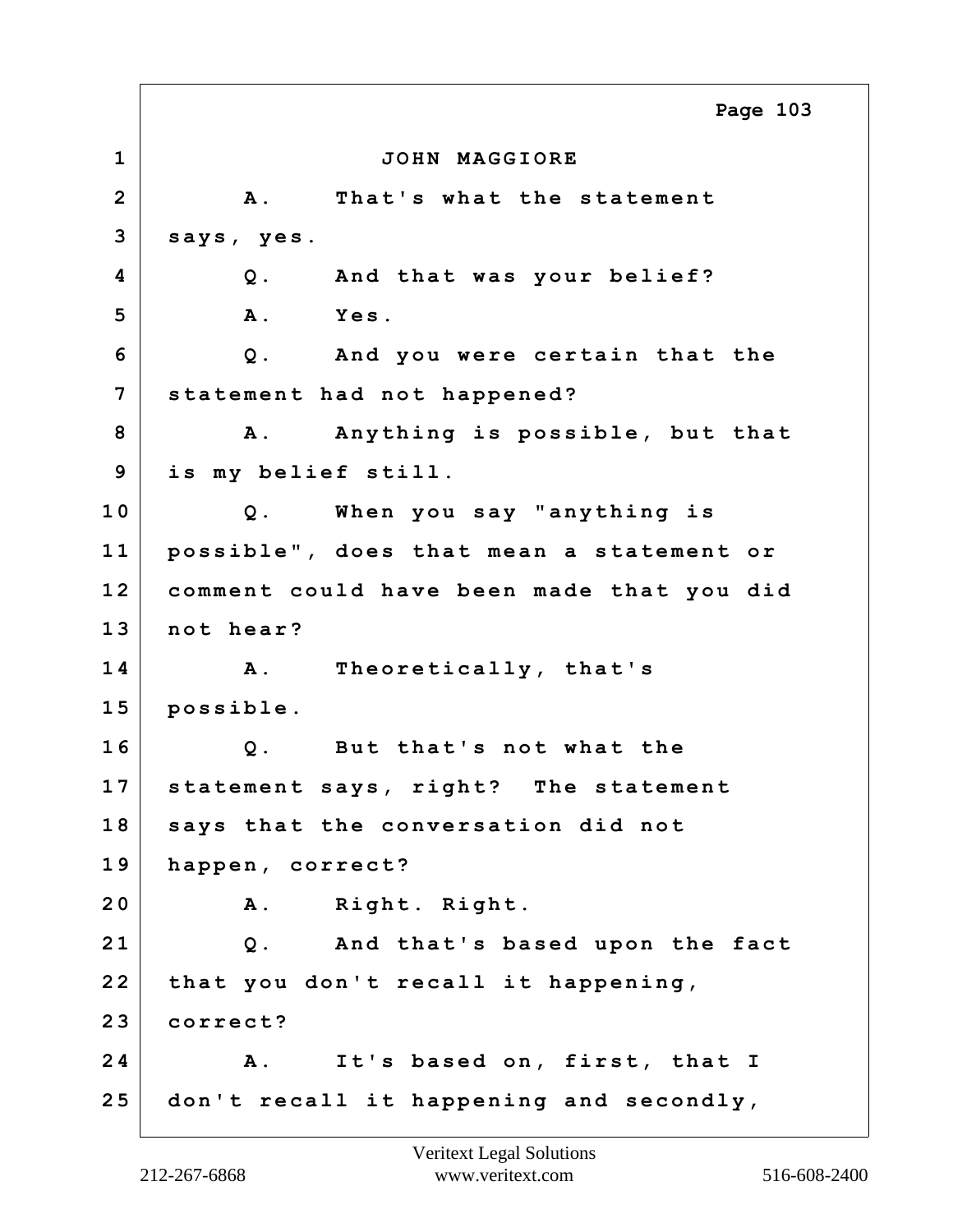JOHN MAGGIORE

A. That's what the statement says, yes.

Q. And that was your belief?

A. Yes.

Q. And you were certain that the statement had not happened?

A. Anything is possible, but that is my belief still.

Q. When you say "anything is possible", does that mean a statement or comment could have been made that you did not hear?

A. Theoretically, that's possible.

Q. But that's not what the statement says, right? The statement says that the conversation did not happen, correct?

A. Right. Right.

Q. And that's based upon the fact that you don't recall it happening, correct?

A. It's based on, first, that I don't recall it happening and secondly,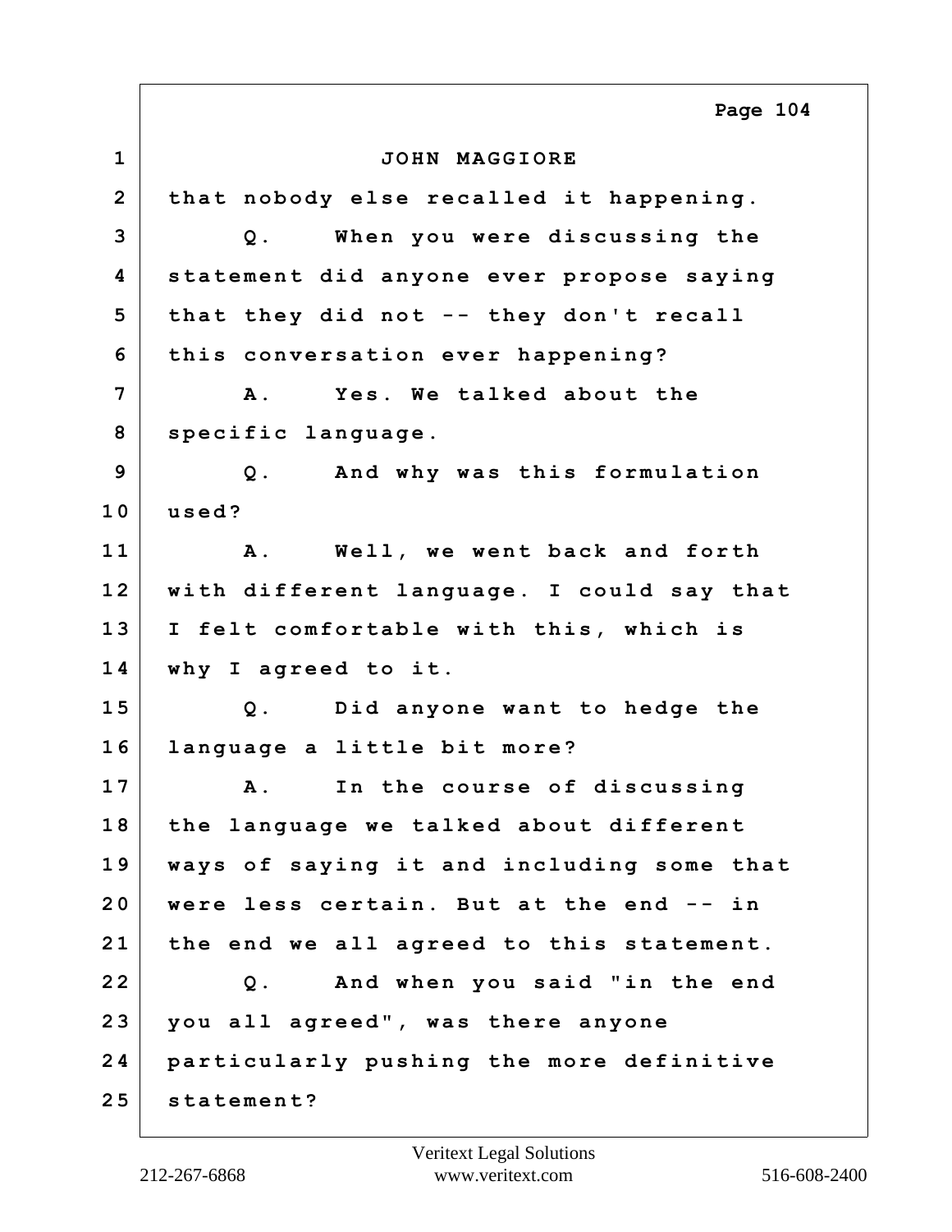JOHN MAGGIORE

that nobody else recalled it happening.

Q. When you were discussing the statement did anyone ever propose saying that they did not -- they don't recall this conversation ever happening?

A. Yes. We talked about the specific language.

Q. And why was this formulation used?

A. Well, we went back and forth with different language. I could say that I felt comfortable with this, which is why I agreed to it.

Q. Did anyone want to hedge the language a little bit more?

A. In the course of discussing the language we talked about different ways of saying it and including some that were less certain. But at the end -- in the end we all agreed to this statement.

Q. And when you said "in the end you all agreed", was there anyone particularly pushing the more definitive statement?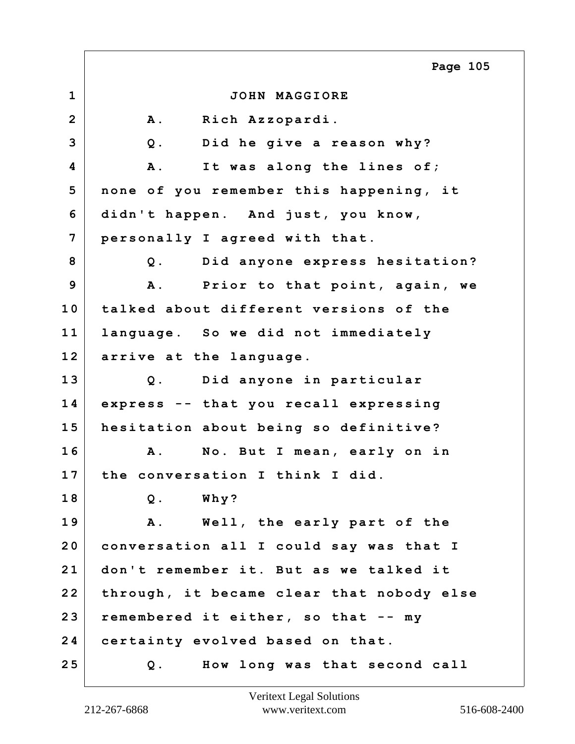JOHN MAGGIORE

A. Rich Azzopardi.

Q. Did he give a reason why?

A. It was along the lines of; none of you remember this happening, it didn't happen. And just, you know, personally I agreed with that.

Q. Did anyone express hesitation?

A. Prior to that point, again, we talked about different versions of the language. So we did not immediately arrive at the language.

Q. Did anyone in particular express -- that you recall expressing hesitation about being so definitive?

A. No. But I mean, early on in the conversation I think I did.

Q. Why?

A. Well, the early part of the conversation all I could say was that I don't remember it. But as we talked it through, it became clear that nobody else remembered it either, so that -- my certainty evolved based on that.

Q. How long was that second call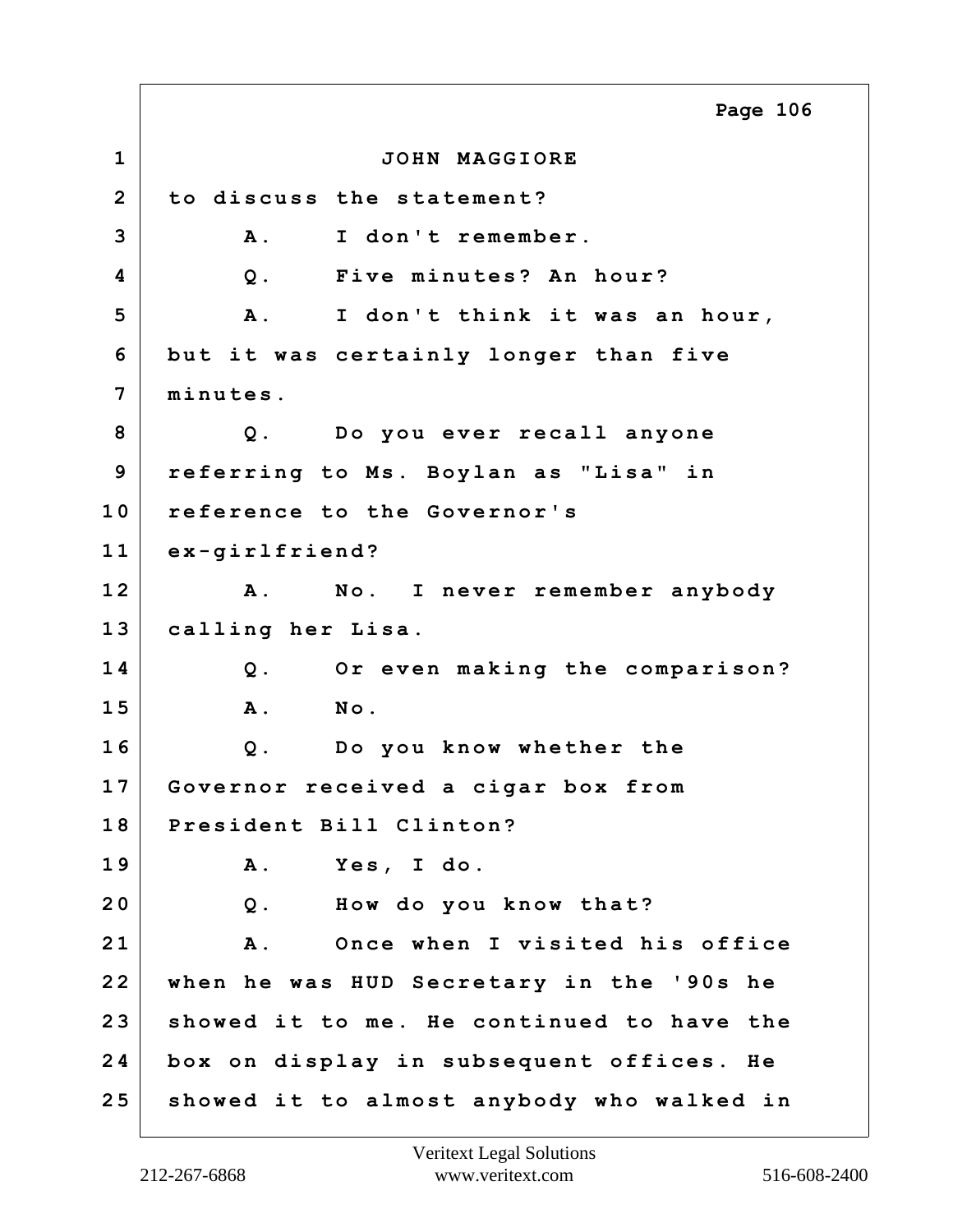JOHN MAGGIORE

to discuss the statement?

A. I don't remember.

Q. Five minutes? An hour?

A. I don't think it was an hour, but it was certainly longer than five minutes.

Q. Do you ever recall anyone referring to Ms. Boylan as "Lisa" in reference to the Governor's ex-girlfriend?

A. No. I never remember anybody calling her Lisa.

Q. Or even making the comparison?

A. No.

Q. Do you know whether the Governor received a cigar box from President Bill Clinton?

A. Yes, I do.

Q. How do you know that?

A. Once when I visited his office when he was HUD Secretary in the '90s he showed it to me. He continued to have the box on display in subsequent offices. He showed it to almost anybody who walked in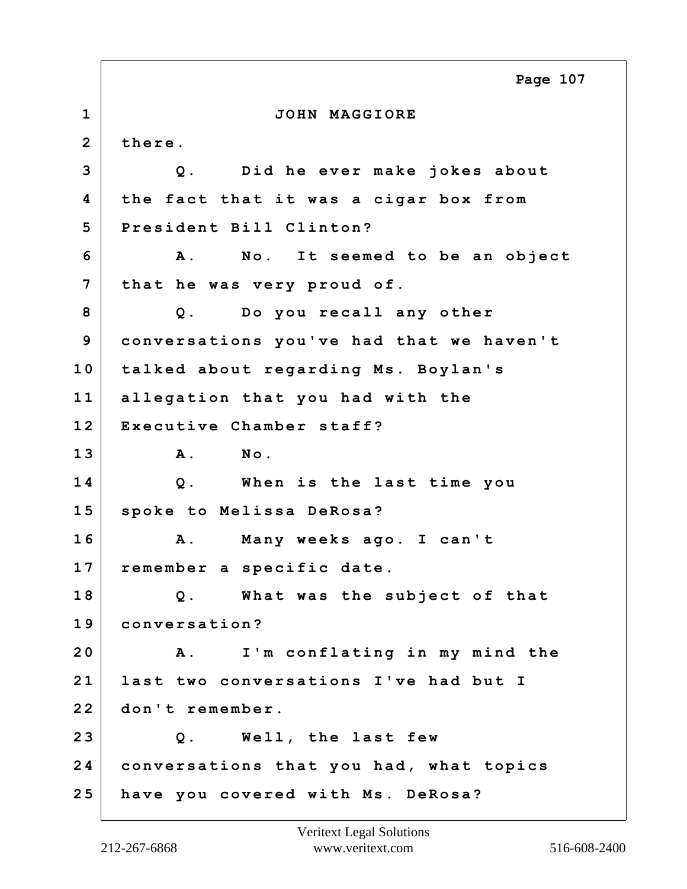JOHN MAGGIORE

there.

Q. Did he ever make jokes about the fact that it was a cigar box from President Bill Clinton?

A. No. It seemed to be an object that he was very proud of.

Q. Do you recall any other conversations you've had that we haven't talked about regarding Ms. Boylan's allegation that you had with the Executive Chamber staff?

A. No.

Q. When is the last time you spoke to Melissa DeRosa?

A. Many weeks ago. I can't remember a specific date.

Q. What was the subject of that conversation?

A. I'm conflating in my mind the last two conversations I've had but I don't remember.

Q. Well, the last few conversations that you had, what topics have you covered with Ms. DeRosa?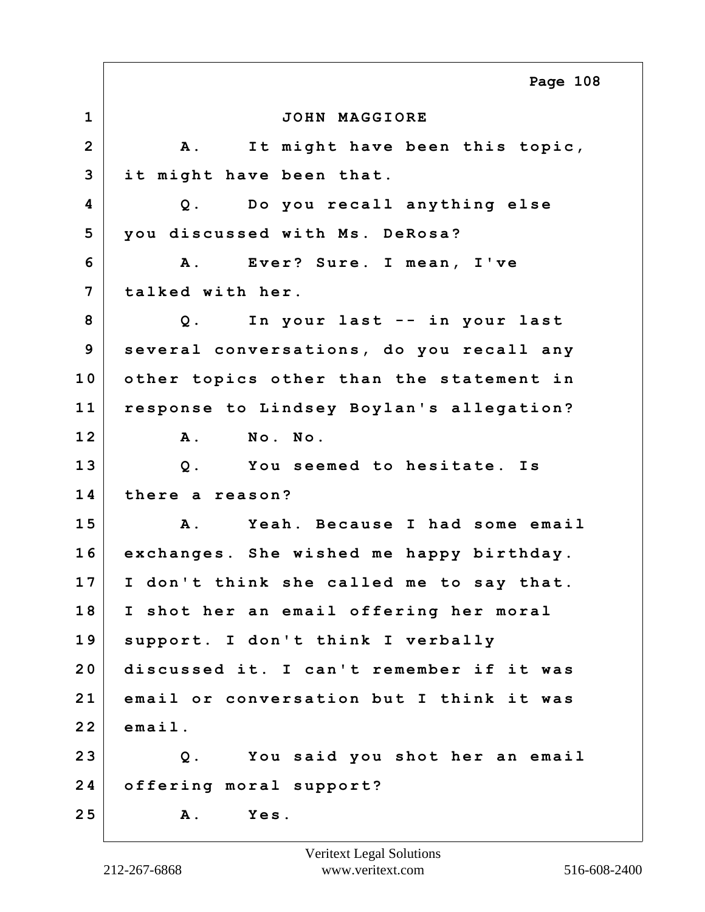JOHN MAGGIORE

A. It might have been this topic, it might have been that.

Q. Do you recall anything else you discussed with Ms. DeRosa?

A. Ever? Sure. I mean, I've talked with her.

Q. In your last -- in your last several conversations, do you recall any other topics other than the statement in response to Lindsey Boylan's allegation?

A. No. No.

Q. You seemed to hesitate. Is there a reason?

A. Yeah. Because I had some email exchanges. She wished me happy birthday. I don't think she called me to say that. I shot her an email offering her moral support. I don't think I verbally discussed it. I can't remember if it was email or conversation but I think it was email.

Q. You said you shot her an email offering moral support?

A. Yes.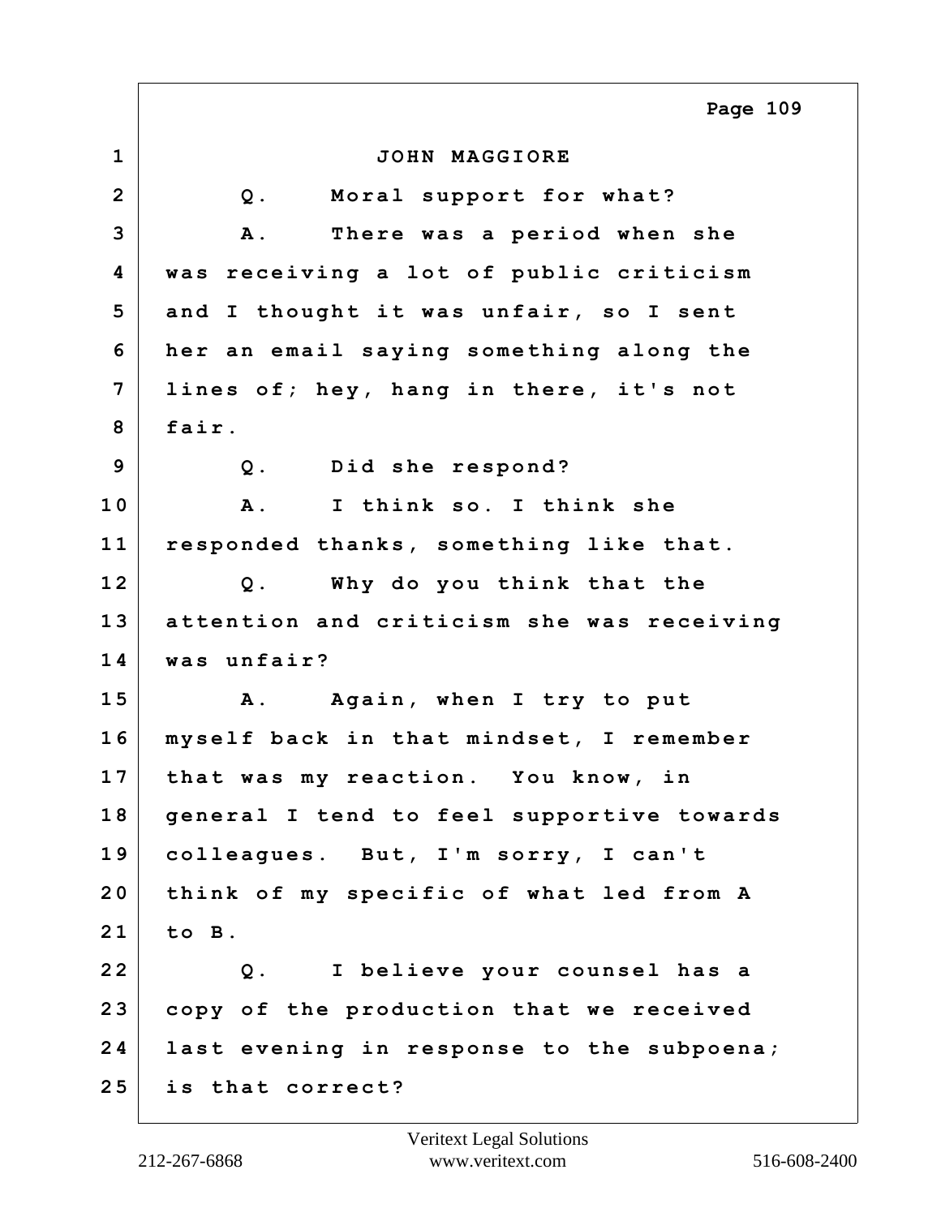JOHN MAGGIORE

Q. Moral support for what?

A. There was a period when she was receiving a lot of public criticism and I thought it was unfair, so I sent her an email saying something along the lines of; hey, hang in there, it's not fair.

Q. Did she respond?

A. I think so. I think she responded thanks, something like that.

Q. Why do you think that the attention and criticism she was receiving was unfair?

A. Again, when I try to put myself back in that mindset, I remember that was my reaction. You know, in general I tend to feel supportive towards colleagues. But, I'm sorry, I can't think of my specific of what led from A to B.

Q. I believe your counsel has a copy of the production that we received last evening in response to the subpoena; is that correct?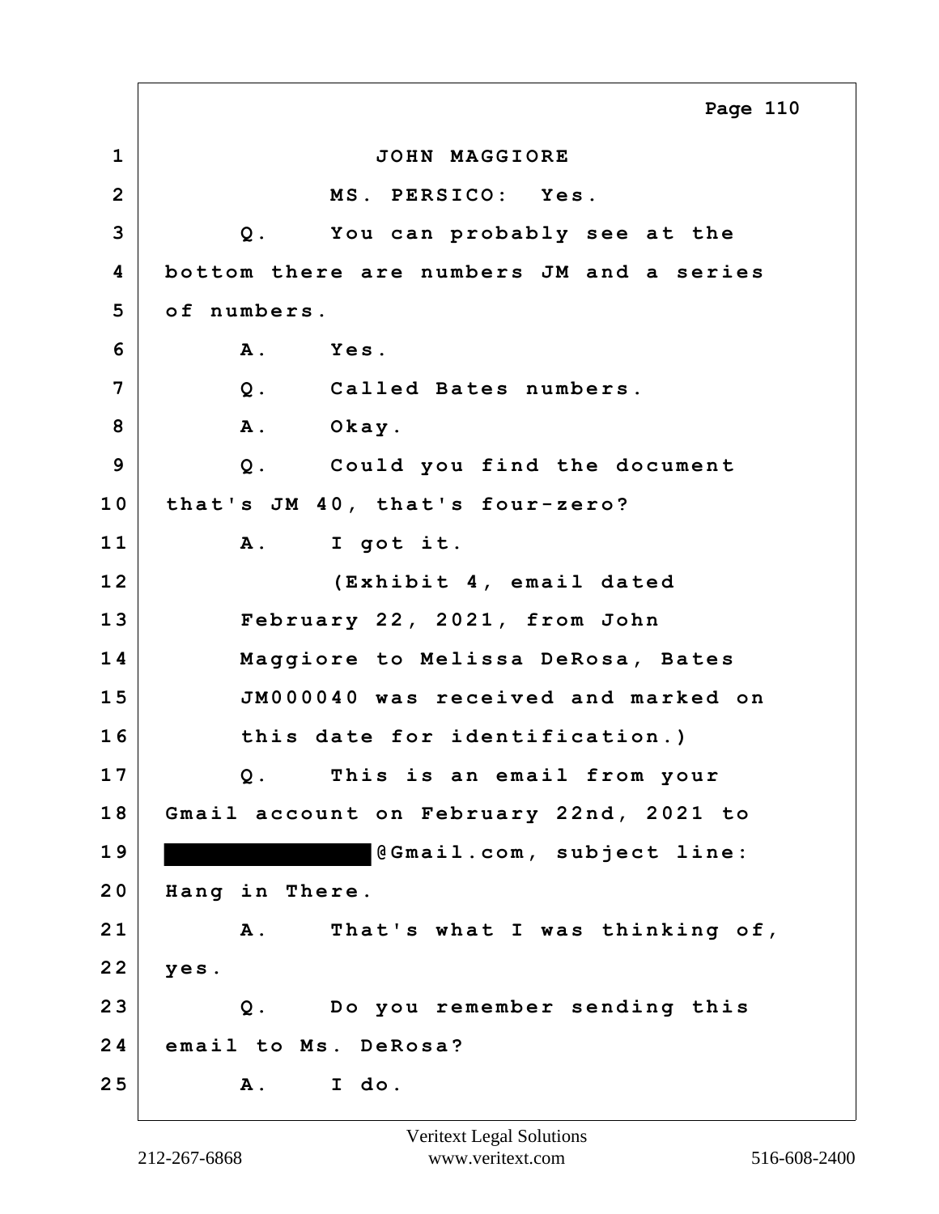JOHN MAGGIORE

MS. PERSICO: Yes.

Q. You can probably see at the bottom there are numbers JM and a series of numbers.

A. Yes.

Q. Called Bates numbers.

A. Okay.

Q. Could you find the document that's JM 40, that's four-zero?

A. I got it.

(Exhibit 4, email dated February 22, 2021, from John Maggiore to Melissa DeRosa, Bates JM000040 was received and marked on this date for identification.)

Q. This is an email from your Gmail account on February 22nd, 2021 to ████████████@Gmail.com, subject line: Hang in There.

A. That's what I was thinking of, yes.

Q. Do you remember sending this email to Ms. DeRosa?

A. I do.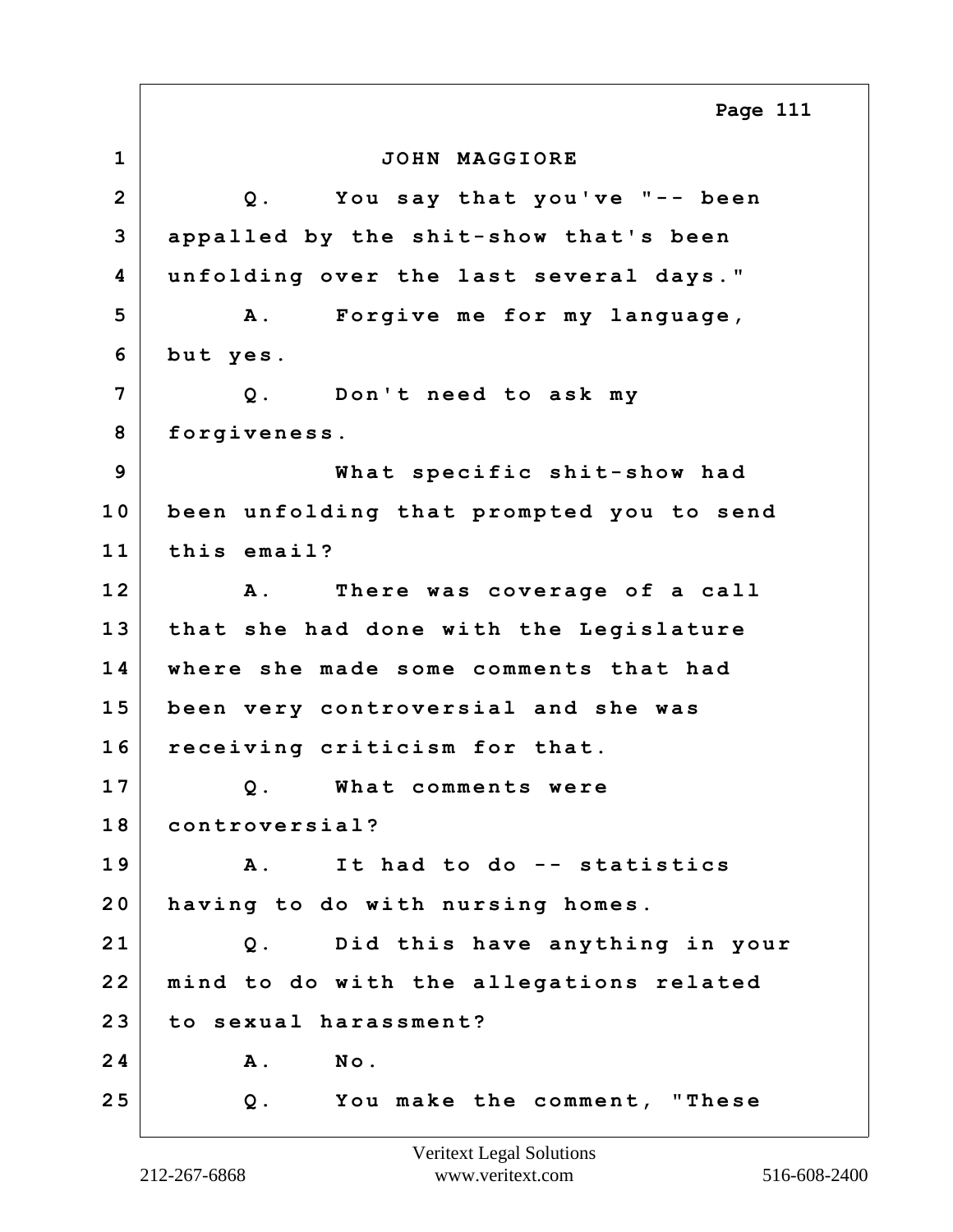JOHN MAGGIORE

Q. You say that you've "-- been appalled by the shit-show that's been unfolding over the last several days."

A. Forgive me for my language, but yes.

Q. Don't need to ask my forgiveness.

What specific shit-show had been unfolding that prompted you to send this email?

A. There was coverage of a call that she had done with the Legislature where she made some comments that had been very controversial and she was receiving criticism for that.

Q. What comments were controversial?

A. It had to do -- statistics having to do with nursing homes.

Q. Did this have anything in your mind to do with the allegations related to sexual harassment?

A. No.

Q. You make the comment, "These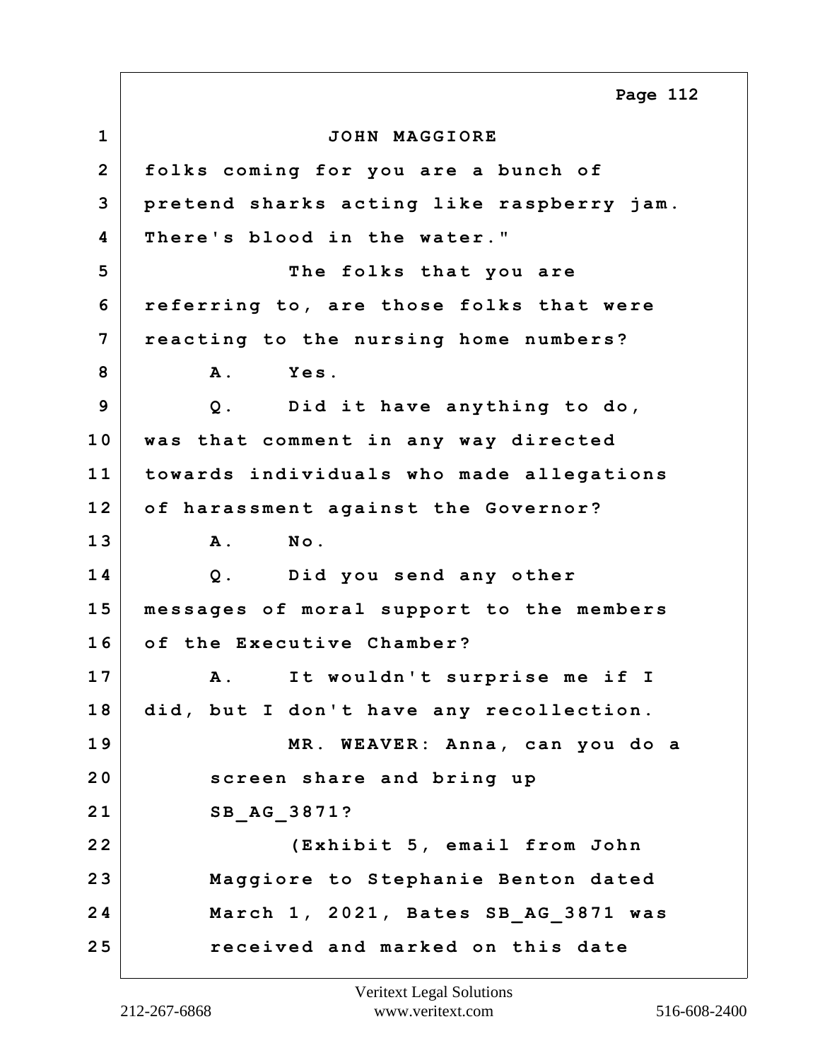JOHN MAGGIORE

folks coming for you are a bunch of pretend sharks acting like raspberry jam. There's blood in the water."

The folks that you are referring to, are those folks that were reacting to the nursing home numbers?

A. Yes.

Q. Did it have anything to do, was that comment in any way directed towards individuals who made allegations of harassment against the Governor?

A. No.

Q. Did you send any other messages of moral support to the members of the Executive Chamber?

A. It wouldn't surprise me if I did, but I don't have any recollection.

MR. WEAVER: Anna, can you do a screen share and bring up SB_AG_3871?

(Exhibit 5, email from John Maggiore to Stephanie Benton dated March 1, 2021, Bates SB_AG_3871 was received and marked on this date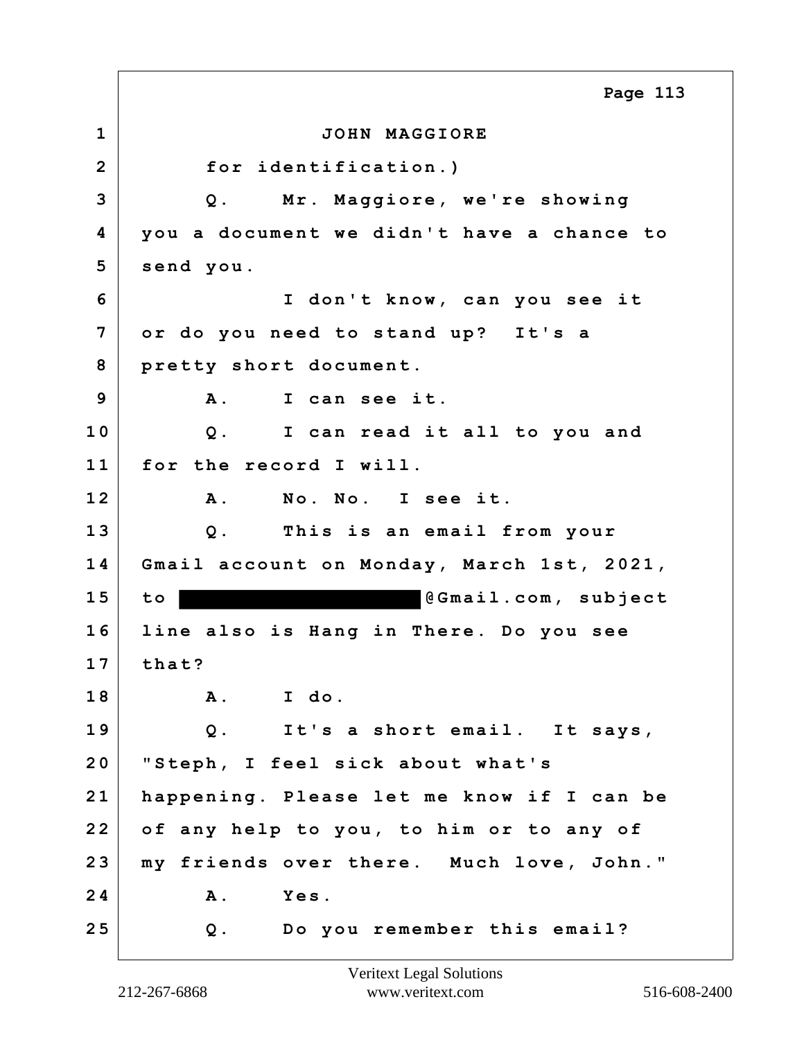JOHN MAGGIORE

for identification.)

Q. Mr. Maggiore, we're showing you a document we didn't have a chance to send you.

I don't know, can you see it or do you need to stand up? It's a pretty short document.

A. I can see it.

Q. I can read it all to you and for the record I will.

A. No. No. I see it.

Q. This is an email from your Gmail account on Monday, March 1st, 2021, to ████████████████@Gmail.com, subject line also is Hang in There. Do you see that?

A. I do.

Q. It's a short email. It says, "Steph, I feel sick about what's happening. Please let me know if I can be of any help to you, to him or to any of my friends over there. Much love, John."

A. Yes.

Q. Do you remember this email?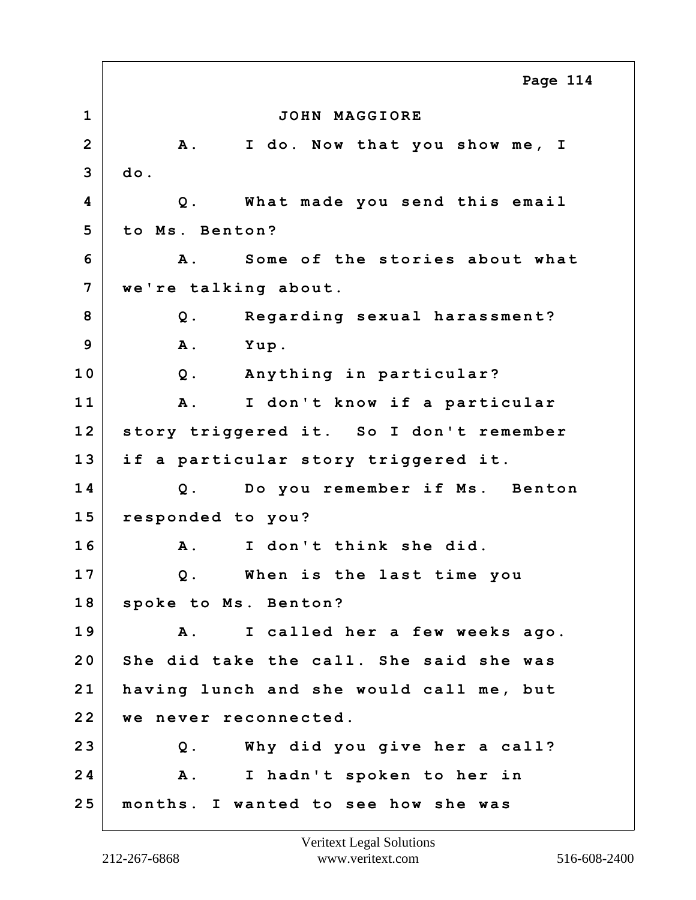JOHN MAGGIORE

A. I do. Now that you show me, I do.

Q. What made you send this email to Ms. Benton?

A. Some of the stories about what we're talking about.

Q. Regarding sexual harassment?

A. Yup.

Q. Anything in particular?

A. I don't know if a particular story triggered it. So I don't remember if a particular story triggered it.

Q. Do you remember if Ms. Benton responded to you?

A. I don't think she did.

Q. When is the last time you spoke to Ms. Benton?

A. I called her a few weeks ago. She did take the call. She said she was having lunch and she would call me, but we never reconnected.

Q. Why did you give her a call?

A. I hadn't spoken to her in months. I wanted to see how she was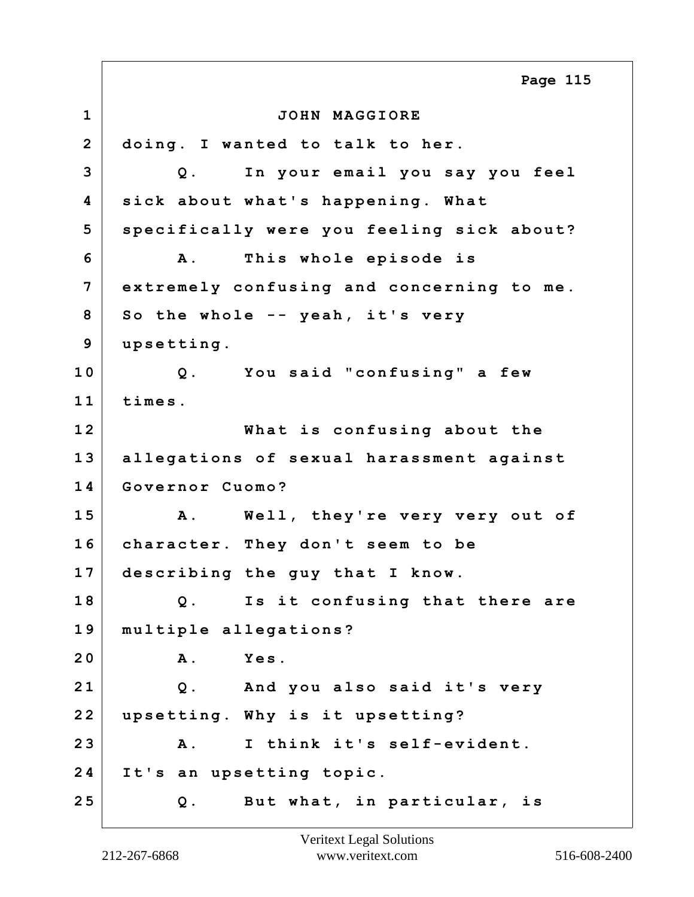JOHN MAGGIORE

doing. I wanted to talk to her.

Q. In your email you say you feel sick about what's happening. What specifically were you feeling sick about?

A. This whole episode is extremely confusing and concerning to me. So the whole -- yeah, it's very upsetting.

Q. You said "confusing" a few times.

What is confusing about the allegations of sexual harassment against Governor Cuomo?

A. Well, they're very very out of character. They don't seem to be describing the guy that I know.

Q. Is it confusing that there are multiple allegations?

A. Yes.

Q. And you also said it's very upsetting. Why is it upsetting?

A. I think it's self-evident. It's an upsetting topic.

Q. But what, in particular, is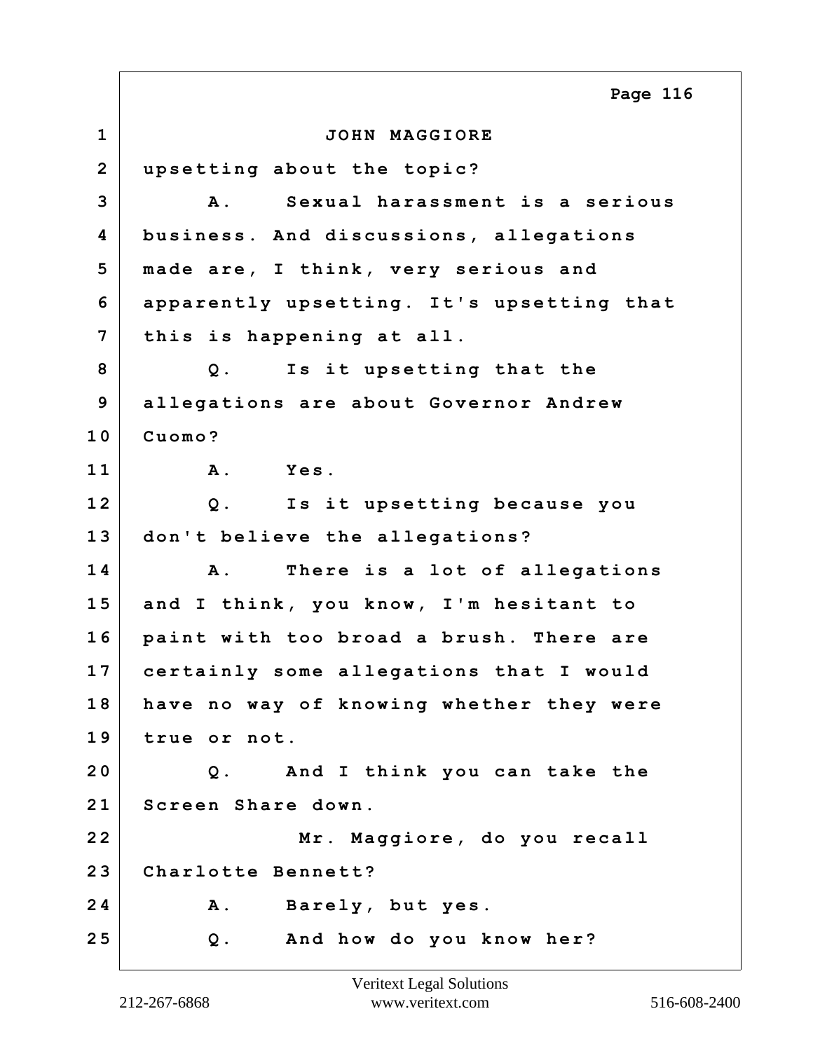JOHN MAGGIORE

upsetting about the topic?

A. Sexual harassment is a serious business. And discussions, allegations made are, I think, very serious and apparently upsetting. It's upsetting that this is happening at all.

Q. Is it upsetting that the allegations are about Governor Andrew Cuomo?

A. Yes.

Q. Is it upsetting because you don't believe the allegations?

A. There is a lot of allegations and I think, you know, I'm hesitant to paint with too broad a brush. There are certainly some allegations that I would have no way of knowing whether they were true or not.

Q. And I think you can take the Screen Share down.

Mr. Maggiore, do you recall Charlotte Bennett?

A. Barely, but yes.

Q. And how do you know her?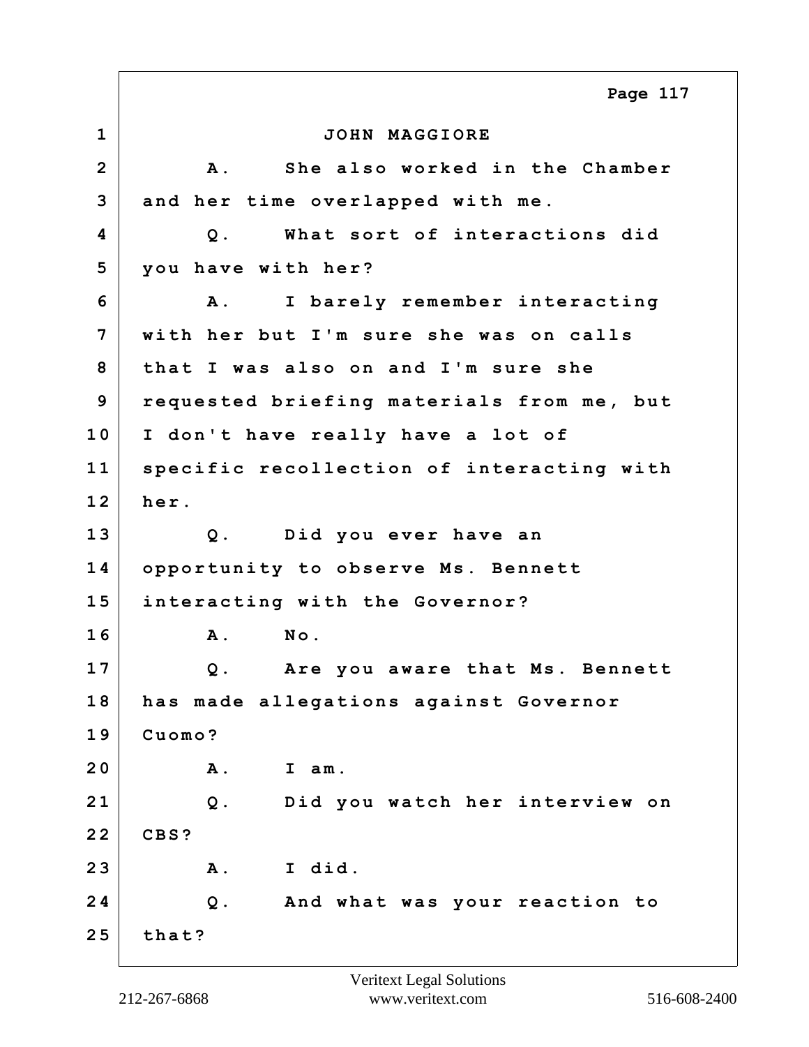JOHN MAGGIORE

A. She also worked in the Chamber and her time overlapped with me.

Q. What sort of interactions did you have with her?

A. I barely remember interacting with her but I'm sure she was on calls that I was also on and I'm sure she requested briefing materials from me, but I don't have really have a lot of specific recollection of interacting with her.

Q. Did you ever have an opportunity to observe Ms. Bennett interacting with the Governor?

A. No.

Q. Are you aware that Ms. Bennett has made allegations against Governor Cuomo?

A. I am.

Q. Did you watch her interview on CBS?

A. I did.

Q. And what was your reaction to that?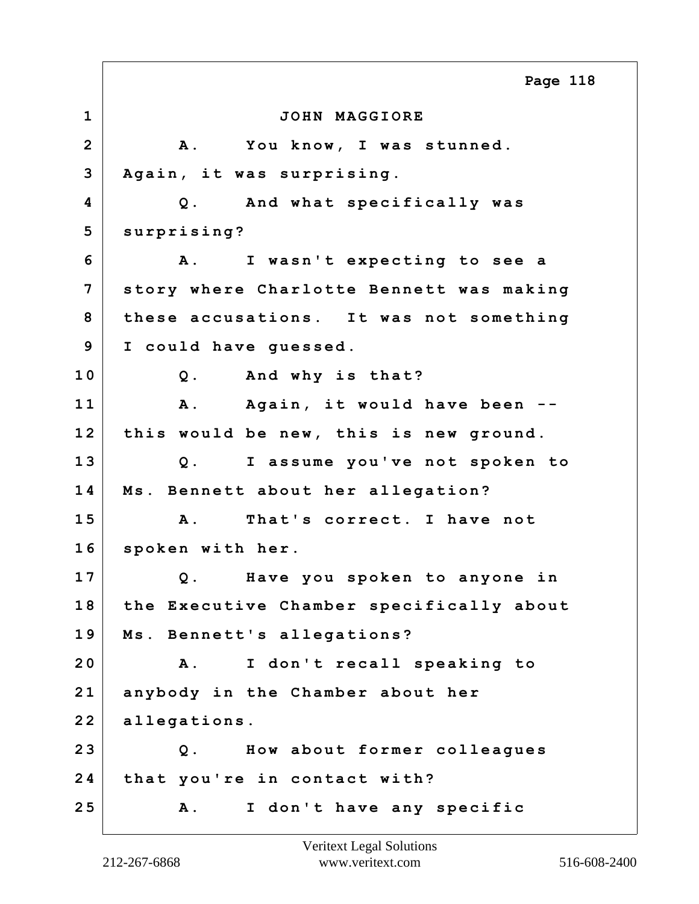JOHN MAGGIORE

A. You know, I was stunned. Again, it was surprising.

Q. And what specifically was surprising?

A. I wasn't expecting to see a story where Charlotte Bennett was making these accusations. It was not something I could have guessed.

Q. And why is that?

A. Again, it would have been -- this would be new, this is new ground.

Q. I assume you've not spoken to Ms. Bennett about her allegation?

A. That's correct. I have not spoken with her.

Q. Have you spoken to anyone in the Executive Chamber specifically about Ms. Bennett's allegations?

A. I don't recall speaking to anybody in the Chamber about her allegations.

Q. How about former colleagues that you're in contact with?

A. I don't have any specific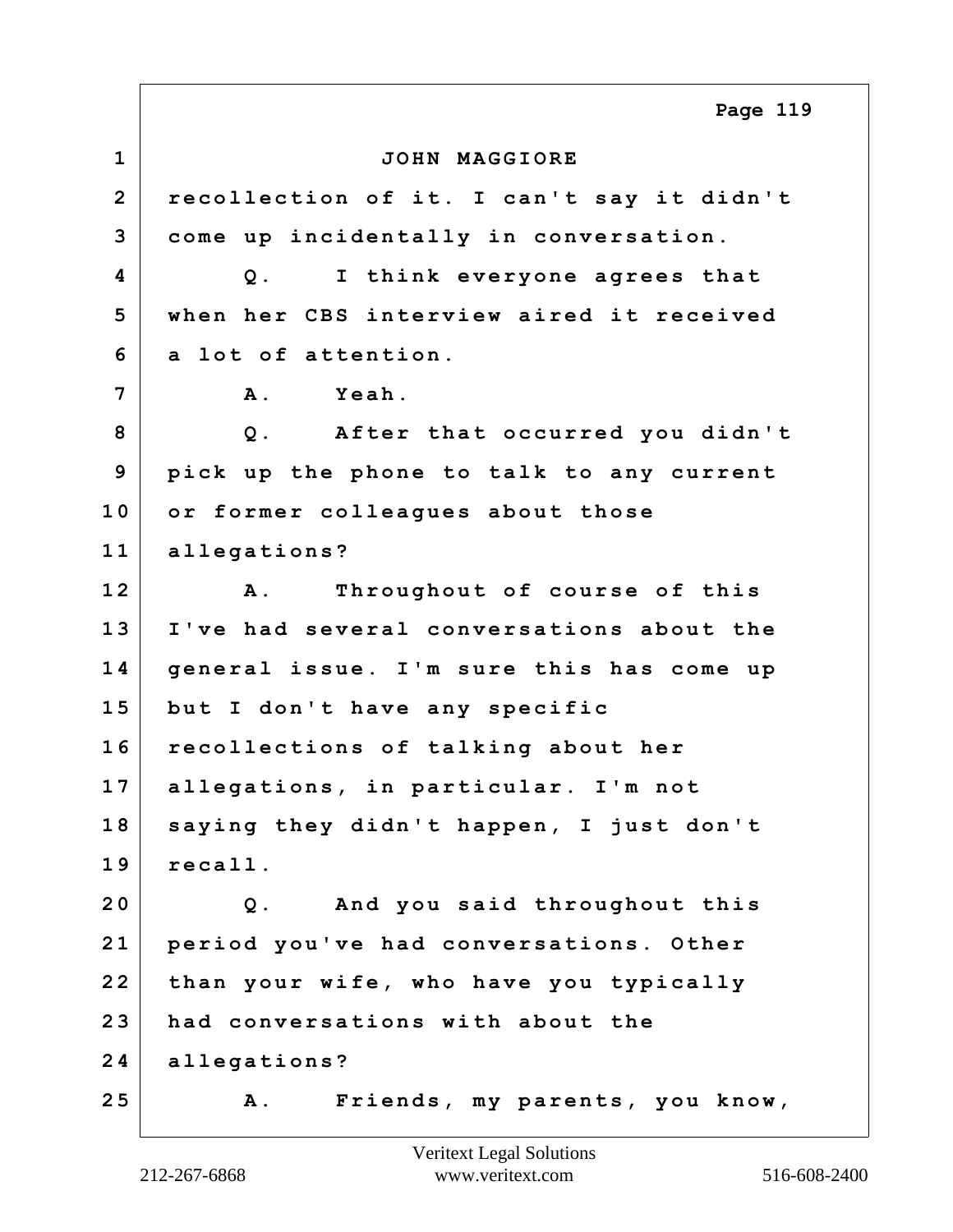JOHN MAGGIORE

recollection of it. I can't say it didn't come up incidentally in conversation.

Q. I think everyone agrees that when her CBS interview aired it received a lot of attention.

A. Yeah.

Q. After that occurred you didn't pick up the phone to talk to any current or former colleagues about those allegations?

A. Throughout of course of this I've had several conversations about the general issue. I'm sure this has come up but I don't have any specific recollections of talking about her allegations, in particular. I'm not saying they didn't happen, I just don't recall.

Q. And you said throughout this period you've had conversations. Other than your wife, who have you typically had conversations with about the allegations?

A. Friends, my parents, you know,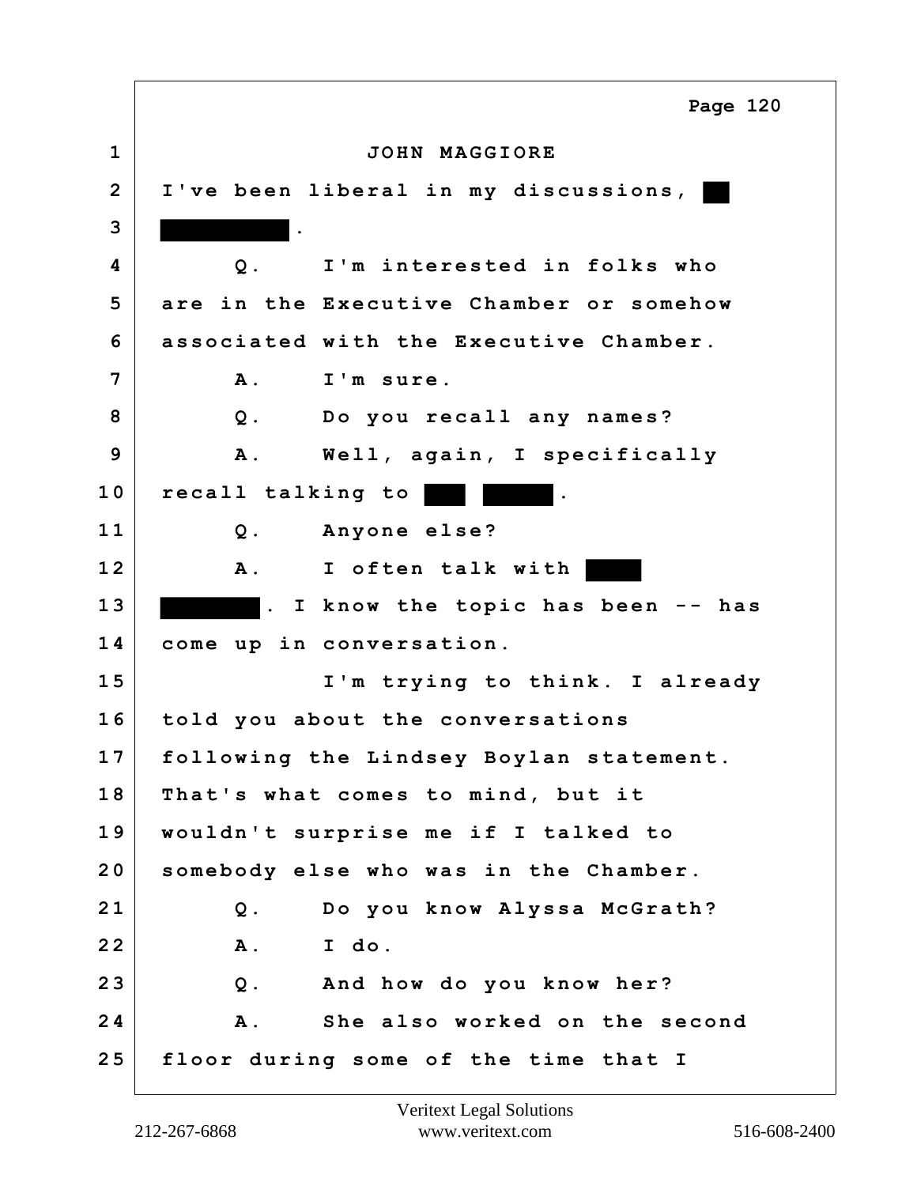JOHN MAGGIORE

I've been liberal in my discussions, ██ ██████████.

Q. I'm interested in folks who are in the Executive Chamber or somehow associated with the Executive Chamber.

A. I'm sure.

Q. Do you recall any names?

A. Well, again, I specifically recall talking to ███ █████.

Q. Anyone else?

A. I often talk with █████ ████████. I know the topic has been -- has come up in conversation.

I'm trying to think. I already told you about the conversations following the Lindsey Boylan statement. That's what comes to mind, but it wouldn't surprise me if I talked to somebody else who was in the Chamber.

Q. Do you know Alyssa McGrath?

A. I do.

Q. And how do you know her?

A. She also worked on the second floor during some of the time that I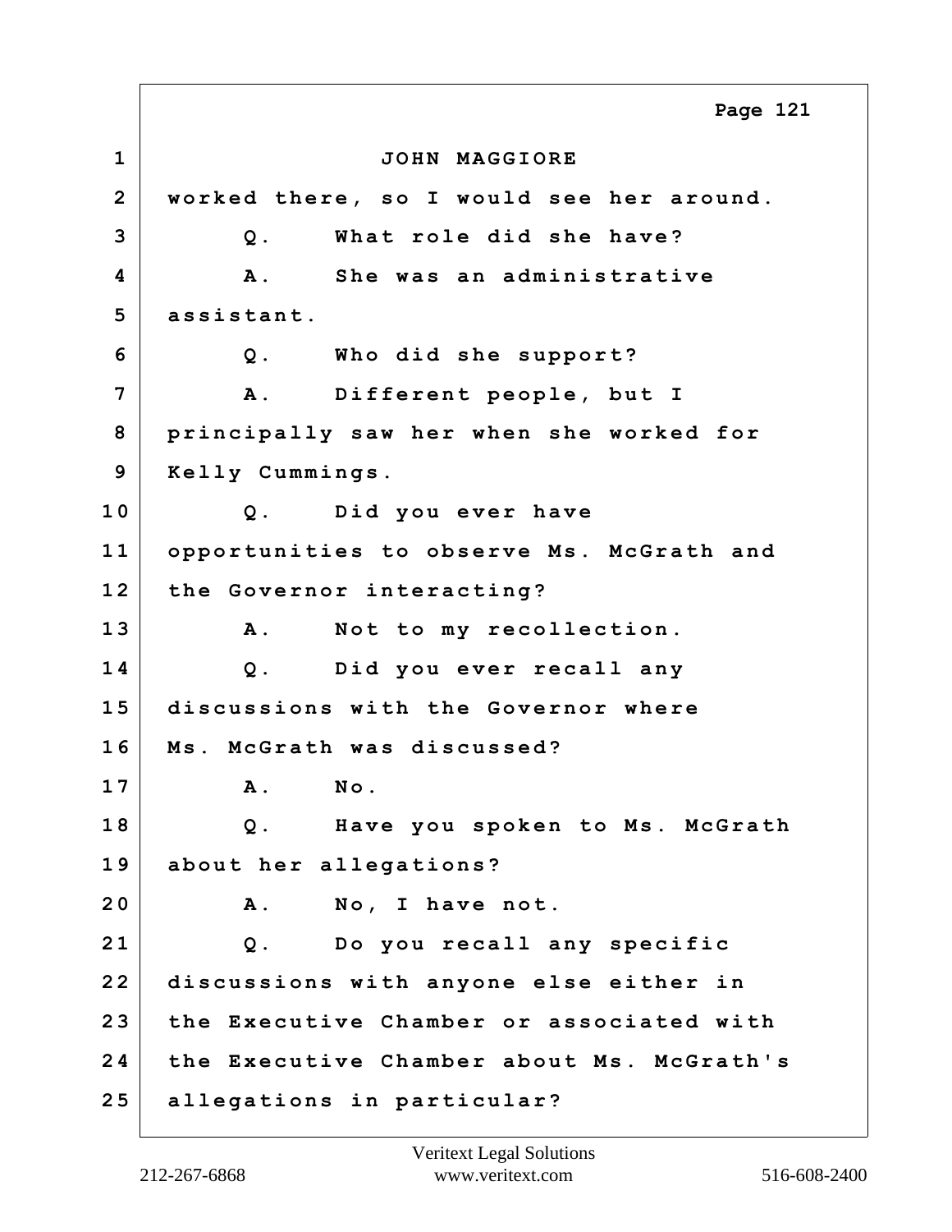JOHN MAGGIORE

worked there, so I would see her around.

Q. What role did she have?

A. She was an administrative assistant.

Q. Who did she support?

A. Different people, but I principally saw her when she worked for Kelly Cummings.

Q. Did you ever have opportunities to observe Ms. McGrath and the Governor interacting?

A. Not to my recollection.

Q. Did you ever recall any discussions with the Governor where Ms. McGrath was discussed?

A. No.

Q. Have you spoken to Ms. McGrath about her allegations?

A. No, I have not.

Q. Do you recall any specific discussions with anyone else either in the Executive Chamber or associated with the Executive Chamber about Ms. McGrath's allegations in particular?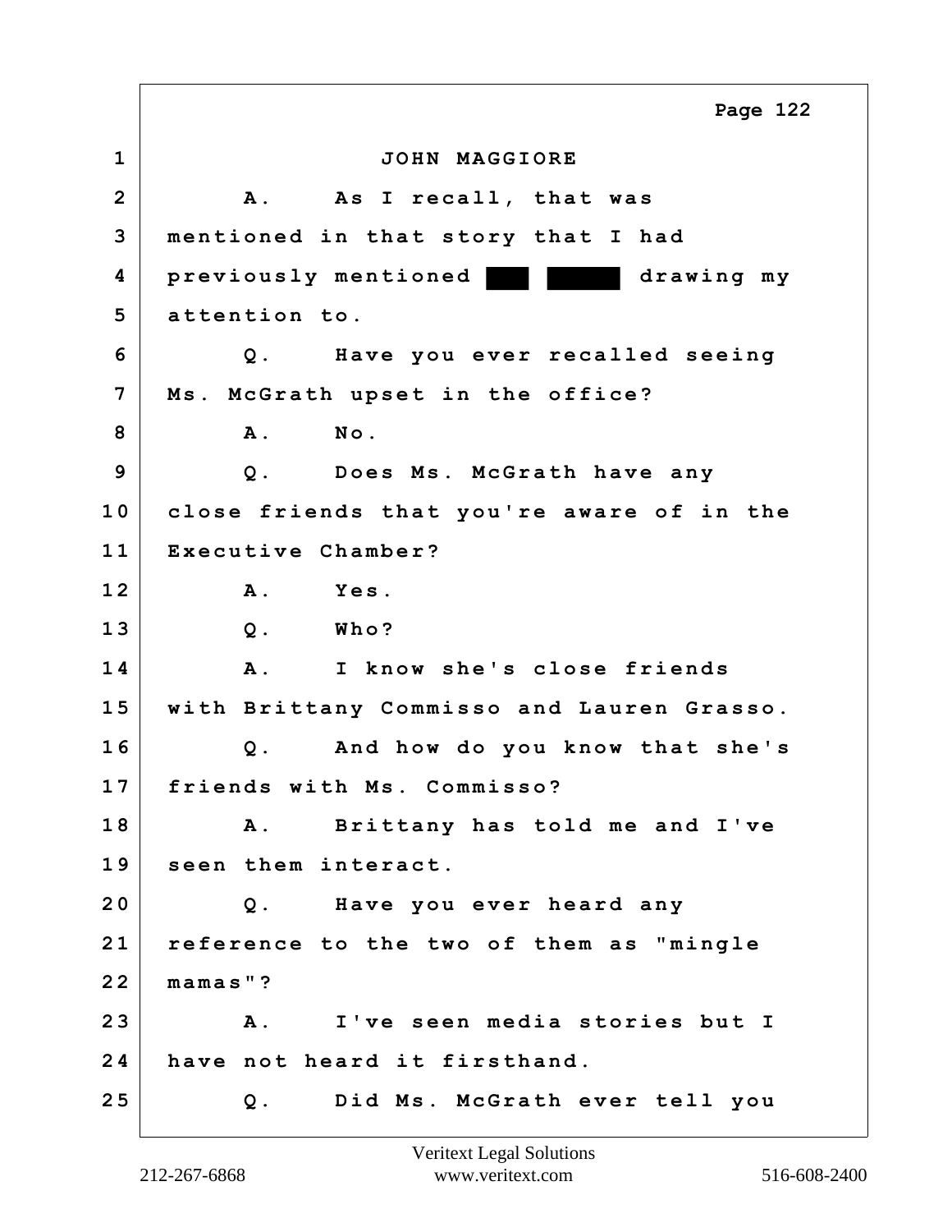JOHN MAGGIORE

A. As I recall, that was mentioned in that story that I had previously mentioned ███ █████ drawing my attention to.

Q. Have you ever recalled seeing Ms. McGrath upset in the office?

A. No.

Q. Does Ms. McGrath have any close friends that you're aware of in the Executive Chamber?

A. Yes.

Q. Who?

A. I know she's close friends with Brittany Commisso and Lauren Grasso.

Q. And how do you know that she's friends with Ms. Commisso?

A. Brittany has told me and I've seen them interact.

Q. Have you ever heard any reference to the two of them as "mingle mamas"?

A. I've seen media stories but I have not heard it firsthand.

Q. Did Ms. McGrath ever tell you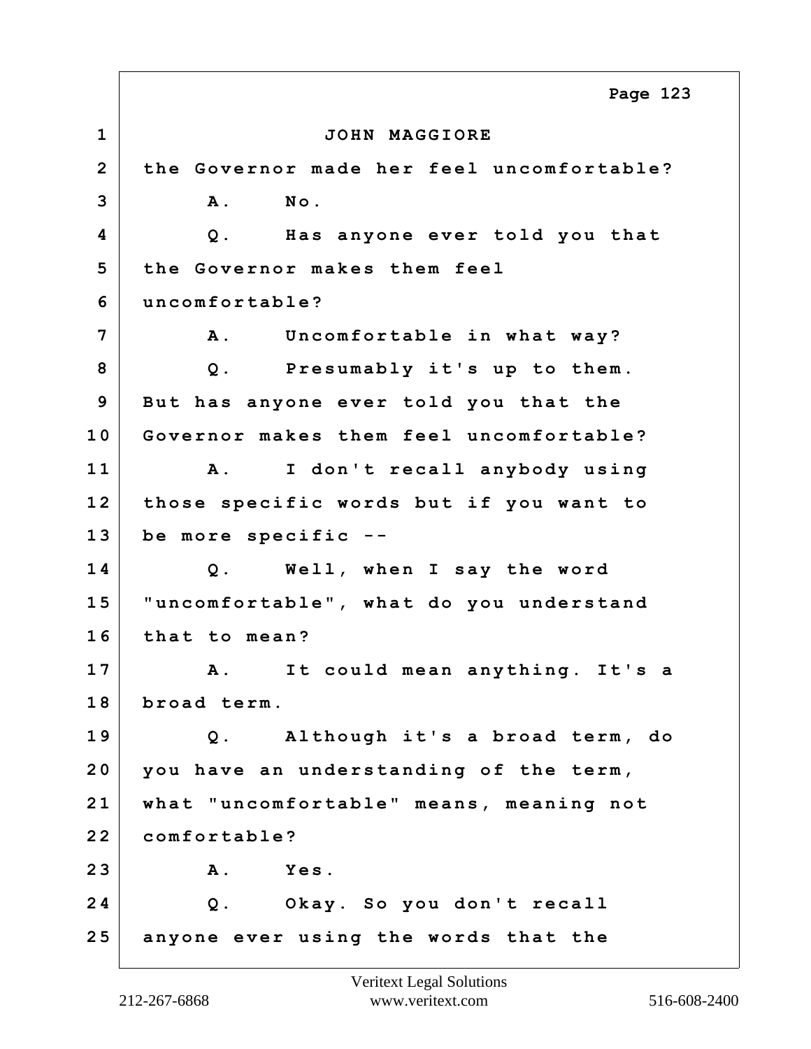JOHN MAGGIORE

the Governor made her feel uncomfortable?

A. No.

Q. Has anyone ever told you that the Governor makes them feel uncomfortable?

A. Uncomfortable in what way?

Q. Presumably it's up to them. But has anyone ever told you that the Governor makes them feel uncomfortable?

A. I don't recall anybody using those specific words but if you want to be more specific --

Q. Well, when I say the word "uncomfortable", what do you understand that to mean?

A. It could mean anything. It's a broad term.

Q. Although it's a broad term, do you have an understanding of the term, what "uncomfortable" means, meaning not comfortable?

A. Yes.

Q. Okay. So you don't recall anyone ever using the words that the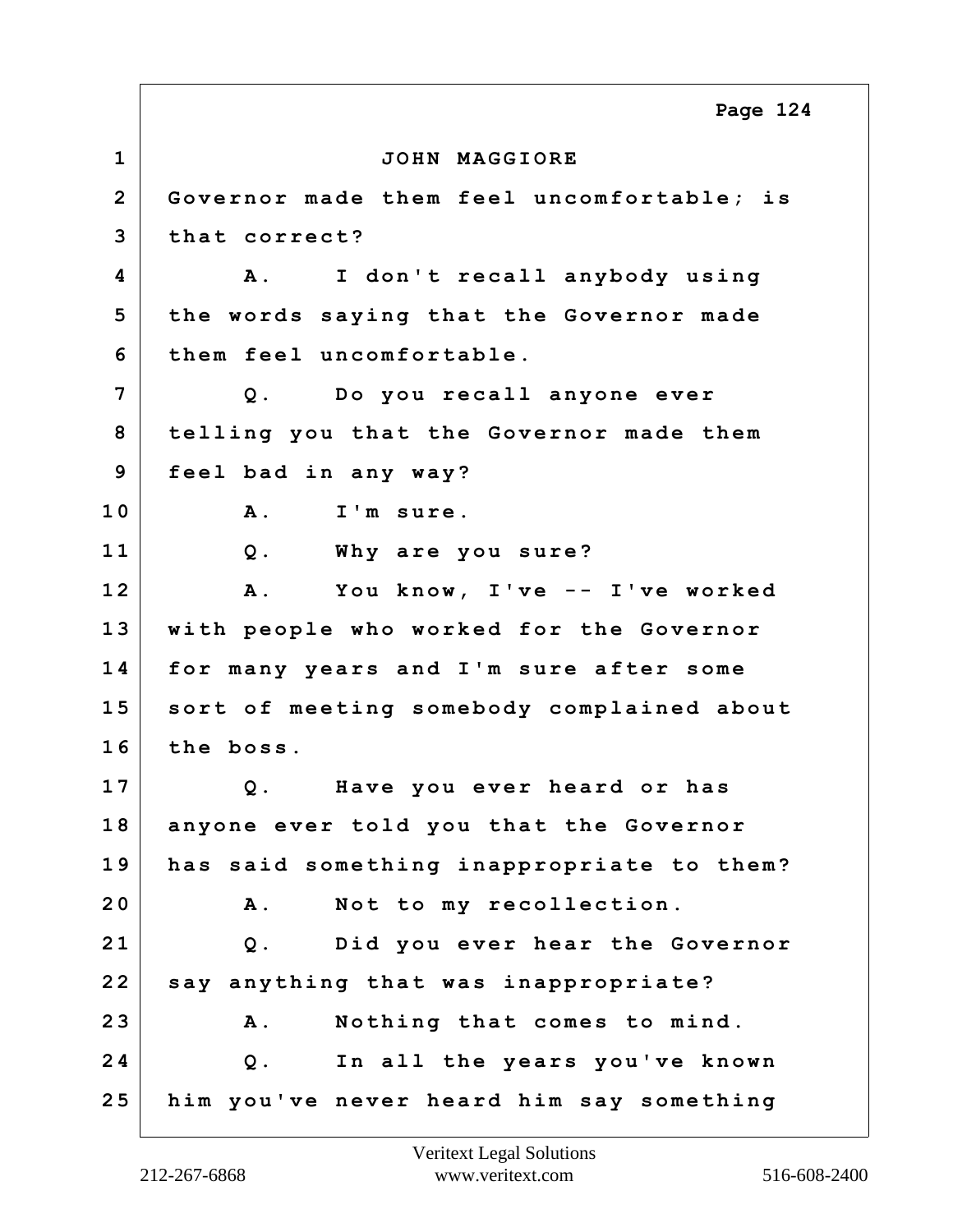JOHN MAGGIORE

Governor made them feel uncomfortable; is that correct?

A. I don't recall anybody using the words saying that the Governor made them feel uncomfortable.

Q. Do you recall anyone ever telling you that the Governor made them feel bad in any way?

A. I'm sure.

Q. Why are you sure?

A. You know, I've -- I've worked with people who worked for the Governor for many years and I'm sure after some sort of meeting somebody complained about the boss.

Q. Have you ever heard or has anyone ever told you that the Governor has said something inappropriate to them?

A. Not to my recollection.

Q. Did you ever hear the Governor say anything that was inappropriate?

A. Nothing that comes to mind.

Q. In all the years you've known him you've never heard him say something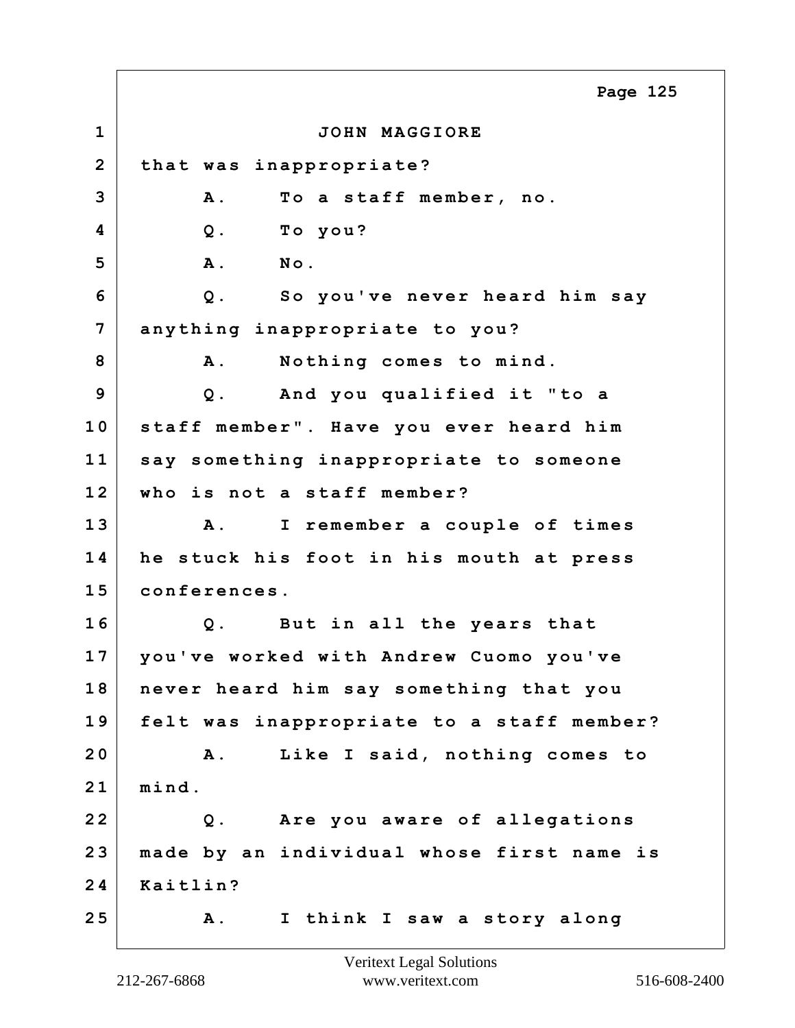JOHN MAGGIORE

that was inappropriate?

A. To a staff member, no.

Q. To you?

A. No.

Q. So you've never heard him say anything inappropriate to you?

A. Nothing comes to mind.

Q. And you qualified it "to a staff member". Have you ever heard him say something inappropriate to someone who is not a staff member?

A. I remember a couple of times he stuck his foot in his mouth at press conferences.

Q. But in all the years that you've worked with Andrew Cuomo you've never heard him say something that you felt was inappropriate to a staff member?

A. Like I said, nothing comes to mind.

Q. Are you aware of allegations made by an individual whose first name is Kaitlin?

A. I think I saw a story along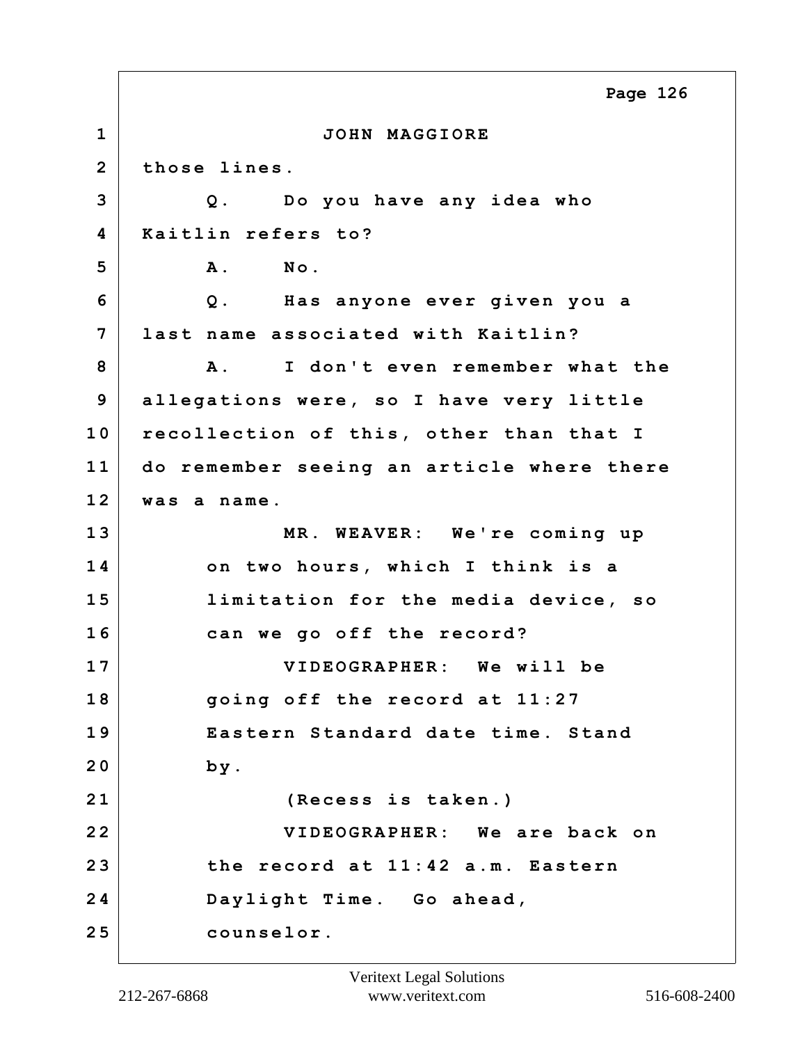JOHN MAGGIORE

those lines.

Q. Do you have any idea who Kaitlin refers to?

A. No.

Q. Has anyone ever given you a last name associated with Kaitlin?

A. I don't even remember what the allegations were, so I have very little recollection of this, other than that I do remember seeing an article where there was a name.

MR. WEAVER: We're coming up on two hours, which I think is a limitation for the media device, so can we go off the record?

VIDEOGRAPHER: We will be going off the record at 11:27 Eastern Standard date time. Stand by.

(Recess is taken.)

VIDEOGRAPHER: We are back on the record at 11:42 a.m. Eastern Daylight Time. Go ahead, counselor.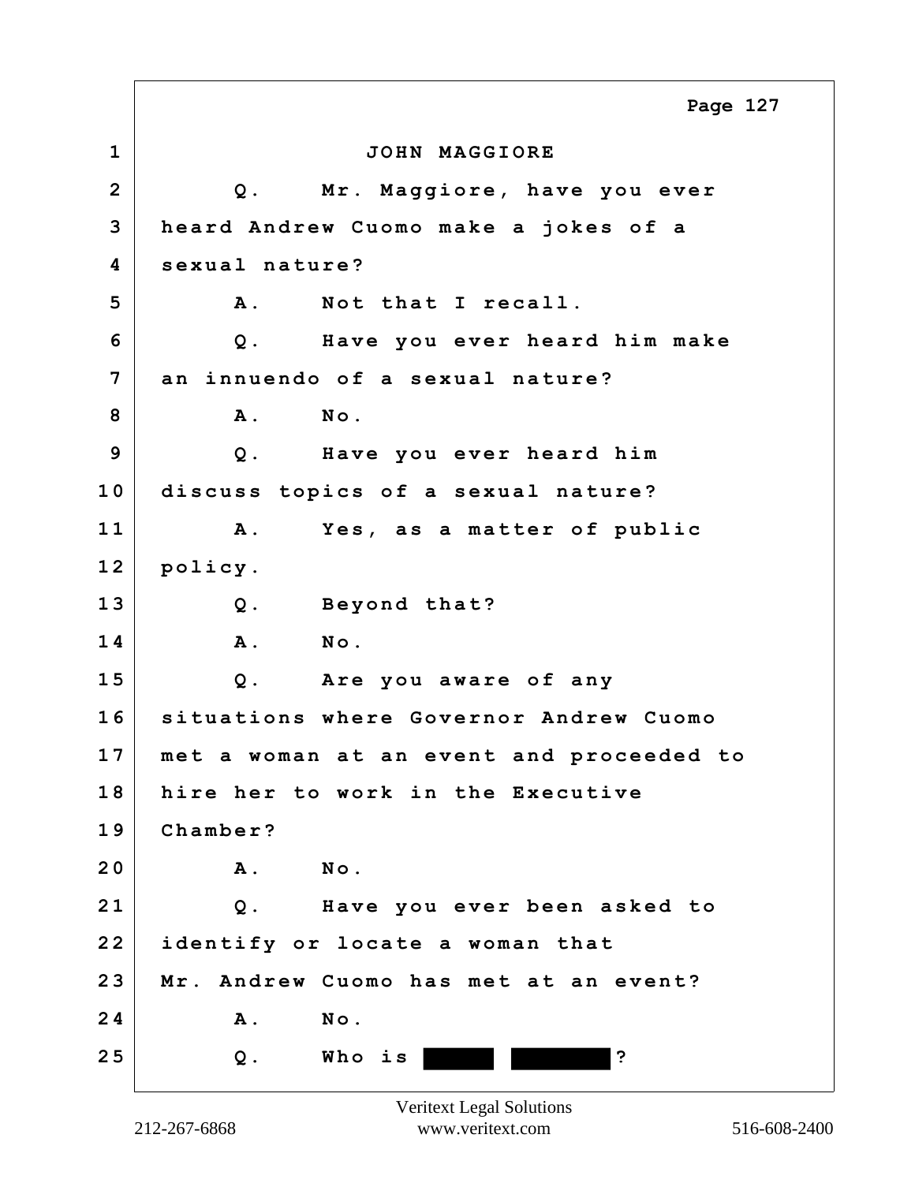JOHN MAGGIORE

Q. Mr. Maggiore, have you ever heard Andrew Cuomo make a jokes of a sexual nature?

A. Not that I recall.

Q. Have you ever heard him make an innuendo of a sexual nature?

A. No.

Q. Have you ever heard him discuss topics of a sexual nature?

A. Yes, as a matter of public policy.

Q. Beyond that?

A. No.

Q. Are you aware of any situations where Governor Andrew Cuomo met a woman at an event and proceeded to hire her to work in the Executive Chamber?

A. No.

Q. Have you ever been asked to identify or locate a woman that Mr. Andrew Cuomo has met at an event?

A. No.

Q. Who is [REDACTED] [REDACTED]?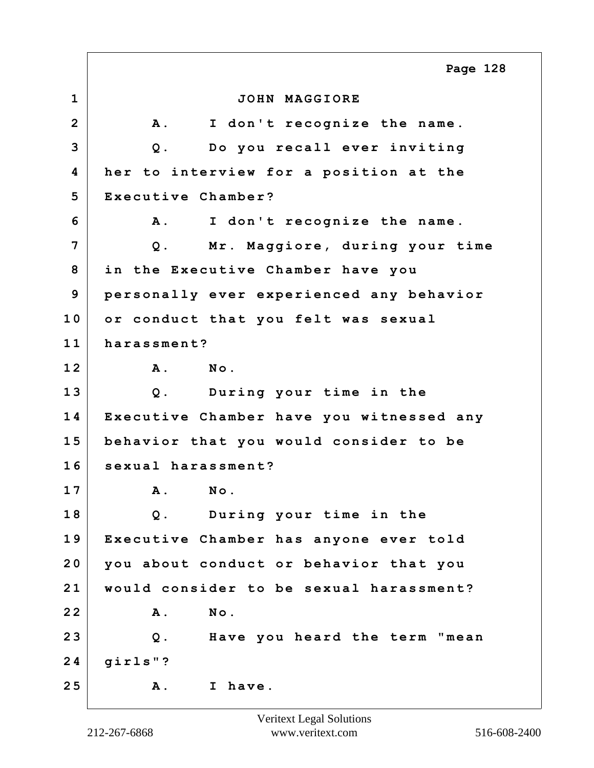JOHN MAGGIORE

A. I don't recognize the name.

Q. Do you recall ever inviting her to interview for a position at the Executive Chamber?

A. I don't recognize the name.

Q. Mr. Maggiore, during your time in the Executive Chamber have you personally ever experienced any behavior or conduct that you felt was sexual harassment?

A. No.

Q. During your time in the Executive Chamber have you witnessed any behavior that you would consider to be sexual harassment?

A. No.

Q. During your time in the Executive Chamber has anyone ever told you about conduct or behavior that you would consider to be sexual harassment?

A. No.

Q. Have you heard the term "mean girls"?

A. I have.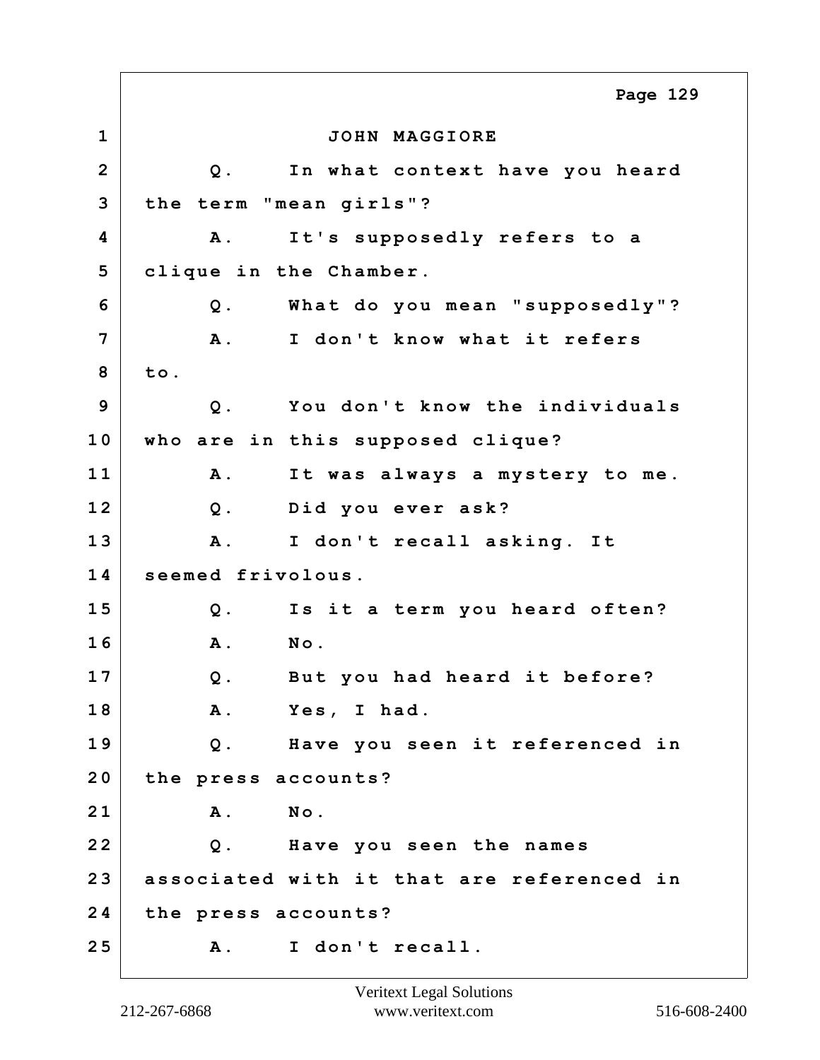JOHN MAGGIORE

Q. In what context have you heard the term "mean girls"?

A. It's supposedly refers to a clique in the Chamber.

Q. What do you mean "supposedly"?

A. I don't know what it refers to.

Q. You don't know the individuals who are in this supposed clique?

A. It was always a mystery to me.

Q. Did you ever ask?

A. I don't recall asking. It seemed frivolous.

Q. Is it a term you heard often?

A. No.

Q. But you had heard it before?

A. Yes, I had.

Q. Have you seen it referenced in the press accounts?

A. No.

Q. Have you seen the names associated with it that are referenced in the press accounts?

A. I don't recall.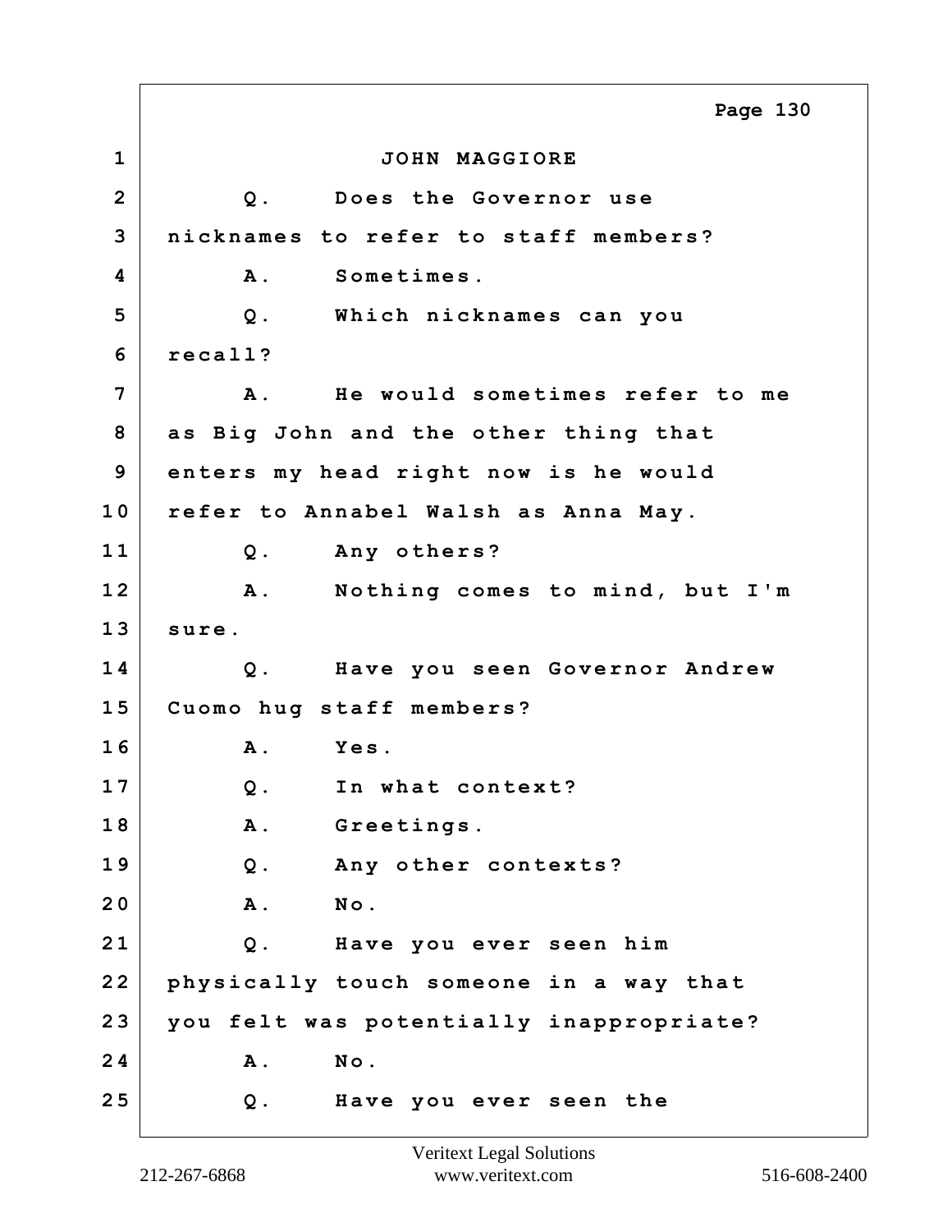JOHN MAGGIORE

Q. Does the Governor use nicknames to refer to staff members?

A. Sometimes.

Q. Which nicknames can you recall?

A. He would sometimes refer to me as Big John and the other thing that enters my head right now is he would refer to Annabel Walsh as Anna May.

Q. Any others?

A. Nothing comes to mind, but I'm sure.

Q. Have you seen Governor Andrew Cuomo hug staff members?

A. Yes.

Q. In what context?

A. Greetings.

Q. Any other contexts?

A. No.

Q. Have you ever seen him physically touch someone in a way that you felt was potentially inappropriate?

A. No.

Q. Have you ever seen the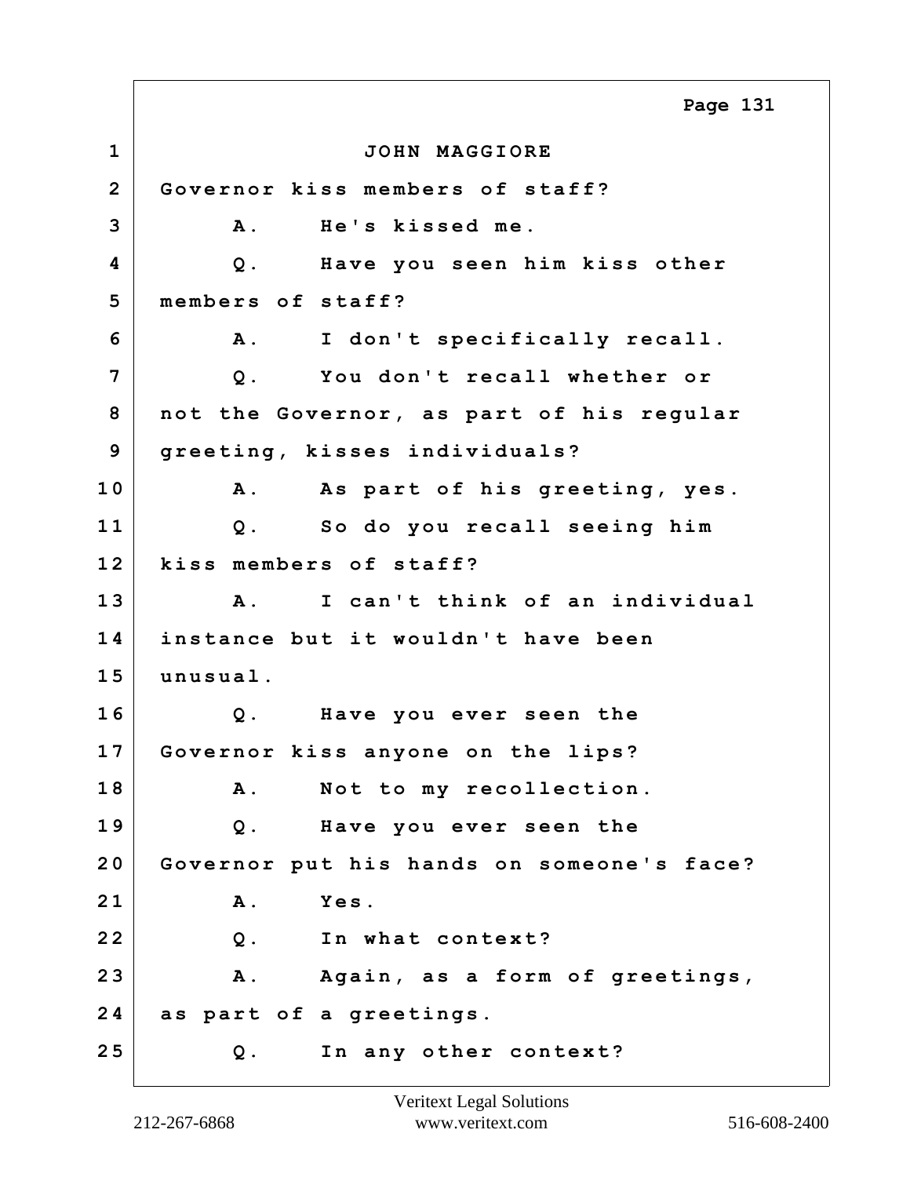JOHN MAGGIORE

Governor kiss members of staff?

A. He's kissed me.

Q. Have you seen him kiss other members of staff?

A. I don't specifically recall.

Q. You don't recall whether or not the Governor, as part of his regular greeting, kisses individuals?

A. As part of his greeting, yes.

Q. So do you recall seeing him kiss members of staff?

A. I can't think of an individual instance but it wouldn't have been unusual.

Q. Have you ever seen the Governor kiss anyone on the lips?

A. Not to my recollection.

Q. Have you ever seen the Governor put his hands on someone's face?

A. Yes.

Q. In what context?

A. Again, as a form of greetings, as part of a greetings.

Q. In any other context?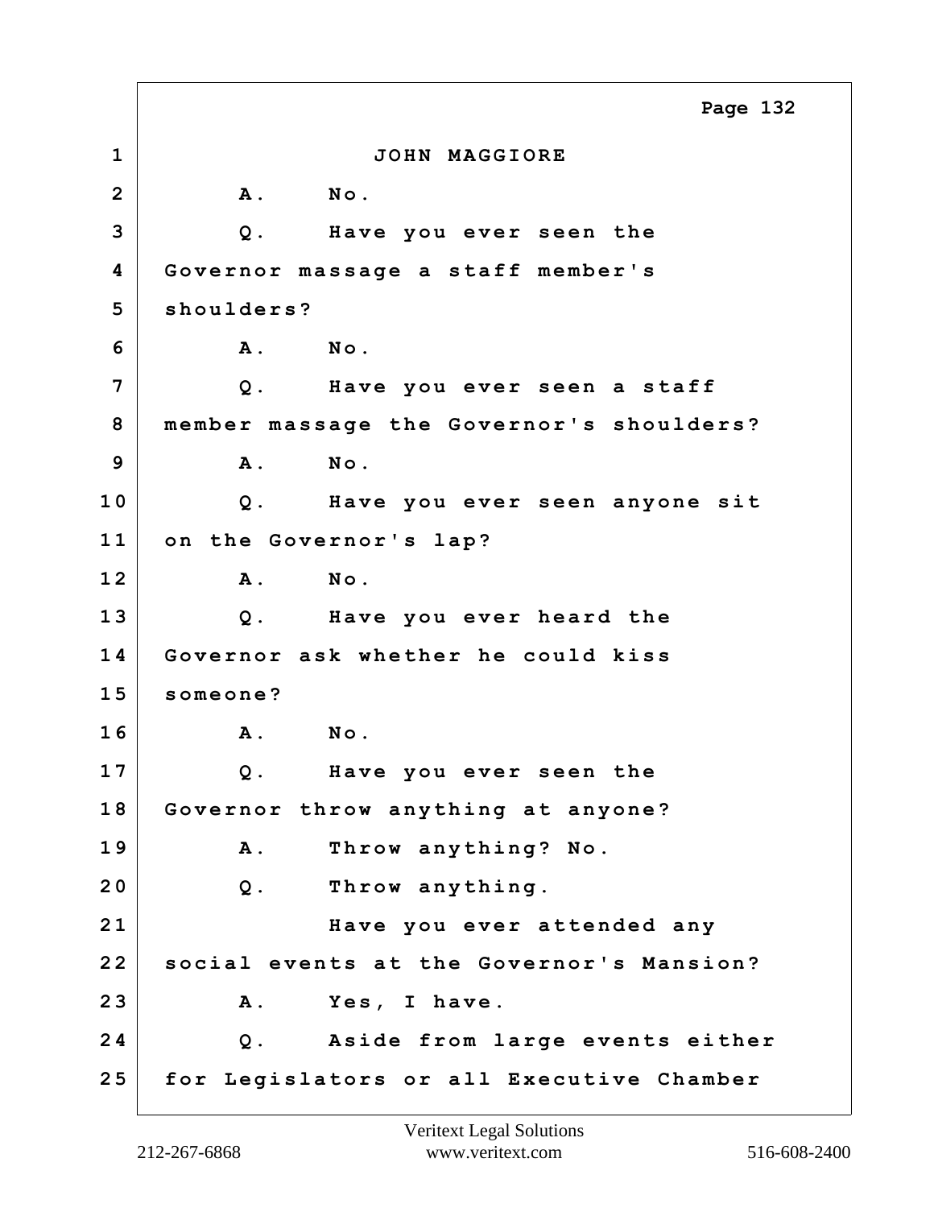JOHN MAGGIORE

A. No.

Q. Have you ever seen the Governor massage a staff member's shoulders?

A. No.

Q. Have you ever seen a staff member massage the Governor's shoulders?

A. No.

Q. Have you ever seen anyone sit on the Governor's lap?

A. No.

Q. Have you ever heard the Governor ask whether he could kiss someone?

A. No.

Q. Have you ever seen the Governor throw anything at anyone?

A. Throw anything? No.

Q. Throw anything.

Have you ever attended any social events at the Governor's Mansion?

A. Yes, I have.

Q. Aside from large events either for Legislators or all Executive Chamber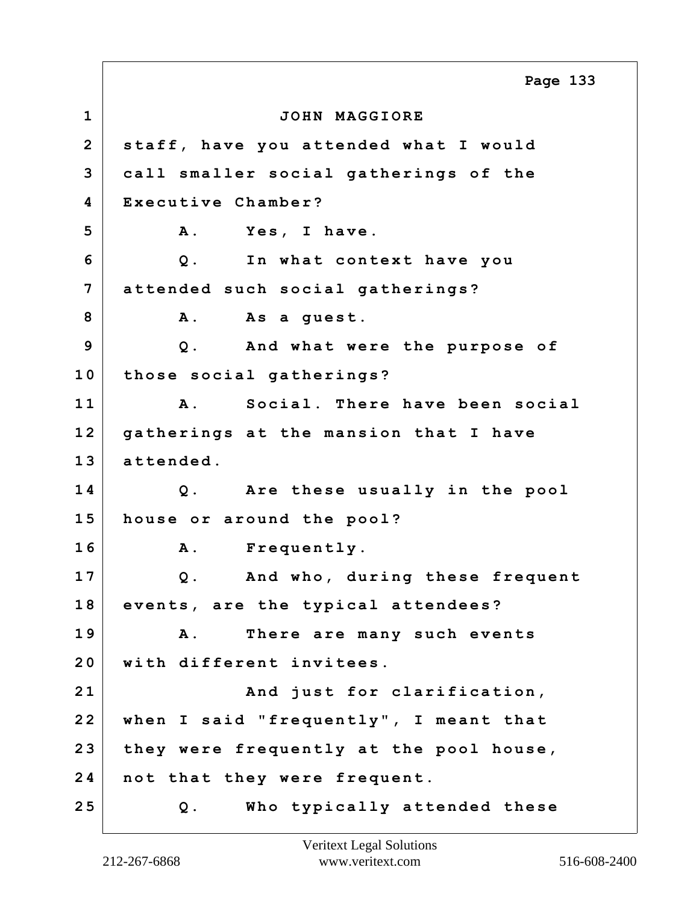JOHN MAGGIORE

staff, have you attended what I would call smaller social gatherings of the Executive Chamber?

A. Yes, I have.

Q. In what context have you attended such social gatherings?

A. As a guest.

Q. And what were the purpose of those social gatherings?

A. Social. There have been social gatherings at the mansion that I have attended.

Q. Are these usually in the pool house or around the pool?

A. Frequently.

Q. And who, during these frequent events, are the typical attendees?

A. There are many such events with different invitees.

And just for clarification, when I said "frequently", I meant that they were frequently at the pool house, not that they were frequent.

Q. Who typically attended these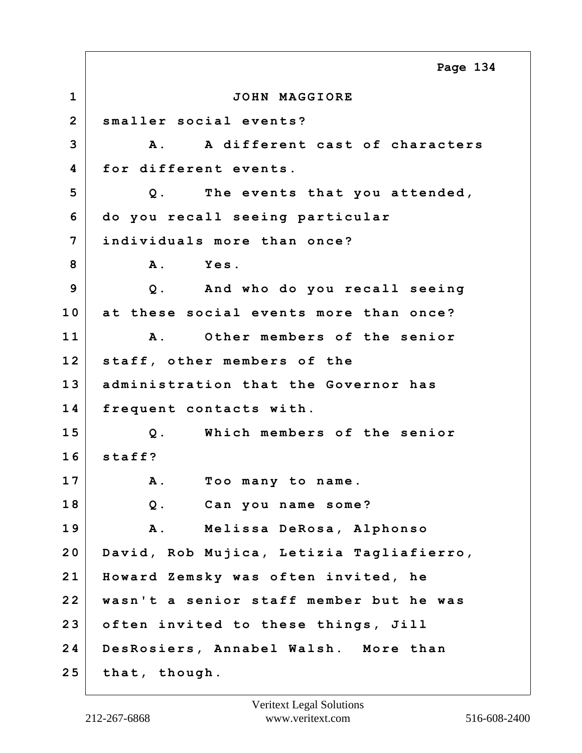JOHN MAGGIORE

smaller social events?

A. A different cast of characters for different events.

Q. The events that you attended, do you recall seeing particular individuals more than once?

A. Yes.

Q. And who do you recall seeing at these social events more than once?

A. Other members of the senior staff, other members of the administration that the Governor has frequent contacts with.

Q. Which members of the senior staff?

A. Too many to name.

Q. Can you name some?

A. Melissa DeRosa, Alphonso David, Rob Mujica, Letizia Tagliafierro, Howard Zemsky was often invited, he wasn't a senior staff member but he was often invited to these things, Jill DesRosiers, Annabel Walsh. More than that, though.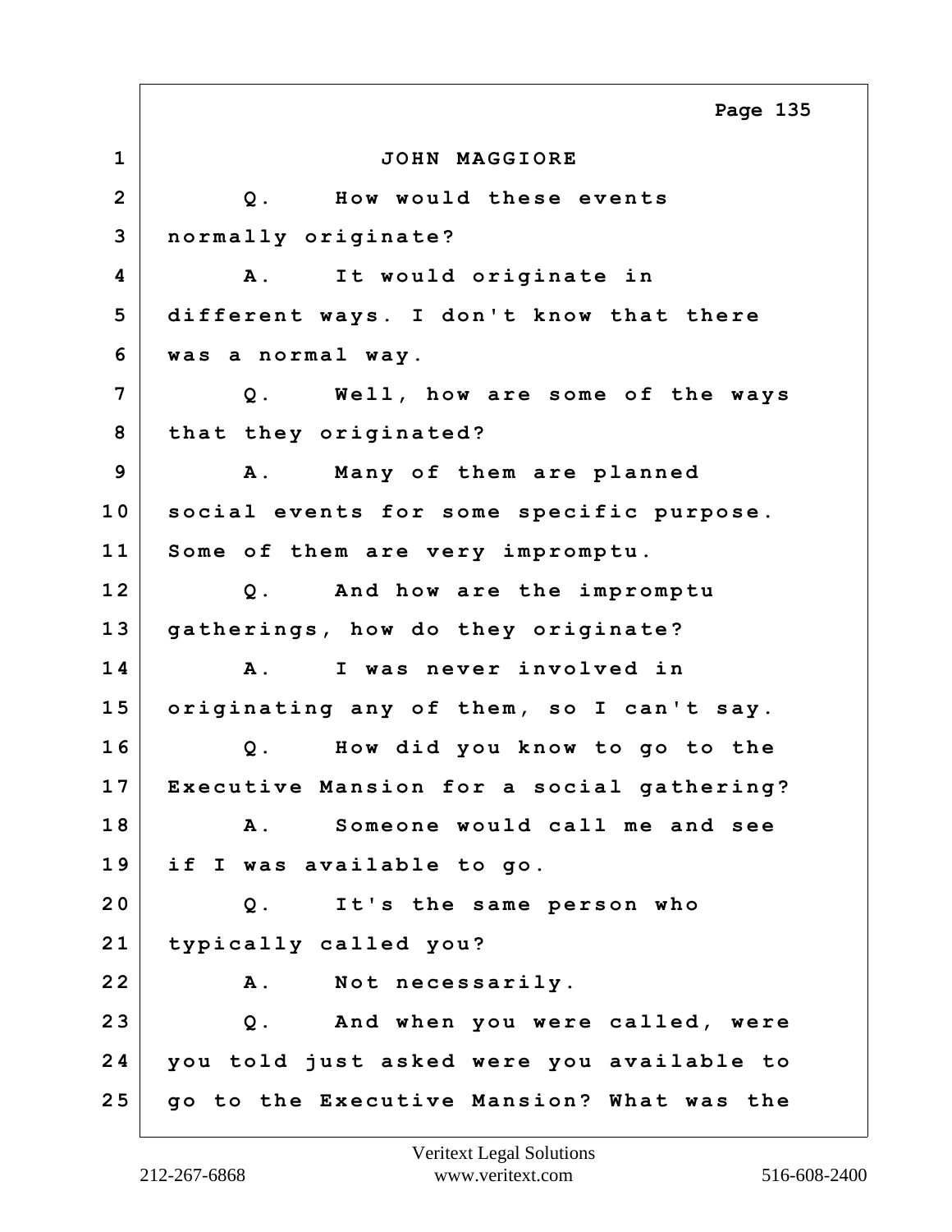JOHN MAGGIORE

Q. How would these events normally originate?

A. It would originate in different ways. I don't know that there was a normal way.

Q. Well, how are some of the ways that they originated?

A. Many of them are planned social events for some specific purpose. Some of them are very impromptu.

Q. And how are the impromptu gatherings, how do they originate?

A. I was never involved in originating any of them, so I can't say.

Q. How did you know to go to the Executive Mansion for a social gathering?

A. Someone would call me and see if I was available to go.

Q. It's the same person who typically called you?

A. Not necessarily.

Q. And when you were called, were you told just asked were you available to go to the Executive Mansion? What was the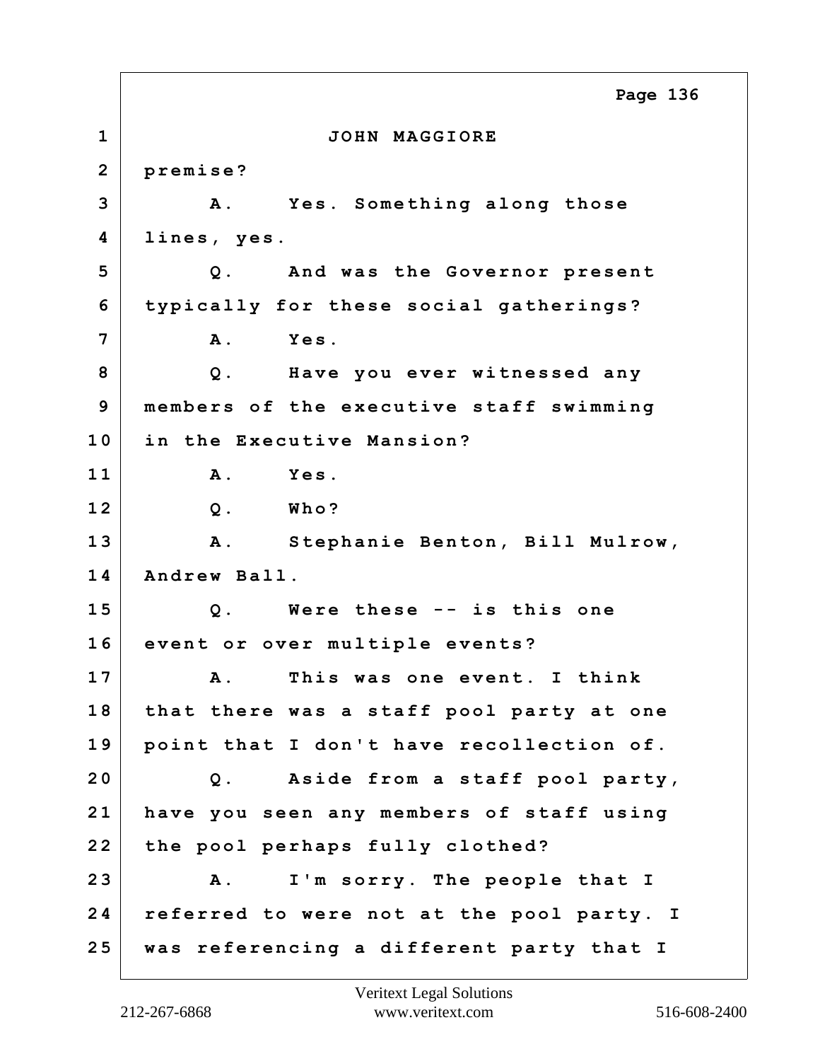JOHN MAGGIORE

premise?

A. Yes. Something along those lines, yes.

Q. And was the Governor present typically for these social gatherings?

A. Yes.

Q. Have you ever witnessed any members of the executive staff swimming in the Executive Mansion?

A. Yes.

Q. Who?

A. Stephanie Benton, Bill Mulrow, Andrew Ball.

Q. Were these -- is this one event or over multiple events?

A. This was one event. I think that there was a staff pool party at one point that I don't have recollection of.

Q. Aside from a staff pool party, have you seen any members of staff using the pool perhaps fully clothed?

A. I'm sorry. The people that I referred to were not at the pool party. I was referencing a different party that I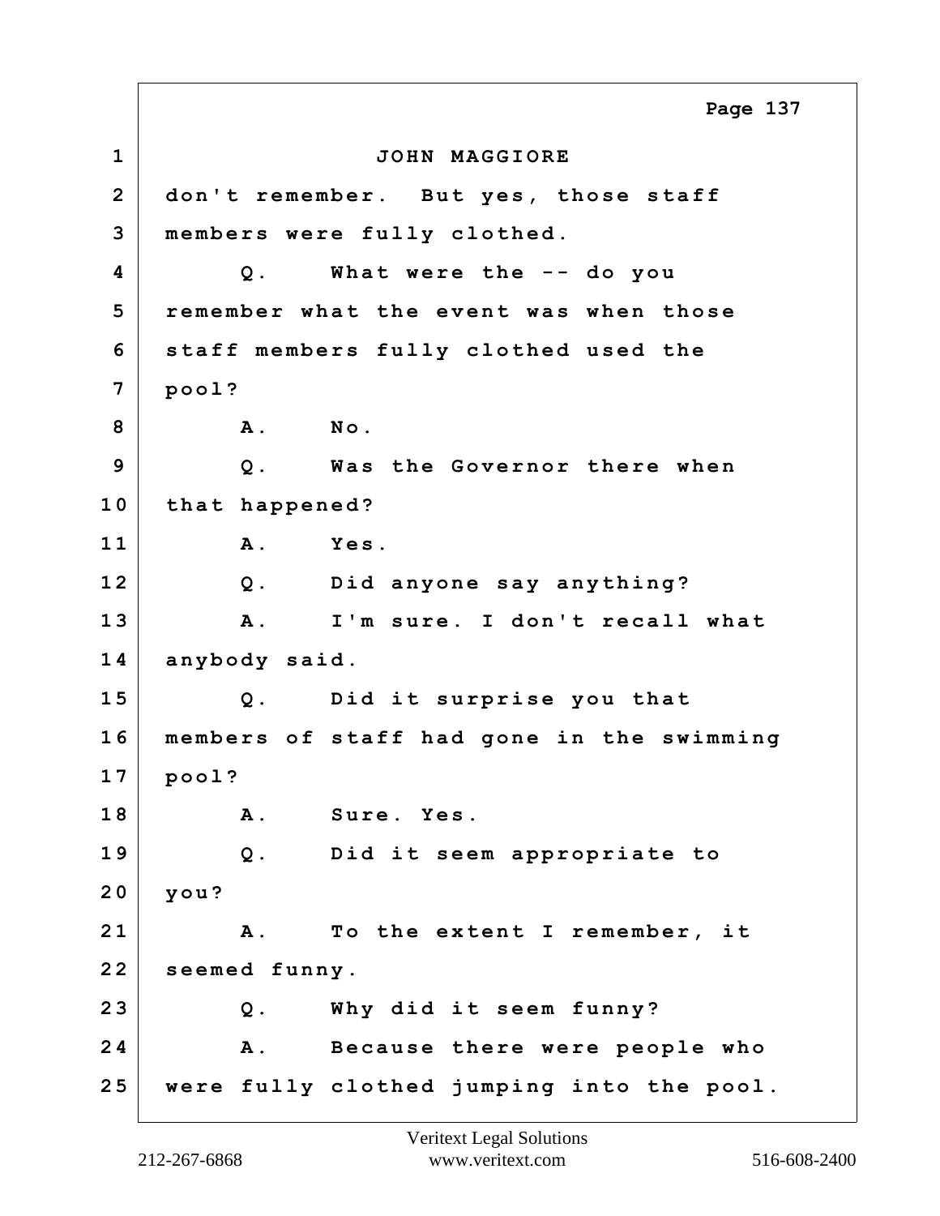JOHN MAGGIORE

don't remember. But yes, those staff members were fully clothed.

Q. What were the -- do you remember what the event was when those staff members fully clothed used the pool?

A. No.

Q. Was the Governor there when that happened?

A. Yes.

Q. Did anyone say anything?

A. I'm sure. I don't recall what anybody said.

Q. Did it surprise you that members of staff had gone in the swimming pool?

A. Sure. Yes.

Q. Did it seem appropriate to you?

A. To the extent I remember, it seemed funny.

Q. Why did it seem funny?

A. Because there were people who were fully clothed jumping into the pool.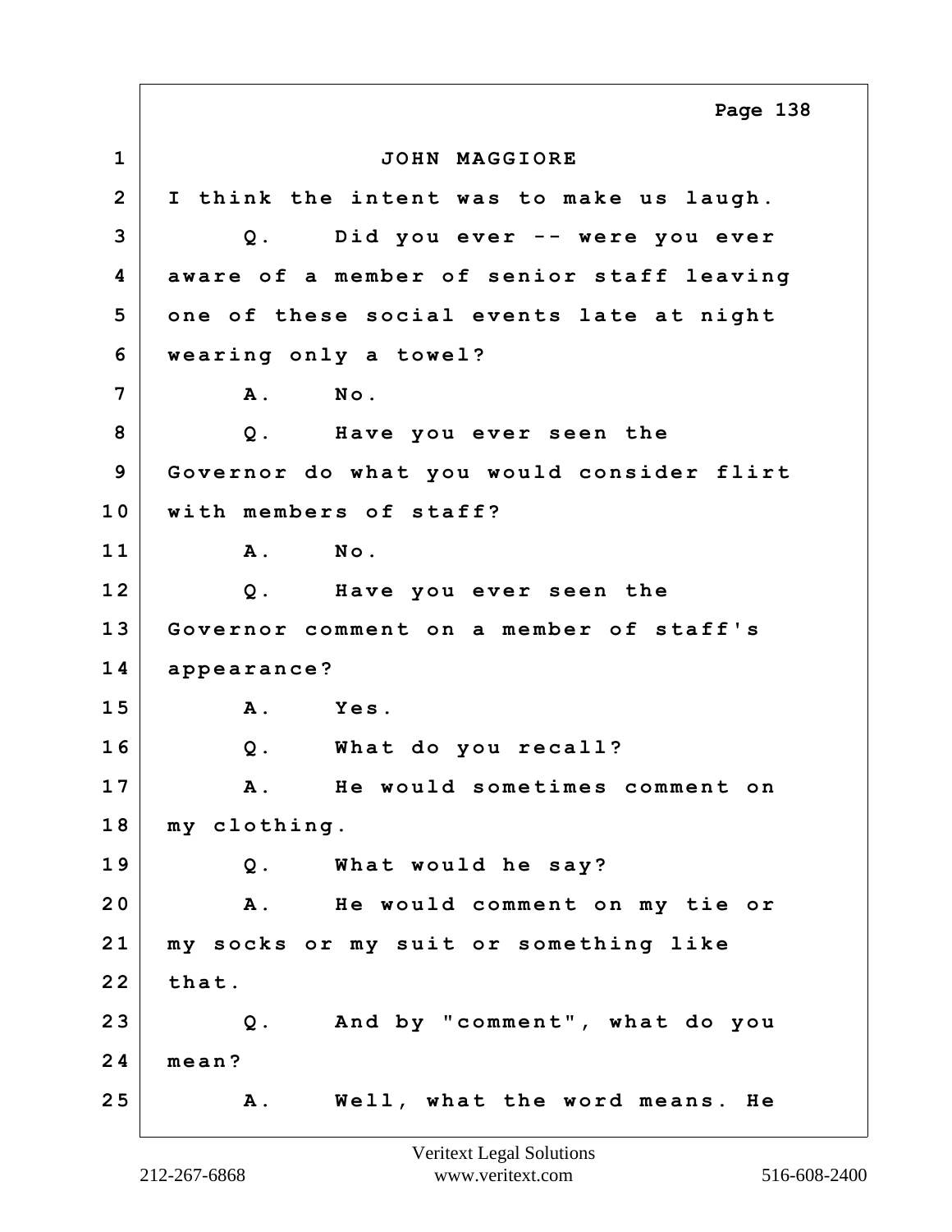JOHN MAGGIORE

I think the intent was to make us laugh.

Q. Did you ever -- were you ever aware of a member of senior staff leaving one of these social events late at night wearing only a towel?

A. No.

Q. Have you ever seen the Governor do what you would consider flirt with members of staff?

A. No.

Q. Have you ever seen the Governor comment on a member of staff's appearance?

A. Yes.

Q. What do you recall?

A. He would sometimes comment on my clothing.

Q. What would he say?

A. He would comment on my tie or my socks or my suit or something like that.

Q. And by "comment", what do you mean?

A. Well, what the word means. He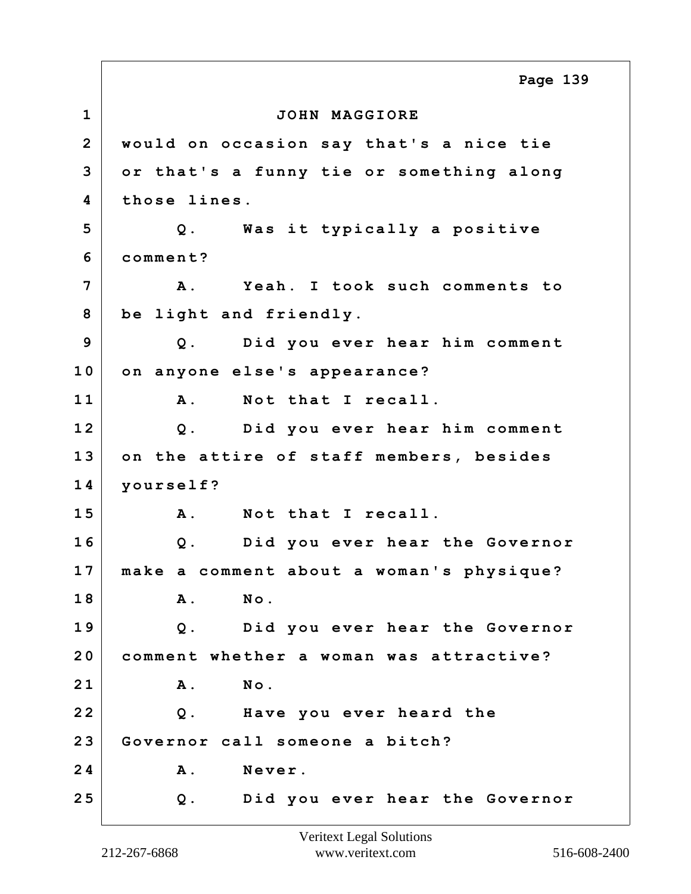JOHN MAGGIORE

would on occasion say that's a nice tie or that's a funny tie or something along those lines.

Q. Was it typically a positive comment?

A. Yeah. I took such comments to be light and friendly.

Q. Did you ever hear him comment on anyone else's appearance?

A. Not that I recall.

Q. Did you ever hear him comment on the attire of staff members, besides yourself?

A. Not that I recall.

Q. Did you ever hear the Governor make a comment about a woman's physique?

A. No.

Q. Did you ever hear the Governor comment whether a woman was attractive?

A. No.

Q. Have you ever heard the Governor call someone a bitch?

A. Never.

Q. Did you ever hear the Governor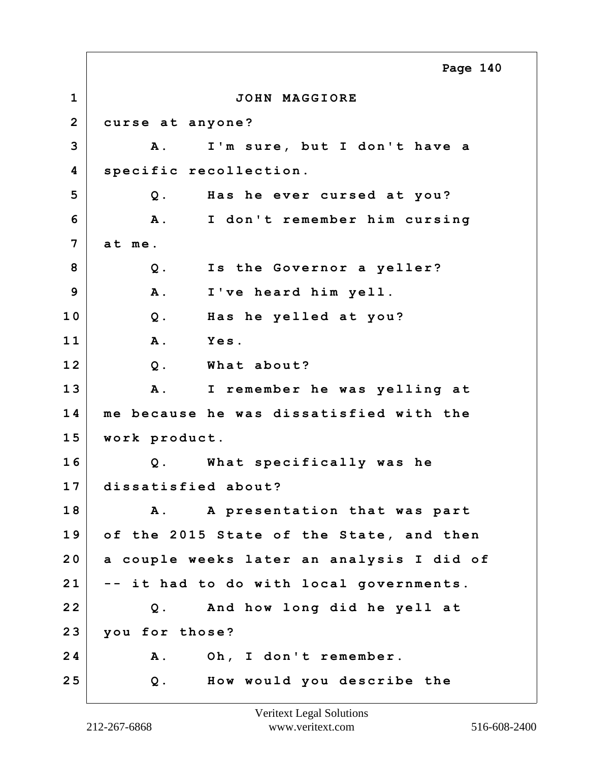JOHN MAGGIORE

curse at anyone?

A. I'm sure, but I don't have a specific recollection.

Q. Has he ever cursed at you?

A. I don't remember him cursing at me.

Q. Is the Governor a yeller?

A. I've heard him yell.

Q. Has he yelled at you?

A. Yes.

Q. What about?

A. I remember he was yelling at me because he was dissatisfied with the work product.

Q. What specifically was he dissatisfied about?

A. A presentation that was part of the 2015 State of the State, and then a couple weeks later an analysis I did of -- it had to do with local governments.

Q. And how long did he yell at you for those?

A. Oh, I don't remember.

Q. How would you describe the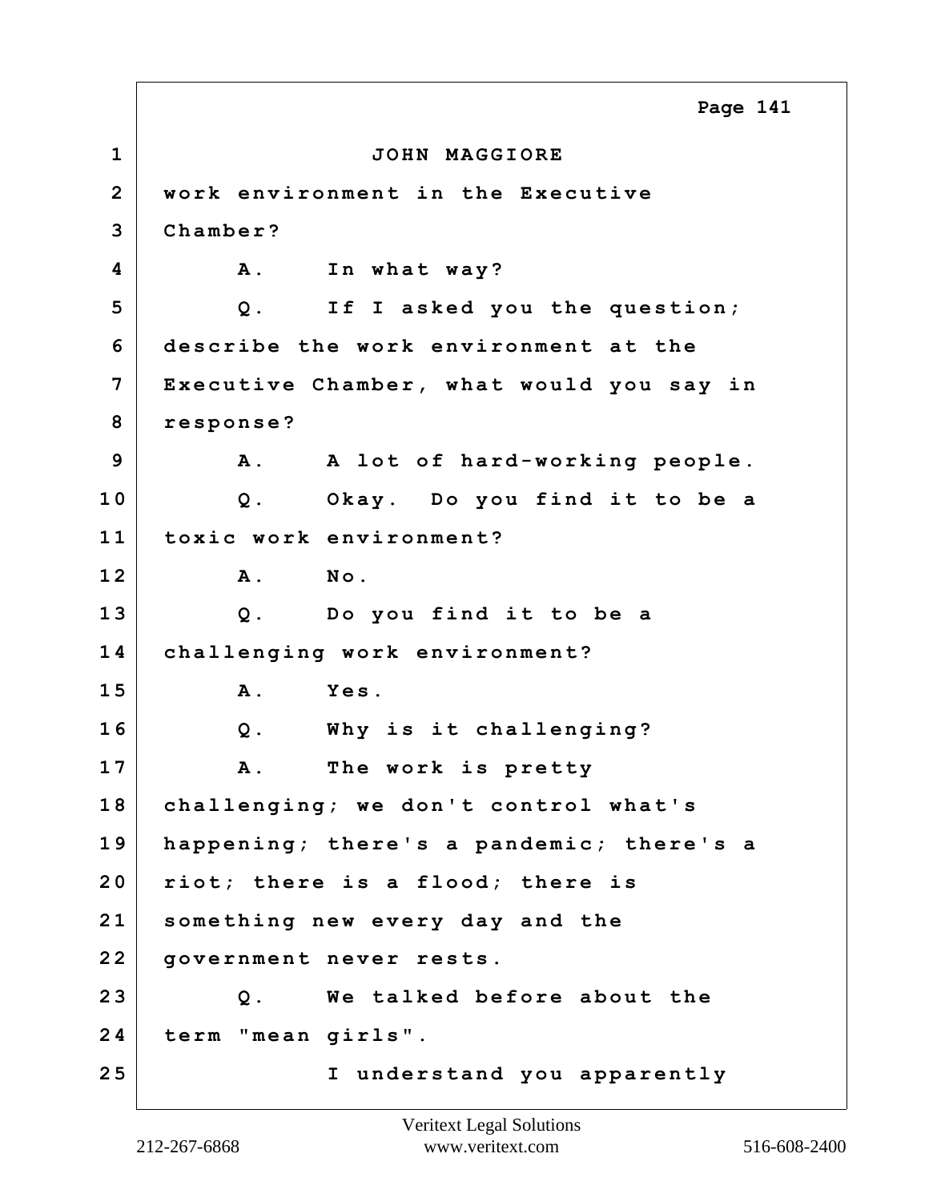JOHN MAGGIORE

work environment in the Executive Chamber?

A. In what way?

Q. If I asked you the question; describe the work environment at the Executive Chamber, what would you say in response?

A. A lot of hard-working people.

Q. Okay. Do you find it to be a toxic work environment?

A. No.

Q. Do you find it to be a challenging work environment?

A. Yes.

Q. Why is it challenging?

A. The work is pretty challenging; we don't control what's happening; there's a pandemic; there's a riot; there is a flood; there is something new every day and the government never rests.

Q. We talked before about the term "mean girls".

I understand you apparently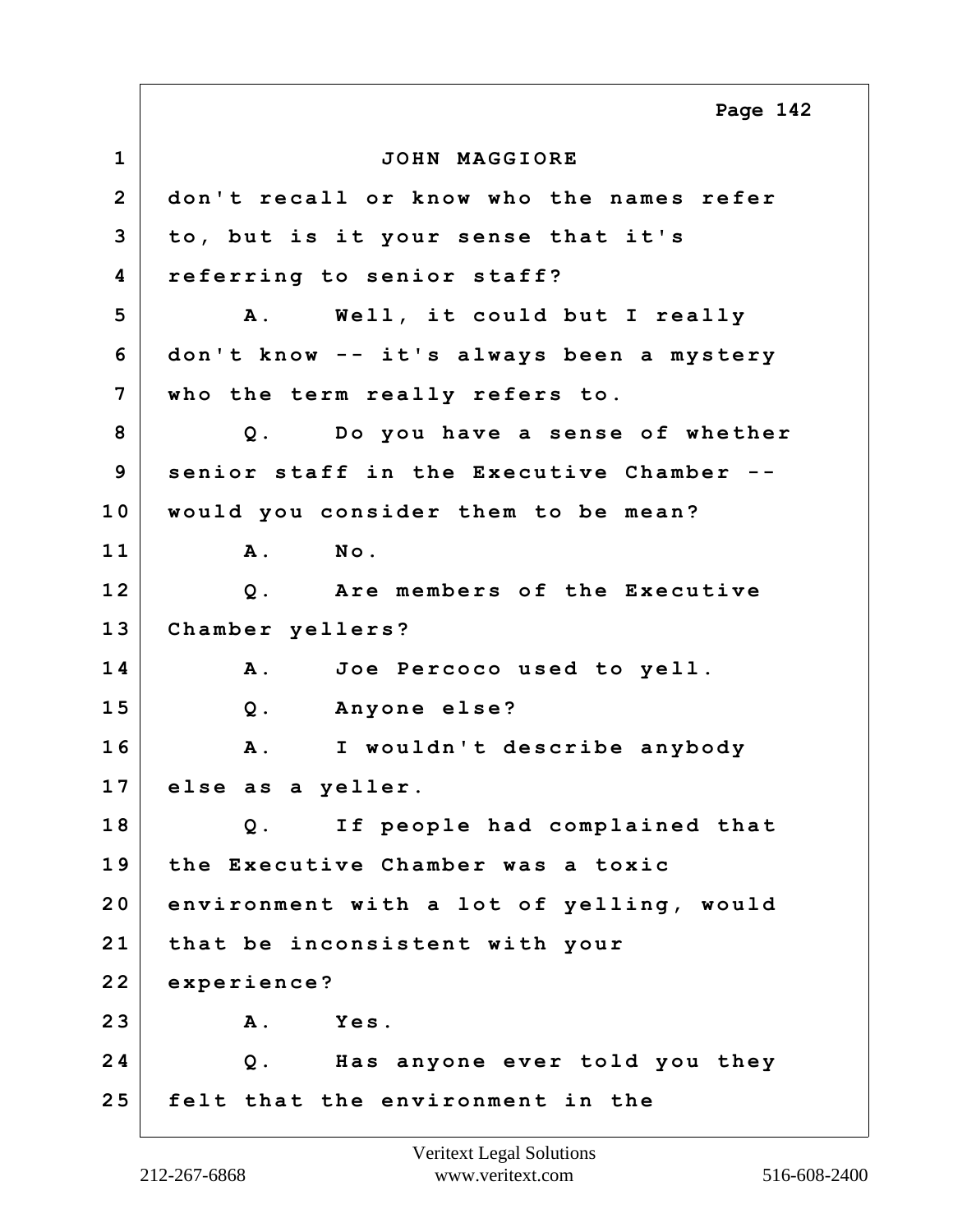JOHN MAGGIORE

don't recall or know who the names refer to, but is it your sense that it's referring to senior staff?

A. Well, it could but I really don't know -- it's always been a mystery who the term really refers to.

Q. Do you have a sense of whether senior staff in the Executive Chamber -- would you consider them to be mean?

A. No.

Q. Are members of the Executive Chamber yellers?

A. Joe Percoco used to yell.

Q. Anyone else?

A. I wouldn't describe anybody else as a yeller.

Q. If people had complained that the Executive Chamber was a toxic environment with a lot of yelling, would that be inconsistent with your experience?

A. Yes.

Q. Has anyone ever told you they felt that the environment in the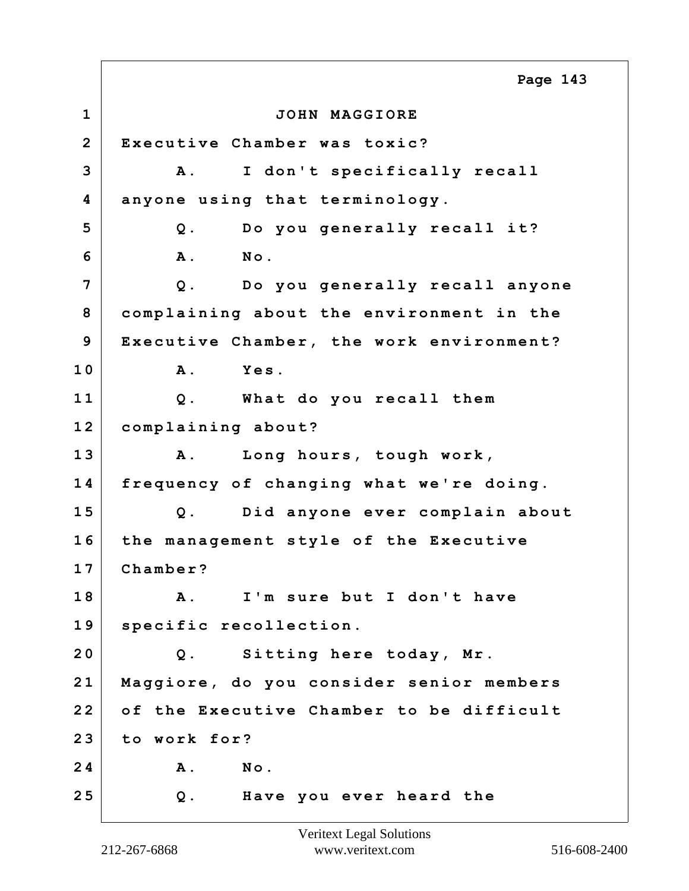JOHN MAGGIORE

Executive Chamber was toxic?

A. I don't specifically recall anyone using that terminology.

Q. Do you generally recall it?

A. No.

Q. Do you generally recall anyone complaining about the environment in the Executive Chamber, the work environment?

A. Yes.

Q. What do you recall them complaining about?

A. Long hours, tough work, frequency of changing what we're doing.

Q. Did anyone ever complain about the management style of the Executive Chamber?

A. I'm sure but I don't have specific recollection.

Q. Sitting here today, Mr. Maggiore, do you consider senior members of the Executive Chamber to be difficult to work for?

A. No.

Q. Have you ever heard the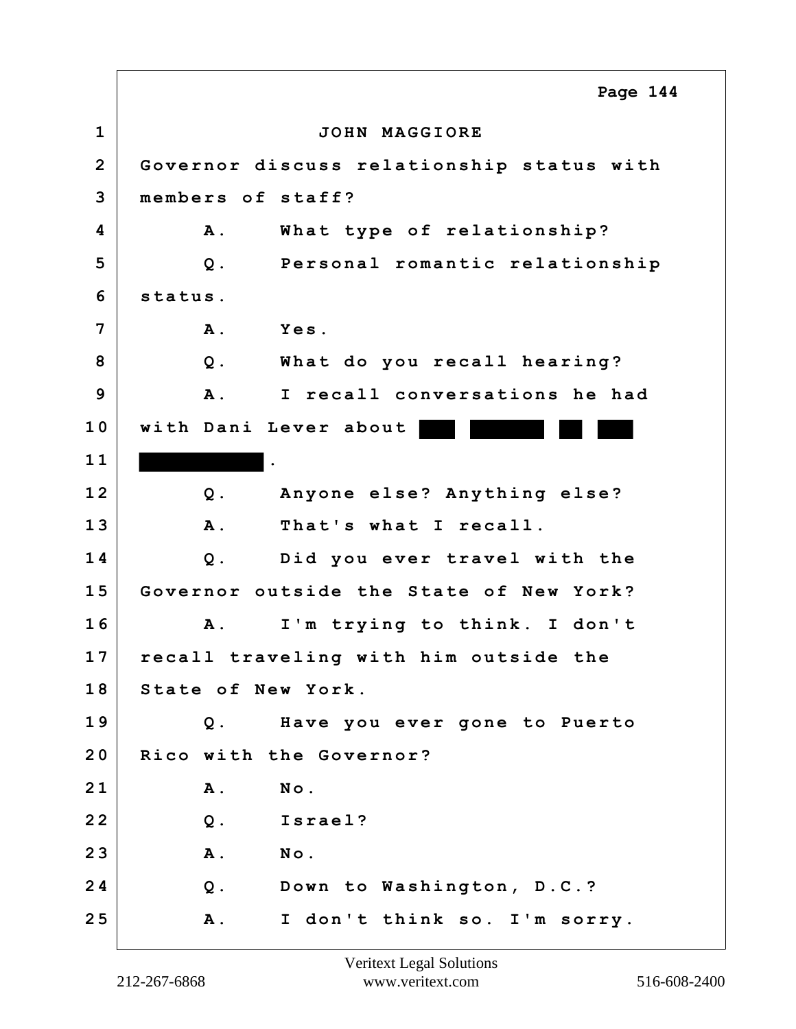JOHN MAGGIORE

Governor discuss relationship status with members of staff?

A. What type of relationship?

Q. Personal romantic relationship status.

A. Yes.

Q. What do you recall hearing?

A. I recall conversations he had with Dani Lever about [REDACTED] [REDACTED] [REDACTED] [REDACTED] [REDACTED].

Q. Anyone else? Anything else?

A. That's what I recall.

Q. Did you ever travel with the Governor outside the State of New York?

A. I'm trying to think. I don't recall traveling with him outside the State of New York.

Q. Have you ever gone to Puerto Rico with the Governor?

A. No.

Q. Israel?

A. No.

Q. Down to Washington, D.C.?

A. I don't think so. I'm sorry.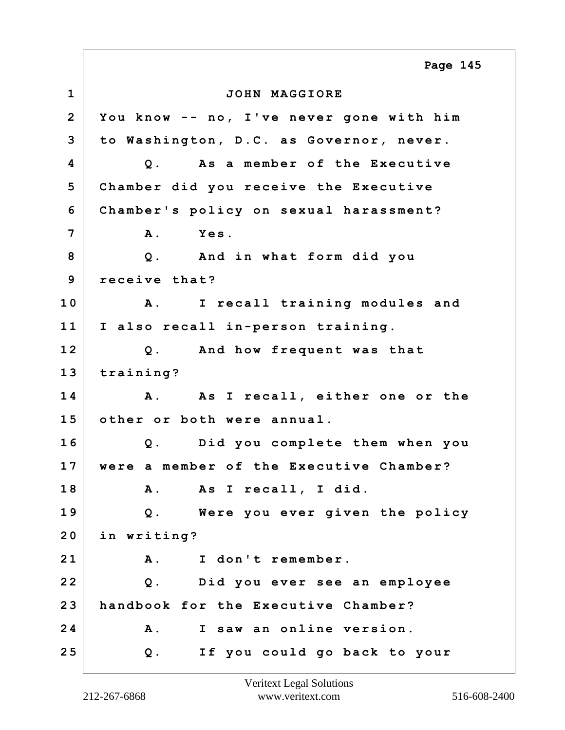JOHN MAGGIORE

You know -- no, I've never gone with him to Washington, D.C. as Governor, never.

Q. As a member of the Executive Chamber did you receive the Executive Chamber's policy on sexual harassment?

A. Yes.

Q. And in what form did you receive that?

A. I recall training modules and I also recall in-person training.

Q. And how frequent was that training?

A. As I recall, either one or the other or both were annual.

Q. Did you complete them when you were a member of the Executive Chamber?

A. As I recall, I did.

Q. Were you ever given the policy in writing?

A. I don't remember.

Q. Did you ever see an employee handbook for the Executive Chamber?

A. I saw an online version.

Q. If you could go back to your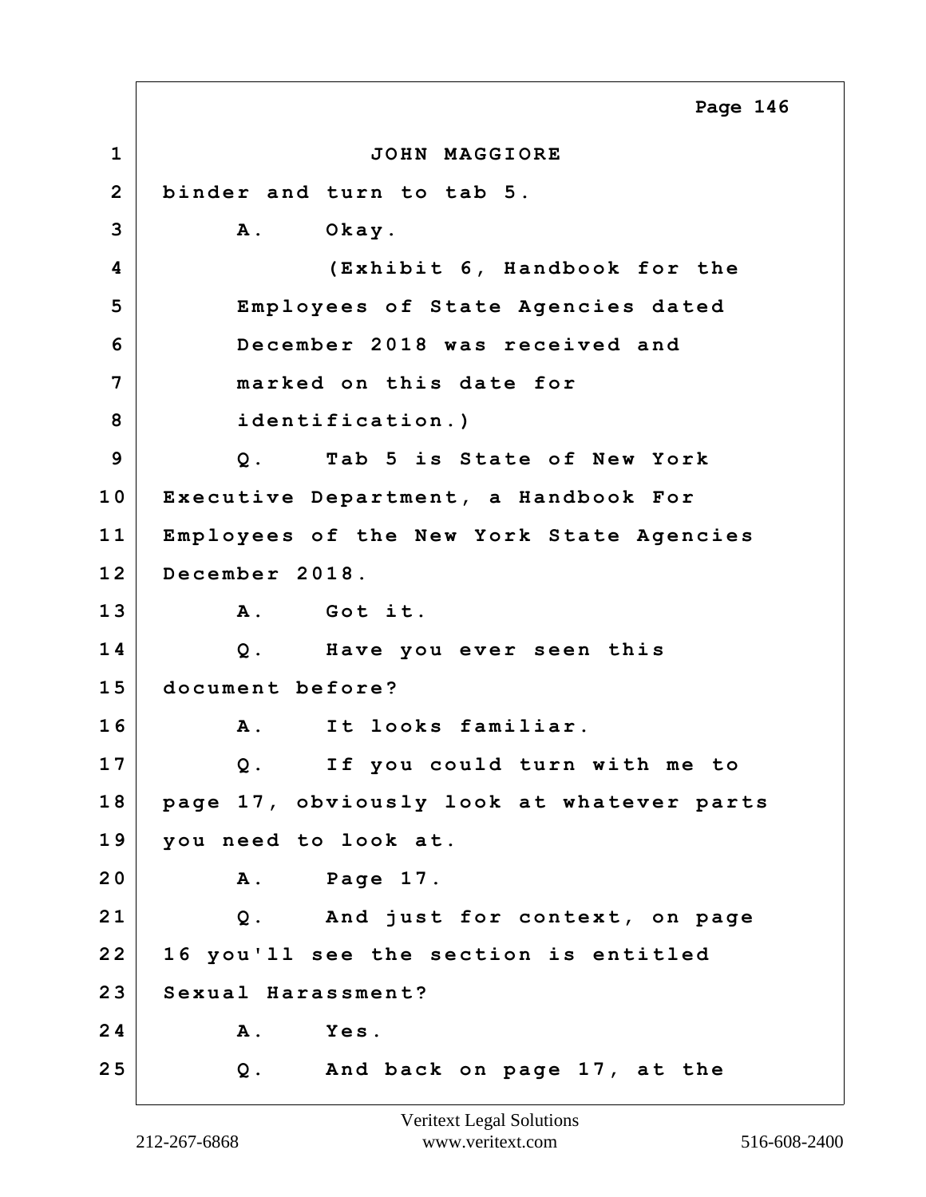JOHN MAGGIORE

binder and turn to tab 5.

A. Okay.

(Exhibit 6, Handbook for the Employees of State Agencies dated December 2018 was received and marked on this date for identification.)

Q. Tab 5 is State of New York Executive Department, a Handbook For Employees of the New York State Agencies December 2018.

A. Got it.

Q. Have you ever seen this document before?

A. It looks familiar.

Q. If you could turn with me to page 17, obviously look at whatever parts you need to look at.

A. Page 17.

Q. And just for context, on page 16 you'll see the section is entitled Sexual Harassment?

A. Yes.

Q. And back on page 17, at the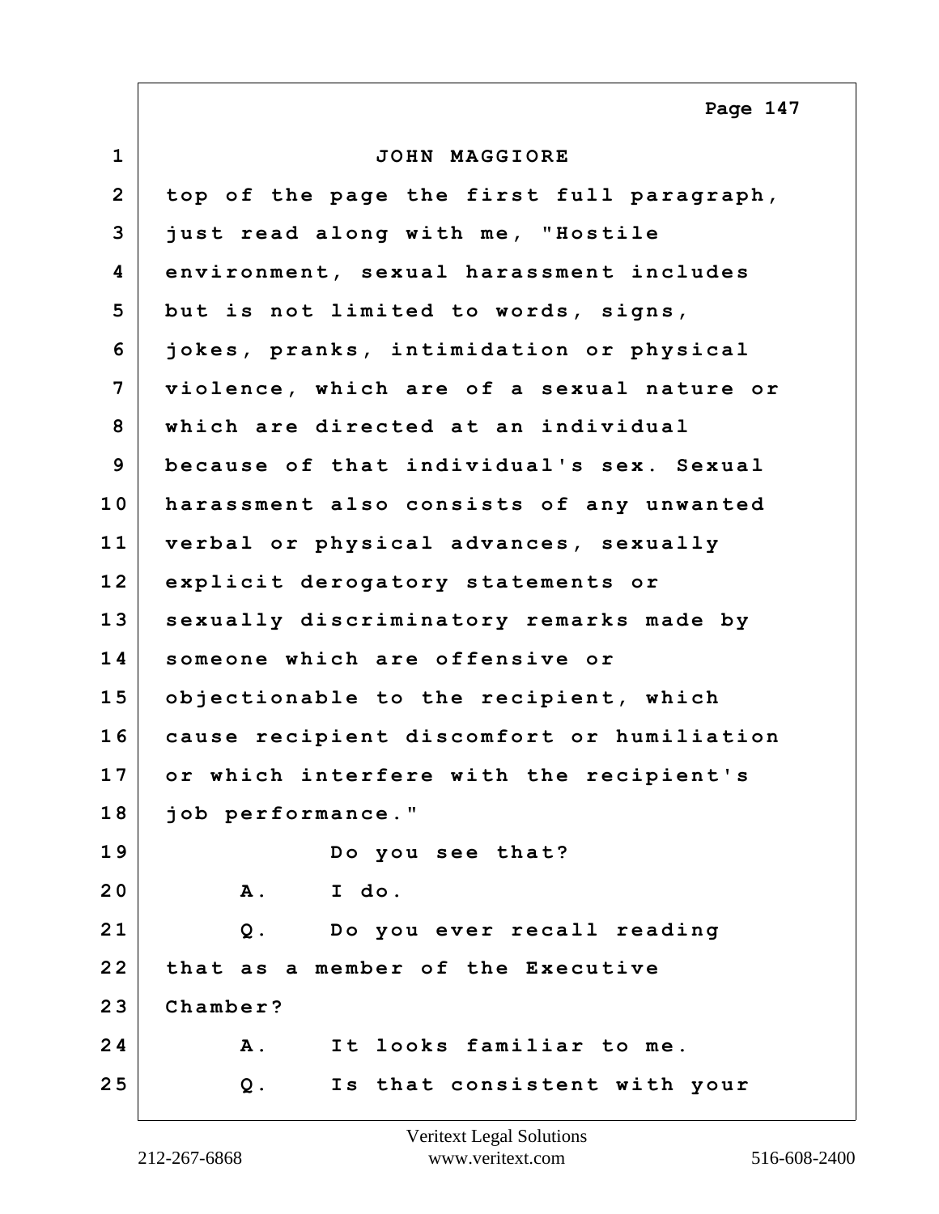JOHN MAGGIORE

top of the page the first full paragraph, just read along with me, "Hostile environment, sexual harassment includes but is not limited to words, signs, jokes, pranks, intimidation or physical violence, which are of a sexual nature or which are directed at an individual because of that individual's sex. Sexual harassment also consists of any unwanted verbal or physical advances, sexually explicit derogatory statements or sexually discriminatory remarks made by someone which are offensive or objectionable to the recipient, which cause recipient discomfort or humiliation or which interfere with the recipient's job performance."

Do you see that?

A. I do.

Q. Do you ever recall reading that as a member of the Executive Chamber?

A. It looks familiar to me.

Q. Is that consistent with your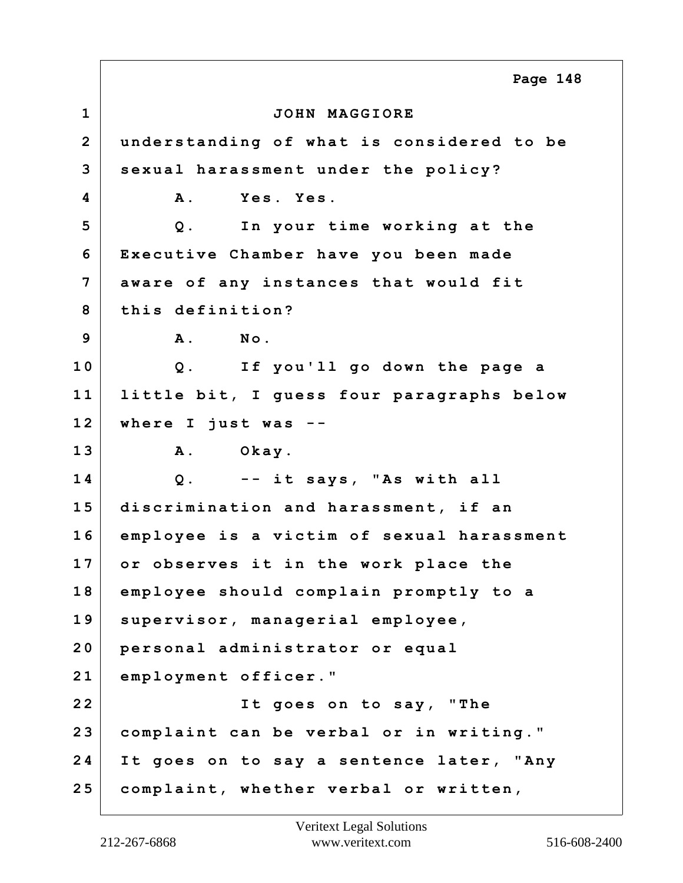JOHN MAGGIORE

understanding of what is considered to be sexual harassment under the policy?

A. Yes. Yes.

Q. In your time working at the Executive Chamber have you been made aware of any instances that would fit this definition?

A. No.

Q. If you'll go down the page a little bit, I guess four paragraphs below where I just was --

A. Okay.

Q. -- it says, "As with all discrimination and harassment, if an employee is a victim of sexual harassment or observes it in the work place the employee should complain promptly to a supervisor, managerial employee, personal administrator or equal employment officer."

It goes on to say, "The complaint can be verbal or in writing." It goes on to say a sentence later, "Any complaint, whether verbal or written,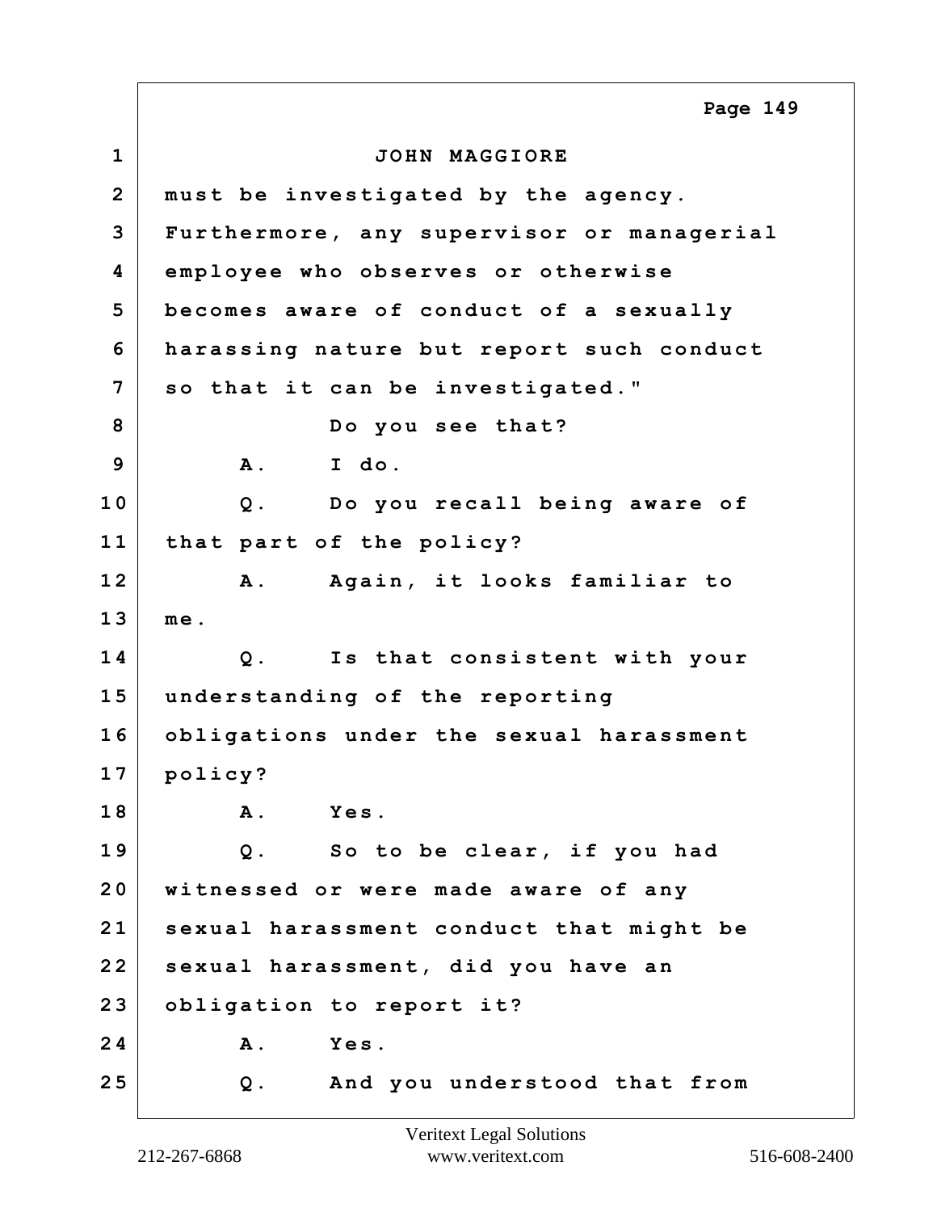JOHN MAGGIORE

must be investigated by the agency. Furthermore, any supervisor or managerial employee who observes or otherwise becomes aware of conduct of a sexually harassing nature but report such conduct so that it can be investigated."

Do you see that?

A. I do.

Q. Do you recall being aware of that part of the policy?

A. Again, it looks familiar to me.

Q. Is that consistent with your understanding of the reporting obligations under the sexual harassment policy?

A. Yes.

Q. So to be clear, if you had witnessed or were made aware of any sexual harassment conduct that might be sexual harassment, did you have an obligation to report it?

A. Yes.

Q. And you understood that from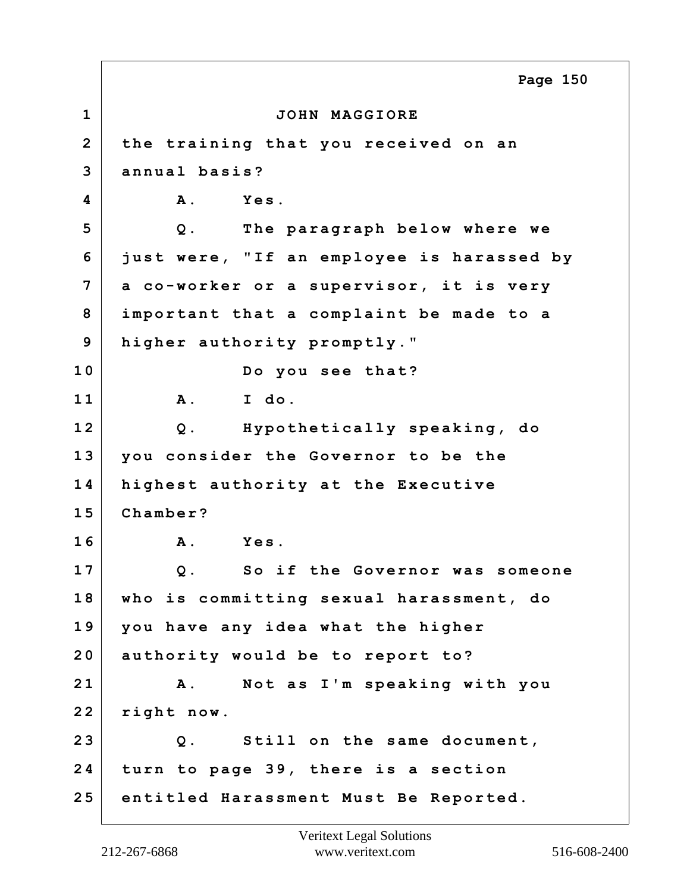JOHN MAGGIORE

the training that you received on an annual basis?

A. Yes.

Q. The paragraph below where we just were, "If an employee is harassed by a co-worker or a supervisor, it is very important that a complaint be made to a higher authority promptly."

Do you see that?

A. I do.

Q. Hypothetically speaking, do you consider the Governor to be the highest authority at the Executive Chamber?

A. Yes.

Q. So if the Governor was someone who is committing sexual harassment, do you have any idea what the higher authority would be to report to?

A. Not as I'm speaking with you right now.

Q. Still on the same document, turn to page 39, there is a section entitled Harassment Must Be Reported.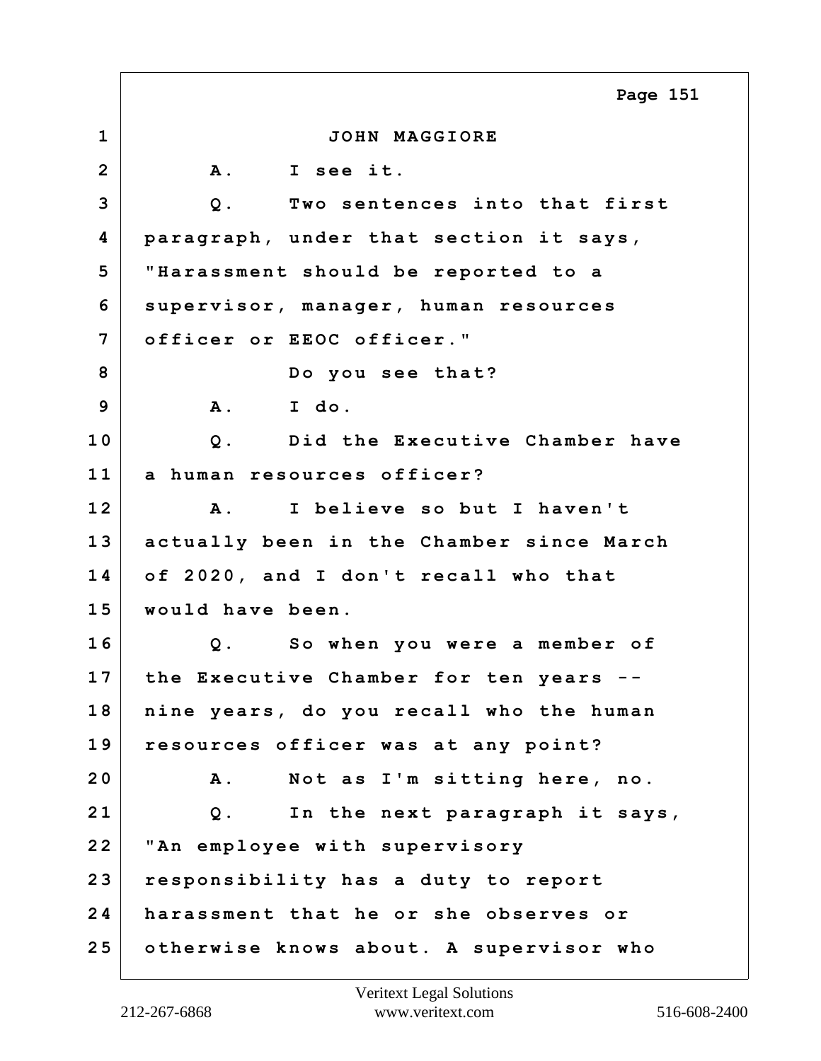JOHN MAGGIORE

A. I see it.

Q. Two sentences into that first paragraph, under that section it says, "Harassment should be reported to a supervisor, manager, human resources officer or EEOC officer."

Do you see that?

A. I do.

Q. Did the Executive Chamber have a human resources officer?

A. I believe so but I haven't actually been in the Chamber since March of 2020, and I don't recall who that would have been.

Q. So when you were a member of the Executive Chamber for ten years -- nine years, do you recall who the human resources officer was at any point?

A. Not as I'm sitting here, no.

Q. In the next paragraph it says, "An employee with supervisory responsibility has a duty to report harassment that he or she observes or otherwise knows about. A supervisor who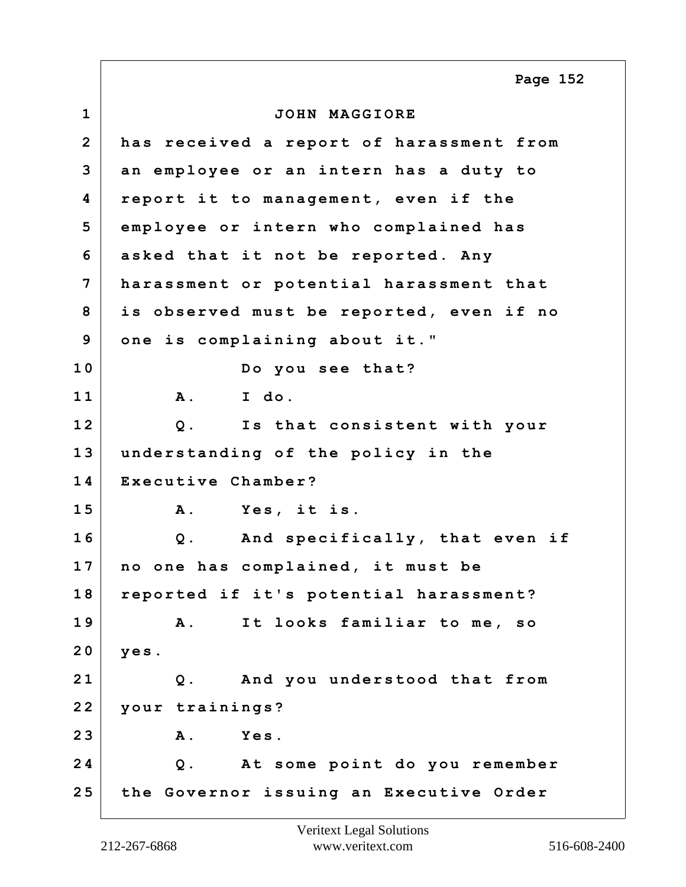JOHN MAGGIORE

has received a report of harassment from an employee or an intern has a duty to report it to management, even if the employee or intern who complained has asked that it not be reported. Any harassment or potential harassment that is observed must be reported, even if no one is complaining about it."

Do you see that?

A. I do.

Q. Is that consistent with your understanding of the policy in the Executive Chamber?

A. Yes, it is.

Q. And specifically, that even if no one has complained, it must be reported if it's potential harassment?

A. It looks familiar to me, so yes.

Q. And you understood that from your trainings?

A. Yes.

Q. At some point do you remember the Governor issuing an Executive Order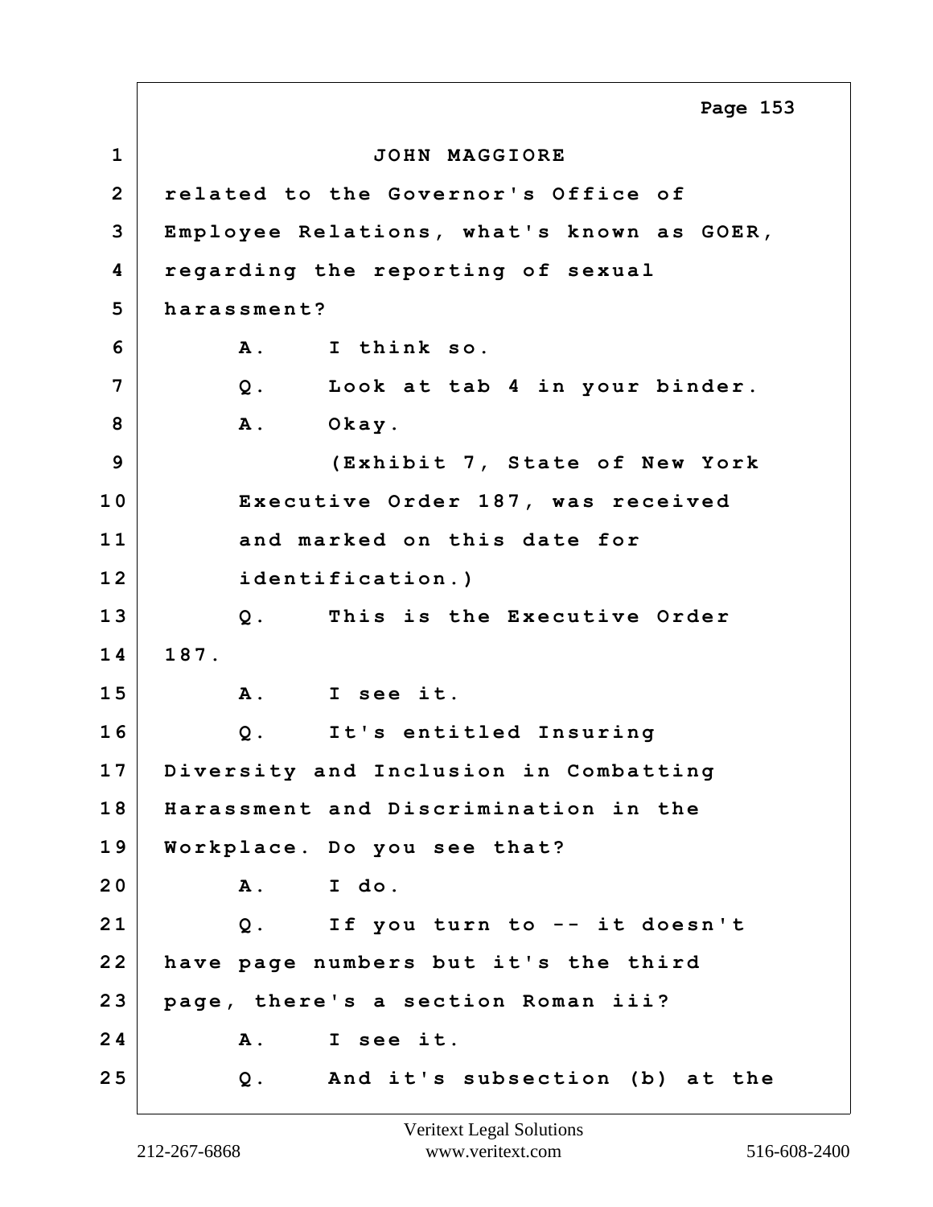JOHN MAGGIORE

related to the Governor's Office of Employee Relations, what's known as GOER, regarding the reporting of sexual harassment?

A. I think so.

Q. Look at tab 4 in your binder.

A. Okay.

(Exhibit 7, State of New York Executive Order 187, was received and marked on this date for identification.)

Q. This is the Executive Order 187.

A. I see it.

Q. It's entitled Insuring Diversity and Inclusion in Combatting Harassment and Discrimination in the Workplace. Do you see that?

A. I do.

Q. If you turn to -- it doesn't have page numbers but it's the third page, there's a section Roman iii?

A. I see it.

Q. And it's subsection (b) at the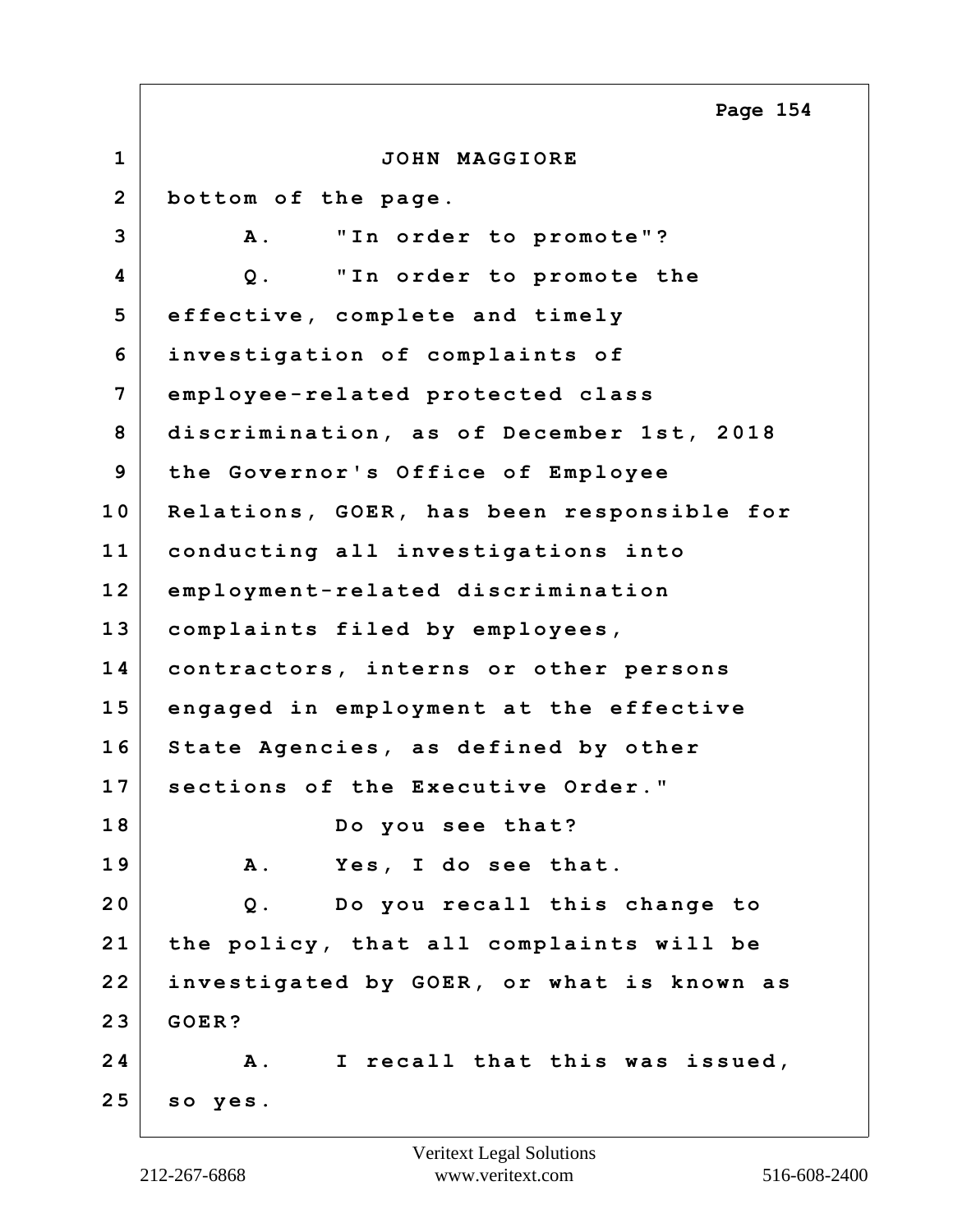JOHN MAGGIORE

bottom of the page.

A. "In order to promote"?

Q. "In order to promote the effective, complete and timely investigation of complaints of employee-related protected class discrimination, as of December 1st, 2018 the Governor's Office of Employee Relations, GOER, has been responsible for conducting all investigations into employment-related discrimination complaints filed by employees, contractors, interns or other persons engaged in employment at the effective State Agencies, as defined by other sections of the Executive Order."

Do you see that?

A. Yes, I do see that.

Q. Do you recall this change to the policy, that all complaints will be investigated by GOER, or what is known as GOER?

A. I recall that this was issued, so yes.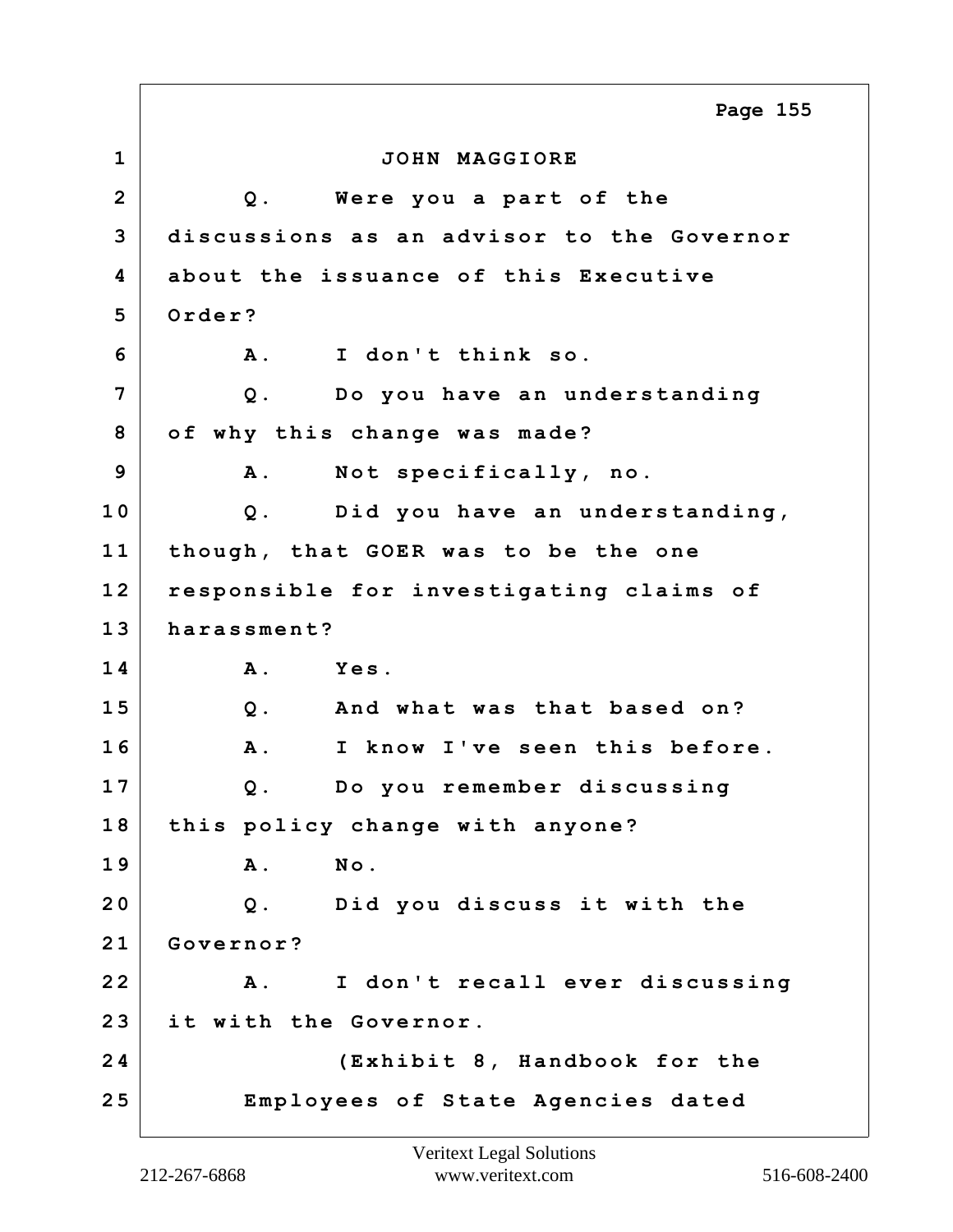JOHN MAGGIORE

Q. Were you a part of the discussions as an advisor to the Governor about the issuance of this Executive Order?

A. I don't think so.

Q. Do you have an understanding of why this change was made?

A. Not specifically, no.

Q. Did you have an understanding, though, that GOER was to be the one responsible for investigating claims of harassment?

A. Yes.

Q. And what was that based on?

A. I know I've seen this before.

Q. Do you remember discussing this policy change with anyone?

A. No.

Q. Did you discuss it with the Governor?

A. I don't recall ever discussing it with the Governor.

(Exhibit 8, Handbook for the Employees of State Agencies dated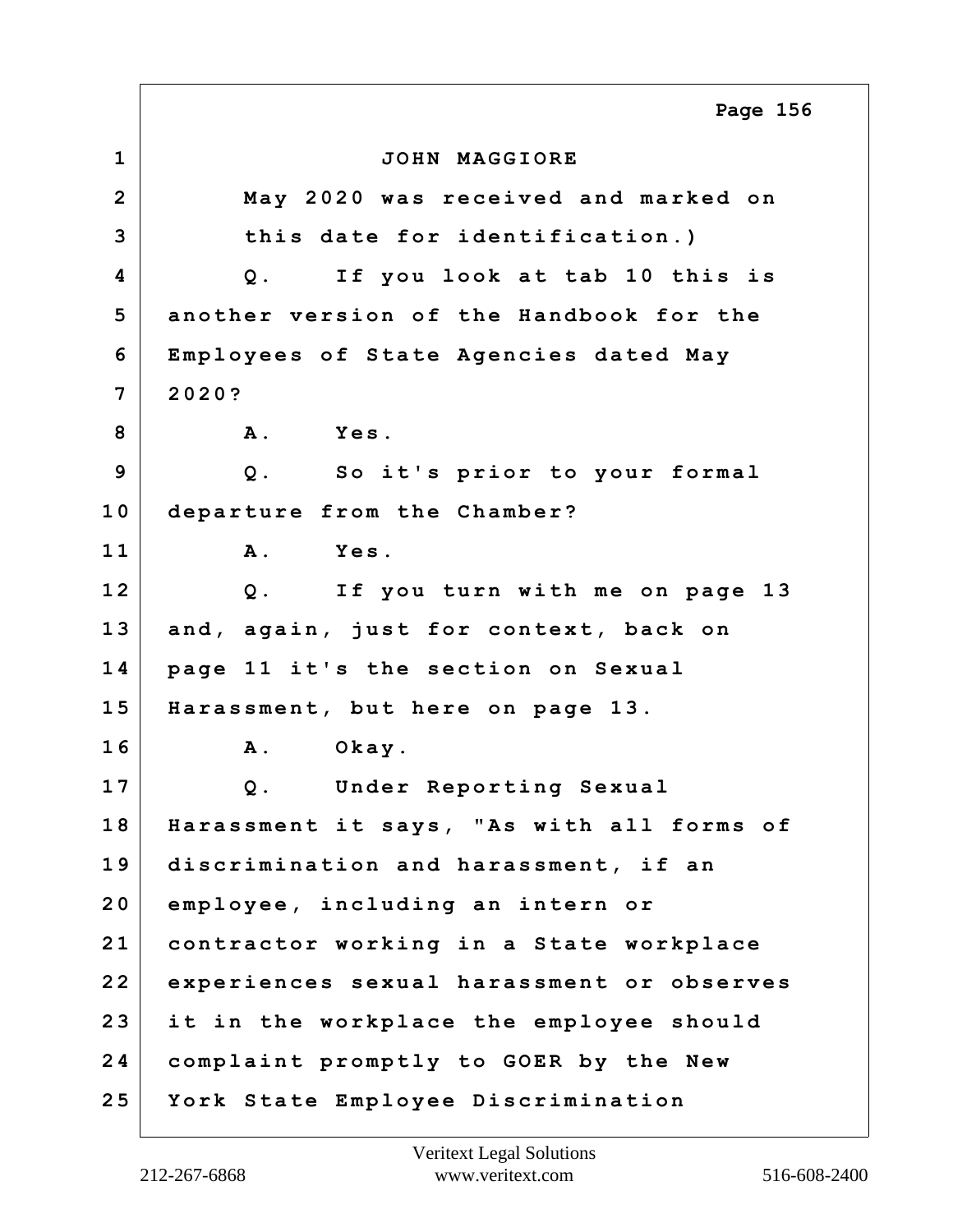JOHN MAGGIORE

May 2020 was received and marked on this date for identification.)

Q. If you look at tab 10 this is another version of the Handbook for the Employees of State Agencies dated May 2020?

A. Yes.

Q. So it's prior to your formal departure from the Chamber?

A. Yes.

Q. If you turn with me on page 13 and, again, just for context, back on page 11 it's the section on Sexual Harassment, but here on page 13.

A. Okay.

Q. Under Reporting Sexual Harassment it says, "As with all forms of discrimination and harassment, if an employee, including an intern or contractor working in a State workplace experiences sexual harassment or observes it in the workplace the employee should complaint promptly to GOER by the New York State Employee Discrimination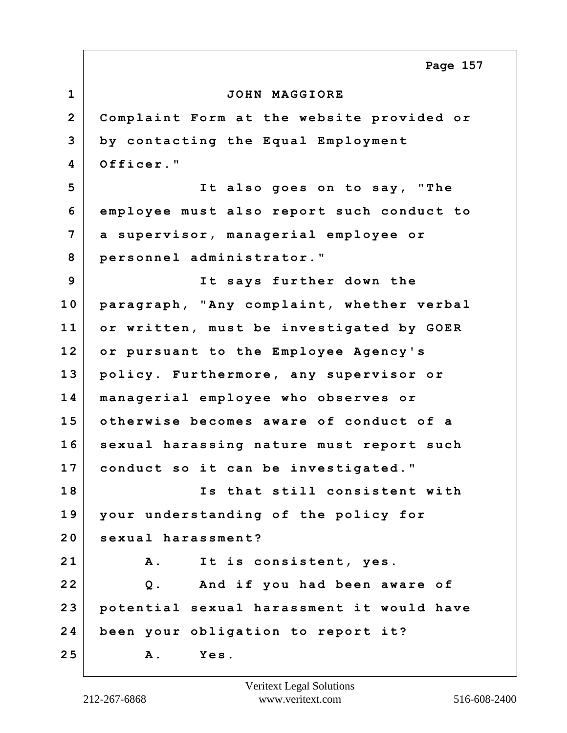JOHN MAGGIORE

Complaint Form at the website provided or by contacting the Equal Employment Officer."

It also goes on to say, "The employee must also report such conduct to a supervisor, managerial employee or personnel administrator."

It says further down the paragraph, "Any complaint, whether verbal or written, must be investigated by GOER or pursuant to the Employee Agency's policy. Furthermore, any supervisor or managerial employee who observes or otherwise becomes aware of conduct of a sexual harassing nature must report such conduct so it can be investigated."

Is that still consistent with your understanding of the policy for sexual harassment?

A. It is consistent, yes.

Q. And if you had been aware of potential sexual harassment it would have been your obligation to report it?

A. Yes.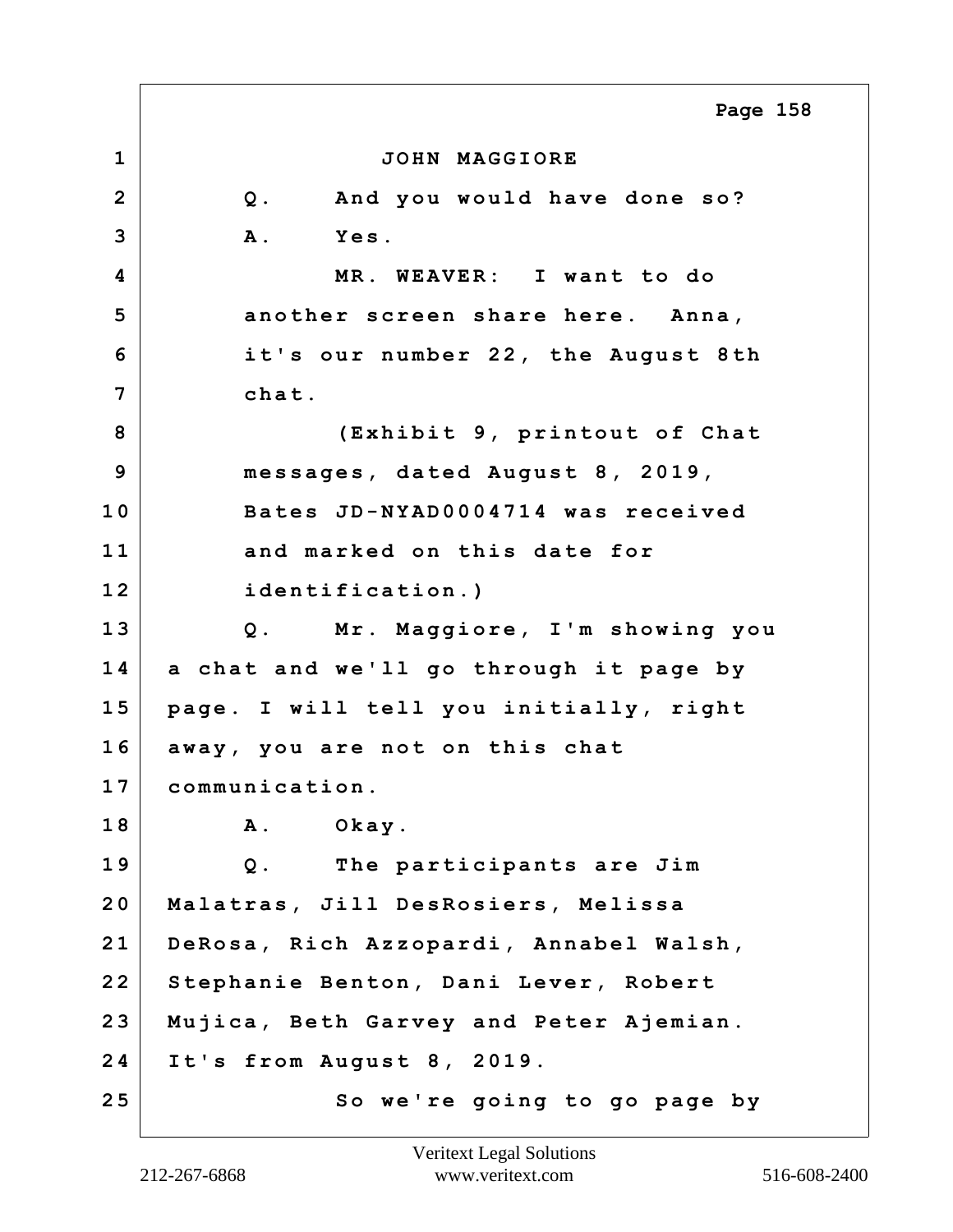JOHN MAGGIORE

Q. And you would have done so?

A. Yes.

MR. WEAVER: I want to do another screen share here. Anna, it's our number 22, the August 8th chat.

(Exhibit 9, printout of Chat messages, dated August 8, 2019, Bates JD-NYAD0004714 was received and marked on this date for identification.)

Q. Mr. Maggiore, I'm showing you a chat and we'll go through it page by page. I will tell you initially, right away, you are not on this chat communication.

A. Okay.

Q. The participants are Jim Malatras, Jill DesRosiers, Melissa DeRosa, Rich Azzopardi, Annabel Walsh, Stephanie Benton, Dani Lever, Robert Mujica, Beth Garvey and Peter Ajemian. It's from August 8, 2019.

So we're going to go page by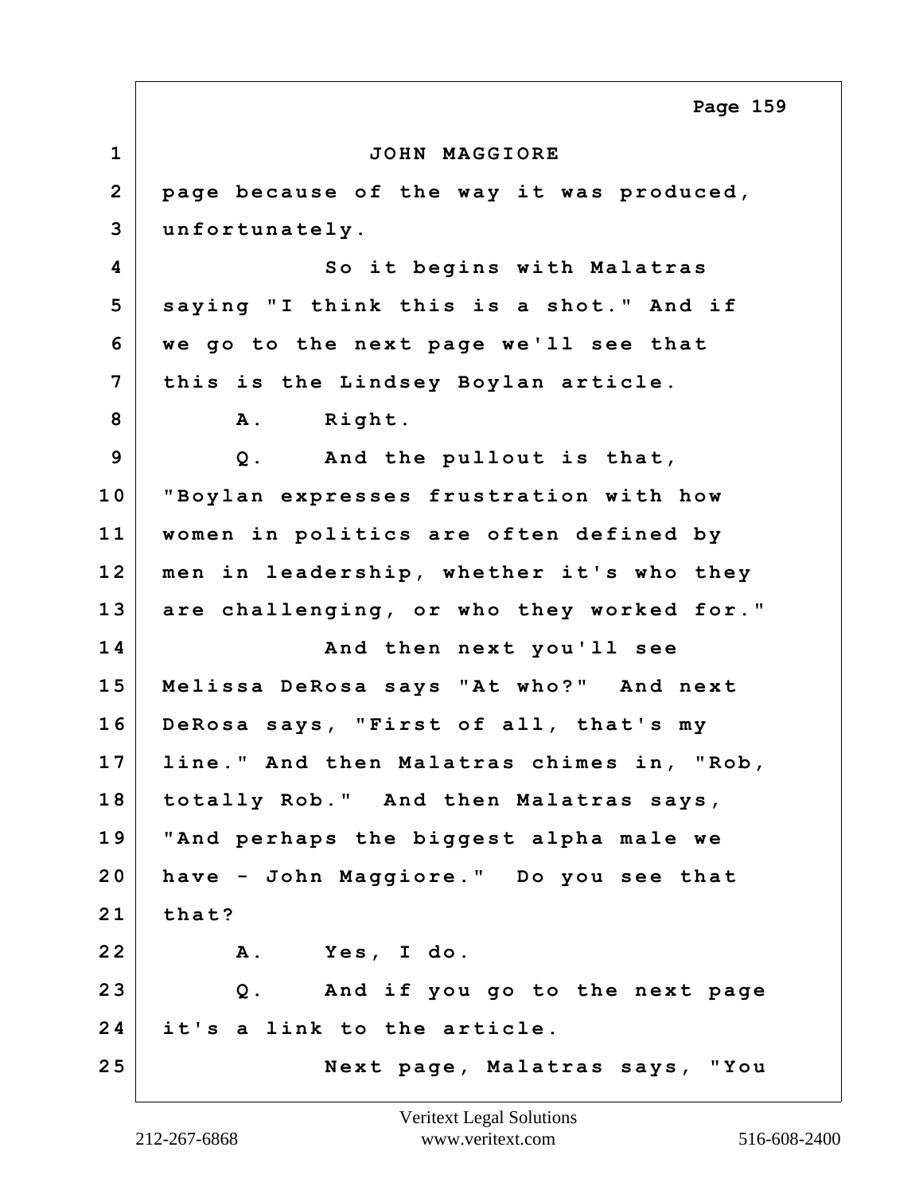JOHN MAGGIORE

page because of the way it was produced, unfortunately.

So it begins with Malatras saying "I think this is a shot." And if we go to the next page we'll see that this is the Lindsey Boylan article.

A. Right.

Q. And the pullout is that, "Boylan expresses frustration with how women in politics are often defined by men in leadership, whether it's who they are challenging, or who they worked for."

And then next you'll see Melissa DeRosa says "At who?" And next DeRosa says, "First of all, that's my line." And then Malatras chimes in, "Rob, totally Rob." And then Malatras says, "And perhaps the biggest alpha male we have - John Maggiore." Do you see that that?

A. Yes, I do.

Q. And if you go to the next page it's a link to the article.

Next page, Malatras says, "You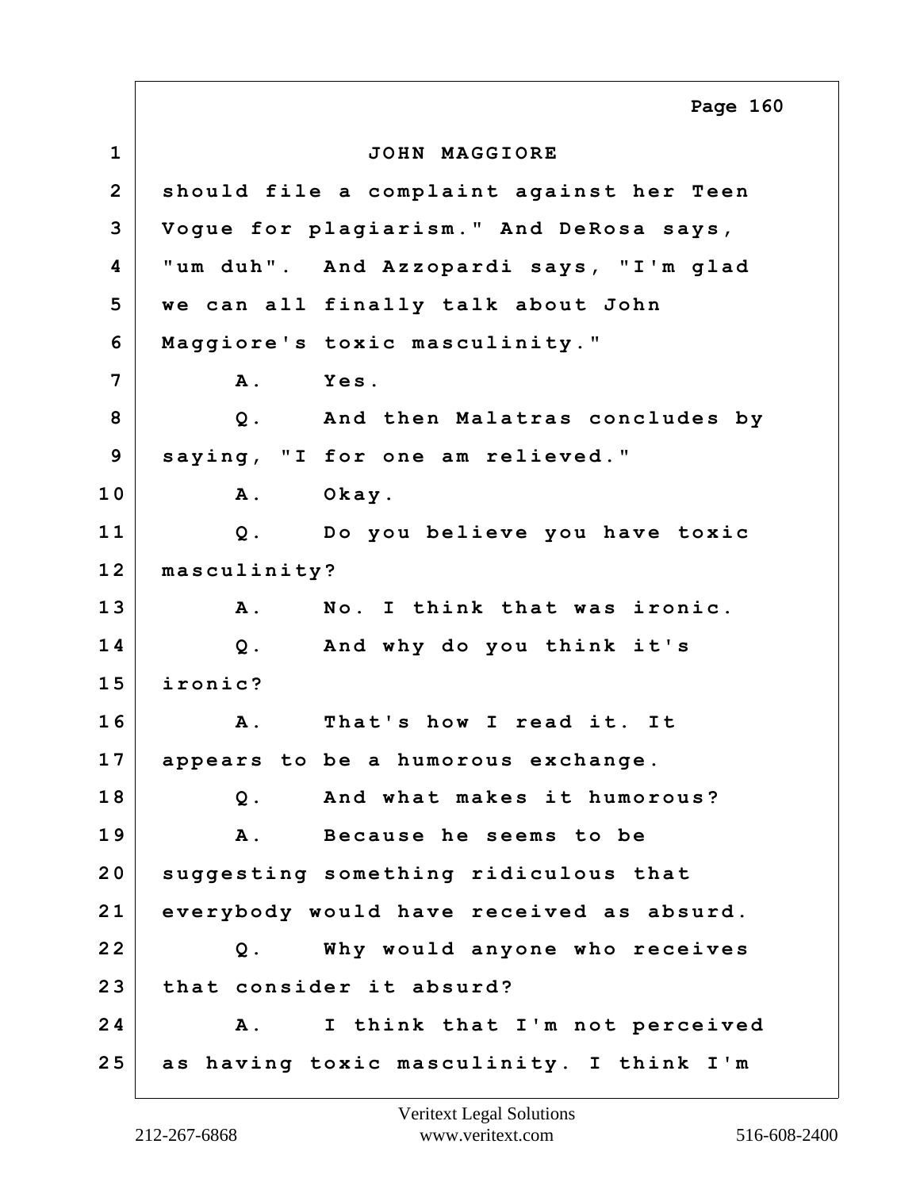JOHN MAGGIORE

should file a complaint against her Teen Vogue for plagiarism." And DeRosa says, "um duh". And Azzopardi says, "I'm glad we can all finally talk about John Maggiore's toxic masculinity."

A. Yes.

Q. And then Malatras concludes by saying, "I for one am relieved."

A. Okay.

Q. Do you believe you have toxic masculinity?

A. No. I think that was ironic.

Q. And why do you think it's ironic?

A. That's how I read it. It appears to be a humorous exchange.

Q. And what makes it humorous?

A. Because he seems to be suggesting something ridiculous that everybody would have received as absurd.

Q. Why would anyone who receives that consider it absurd?

A. I think that I'm not perceived as having toxic masculinity. I think I'm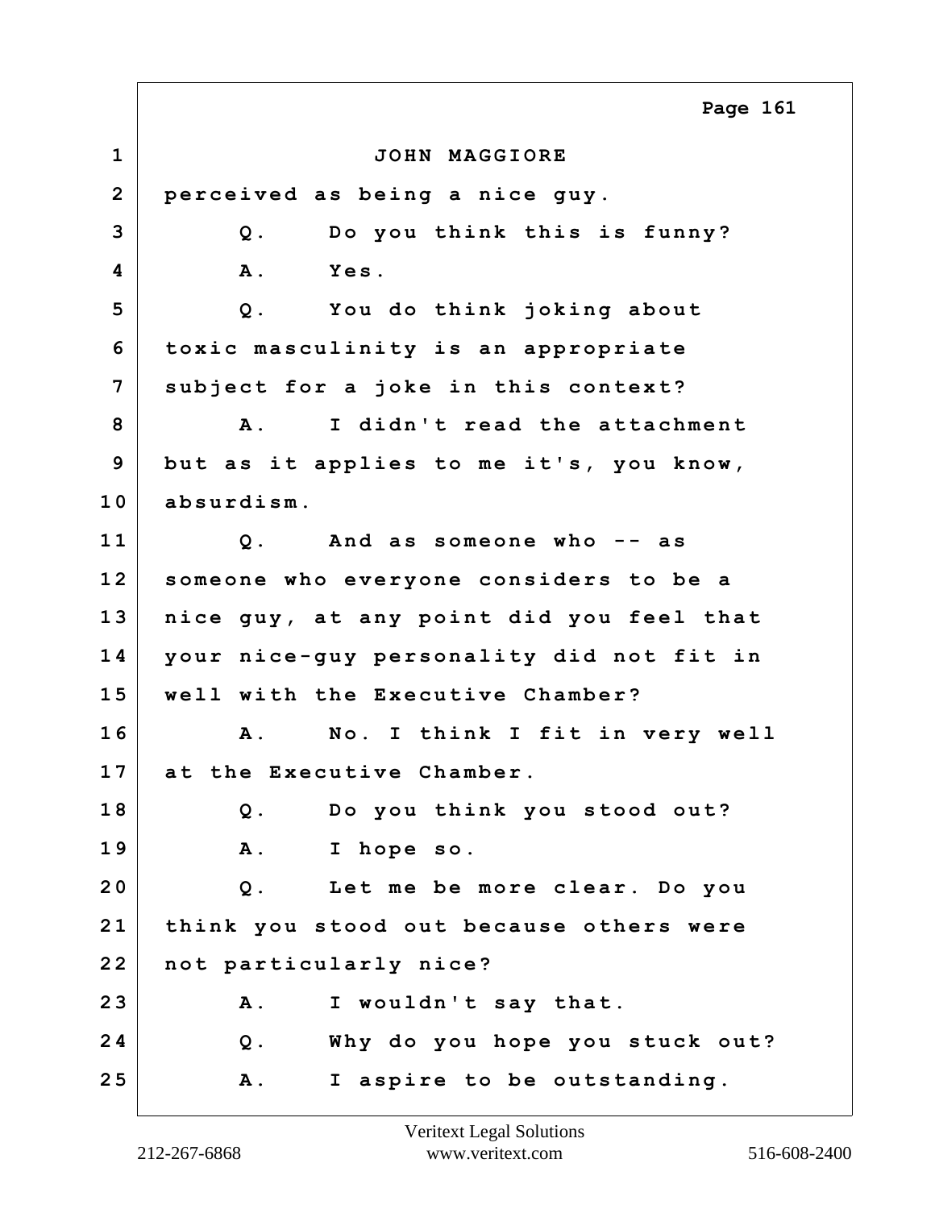JOHN MAGGIORE

perceived as being a nice guy.

Q. Do you think this is funny?

A. Yes.

Q. You do think joking about toxic masculinity is an appropriate subject for a joke in this context?

A. I didn't read the attachment but as it applies to me it's, you know, absurdism.

Q. And as someone who -- as someone who everyone considers to be a nice guy, at any point did you feel that your nice-guy personality did not fit in well with the Executive Chamber?

A. No. I think I fit in very well at the Executive Chamber.

Q. Do you think you stood out?

A. I hope so.

Q. Let me be more clear. Do you think you stood out because others were not particularly nice?

A. I wouldn't say that.

Q. Why do you hope you stuck out?

A. I aspire to be outstanding.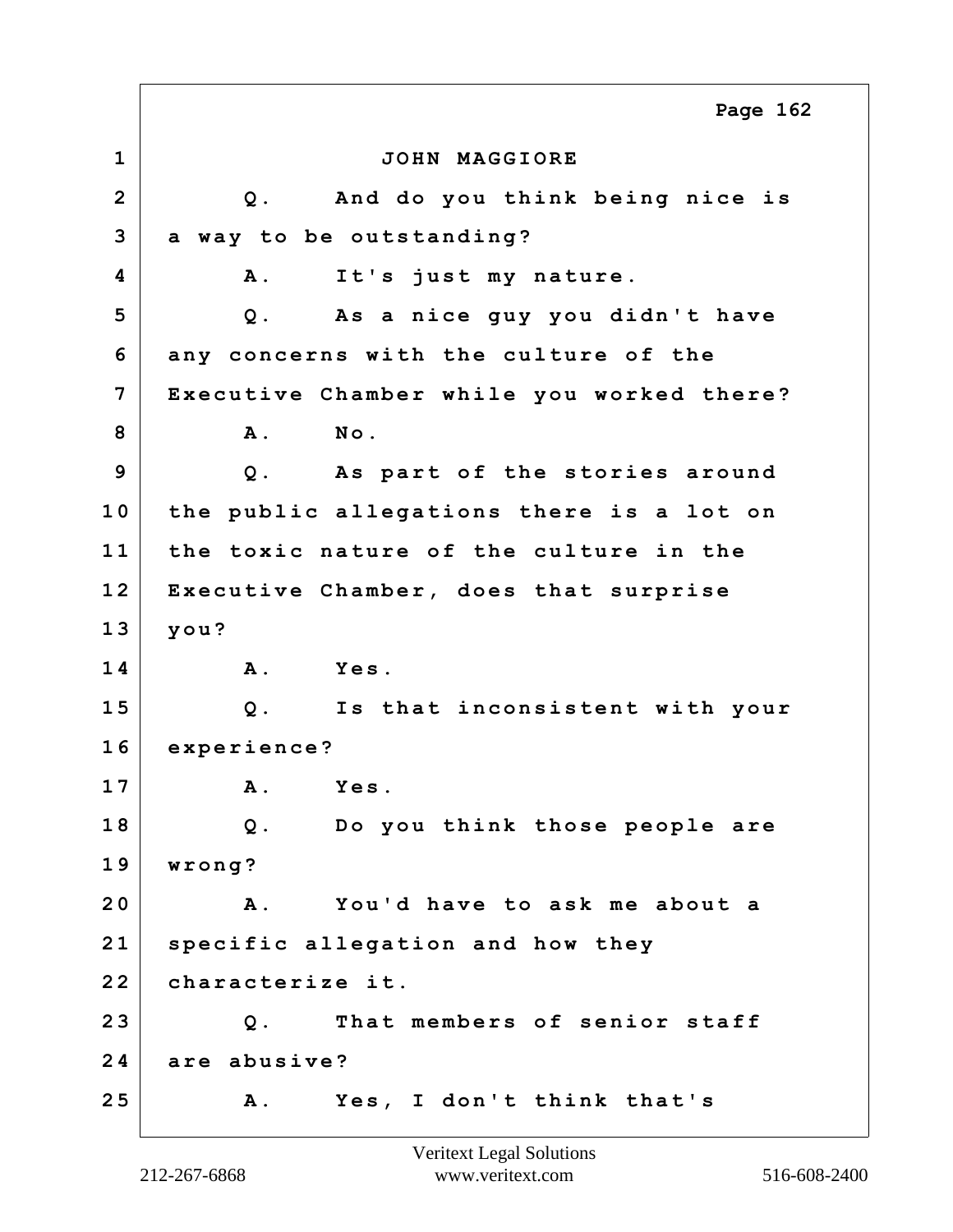JOHN MAGGIORE

Q. And do you think being nice is a way to be outstanding?

A. It's just my nature.

Q. As a nice guy you didn't have any concerns with the culture of the Executive Chamber while you worked there?

A. No.

Q. As part of the stories around the public allegations there is a lot on the toxic nature of the culture in the Executive Chamber, does that surprise you?

A. Yes.

Q. Is that inconsistent with your experience?

A. Yes.

Q. Do you think those people are wrong?

A. You'd have to ask me about a specific allegation and how they characterize it.

Q. That members of senior staff are abusive?

A. Yes, I don't think that's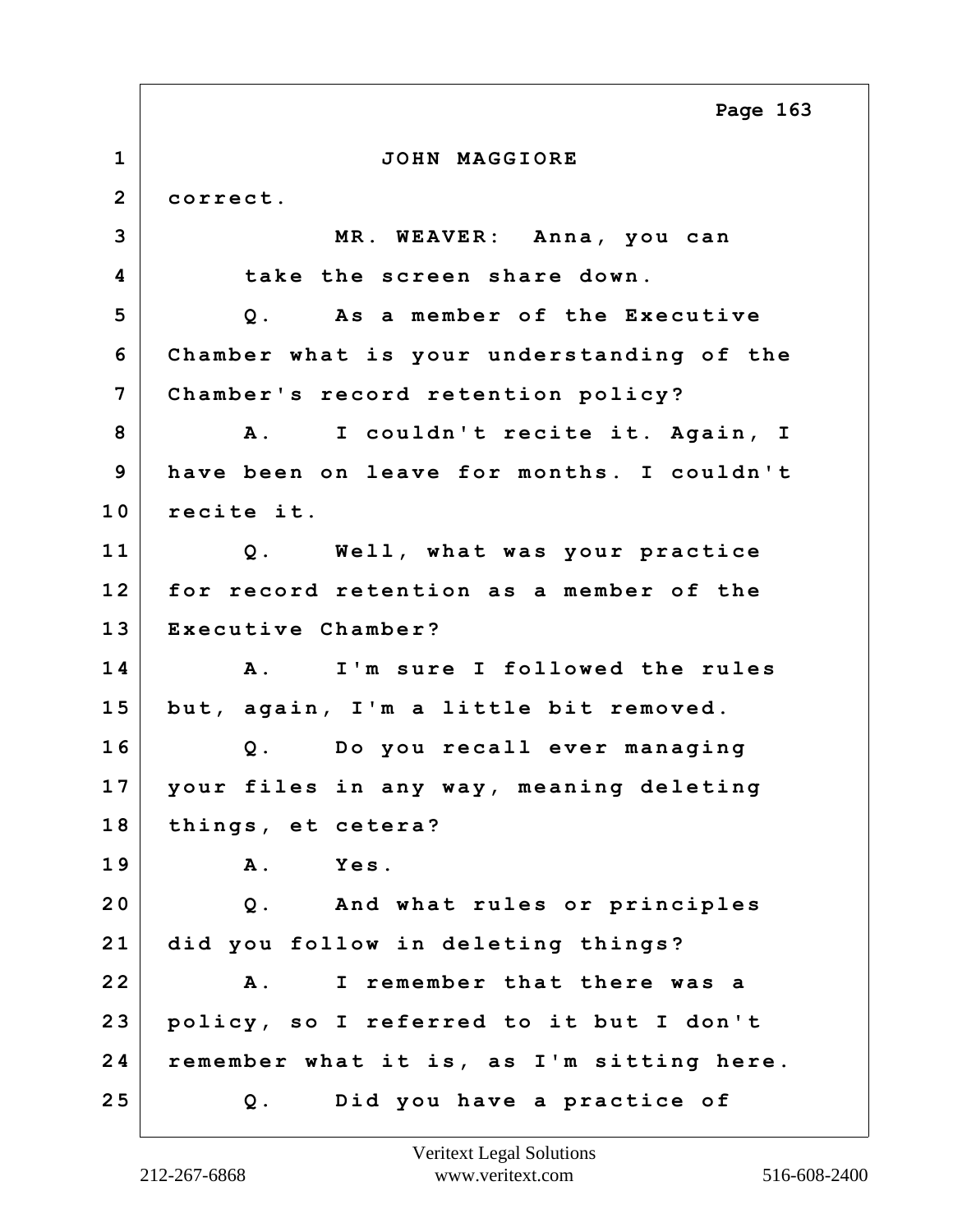JOHN MAGGIORE

correct.

MR. WEAVER: Anna, you can take the screen share down.

Q. As a member of the Executive Chamber what is your understanding of the Chamber's record retention policy?

A. I couldn't recite it. Again, I have been on leave for months. I couldn't recite it.

Q. Well, what was your practice for record retention as a member of the Executive Chamber?

A. I'm sure I followed the rules but, again, I'm a little bit removed.

Q. Do you recall ever managing your files in any way, meaning deleting things, et cetera?

A. Yes.

Q. And what rules or principles did you follow in deleting things?

A. I remember that there was a policy, so I referred to it but I don't remember what it is, as I'm sitting here.

Q. Did you have a practice of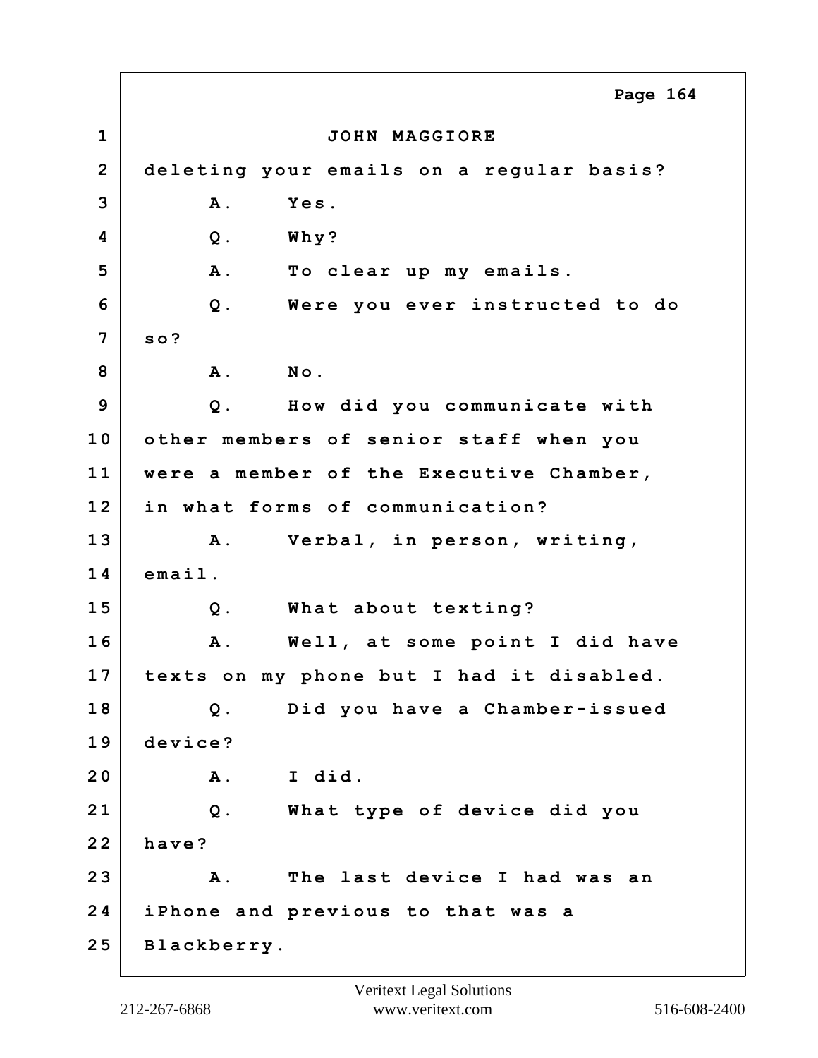JOHN MAGGIORE

deleting your emails on a regular basis?

A. Yes.

Q. Why?

A. To clear up my emails.

Q. Were you ever instructed to do so?

A. No.

Q. How did you communicate with other members of senior staff when you were a member of the Executive Chamber, in what forms of communication?

A. Verbal, in person, writing, email.

Q. What about texting?

A. Well, at some point I did have texts on my phone but I had it disabled.

Q. Did you have a Chamber-issued device?

A. I did.

Q. What type of device did you have?

A. The last device I had was an iPhone and previous to that was a Blackberry.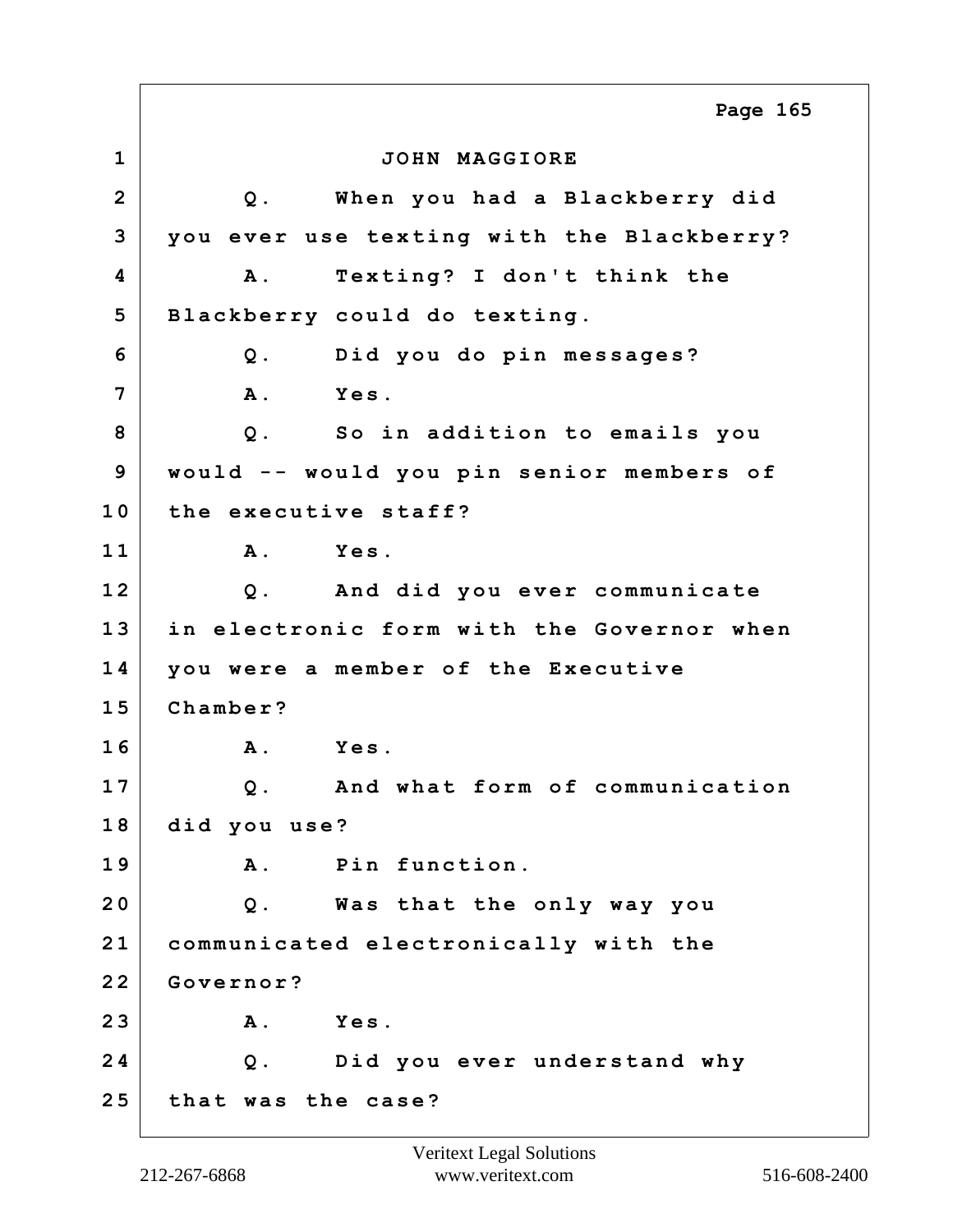JOHN MAGGIORE

Q. When you had a Blackberry did you ever use texting with the Blackberry?

A. Texting? I don't think the Blackberry could do texting.

Q. Did you do pin messages?

A. Yes.

Q. So in addition to emails you would -- would you pin senior members of the executive staff?

A. Yes.

Q. And did you ever communicate in electronic form with the Governor when you were a member of the Executive Chamber?

A. Yes.

Q. And what form of communication did you use?

A. Pin function.

Q. Was that the only way you communicated electronically with the Governor?

A. Yes.

Q. Did you ever understand why that was the case?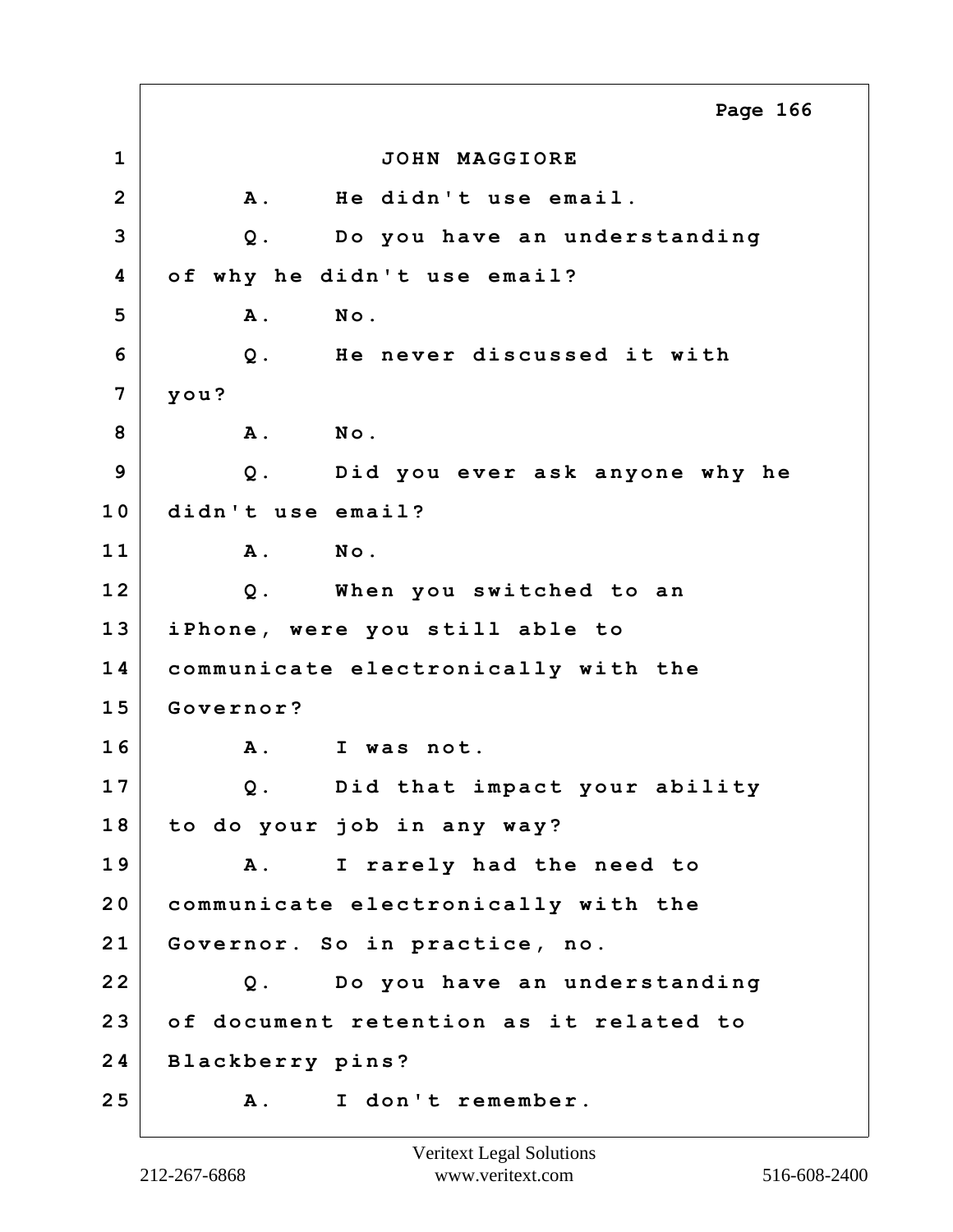JOHN MAGGIORE

A. He didn't use email.

Q. Do you have an understanding of why he didn't use email?

A. No.

Q. He never discussed it with you?

A. No.

Q. Did you ever ask anyone why he didn't use email?

A. No.

Q. When you switched to an iPhone, were you still able to communicate electronically with the Governor?

A. I was not.

Q. Did that impact your ability to do your job in any way?

A. I rarely had the need to communicate electronically with the Governor. So in practice, no.

Q. Do you have an understanding of document retention as it related to Blackberry pins?

A. I don't remember.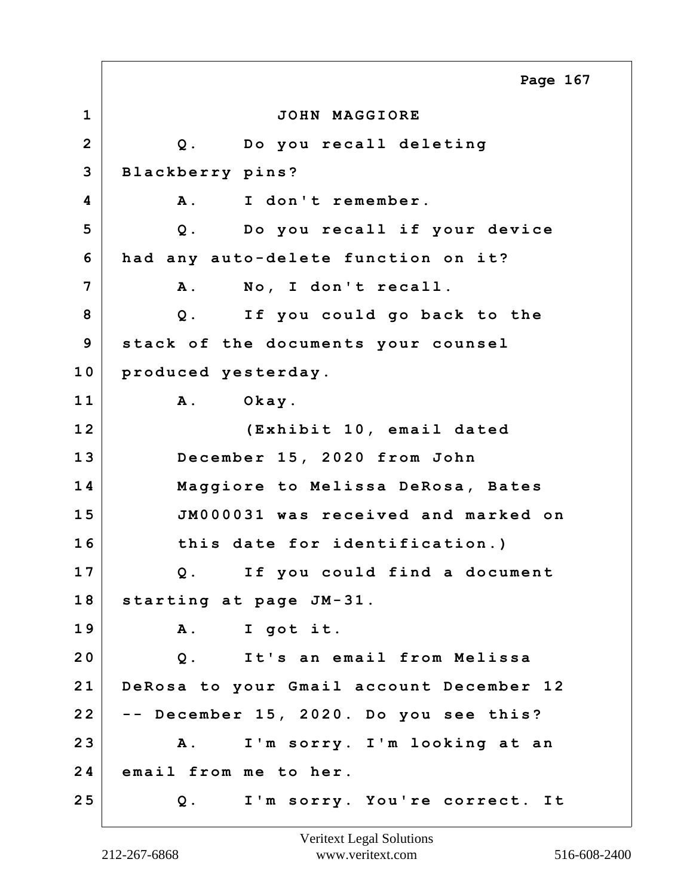JOHN MAGGIORE

Q. Do you recall deleting Blackberry pins?

A. I don't remember.

Q. Do you recall if your device had any auto-delete function on it?

A. No, I don't recall.

Q. If you could go back to the stack of the documents your counsel produced yesterday.

A. Okay.

(Exhibit 10, email dated December 15, 2020 from John Maggiore to Melissa DeRosa, Bates JM000031 was received and marked on this date for identification.)

Q. If you could find a document starting at page JM-31.

A. I got it.

Q. It's an email from Melissa DeRosa to your Gmail account December 12 -- December 15, 2020. Do you see this?

A. I'm sorry. I'm looking at an email from me to her.

Q. I'm sorry. You're correct. It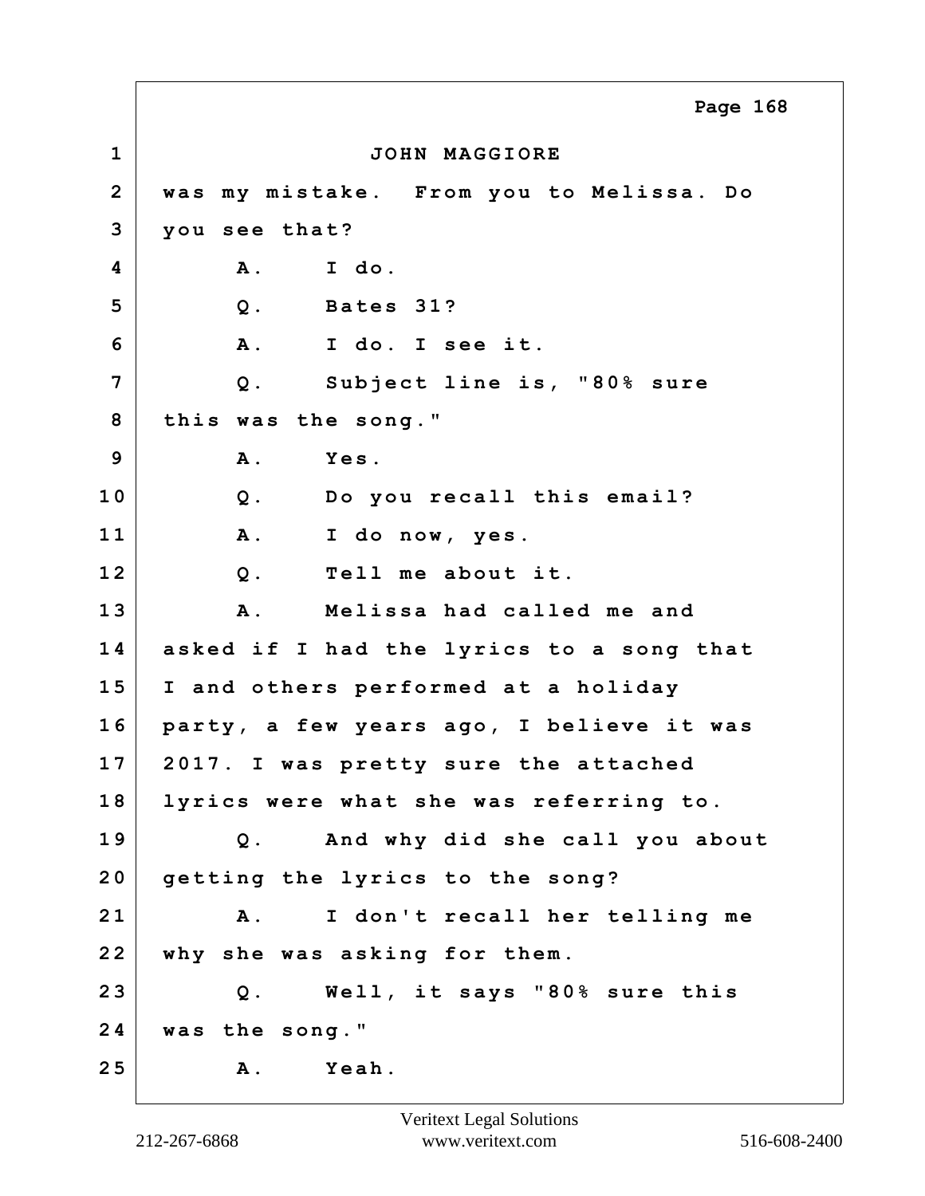JOHN MAGGIORE

was my mistake. From you to Melissa. Do you see that?

A. I do.

Q. Bates 31?

A. I do. I see it.

Q. Subject line is, "80% sure this was the song."

A. Yes.

Q. Do you recall this email?

A. I do now, yes.

Q. Tell me about it.

A. Melissa had called me and asked if I had the lyrics to a song that I and others performed at a holiday party, a few years ago, I believe it was 2017. I was pretty sure the attached lyrics were what she was referring to.

Q. And why did she call you about getting the lyrics to the song?

A. I don't recall her telling me why she was asking for them.

Q. Well, it says "80% sure this was the song."

A. Yeah.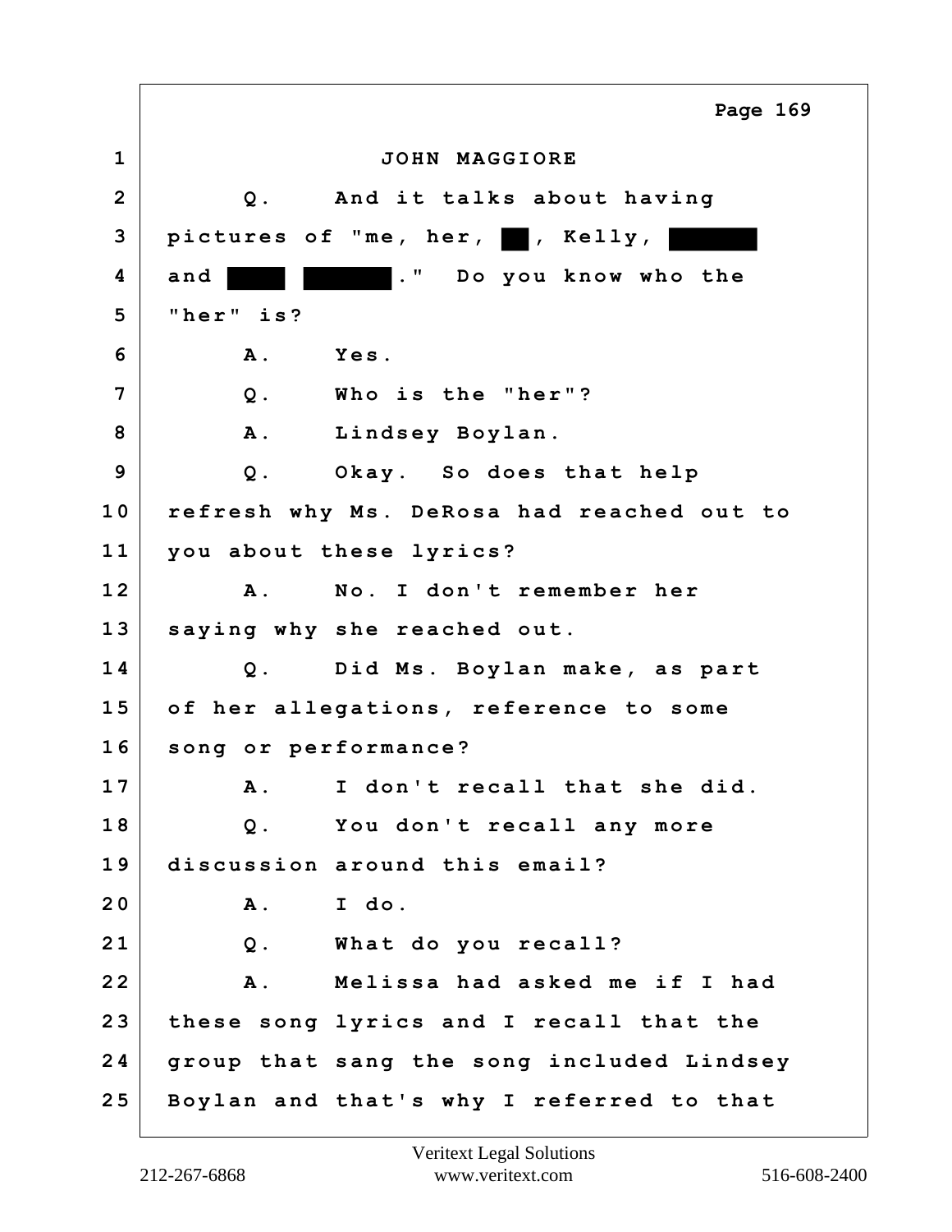JOHN MAGGIORE

Q. And it talks about having pictures of "me, her, ██, Kelly, ██████ and ████ ██████." Do you know who the "her" is?

A. Yes.

Q. Who is the "her"?

A. Lindsey Boylan.

Q. Okay. So does that help refresh why Ms. DeRosa had reached out to you about these lyrics?

A. No. I don't remember her saying why she reached out.

Q. Did Ms. Boylan make, as part of her allegations, reference to some song or performance?

A. I don't recall that she did.

Q. You don't recall any more discussion around this email?

A. I do.

Q. What do you recall?

A. Melissa had asked me if I had these song lyrics and I recall that the group that sang the song included Lindsey Boylan and that's why I referred to that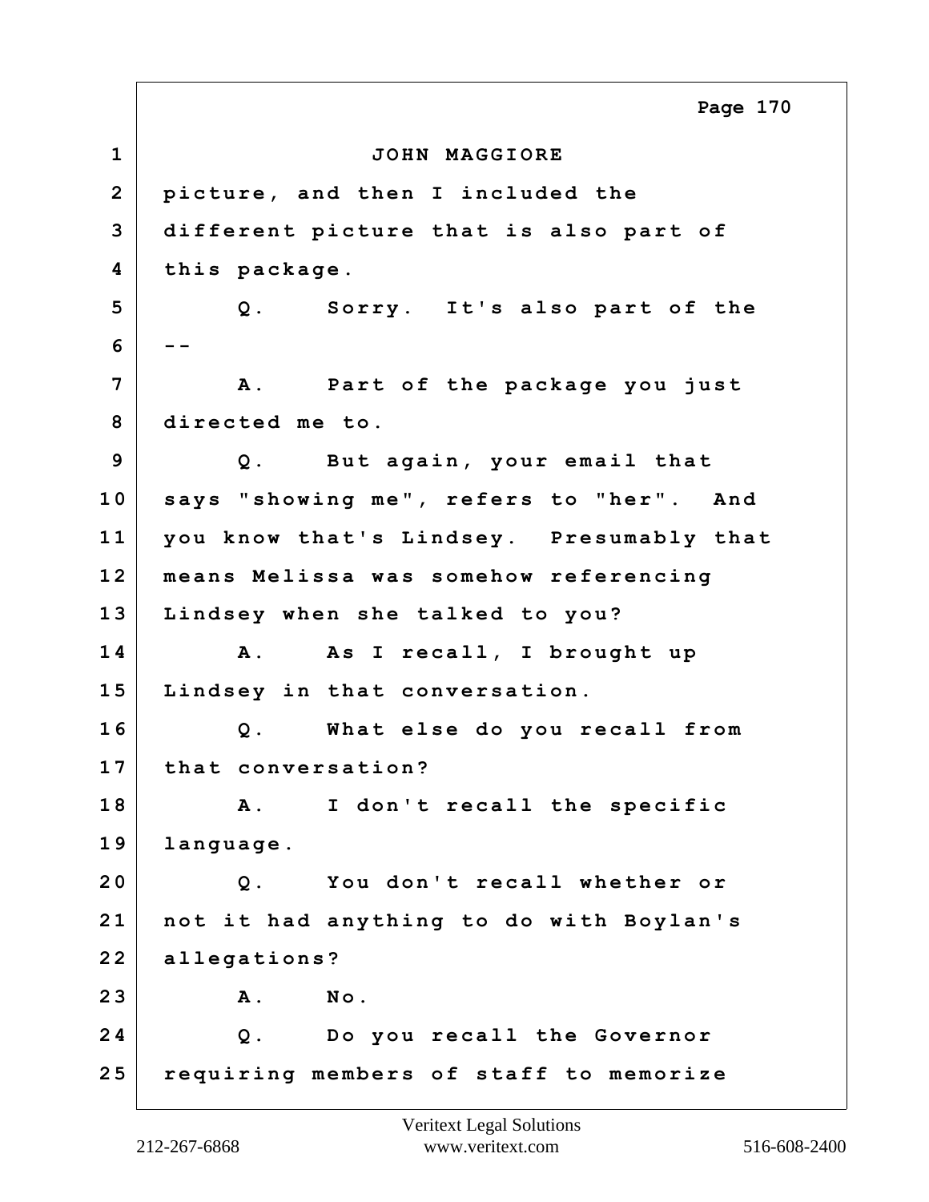JOHN MAGGIORE

picture, and then I included the different picture that is also part of this package.

Q. Sorry. It's also part of the --

A. Part of the package you just directed me to.

Q. But again, your email that says "showing me", refers to "her". And you know that's Lindsey. Presumably that means Melissa was somehow referencing Lindsey when she talked to you?

A. As I recall, I brought up Lindsey in that conversation.

Q. What else do you recall from that conversation?

A. I don't recall the specific language.

Q. You don't recall whether or not it had anything to do with Boylan's allegations?

A. No.

Q. Do you recall the Governor requiring members of staff to memorize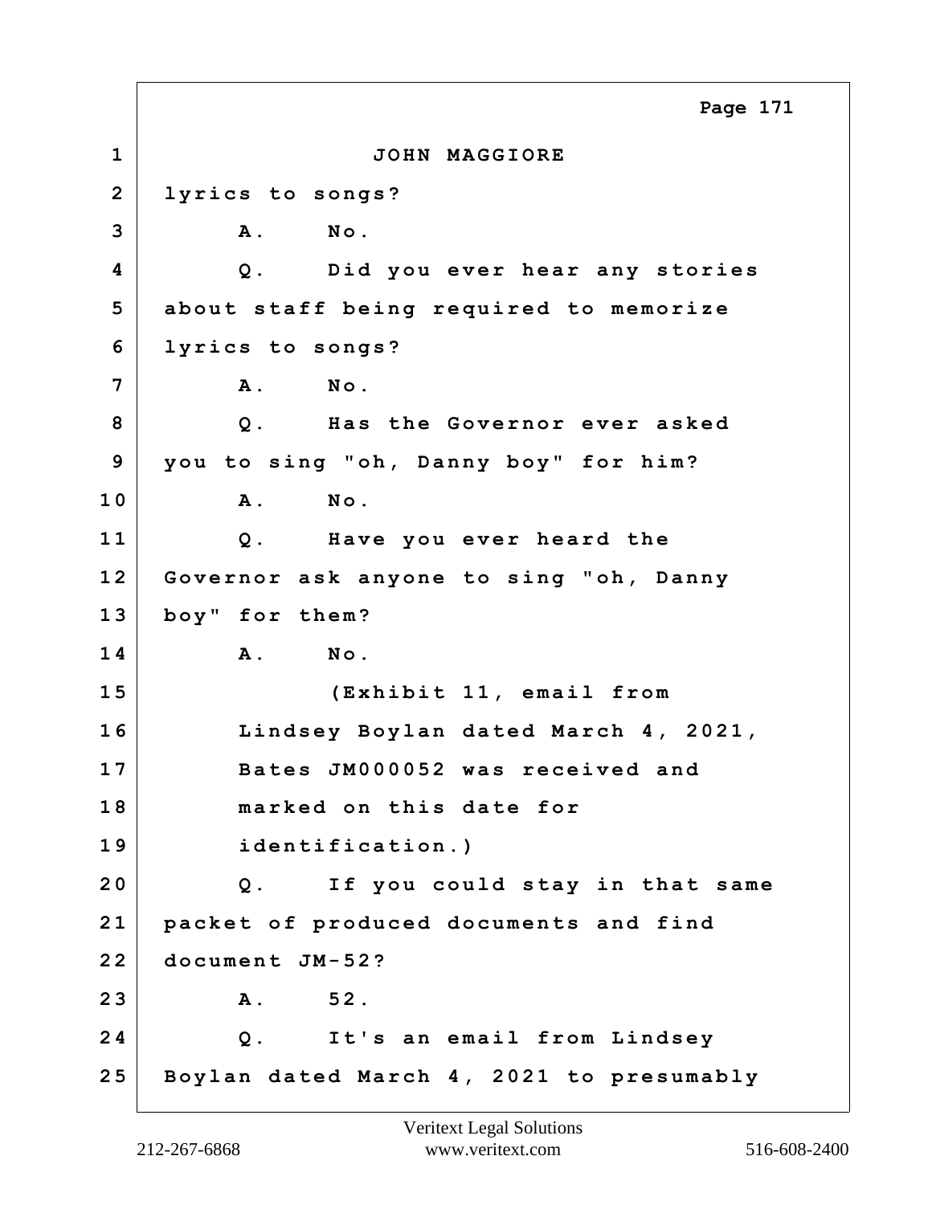JOHN MAGGIORE

lyrics to songs?

A. No.

Q. Did you ever hear any stories about staff being required to memorize lyrics to songs?

A. No.

Q. Has the Governor ever asked you to sing "oh, Danny boy" for him?

A. No.

Q. Have you ever heard the Governor ask anyone to sing "oh, Danny boy" for them?

A. No.

(Exhibit 11, email from Lindsey Boylan dated March 4, 2021, Bates JM000052 was received and marked on this date for identification.)

Q. If you could stay in that same packet of produced documents and find document JM-52?

A. 52.

Q. It's an email from Lindsey Boylan dated March 4, 2021 to presumably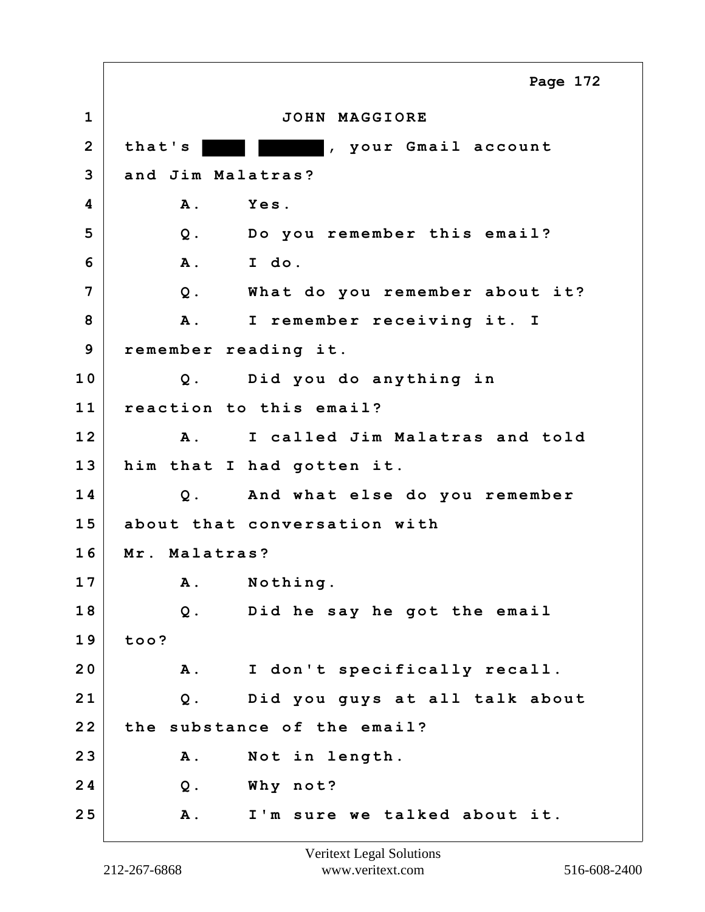JOHN MAGGIORE

that's ████ ██████, your Gmail account and Jim Malatras?

A. Yes.

Q. Do you remember this email?

A. I do.

Q. What do you remember about it?

A. I remember receiving it. I remember reading it.

Q. Did you do anything in reaction to this email?

A. I called Jim Malatras and told him that I had gotten it.

Q. And what else do you remember about that conversation with Mr. Malatras?

A. Nothing.

Q. Did he say he got the email too?

A. I don't specifically recall.

Q. Did you guys at all talk about the substance of the email?

A. Not in length.

Q. Why not?

A. I'm sure we talked about it.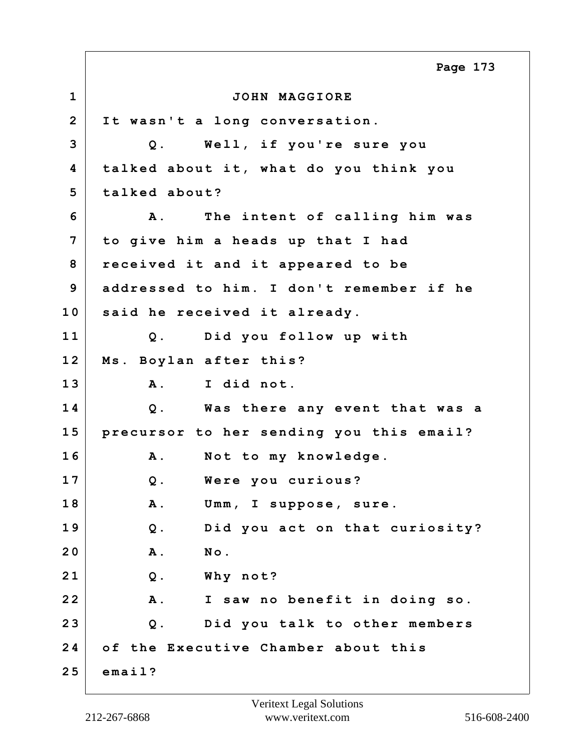JOHN MAGGIORE

It wasn't a long conversation.

Q. Well, if you're sure you talked about it, what do you think you talked about?

A. The intent of calling him was to give him a heads up that I had received it and it appeared to be addressed to him. I don't remember if he said he received it already.

Q. Did you follow up with Ms. Boylan after this?

A. I did not.

Q. Was there any event that was a precursor to her sending you this email?

A. Not to my knowledge.

Q. Were you curious?

A. Umm, I suppose, sure.

Q. Did you act on that curiosity?

A. No.

Q. Why not?

A. I saw no benefit in doing so.

Q. Did you talk to other members of the Executive Chamber about this email?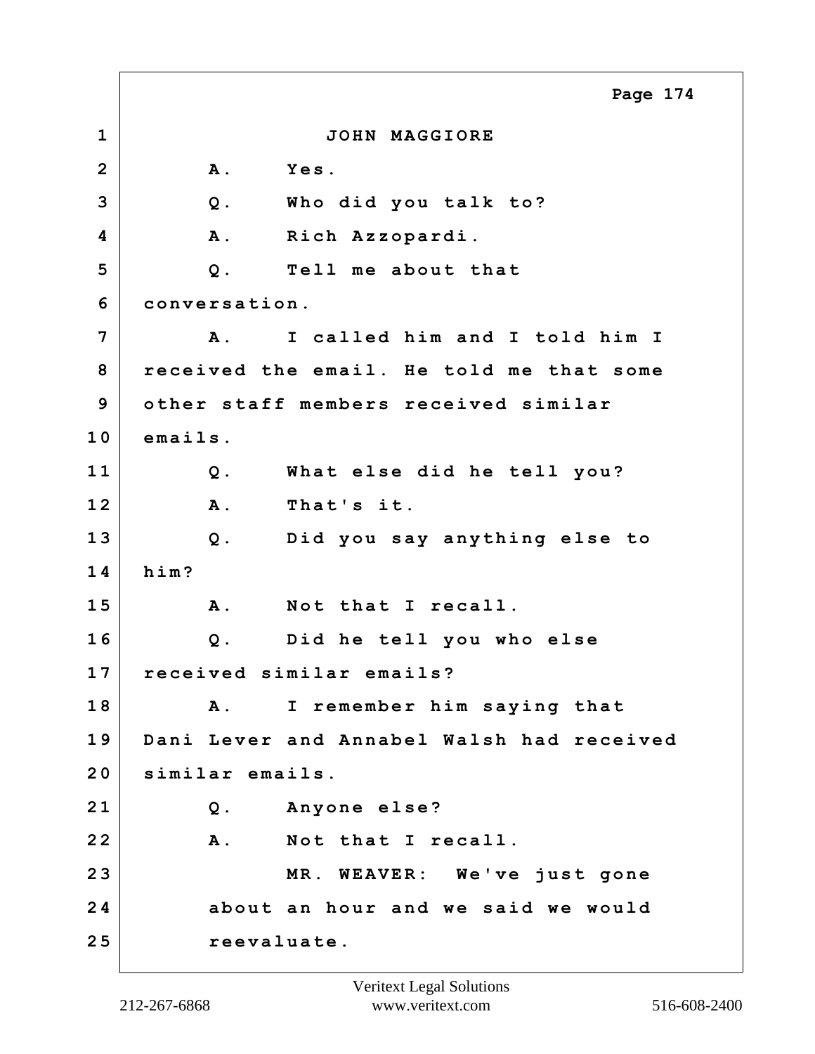JOHN MAGGIORE

A. Yes.

Q. Who did you talk to?

A. Rich Azzopardi.

Q. Tell me about that conversation.

A. I called him and I told him I received the email. He told me that some other staff members received similar emails.

Q. What else did he tell you?

A. That's it.

Q. Did you say anything else to him?

A. Not that I recall.

Q. Did he tell you who else received similar emails?

A. I remember him saying that Dani Lever and Annabel Walsh had received similar emails.

Q. Anyone else?

A. Not that I recall.

MR. WEAVER: We've just gone about an hour and we said we would reevaluate.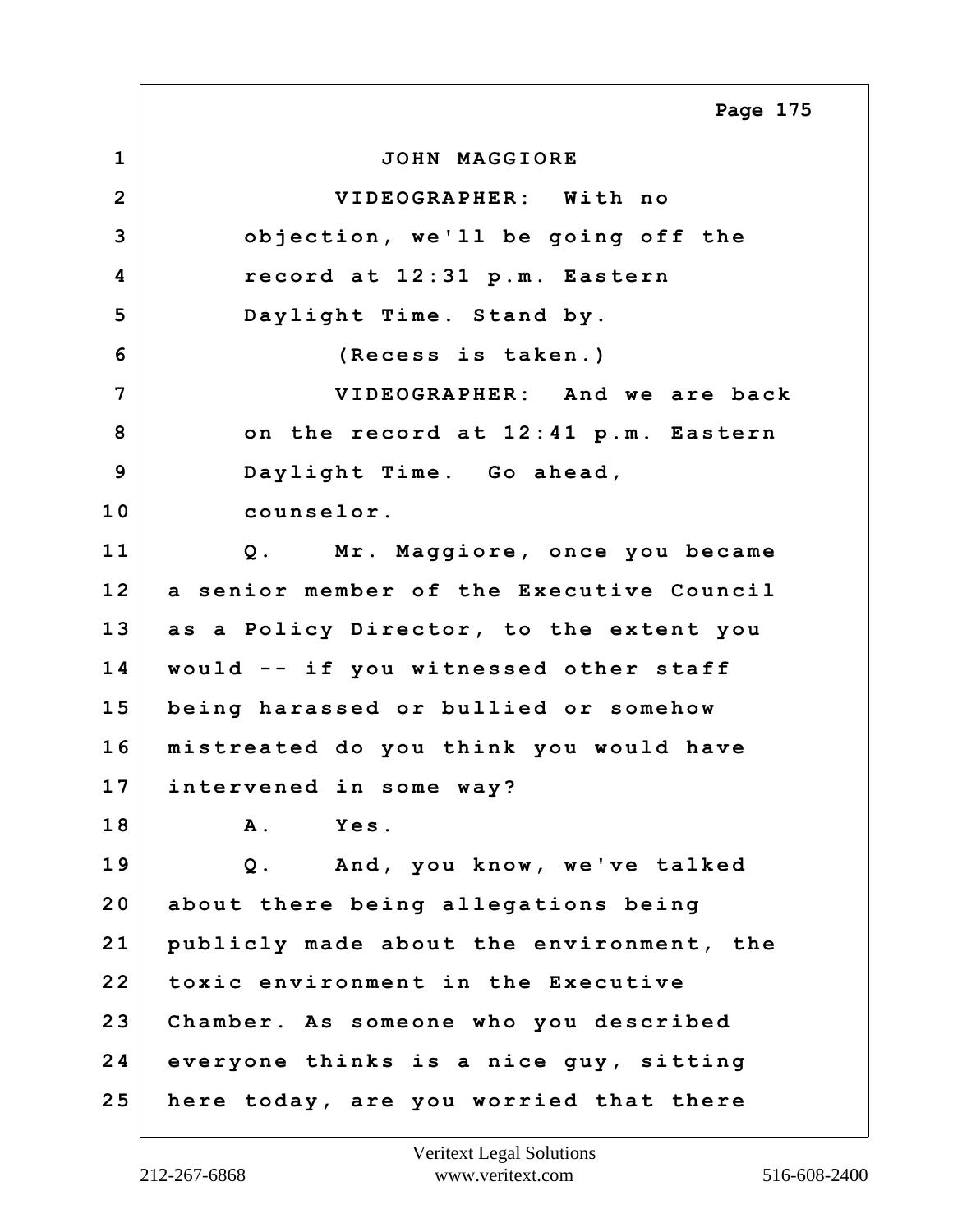JOHN MAGGIORE

VIDEOGRAPHER: With no objection, we'll be going off the record at 12:31 p.m. Eastern Daylight Time. Stand by.

(Recess is taken.)

VIDEOGRAPHER: And we are back on the record at 12:41 p.m. Eastern Daylight Time. Go ahead, counselor.

Q. Mr. Maggiore, once you became a senior member of the Executive Council as a Policy Director, to the extent you would -- if you witnessed other staff being harassed or bullied or somehow mistreated do you think you would have intervened in some way?

A. Yes.

Q. And, you know, we've talked about there being allegations being publicly made about the environment, the toxic environment in the Executive Chamber. As someone who you described everyone thinks is a nice guy, sitting here today, are you worried that there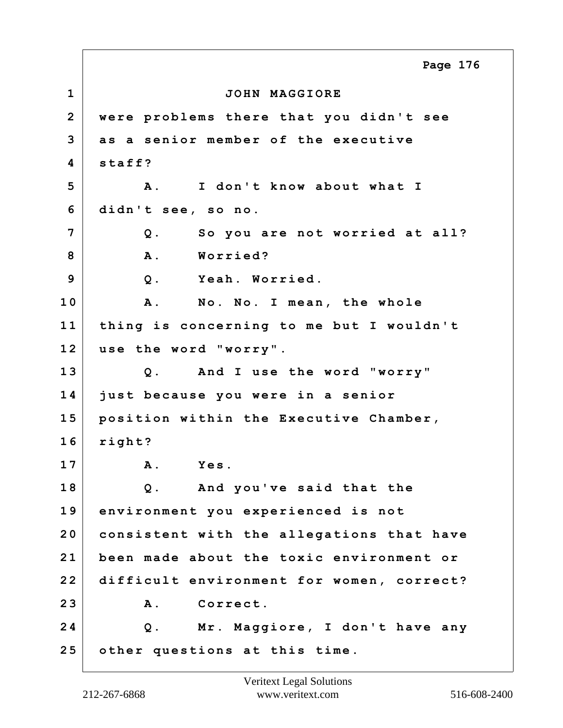JOHN MAGGIORE

were problems there that you didn't see as a senior member of the executive staff?

A. I don't know about what I didn't see, so no.

Q. So you are not worried at all?

A. Worried?

Q. Yeah. Worried.

A. No. No. I mean, the whole thing is concerning to me but I wouldn't use the word "worry".

Q. And I use the word "worry" just because you were in a senior position within the Executive Chamber, right?

A. Yes.

Q. And you've said that the environment you experienced is not consistent with the allegations that have been made about the toxic environment or difficult environment for women, correct?

A. Correct.

Q. Mr. Maggiore, I don't have any other questions at this time.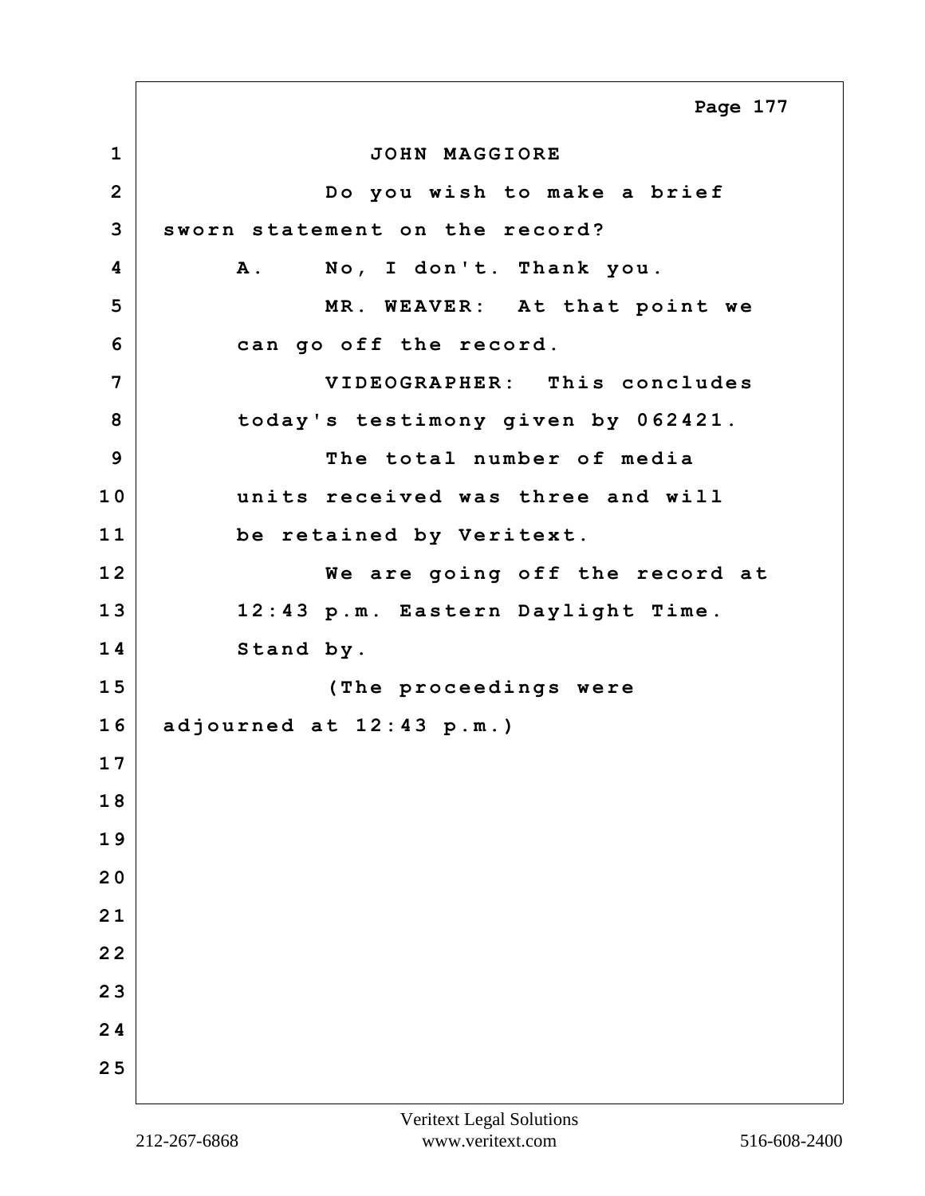JOHN MAGGIORE

Do you wish to make a brief sworn statement on the record?

A. No, I don't. Thank you.

MR. WEAVER: At that point we can go off the record.

VIDEOGRAPHER: This concludes today's testimony given by 062421.

The total number of media units received was three and will be retained by Veritext.

We are going off the record at 12:43 p.m. Eastern Daylight Time. Stand by.

(The proceedings were adjourned at 12:43 p.m.)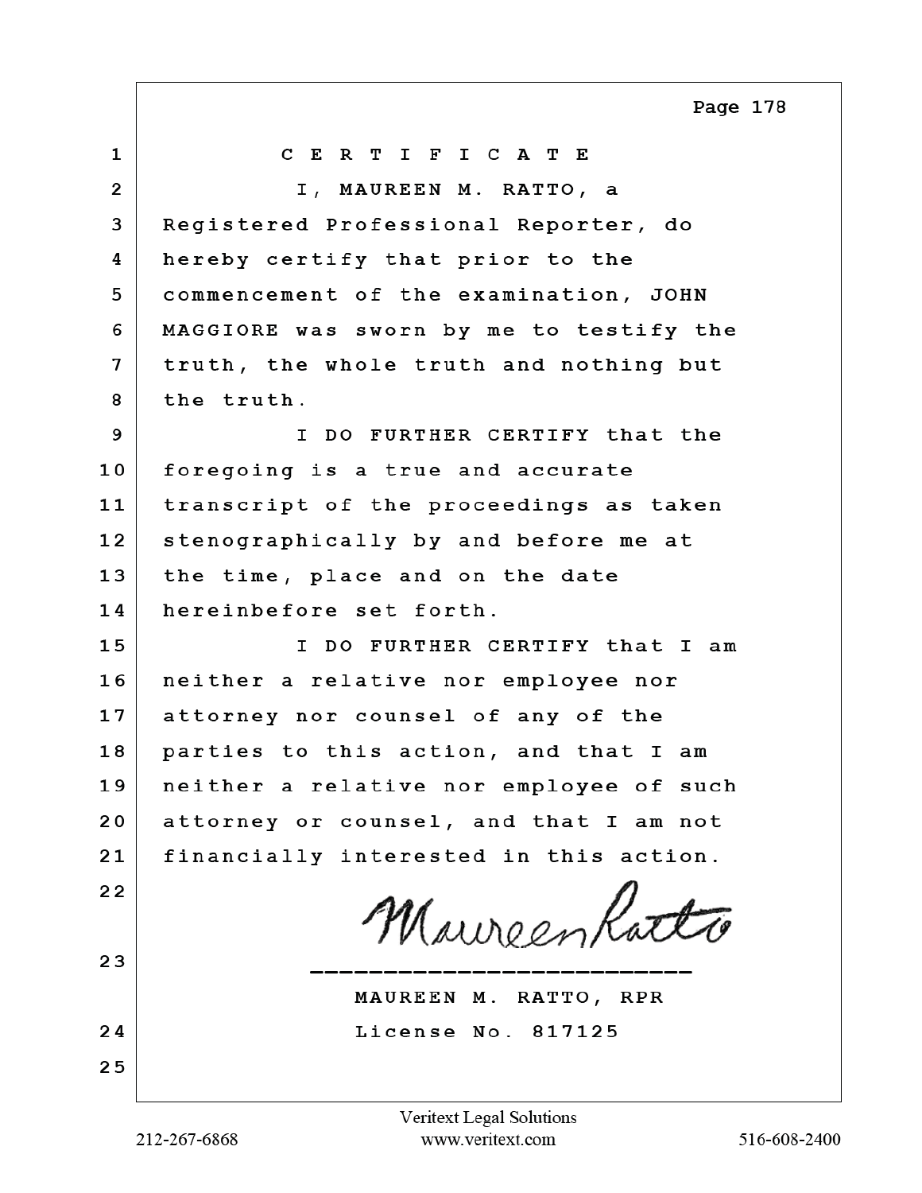# C E R T I F I C A T E

I, MAUREEN M. RATTO, a Registered Professional Reporter, do hereby certify that prior to the commencement of the examination, JOHN MAGGIORE was sworn by me to testify the truth, the whole truth and nothing but the truth.

I DO FURTHER CERTIFY that the foregoing is a true and accurate transcript of the proceedings as taken stenographically by and before me at the time, place and on the date hereinbefore set forth.

I DO FURTHER CERTIFY that I am neither a relative nor employee nor attorney nor counsel of any of the parties to this action, and that I am neither a relative nor employee of such attorney or counsel, and that I am not financially interested in this action.

Maureen Ratto

\_\_\_\_\_\_\_\_\_\_\_\_\_\_\_\_\_\_\_\_\_\_\_\_\_\_

MAUREEN M. RATTO, RPR

License No. 817125

Veritext Legal Solutions

212-267-6868 www.veritext.com 516-608-2400